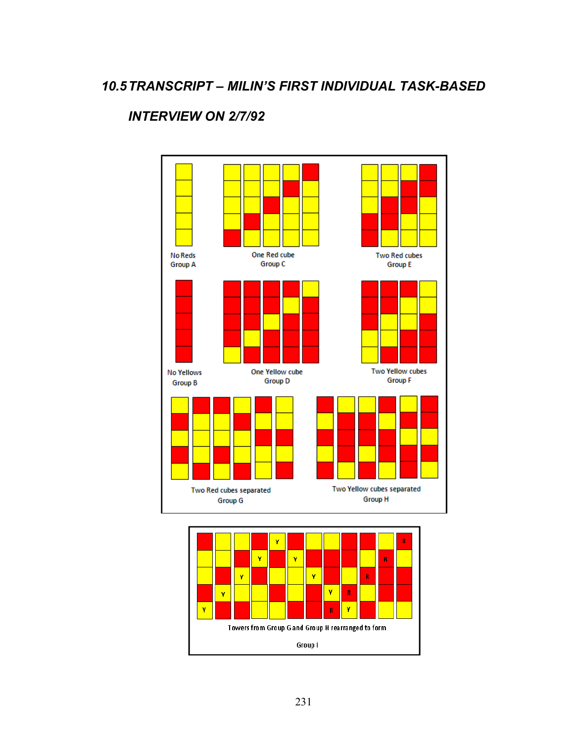## 10.5 TRANSCRIPT – MILIN'S FIRST INDIVIDUAL TASK-BASED INTERVIEW ON 2/7/92

No Reds
Group A

One Red cube
Group C

Two Red cubes
Group E

No Yellows
Group B

One Yellow cube
Group D

Two Yellow cubes
Group F

Two Red cubes separated
Group G

Two Yellow cubes separated
Group H

Towers from Group G and Group H rearranged to form

Group I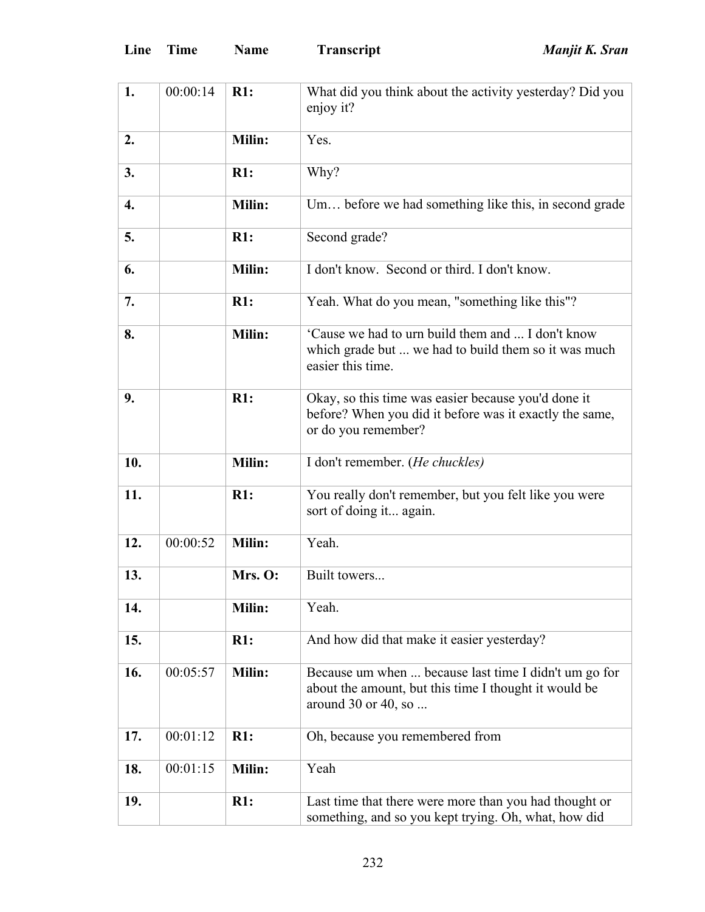| Line | Time | Name | Transcript |
|---|---|---|---|
| **1.** | 00:00:14 | **R1:** | What did you think about the activity yesterday? Did you enjoy it? |
| **2.** | | **Milin:** | Yes. |
| **3.** | | **R1:** | Why? |
| **4.** | | **Milin:** | Um… before we had something like this, in second grade |
| **5.** | | **R1:** | Second grade? |
| **6.** | | **Milin:** | I don't know.  Second or third. I don't know. |
| **7.** | | **R1:** | Yeah. What do you mean, "something like this"? |
| **8.** | | **Milin:** | ‘Cause we had to urn build them and ... I don't know which grade but ... we had to build them so it was much easier this time. |
| **9.** | | **R1:** | Okay, so this time was easier because you'd done it before? When you did it before was it exactly the same, or do you remember? |
| **10.** | | **Milin:** | I don't remember. (*He chuckles)* |
| **11.** | | **R1:** | You really don't remember, but you felt like you were sort of doing it... again. |
| **12.** | 00:00:52 | **Milin:** | Yeah. |
| **13.** | | **Mrs. O:** | Built towers... |
| **14.** | | **Milin:** | Yeah. |
| **15.** | | **R1:** | And how did that make it easier yesterday? |
| **16.** | 00:05:57 | **Milin:** | Because um when ... because last time I didn't um go for about the amount, but this time I thought it would be around 30 or 40, so ... |
| **17.** | 00:01:12 | **R1:** | Oh, because you remembered from |
| **18.** | 00:01:15 | **Milin:** | Yeah |
| **19.** | | **R1:** | Last time that there were more than you had thought or something, and so you kept trying. Oh, what, how did |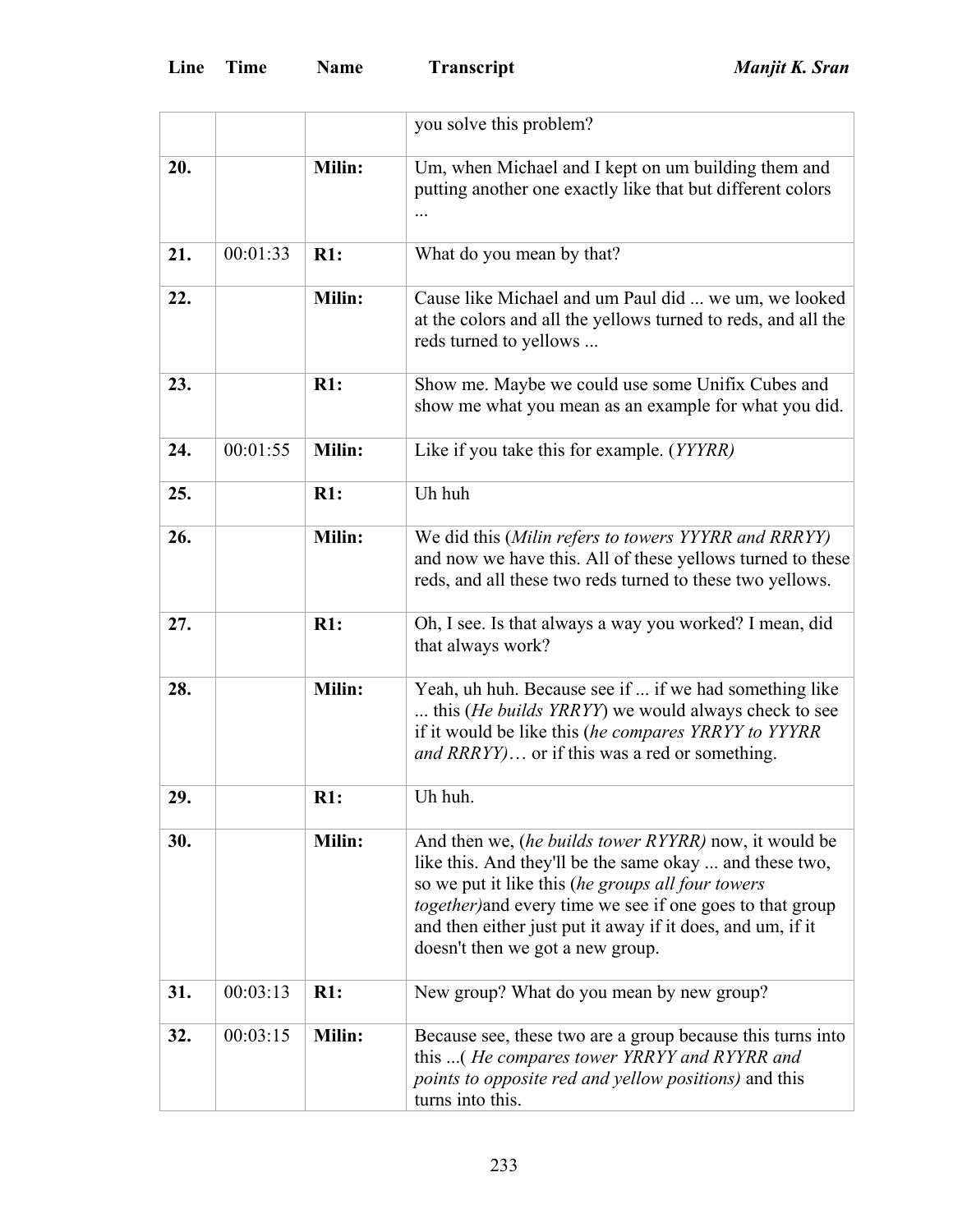| Line | Time | Name | Transcript |
|---|---|---|---|
| | | | you solve this problem? |
| **20.** | | **Milin:** | Um, when Michael and I kept on um building them and putting another one exactly like that but different colors ... |
| **21.** | 00:01:33 | **R1:** | What do you mean by that? |
| **22.** | | **Milin:** | Cause like Michael and um Paul did ... we um, we looked at the colors and all the yellows turned to reds, and all the reds turned to yellows ... |
| **23.** | | **R1:** | Show me. Maybe we could use some Unifix Cubes and show me what you mean as an example for what you did. |
| **24.** | 00:01:55 | **Milin:** | Like if you take this for example. (*YYYRR)* |
| **25.** | | **R1:** | Uh huh |
| **26.** | | **Milin:** | We did this (*Milin refers to towers YYYRR and RRRYY)* and now we have this. All of these yellows turned to these reds, and all these two reds turned to these two yellows. |
| **27.** | | **R1:** | Oh, I see. Is that always a way you worked? I mean, did that always work? |
| **28.** | | **Milin:** | Yeah, uh huh. Because see if ... if we had something like ... this (*He builds YRRYY*) we would always check to see if it would be like this (*he compares YRRYY to YYYRR and RRRYY)*… or if this was a red or something. |
| **29.** | | **R1:** | Uh huh. |
| **30.** | | **Milin:** | And then we, (*he builds tower RYYRR)* now, it would be like this. And they'll be the same okay ... and these two, so we put it like this (*he groups all four towers together)*and every time we see if one goes to that group and then either just put it away if it does, and um, if it doesn't then we got a new group. |
| **31.** | 00:03:13 | **R1:** | New group? What do you mean by new group? |
| **32.** | 00:03:15 | **Milin:** | Because see, these two are a group because this turns into this ...( *He compares tower YRRYY and RYYRR and points to opposite red and yellow positions)* and this turns into this. |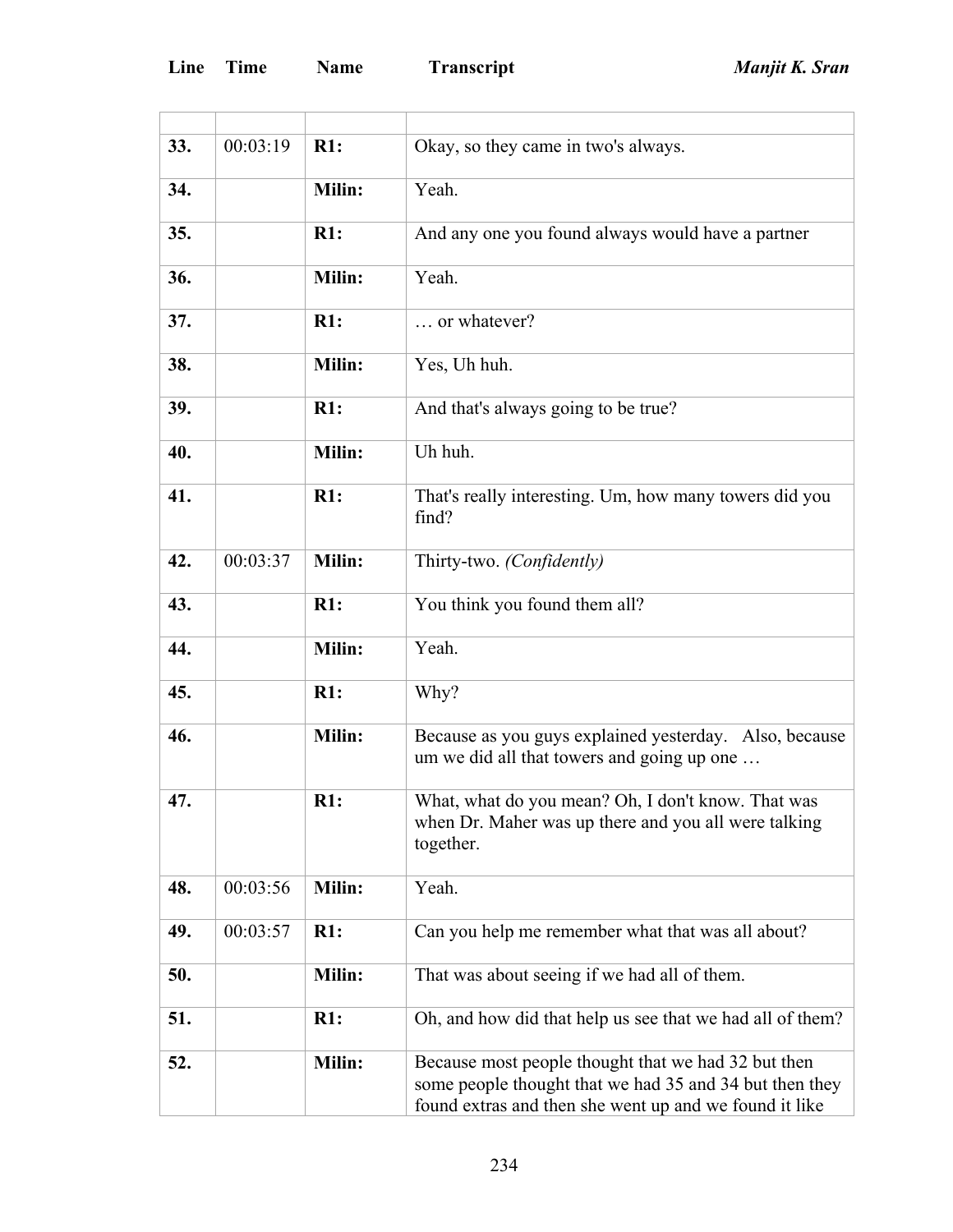| Line | Time | Name | Transcript |
|---|---|---|---|
| | | | |
| **33.** | 00:03:19 | **R1:** | Okay, so they came in two's always. |
| **34.** | | **Milin:** | Yeah. |
| **35.** | | **R1:** | And any one you found always would have a partner |
| **36.** | | **Milin:** | Yeah. |
| **37.** | | **R1:** | … or whatever? |
| **38.** | | **Milin:** | Yes, Uh huh. |
| **39.** | | **R1:** | And that's always going to be true? |
| **40.** | | **Milin:** | Uh huh. |
| **41.** | | **R1:** | That's really interesting. Um, how many towers did you find? |
| **42.** | 00:03:37 | **Milin:** | Thirty-two. *(Confidently)* |
| **43.** | | **R1:** | You think you found them all? |
| **44.** | | **Milin:** | Yeah. |
| **45.** | | **R1:** | Why? |
| **46.** | | **Milin:** | Because as you guys explained yesterday. Also, because um we did all that towers and going up one … |
| **47.** | | **R1:** | What, what do you mean? Oh, I don't know. That was when Dr. Maher was up there and you all were talking together. |
| **48.** | 00:03:56 | **Milin:** | Yeah. |
| **49.** | 00:03:57 | **R1:** | Can you help me remember what that was all about? |
| **50.** | | **Milin:** | That was about seeing if we had all of them. |
| **51.** | | **R1:** | Oh, and how did that help us see that we had all of them? |
| **52.** | | **Milin:** | Because most people thought that we had 32 but then some people thought that we had 35 and 34 but then they found extras and then she went up and we found it like |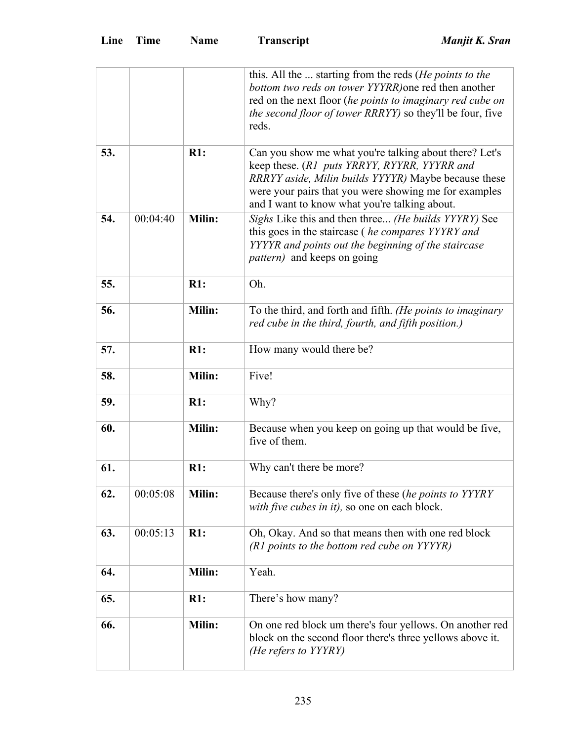| Line | Time | Name | Transcript |
|---|---|---|---|
| | | | this. All the ... starting from the reds (*He points to the bottom two reds on tower YYYRR)*one red then another red on the next floor (*he points to imaginary red cube on the second floor of tower RRRYY)* so they'll be four, five reds. |
| **53.** | | **R1:** | Can you show me what you're talking about there? Let's keep these. (*R1 puts YRRYY, RYYRR, YYYRR and RRRYY aside, Milin builds YYYYR)* Maybe because these were your pairs that you were showing me for examples and I want to know what you're talking about. |
| **54.** | 00:04:40 | **Milin:** | *Sighs* Like this and then three... *(He builds YYYRY)* See this goes in the staircase ( *he compares YYYRY and YYYYR and points out the beginning of the staircase pattern)* and keeps on going |
| **55.** | | **R1:** | Oh. |
| **56.** | | **Milin:** | To the third, and forth and fifth. *(He points to imaginary red cube in the third, fourth, and fifth position.)* |
| **57.** | | **R1:** | How many would there be? |
| **58.** | | **Milin:** | Five! |
| **59.** | | **R1:** | Why? |
| **60.** | | **Milin:** | Because when you keep on going up that would be five, five of them. |
| **61.** | | **R1:** | Why can't there be more? |
| **62.** | 00:05:08 | **Milin:** | Because there's only five of these (*he points to YYYRY with five cubes in it),* so one on each block. |
| **63.** | 00:05:13 | **R1:** | Oh, Okay. And so that means then with one red block *(R1 points to the bottom red cube on YYYYR)* |
| **64.** | | **Milin:** | Yeah. |
| **65.** | | **R1:** | There's how many? |
| **66.** | | **Milin:** | On one red block um there's four yellows. On another red block on the second floor there's three yellows above it. *(He refers to YYYRY)* |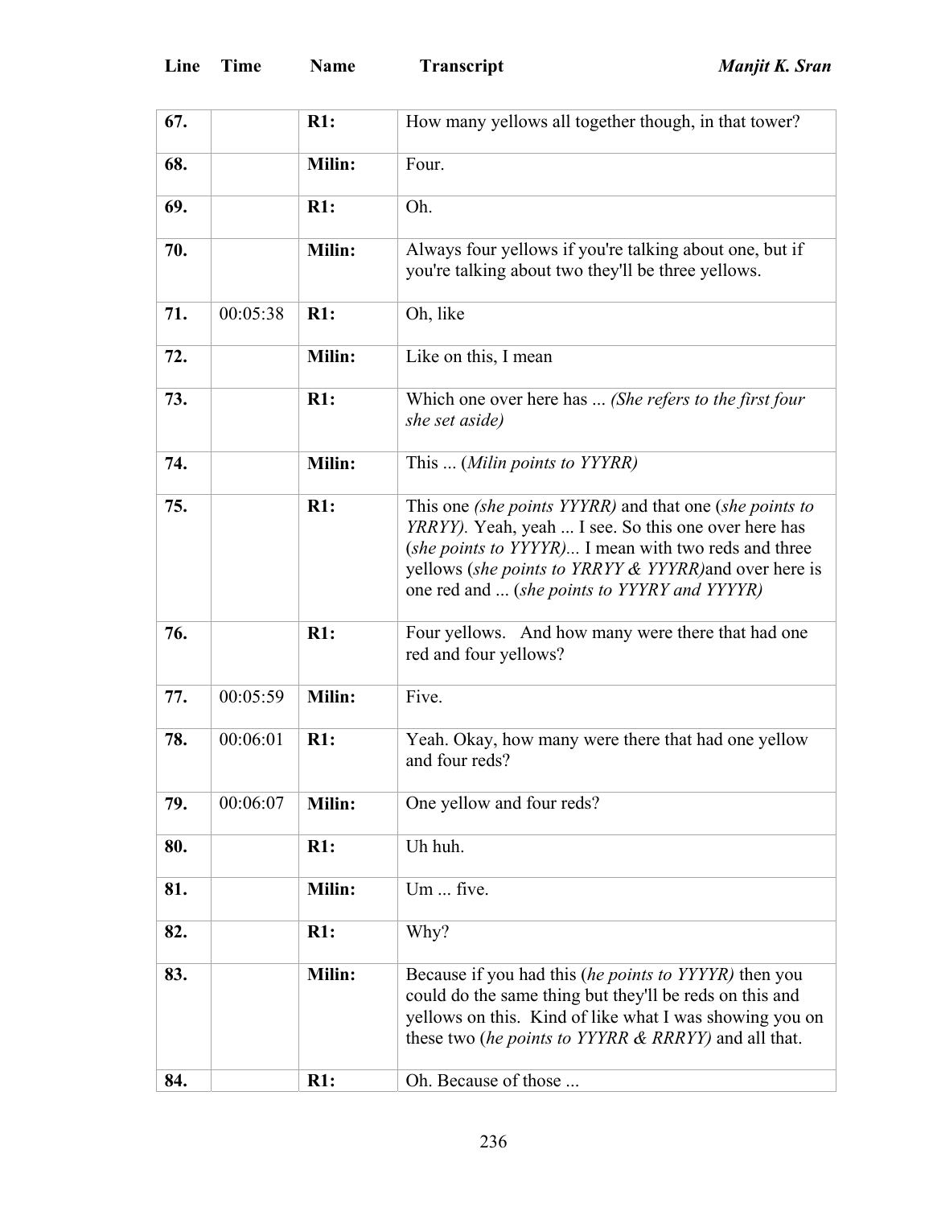| Line | Time | Name | Transcript |
|---|---|---|---|
| **67.** | | **R1:** | How many yellows all together though, in that tower? |
| **68.** | | **Milin:** | Four. |
| **69.** | | **R1:** | Oh. |
| **70.** | | **Milin:** | Always four yellows if you're talking about one, but if you're talking about two they'll be three yellows. |
| **71.** | 00:05:38 | **R1:** | Oh, like |
| **72.** | | **Milin:** | Like on this, I mean |
| **73.** | | **R1:** | Which one over here has ... *(She refers to the first four she set aside)* |
| **74.** | | **Milin:** | This ... (*Milin points to YYYRR)* |
| **75.** | | **R1:** | This one *(she points YYYRR)* and that one (*she points to YRRYY).* Yeah, yeah ... I see. So this one over here has (*she points to YYYYR)...* I mean with two reds and three yellows (*she points to YRRYY & YYYRR)*and over here is one red and ... (*she points to YYYRY and YYYYR)* |
| **76.** | | **R1:** | Four yellows. And how many were there that had one red and four yellows? |
| **77.** | 00:05:59 | **Milin:** | Five. |
| **78.** | 00:06:01 | **R1:** | Yeah. Okay, how many were there that had one yellow and four reds? |
| **79.** | 00:06:07 | **Milin:** | One yellow and four reds? |
| **80.** | | **R1:** | Uh huh. |
| **81.** | | **Milin:** | Um ... five. |
| **82.** | | **R1:** | Why? |
| **83.** | | **Milin:** | Because if you had this (*he points to YYYYR)* then you could do the same thing but they'll be reds on this and yellows on this. Kind of like what I was showing you on these two (*he points to YYYRR & RRRYY)* and all that. |
| **84.** | | **R1:** | Oh. Because of those ... |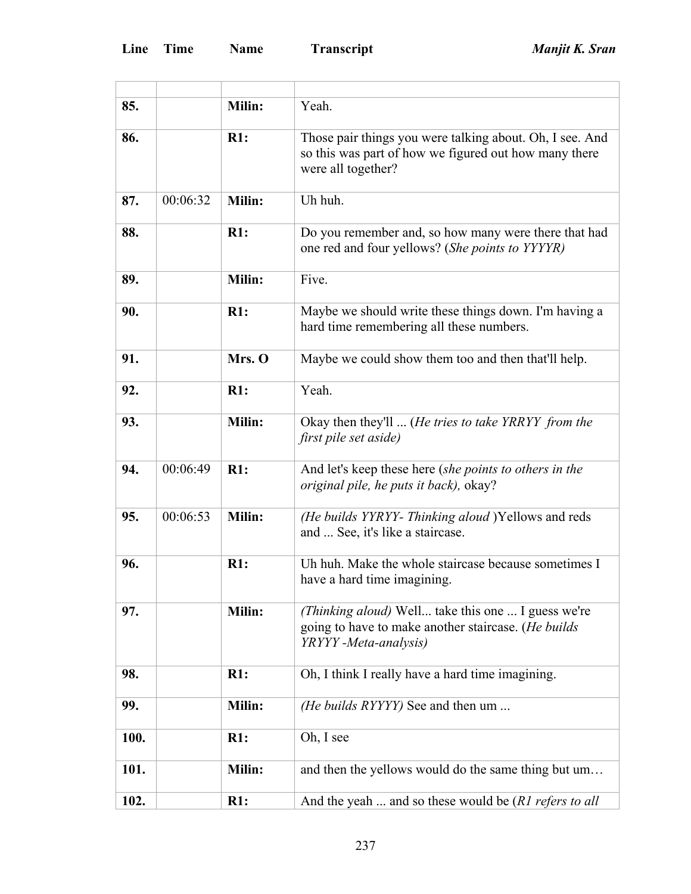| Line | Time | Name | Transcript |
| --- | --- | --- | --- |
| | | | |
| **85.** | | **Milin:** | Yeah. |
| **86.** | | **R1:** | Those pair things you were talking about. Oh, I see. And so this was part of how we figured out how many there were all together? |
| **87.** | 00:06:32 | **Milin:** | Uh huh. |
| **88.** | | **R1:** | Do you remember and, so how many were there that had one red and four yellows? (*She points to YYYYR)* |
| **89.** | | **Milin:** | Five. |
| **90.** | | **R1:** | Maybe we should write these things down. I'm having a hard time remembering all these numbers. |
| **91.** | | **Mrs. O** | Maybe we could show them too and then that'll help. |
| **92.** | | **R1:** | Yeah. |
| **93.** | | **Milin:** | Okay then they'll ... (*He tries to take YRRYY from the first pile set aside)* |
| **94.** | 00:06:49 | **R1:** | And let's keep these here (*she points to others in the original pile, he puts it back),* okay? |
| **95.** | 00:06:53 | **Milin:** | *(He builds YYRYY- Thinking aloud* )Yellows and reds and ... See, it's like a staircase. |
| **96.** | | **R1:** | Uh huh. Make the whole staircase because sometimes I have a hard time imagining. |
| **97.** | | **Milin:** | *(Thinking aloud)* Well... take this one ... I guess we're going to have to make another staircase. (*He builds YRYYY -Meta-analysis)* |
| **98.** | | **R1:** | Oh, I think I really have a hard time imagining. |
| **99.** | | **Milin:** | *(He builds RYYYY)* See and then um ... |
| **100.** | | **R1:** | Oh, I see |
| **101.** | | **Milin:** | and then the yellows would do the same thing but um… |
| **102.** | | **R1:** | And the yeah ... and so these would be (*R1 refers to all* |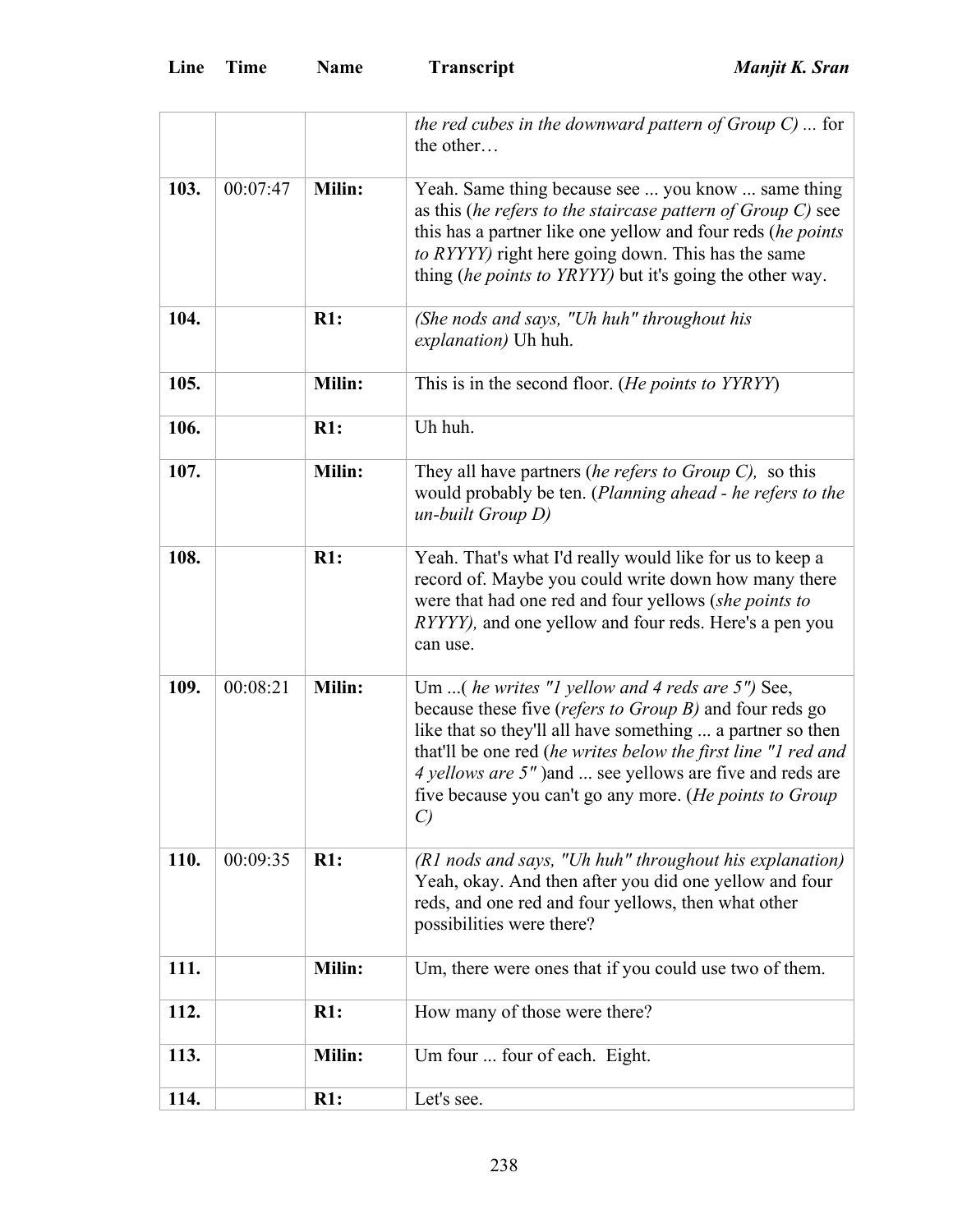| Line | Time | Name | Transcript |
|---|---|---|---|
| | | | *the red cubes in the downward pattern of Group C)* ... for the other… |
| **103.** | 00:07:47 | **Milin:** | Yeah. Same thing because see ... you know ... same thing as this (*he refers to the staircase pattern of Group C)* see this has a partner like one yellow and four reds (*he points to RYYYY)* right here going down. This has the same thing (*he points to YRYYY)* but it's going the other way. |
| **104.** | | **R1:** | *(She nods and says, "Uh huh" throughout his explanation)* Uh huh. |
| **105.** | | **Milin:** | This is in the second floor. (*He points to YYRYY*) |
| **106.** | | **R1:** | Uh huh. |
| **107.** | | **Milin:** | They all have partners (*he refers to Group C),* so this would probably be ten. (*Planning ahead - he refers to the un-built Group D)* |
| **108.** | | **R1:** | Yeah. That's what I'd really would like for us to keep a record of. Maybe you could write down how many there were that had one red and four yellows (*she points to RYYYY),* and one yellow and four reds. Here's a pen you can use. |
| **109.** | 00:08:21 | **Milin:** | Um ...( *he writes "1 yellow and 4 reds are 5")* See, because these five (*refers to Group B)* and four reds go like that so they'll all have something ... a partner so then that'll be one red (*he writes below the first line "1 red and 4 yellows are 5"* )and ... see yellows are five and reds are five because you can't go any more. (*He points to Group C)* |
| **110.** | 00:09:35 | **R1:** | *(R1 nods and says, "Uh huh" throughout his explanation)* Yeah, okay. And then after you did one yellow and four reds, and one red and four yellows, then what other possibilities were there? |
| **111.** | | **Milin:** | Um, there were ones that if you could use two of them. |
| **112.** | | **R1:** | How many of those were there? |
| **113.** | | **Milin:** | Um four ... four of each. Eight. |
| **114.** | | **R1:** | Let's see. |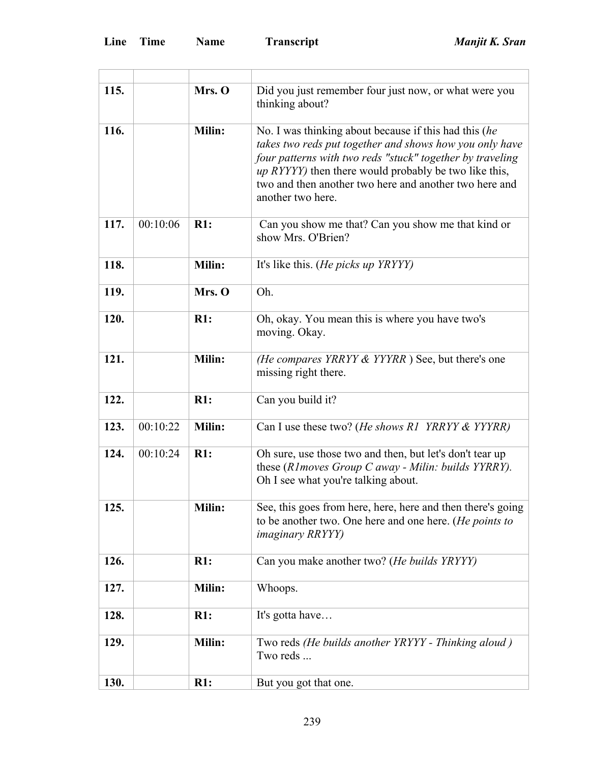| Line | Time | Name | Transcript |
|---|---|---|---|
| | | | |
| 115. | | Mrs. O | Did you just remember four just now, or what were you thinking about? |
| 116. | | Milin: | No. I was thinking about because if this had this (*he takes two reds put together and shows how you only have four patterns with two reds "stuck" together by traveling up RYYYY)* then there would probably be two like this, two and then another two here and another two here and another two here. |
| 117. | 00:10:06 | R1: | Can you show me that? Can you show me that kind or show Mrs. O'Brien? |
| 118. | | Milin: | It's like this. (*He picks up YRYYY)* |
| 119. | | Mrs. O | Oh. |
| 120. | | R1: | Oh, okay. You mean this is where you have two's moving. Okay. |
| 121. | | Milin: | *(He compares YRRYY & YYYRR* ) See, but there's one missing right there. |
| 122. | | R1: | Can you build it? |
| 123. | 00:10:22 | Milin: | Can I use these two? (*He shows R1 YRRYY & YYYRR)* |
| 124. | 00:10:24 | R1: | Oh sure, use those two and then, but let's don't tear up these (*R1moves Group C away - Milin: builds YYRRY).* Oh I see what you're talking about. |
| 125. | | Milin: | See, this goes from here, here, here and then there's going to be another two. One here and one here. (*He points to imaginary RRYYY)* |
| 126. | | R1: | Can you make another two? (*He builds YRYYY)* |
| 127. | | Milin: | Whoops. |
| 128. | | R1: | It's gotta have… |
| 129. | | Milin: | Two reds *(He builds another YRYYY - Thinking aloud )* Two reds ... |
| 130. | | R1: | But you got that one. |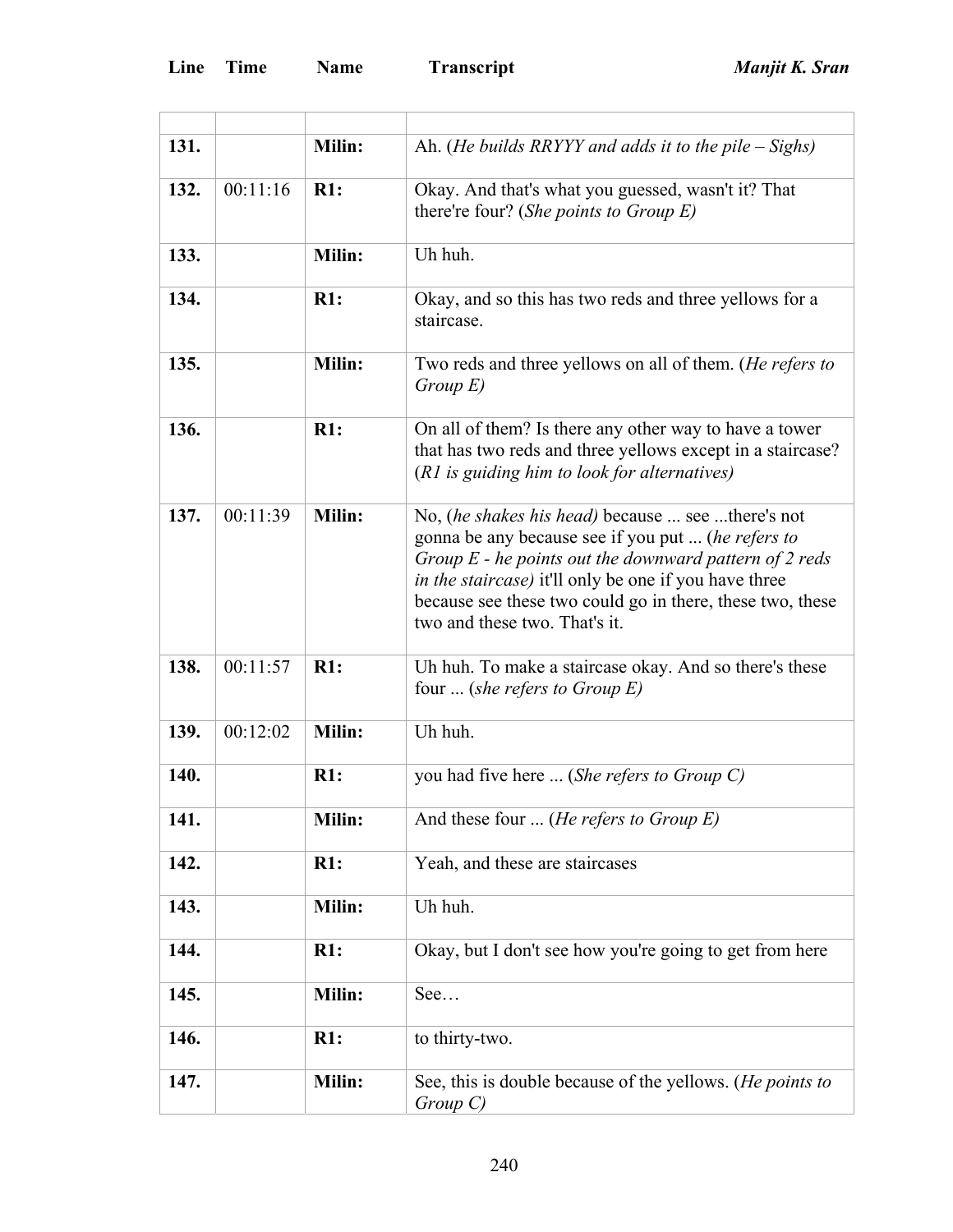| Line | Time | Name | Transcript |
|---|---|---|---|
| | | | |
| **131.** | | **Milin:** | Ah. (*He builds RRYYY and adds it to the pile – Sighs)* |
| **132.** | 00:11:16 | **R1:** | Okay. And that's what you guessed, wasn't it? That there're four? (*She points to Group E)* |
| **133.** | | **Milin:** | Uh huh. |
| **134.** | | **R1:** | Okay, and so this has two reds and three yellows for a staircase. |
| **135.** | | **Milin:** | Two reds and three yellows on all of them. (*He refers to Group E)* |
| **136.** | | **R1:** | On all of them? Is there any other way to have a tower that has two reds and three yellows except in a staircase? (*R1 is guiding him to look for alternatives)* |
| **137.** | 00:11:39 | **Milin:** | No, (*he shakes his head)* because ... see ...there's not gonna be any because see if you put ... (*he refers to Group E - he points out the downward pattern of 2 reds in the staircase)* it'll only be one if you have three because see these two could go in there, these two, these two and these two. That's it. |
| **138.** | 00:11:57 | **R1:** | Uh huh. To make a staircase okay. And so there's these four ... (*she refers to Group E)* |
| **139.** | 00:12:02 | **Milin:** | Uh huh. |
| **140.** | | **R1:** | you had five here ... (*She refers to Group C)* |
| **141.** | | **Milin:** | And these four ... (*He refers to Group E)* |
| **142.** | | **R1:** | Yeah, and these are staircases |
| **143.** | | **Milin:** | Uh huh. |
| **144.** | | **R1:** | Okay, but I don't see how you're going to get from here |
| **145.** | | **Milin:** | See… |
| **146.** | | **R1:** | to thirty-two. |
| **147.** | | **Milin:** | See, this is double because of the yellows. (*He points to Group C)* |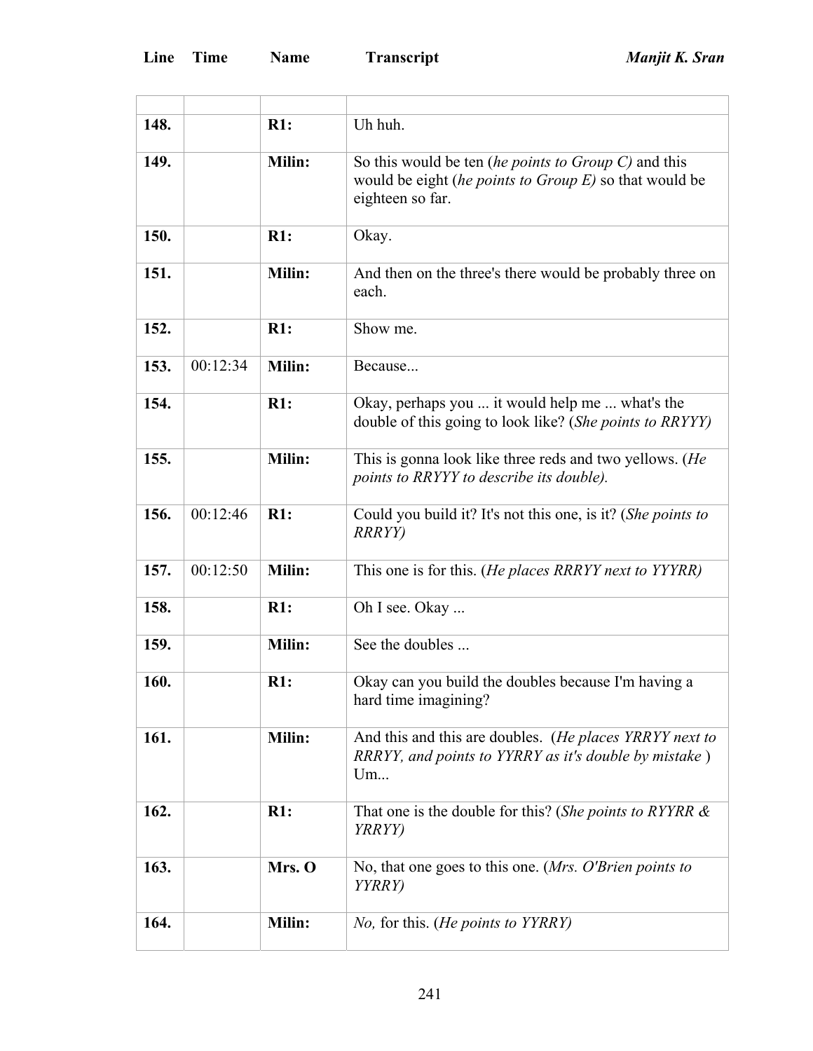| Line | Time | Name | Transcript |
|---|---|---|---|
| | | | |
| **148.** | | **R1:** | Uh huh. |
| **149.** | | **Milin:** | So this would be ten (*he points to Group C)* and this would be eight (*he points to Group E)* so that would be eighteen so far. |
| **150.** | | **R1:** | Okay. |
| **151.** | | **Milin:** | And then on the three's there would be probably three on each. |
| **152.** | | **R1:** | Show me. |
| **153.** | 00:12:34 | **Milin:** | Because... |
| **154.** | | **R1:** | Okay, perhaps you ... it would help me ... what's the double of this going to look like? (*She points to RRYYY)* |
| **155.** | | **Milin:** | This is gonna look like three reds and two yellows. (*He points to RRYYY to describe its double).* |
| **156.** | 00:12:46 | **R1:** | Could you build it? It's not this one, is it? (*She points to RRRYY)* |
| **157.** | 00:12:50 | **Milin:** | This one is for this. (*He places RRRYY next to YYYRR)* |
| **158.** | | **R1:** | Oh I see. Okay ... |
| **159.** | | **Milin:** | See the doubles ... |
| **160.** | | **R1:** | Okay can you build the doubles because I'm having a hard time imagining? |
| **161.** | | **Milin:** | And this and this are doubles. (*He places YRRYY next to RRRYY, and points to YYRRY as it's double by mistake* ) Um... |
| **162.** | | **R1:** | That one is the double for this? (*She points to RYYRR & YRRYY)* |
| **163.** | | **Mrs. O** | No, that one goes to this one. (*Mrs. O'Brien points to YYRRY)* |
| **164.** | | **Milin:** | *No,* for this. (*He points to YYRRY)* |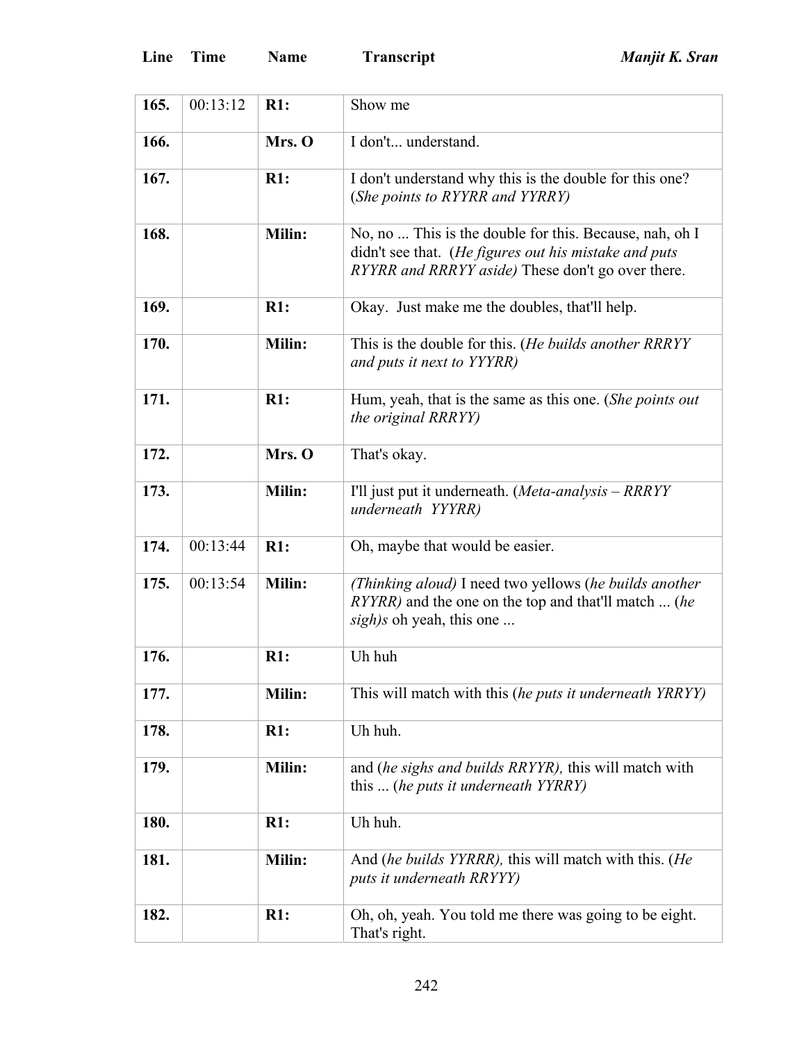| Line | Time | Name | Transcript |
|---|---|---|---|
| **165.** | 00:13:12 | **R1:** | Show me |
| **166.** | | **Mrs. O** | I don't... understand. |
| **167.** | | **R1:** | I don't understand why this is the double for this one? (*She points to RYYRR and YYRRY)* |
| **168.** | | **Milin:** | No, no ... This is the double for this. Because, nah, oh I didn't see that. (*He figures out his mistake and puts RYYRR and RRRYY aside)* These don't go over there. |
| **169.** | | **R1:** | Okay. Just make me the doubles, that'll help. |
| **170.** | | **Milin:** | This is the double for this. (*He builds another RRRYY and puts it next to YYYRR)* |
| **171.** | | **R1:** | Hum, yeah, that is the same as this one. (*She points out the original RRRYY)* |
| **172.** | | **Mrs. O** | That's okay. |
| **173.** | | **Milin:** | I'll just put it underneath. (*Meta-analysis – RRRYY underneath YYYRR)* |
| **174.** | 00:13:44 | **R1:** | Oh, maybe that would be easier. |
| **175.** | 00:13:54 | **Milin:** | *(Thinking aloud)* I need two yellows (*he builds another RYYRR)* and the one on the top and that'll match ... (*he sigh)s* oh yeah, this one ... |
| **176.** | | **R1:** | Uh huh |
| **177.** | | **Milin:** | This will match with this (*he puts it underneath YRRYY)* |
| **178.** | | **R1:** | Uh huh. |
| **179.** | | **Milin:** | and (*he sighs and builds RRYYR),* this will match with this ... (*he puts it underneath YYRRY)* |
| **180.** | | **R1:** | Uh huh. |
| **181.** | | **Milin:** | And (*he builds YYRRR),* this will match with this. (*He puts it underneath RRYYY)* |
| **182.** | | **R1:** | Oh, oh, yeah. You told me there was going to be eight. That's right. |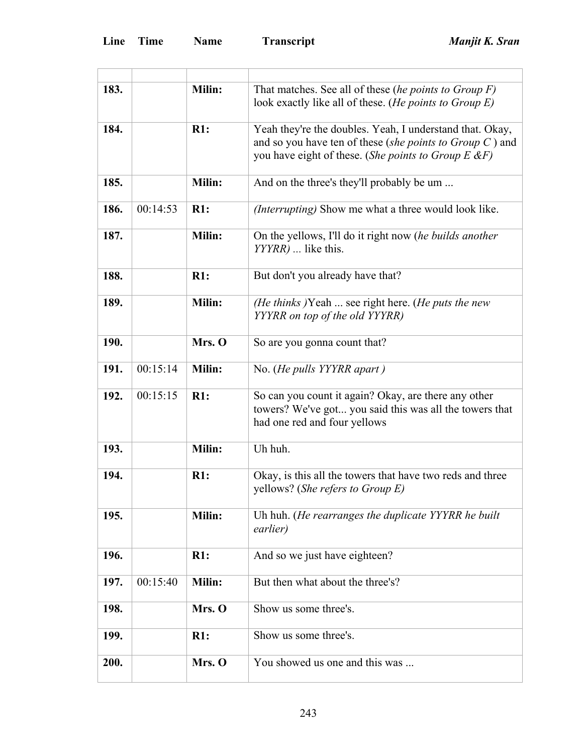| Line | Time | Name | Transcript |
|---|---|---|---|
| | | | |
| **183.** | | **Milin:** | That matches. See all of these (*he points to Group F)* look exactly like all of these. (*He points to Group E)* |
| **184.** | | **R1:** | Yeah they're the doubles. Yeah, I understand that. Okay, and so you have ten of these (*she points to Group C* ) and you have eight of these. (*She points to Group E &F)* |
| **185.** | | **Milin:** | And on the three's they'll probably be um ... |
| **186.** | 00:14:53 | **R1:** | *(Interrupting)* Show me what a three would look like. |
| **187.** | | **Milin:** | On the yellows, I'll do it right now (*he builds another YYYRR) ...* like this. |
| **188.** | | **R1:** | But don't you already have that? |
| **189.** | | **Milin:** | *(He thinks )*Yeah ... see right here. (*He puts the new YYYRR on top of the old YYYRR)* |
| **190.** | | **Mrs. O** | So are you gonna count that? |
| **191.** | 00:15:14 | **Milin:** | No. (*He pulls YYYRR apart )* |
| **192.** | 00:15:15 | **R1:** | So can you count it again? Okay, are there any other towers? We've got... you said this was all the towers that had one red and four yellows |
| **193.** | | **Milin:** | Uh huh. |
| **194.** | | **R1:** | Okay, is this all the towers that have two reds and three yellows? (*She refers to Group E)* |
| **195.** | | **Milin:** | Uh huh. (*He rearranges the duplicate YYYRR he built earlier)* |
| **196.** | | **R1:** | And so we just have eighteen? |
| **197.** | 00:15:40 | **Milin:** | But then what about the three's? |
| **198.** | | **Mrs. O** | Show us some three's. |
| **199.** | | **R1:** | Show us some three's. |
| **200.** | | **Mrs. O** | You showed us one and this was ... |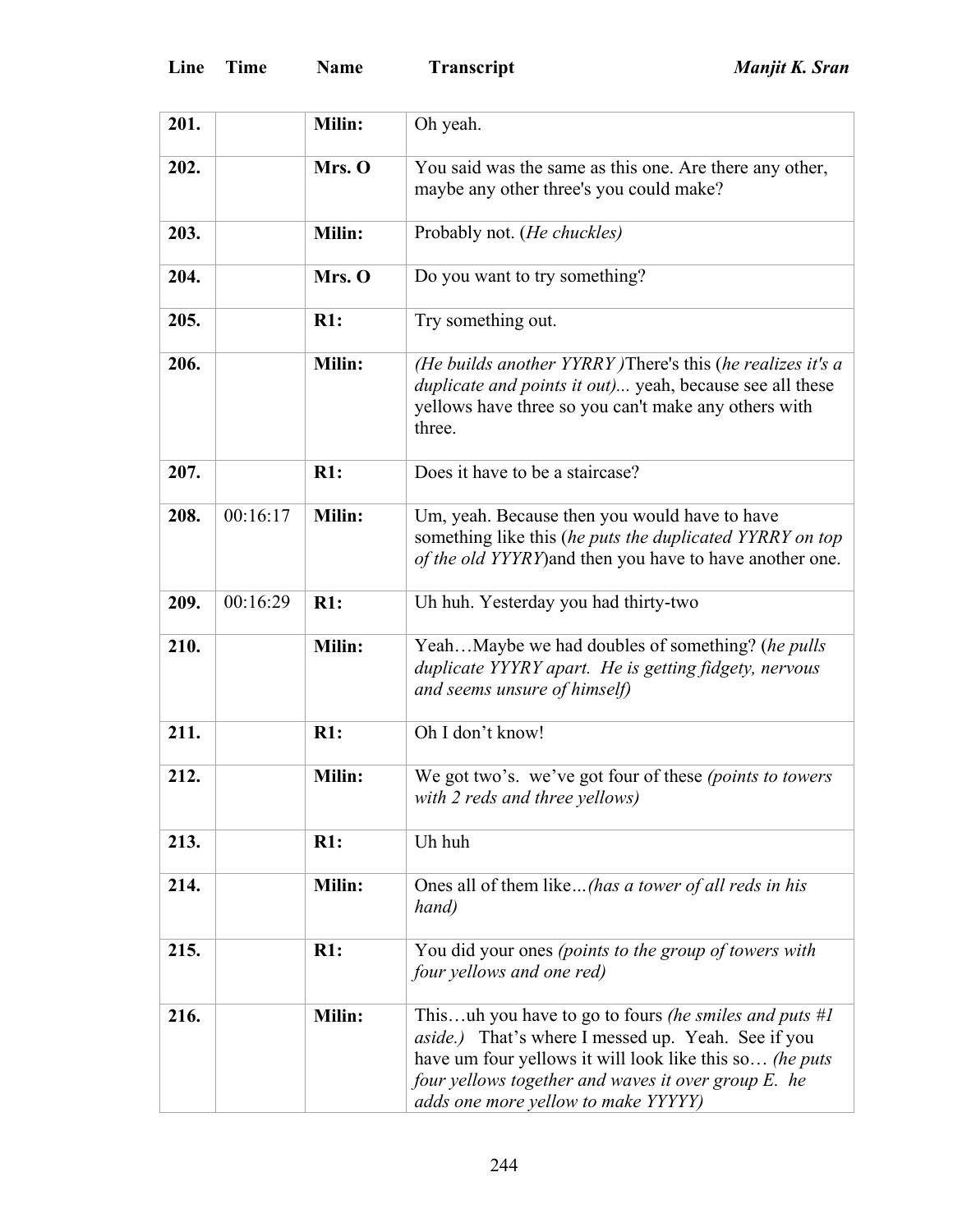| Line | Time | Name | Transcript |
| --- | --- | --- | --- |
| 201. | | Milin: | Oh yeah. |
| 202. | | Mrs. O | You said was the same as this one. Are there any other, maybe any other three's you could make? |
| 203. | | Milin: | Probably not. (*He chuckles*) |
| 204. | | Mrs. O | Do you want to try something? |
| 205. | | R1: | Try something out. |
| 206. | | Milin: | *(He builds another YYRRY )*There's this (*he realizes it's a duplicate and points it out)...* yeah, because see all these yellows have three so you can't make any others with three. |
| 207. | | R1: | Does it have to be a staircase? |
| 208. | 00:16:17 | Milin: | Um, yeah. Because then you would have to have something like this (*he puts the duplicated YYRRY on top of the old YYYRY*)and then you have to have another one. |
| 209. | 00:16:29 | R1: | Uh huh. Yesterday you had thirty-two |
| 210. | | Milin: | Yeah…Maybe we had doubles of something? (*he pulls duplicate YYYRY apart. He is getting fidgety, nervous and seems unsure of himself)* |
| 211. | | R1: | Oh I don't know! |
| 212. | | Milin: | We got two's. we've got four of these *(points to towers with 2 reds and three yellows)* |
| 213. | | R1: | Uh huh |
| 214. | | Milin: | Ones all of them like…*(has a tower of all reds in his hand)* |
| 215. | | R1: | You did your ones *(points to the group of towers with four yellows and one red)* |
| 216. | | Milin: | This…uh you have to go to fours *(he smiles and puts #1 aside.)* That's where I messed up. Yeah. See if you have um four yellows it will look like this so… *(he puts four yellows together and waves it over group E. he adds one more yellow to make YYYYY)* |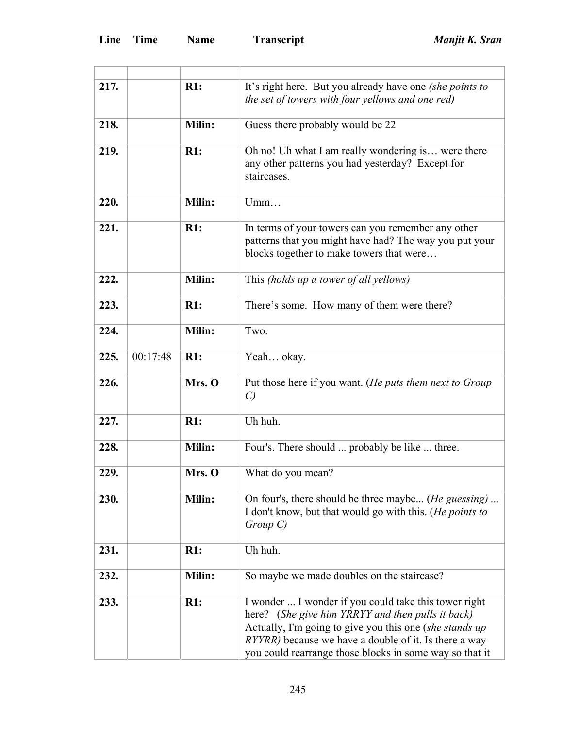| Line | Time | Name | Transcript |
|---|---|---|---|
| | | | |
| 217. | | R1: | It's right here. But you already have one *(she points to the set of towers with four yellows and one red)* |
| 218. | | Milin: | Guess there probably would be 22 |
| 219. | | R1: | Oh no! Uh what I am really wondering is… were there any other patterns you had yesterday? Except for staircases. |
| 220. | | Milin: | Umm… |
| 221. | | R1: | In terms of your towers can you remember any other patterns that you might have had? The way you put your blocks together to make towers that were… |
| 222. | | Milin: | This *(holds up a tower of all yellows)* |
| 223. | | R1: | There's some. How many of them were there? |
| 224. | | Milin: | Two. |
| 225. | 00:17:48 | R1: | Yeah… okay. |
| 226. | | Mrs. O | Put those here if you want. (*He puts them next to Group C)* |
| 227. | | R1: | Uh huh. |
| 228. | | Milin: | Four's. There should ... probably be like ... three. |
| 229. | | Mrs. O | What do you mean? |
| 230. | | Milin: | On four's, there should be three maybe... (*He guessing) ...* I don't know, but that would go with this. (*He points to Group C)* |
| 231. | | R1: | Uh huh. |
| 232. | | Milin: | So maybe we made doubles on the staircase? |
| 233. | | R1: | I wonder ... I wonder if you could take this tower right here? (*She give him YRRYY and then pulls it back)* Actually, I'm going to give you this one (*she stands up RYYRR)* because we have a double of it. Is there a way you could rearrange those blocks in some way so that it |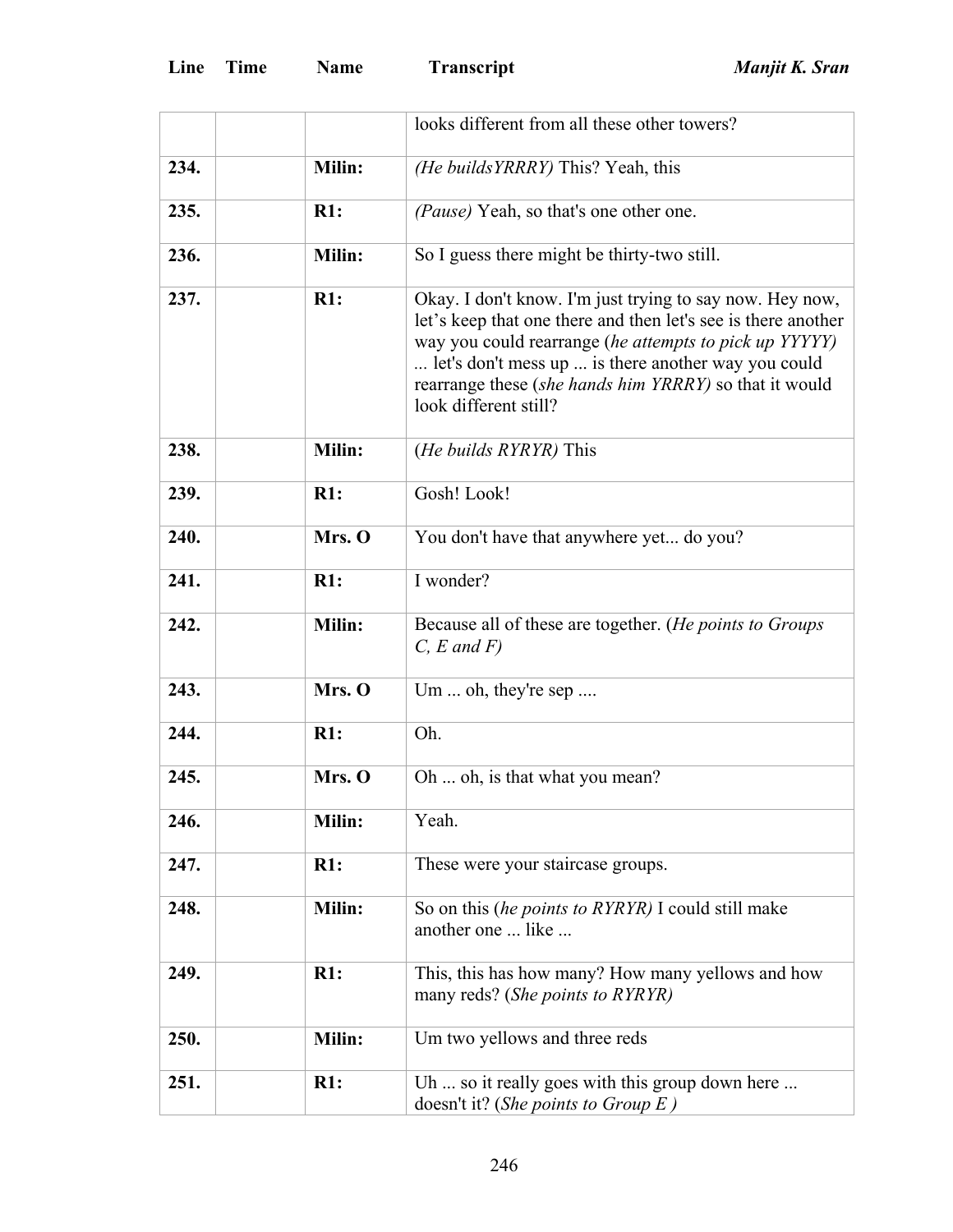| Line | Time | Name | Transcript |
|---|---|---|---|
| | | | looks different from all these other towers? |
| 234. | | Milin: | *(He buildsYRRRY)* This? Yeah, this |
| 235. | | R1: | *(Pause)* Yeah, so that's one other one. |
| 236. | | Milin: | So I guess there might be thirty-two still. |
| 237. | | R1: | Okay. I don't know. I'm just trying to say now. Hey now, let's keep that one there and then let's see is there another way you could rearrange (*he attempts to pick up YYYYY)* ... let's don't mess up ... is there another way you could rearrange these (*she hands him YRRRY)* so that it would look different still? |
| 238. | | Milin: | (*He builds RYRYR)* This |
| 239. | | R1: | Gosh! Look! |
| 240. | | Mrs. O | You don't have that anywhere yet... do you? |
| 241. | | R1: | I wonder? |
| 242. | | Milin: | Because all of these are together. (*He points to Groups C, E and F)* |
| 243. | | Mrs. O | Um ... oh, they're sep .... |
| 244. | | R1: | Oh. |
| 245. | | Mrs. O | Oh ... oh, is that what you mean? |
| 246. | | Milin: | Yeah. |
| 247. | | R1: | These were your staircase groups. |
| 248. | | Milin: | So on this (*he points to RYRYR)* I could still make another one ... like ... |
| 249. | | R1: | This, this has how many? How many yellows and how many reds? (*She points to RYRYR)* |
| 250. | | Milin: | Um two yellows and three reds |
| 251. | | R1: | Uh ... so it really goes with this group down here ... doesn't it? (*She points to Group E )* |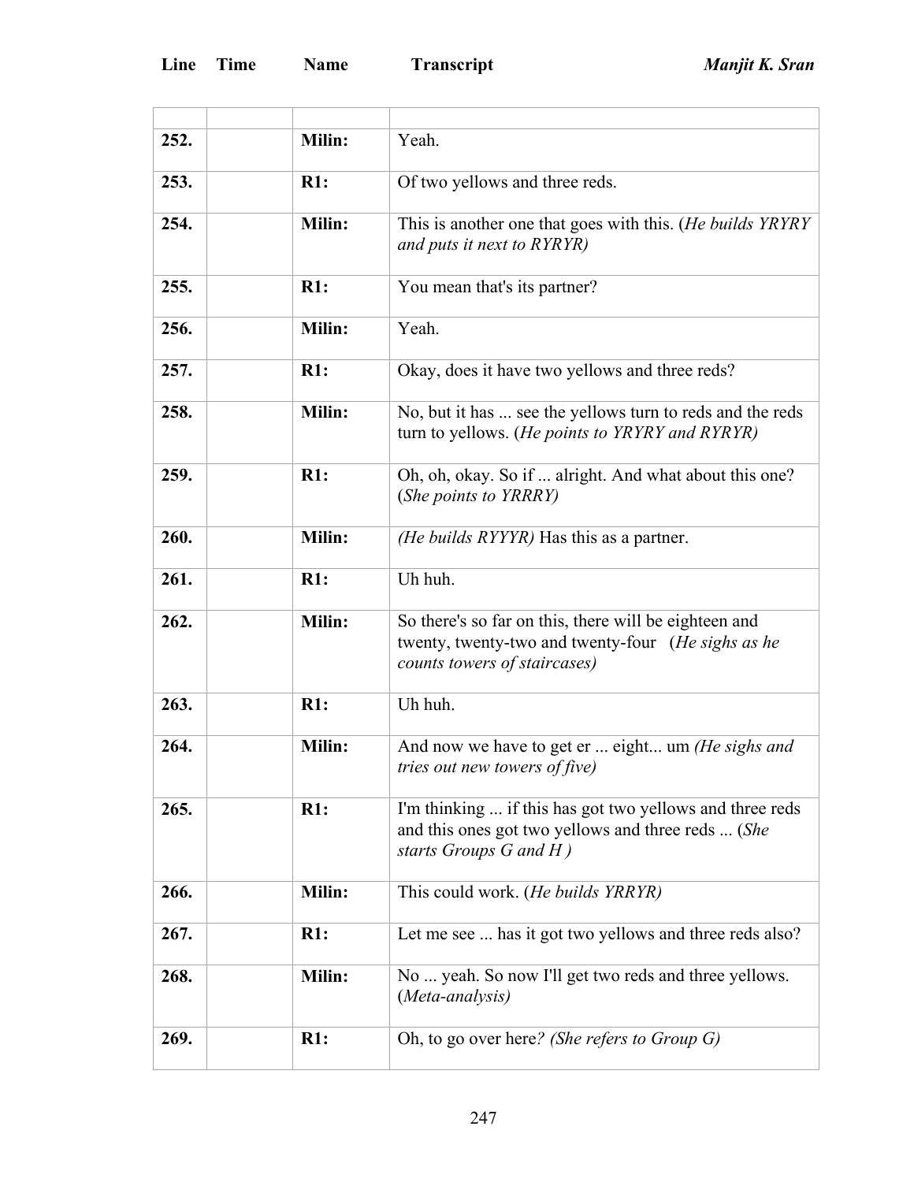| Line | Time | Name | Transcript |
|---|---|---|---|
| | | | |
| 252. | | **Milin:** | Yeah. |
| 253. | | **R1:** | Of two yellows and three reds. |
| 254. | | **Milin:** | This is another one that goes with this. (*He builds YRYRY and puts it next to RYRYR)* |
| 255. | | **R1:** | You mean that's its partner? |
| 256. | | **Milin:** | Yeah. |
| 257. | | **R1:** | Okay, does it have two yellows and three reds? |
| 258. | | **Milin:** | No, but it has ... see the yellows turn to reds and the reds turn to yellows. (*He points to YRYRY and RYRYR)* |
| 259. | | **R1:** | Oh, oh, okay. So if ... alright. And what about this one? (*She points to YRRRY)* |
| 260. | | **Milin:** | *(He builds RYYYR)* Has this as a partner. |
| 261. | | **R1:** | Uh huh. |
| 262. | | **Milin:** | So there's so far on this, there will be eighteen and twenty, twenty-two and twenty-four (*He sighs as he counts towers of staircases)* |
| 263. | | **R1:** | Uh huh. |
| 264. | | **Milin:** | And now we have to get er ... eight... um *(He sighs and tries out new towers of five)* |
| 265. | | **R1:** | I'm thinking ... if this has got two yellows and three reds and this ones got two yellows and three reds ... (*She starts Groups G and H )* |
| 266. | | **Milin:** | This could work. (*He builds YRRYR)* |
| 267. | | **R1:** | Let me see ... has it got two yellows and three reds also? |
| 268. | | **Milin:** | No ... yeah. So now I'll get two reds and three yellows. (*Meta-analysis)* |
| 269. | | **R1:** | Oh, to go over here*? (She refers to Group G)* |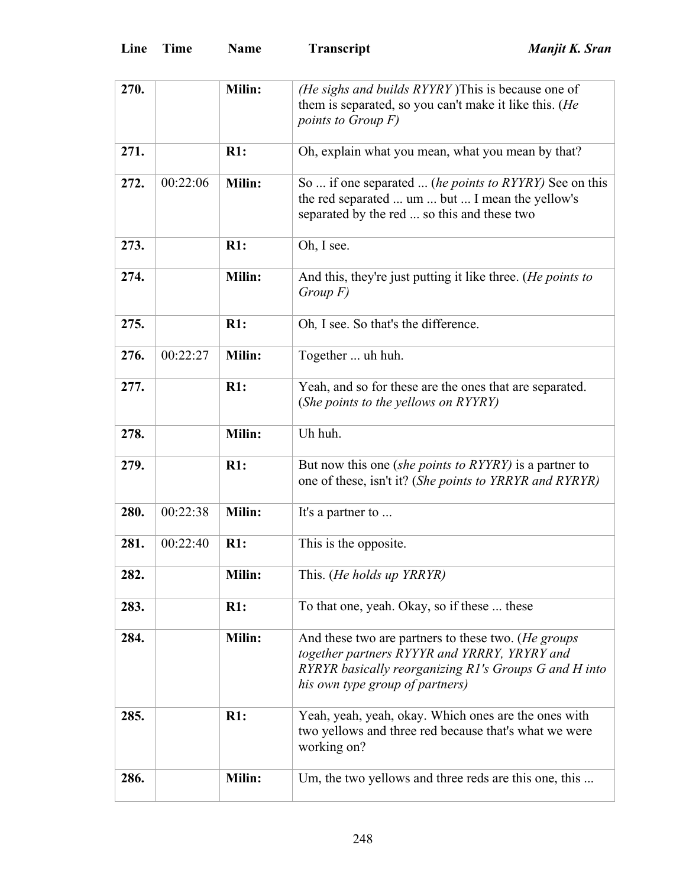| Line | Time | Name | Transcript |
|---|---|---|---|
| **270.** | | **Milin:** | *(He sighs and builds RYYRY )*This is because one of them is separated, so you can't make it like this. (*He points to Group F)* |
| **271.** | | **R1:** | Oh, explain what you mean, what you mean by that? |
| **272.** | 00:22:06 | **Milin:** | So ... if one separated ... (*he points to RYYRY)* See on this the red separated ... um ... but ... I mean the yellow's separated by the red ... so this and these two |
| **273.** | | **R1:** | Oh, I see. |
| **274.** | | **Milin:** | And this, they're just putting it like three. (*He points to Group F)* |
| **275.** | | **R1:** | Oh*,* I see. So that's the difference. |
| **276.** | 00:22:27 | **Milin:** | Together ... uh huh. |
| **277.** | | **R1:** | Yeah, and so for these are the ones that are separated. (*She points to the yellows on RYYRY)* |
| **278.** | | **Milin:** | Uh huh. |
| **279.** | | **R1:** | But now this one (*she points to RYYRY)* is a partner to one of these, isn't it? (*She points to YRRYR and RYRYR)* |
| **280.** | 00:22:38 | **Milin:** | It's a partner to ... |
| **281.** | 00:22:40 | **R1:** | This is the opposite. |
| **282.** | | **Milin:** | This. (*He holds up YRRYR)* |
| **283.** | | **R1:** | To that one, yeah. Okay, so if these ... these |
| **284.** | | **Milin:** | And these two are partners to these two. (*He groups together partners RYYYR and YRRRY, YRYRY and RYRYR basically reorganizing R1's Groups G and H into his own type group of partners)* |
| **285.** | | **R1:** | Yeah, yeah, yeah, okay. Which ones are the ones with two yellows and three red because that's what we were working on? |
| **286.** | | **Milin:** | Um, the two yellows and three reds are this one, this ... |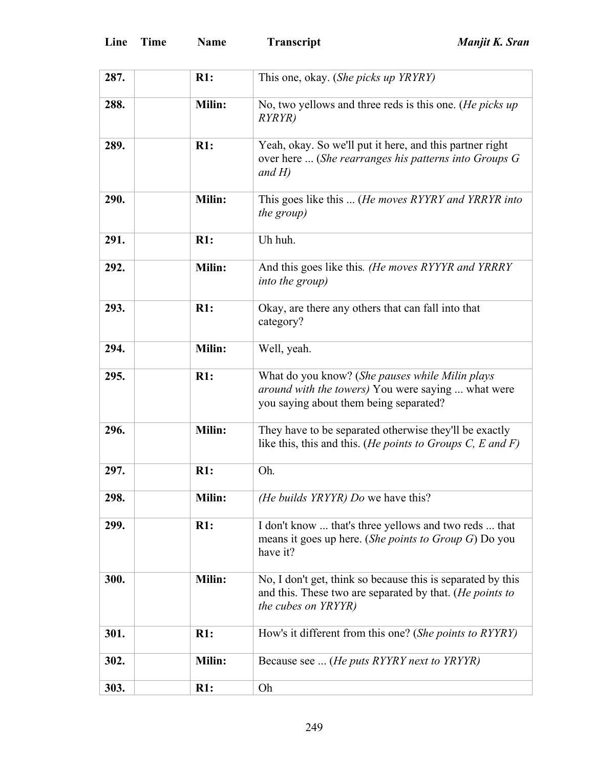| Line | Time | Name | Transcript |
|---|---|---|---|
| **287.** | | **R1:** | This one, okay. (*She picks up YRYRY)* |
| **288.** | | **Milin:** | No, two yellows and three reds is this one. (*He picks up RYRYR)* |
| **289.** | | **R1:** | Yeah, okay. So we'll put it here, and this partner right over here ... (*She rearranges his patterns into Groups G and H)* |
| **290.** | | **Milin:** | This goes like this ... (*He moves RYYRY and YRRYR into the group)* |
| **291.** | | **R1:** | Uh huh. |
| **292.** | | **Milin:** | And this goes like this*. (He moves RYYYR and YRRRY into the group)* |
| **293.** | | **R1:** | Okay, are there any others that can fall into that category? |
| **294.** | | **Milin:** | Well, yeah. |
| **295.** | | **R1:** | What do you know? (*She pauses while Milin plays around with the towers)* You were saying ... what were you saying about them being separated? |
| **296.** | | **Milin:** | They have to be separated otherwise they'll be exactly like this, this and this. (*He points to Groups C, E and F)* |
| **297.** | | **R1:** | Oh. |
| **298.** | | **Milin:** | *(He builds YRYYR) Do* we have this? |
| **299.** | | **R1:** | I don't know ... that's three yellows and two reds ... that means it goes up here. (*She points to Group G*) Do you have it? |
| **300.** | | **Milin:** | No, I don't get, think so because this is separated by this and this. These two are separated by that. (*He points to the cubes on YRYYR)* |
| **301.** | | **R1:** | How's it different from this one? (*She points to RYYRY)* |
| **302.** | | **Milin:** | Because see ... (*He puts RYYRY next to YRYYR)* |
| **303.** | | **R1:** | Oh |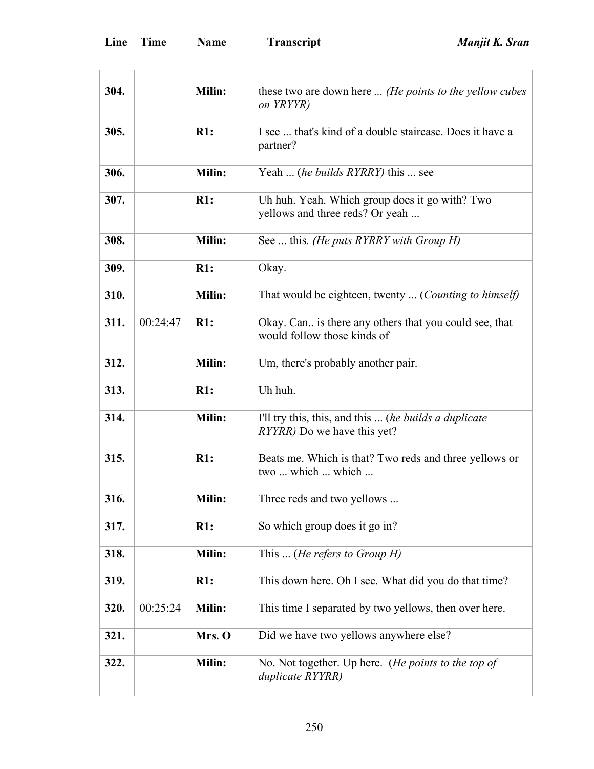| Line | Time | Name | Transcript |
|---|---|---|---|
| | | | |
| 304. | | Milin: | these two are down here ... *(He points to the yellow cubes on YRYYR)* |
| 305. | | R1: | I see ... that's kind of a double staircase. Does it have a partner? |
| 306. | | Milin: | Yeah ... (*he builds RYRRY)* this ... see |
| 307. | | R1: | Uh huh. Yeah. Which group does it go with? Two yellows and three reds? Or yeah ... |
| 308. | | Milin: | See ... this*. (He puts RYRRY with Group H)* |
| 309. | | R1: | Okay. |
| 310. | | Milin: | That would be eighteen, twenty ... (*Counting to himself)* |
| 311. | 00:24:47 | R1: | Okay. Can.. is there any others that you could see, that would follow those kinds of |
| 312. | | Milin: | Um, there's probably another pair. |
| 313. | | R1: | Uh huh. |
| 314. | | Milin: | I'll try this, this, and this ... (*he builds a duplicate RYYRR)* Do we have this yet? |
| 315. | | R1: | Beats me. Which is that? Two reds and three yellows or two ... which ... which ... |
| 316. | | Milin: | Three reds and two yellows ... |
| 317. | | R1: | So which group does it go in? |
| 318. | | Milin: | This ... (*He refers to Group H)* |
| 319. | | R1: | This down here. Oh I see. What did you do that time? |
| 320. | 00:25:24 | Milin: | This time I separated by two yellows, then over here. |
| 321. | | Mrs. O | Did we have two yellows anywhere else? |
| 322. | | Milin: | No. Not together. Up here. (*He points to the top of duplicate RYYRR)* |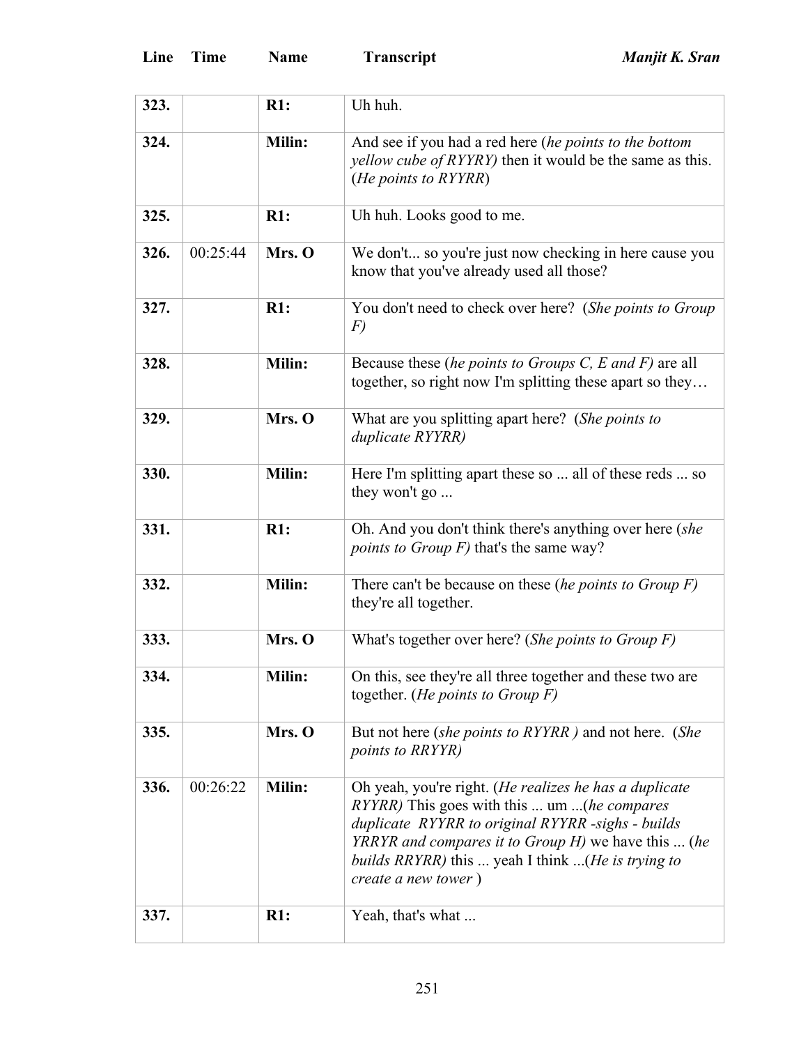| Line | Time | Name | Transcript |
|---|---|---|---|
| 323. | | **R1:** | Uh huh. |
| 324. | | **Milin:** | And see if you had a red here (*he points to the bottom yellow cube of RYYRY)* then it would be the same as this. (*He points to RYYRR*) |
| 325. | | **R1:** | Uh huh. Looks good to me. |
| 326. | 00:25:44 | **Mrs. O** | We don't... so you're just now checking in here cause you know that you've already used all those? |
| 327. | | **R1:** | You don't need to check over here? (*She points to Group F)* |
| 328. | | **Milin:** | Because these (*he points to Groups C, E and F)* are all together, so right now I'm splitting these apart so they… |
| 329. | | **Mrs. O** | What are you splitting apart here? (*She points to duplicate RYYRR)* |
| 330. | | **Milin:** | Here I'm splitting apart these so ... all of these reds ... so they won't go ... |
| 331. | | **R1:** | Oh. And you don't think there's anything over here (*she points to Group F)* that's the same way? |
| 332. | | **Milin:** | There can't be because on these (*he points to Group F)* they're all together. |
| 333. | | **Mrs. O** | What's together over here? (*She points to Group F)* |
| 334. | | **Milin:** | On this, see they're all three together and these two are together. (*He points to Group F)* |
| 335. | | **Mrs. O** | But not here (*she points to RYYRR )* and not here. (*She points to RRYYR)* |
| 336. | 00:26:22 | **Milin:** | Oh yeah, you're right. (*He realizes he has a duplicate RYYRR)* This goes with this ... um ...(*he compares duplicate RYYRR to original RYYRR -sighs - builds YRRYR and compares it to Group H)* we have this ... (*he builds RRYRR)* this ... yeah I think ...(*He is trying to create a new tower* ) |
| 337. | | **R1:** | Yeah, that's what ... |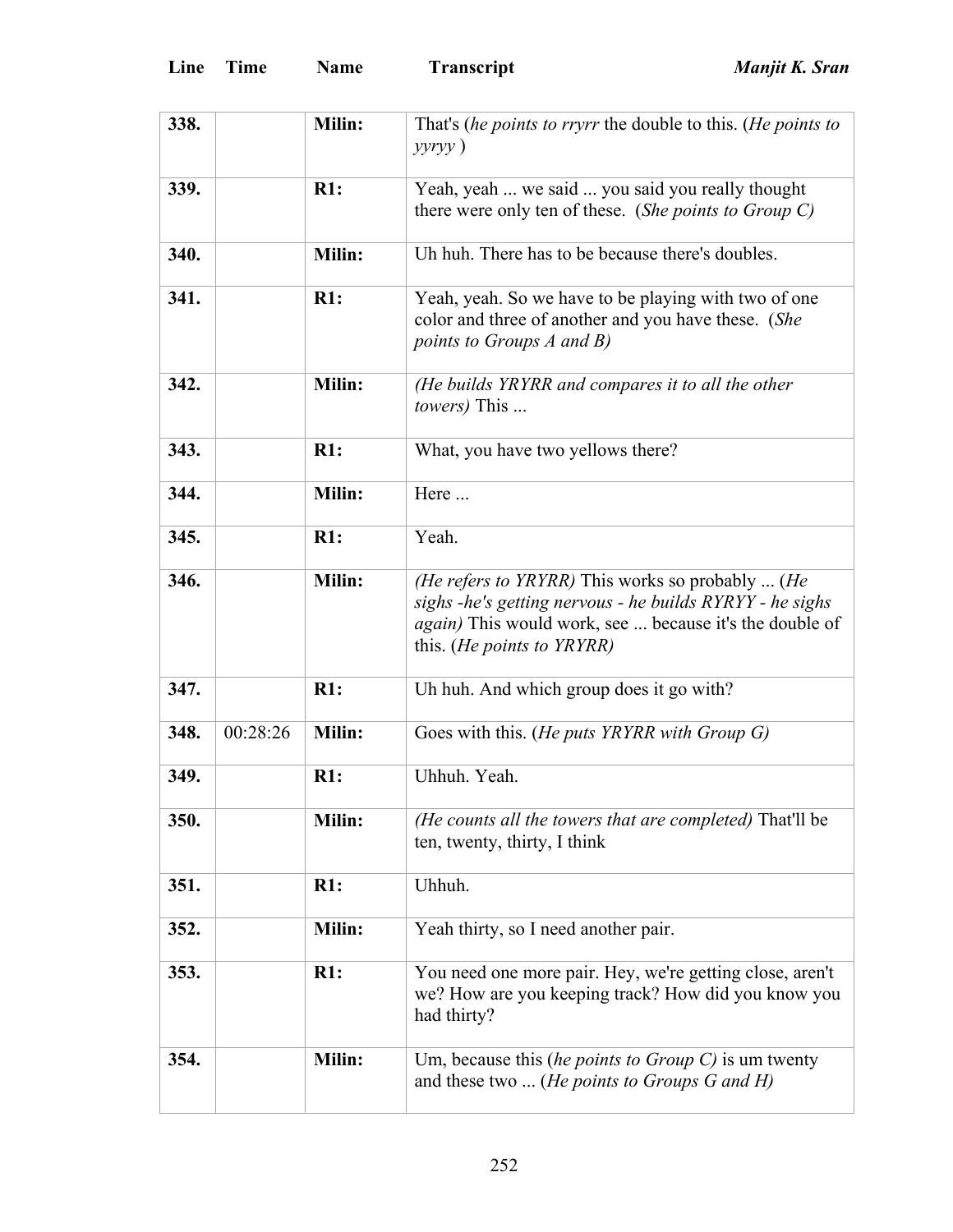| Line | Time | Name | Transcript |
|---|---|---|---|
| **338.** | | **Milin:** | That's (*he points to rryrr* the double to this. (*He points to yyryy* ) |
| **339.** | | **R1:** | Yeah, yeah ... we said ... you said you really thought there were only ten of these. (*She points to Group C)* |
| **340.** | | **Milin:** | Uh huh. There has to be because there's doubles. |
| **341.** | | **R1:** | Yeah, yeah. So we have to be playing with two of one color and three of another and you have these. (*She points to Groups A and B)* |
| **342.** | | **Milin:** | *(He builds YRYRR and compares it to all the other towers)* This ... |
| **343.** | | **R1:** | What, you have two yellows there? |
| **344.** | | **Milin:** | Here ... |
| **345.** | | **R1:** | Yeah. |
| **346.** | | **Milin:** | *(He refers to YRYRR)* This works so probably ... (*He sighs -he's getting nervous - he builds RYRYY - he sighs again)* This would work, see ... because it's the double of this. (*He points to YRYRR)* |
| **347.** | | **R1:** | Uh huh. And which group does it go with? |
| **348.** | 00:28:26 | **Milin:** | Goes with this. (*He puts YRYRR with Group G)* |
| **349.** | | **R1:** | Uhhuh. Yeah. |
| **350.** | | **Milin:** | *(He counts all the towers that are completed)* That'll be ten, twenty, thirty, I think |
| **351.** | | **R1:** | Uhhuh. |
| **352.** | | **Milin:** | Yeah thirty, so I need another pair. |
| **353.** | | **R1:** | You need one more pair. Hey, we're getting close, aren't we? How are you keeping track? How did you know you had thirty? |
| **354.** | | **Milin:** | Um, because this (*he points to Group C)* is um twenty and these two ... (*He points to Groups G and H)* |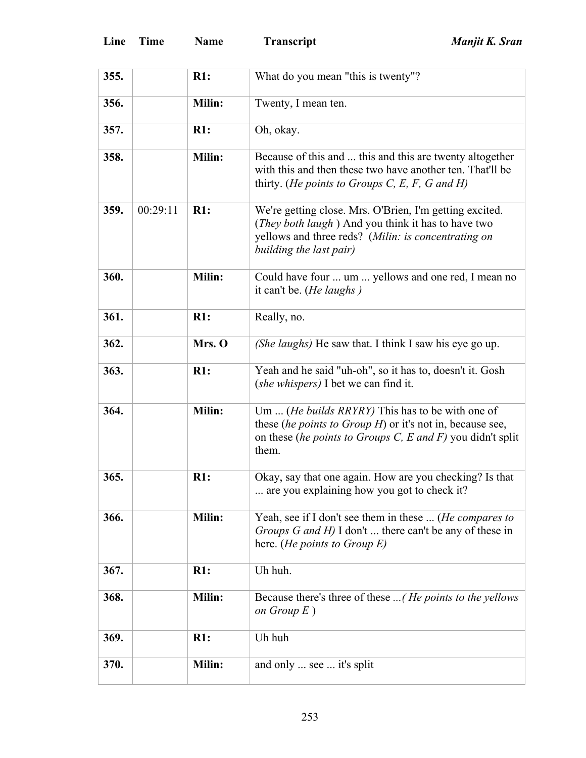| Line | Time | Name | Transcript |
|---|---|---|---|
| **355.** | | **R1:** | What do you mean "this is twenty"? |
| **356.** | | **Milin:** | Twenty, I mean ten. |
| **357.** | | **R1:** | Oh, okay. |
| **358.** | | **Milin:** | Because of this and ... this and this are twenty altogether with this and then these two have another ten. That'll be thirty. (*He points to Groups C, E, F, G and H)* |
| **359.** | 00:29:11 | **R1:** | We're getting close. Mrs. O'Brien, I'm getting excited. (*They both laugh* ) And you think it has to have two yellows and three reds? (*Milin: is concentrating on building the last pair)* |
| **360.** | | **Milin:** | Could have four ... um ... yellows and one red, I mean no it can't be. (*He laughs )* |
| **361.** | | **R1:** | Really, no. |
| **362.** | | **Mrs. O** | *(She laughs)* He saw that. I think I saw his eye go up. |
| **363.** | | **R1:** | Yeah and he said "uh-oh", so it has to, doesn't it. Gosh (*she whispers)* I bet we can find it. |
| **364.** | | **Milin:** | Um ... (*He builds RRYRY)* This has to be with one of these (*he points to Group H*) or it's not in, because see, on these (*he points to Groups C, E and F)* you didn't split them. |
| **365.** | | **R1:** | Okay, say that one again. How are you checking? Is that ... are you explaining how you got to check it? |
| **366.** | | **Milin:** | Yeah, see if I don't see them in these ... (*He compares to Groups G and H)* I don't ... there can't be any of these in here. (*He points to Group E)* |
| **367.** | | **R1:** | Uh huh. |
| **368.** | | **Milin:** | Because there's three of these *...( He points to the yellows on Group E* ) |
| **369.** | | **R1:** | Uh huh |
| **370.** | | **Milin:** | and only ... see ... it's split |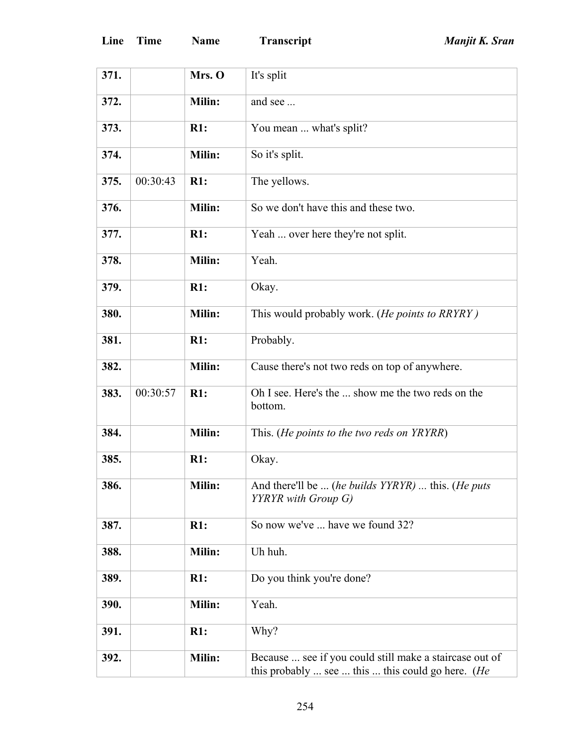| Line | Time | Name | Transcript |
|---|---|---|---|
| **371.** | | **Mrs. O** | It's split |
| **372.** | | **Milin:** | and see ... |
| **373.** | | **R1:** | You mean ... what's split? |
| **374.** | | **Milin:** | So it's split. |
| **375.** | 00:30:43 | **R1:** | The yellows. |
| **376.** | | **Milin:** | So we don't have this and these two. |
| **377.** | | **R1:** | Yeah ... over here they're not split. |
| **378.** | | **Milin:** | Yeah. |
| **379.** | | **R1:** | Okay. |
| **380.** | | **Milin:** | This would probably work. (*He points to RRYRY )* |
| **381.** | | **R1:** | Probably. |
| **382.** | | **Milin:** | Cause there's not two reds on top of anywhere. |
| **383.** | 00:30:57 | **R1:** | Oh I see. Here's the ... show me the two reds on the bottom. |
| **384.** | | **Milin:** | This. (*He points to the two reds on YRYRR*) |
| **385.** | | **R1:** | Okay. |
| **386.** | | **Milin:** | And there'll be ... (*he builds YYRYR) ...* this. (*He puts YYRYR with Group G)* |
| **387.** | | **R1:** | So now we've ... have we found 32? |
| **388.** | | **Milin:** | Uh huh. |
| **389.** | | **R1:** | Do you think you're done? |
| **390.** | | **Milin:** | Yeah. |
| **391.** | | **R1:** | Why? |
| **392.** | | **Milin:** | Because ... see if you could still make a staircase out of this probably ... see ... this ... this could go here. (*He* |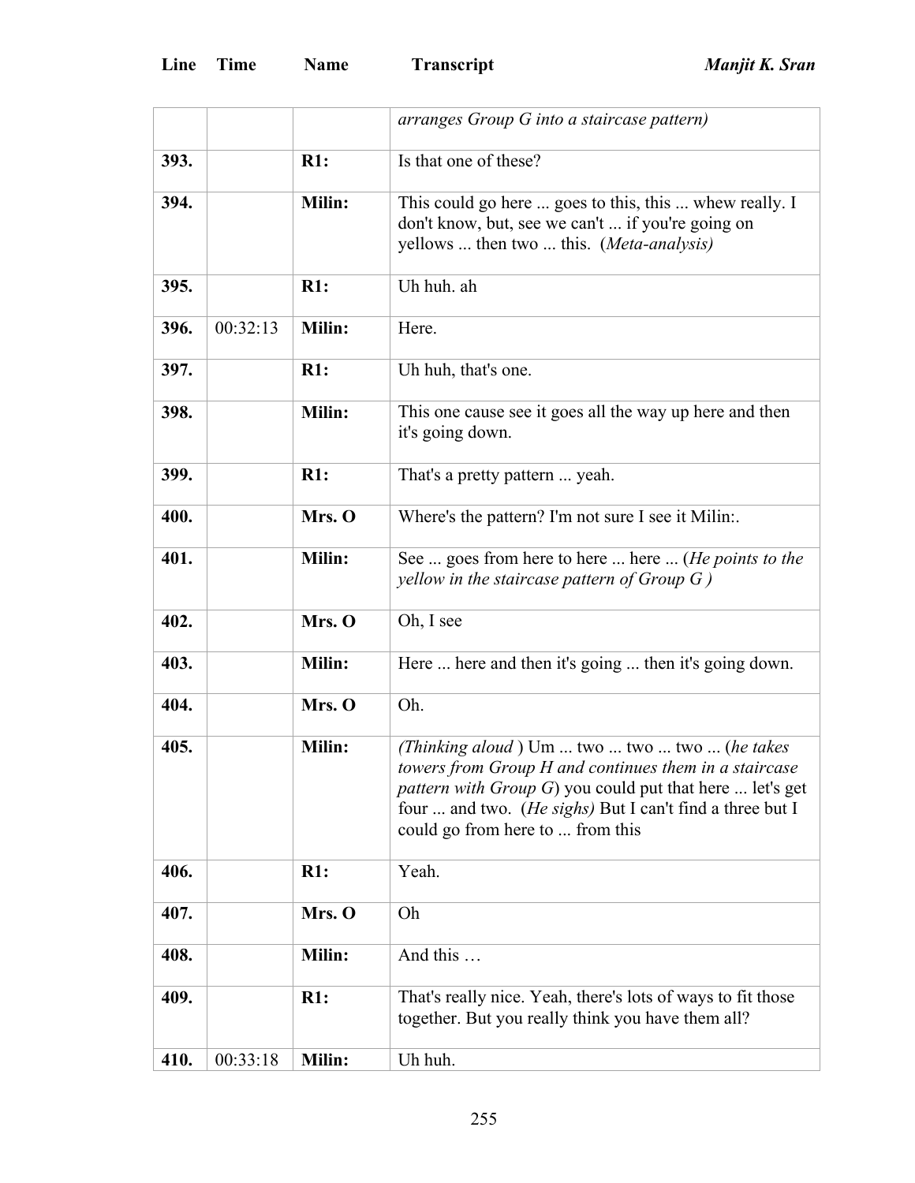| Line | Time | Name | Transcript |
|---|---|---|---|
| | | | *arranges Group G into a staircase pattern)* |
| **393.** | | **R1:** | Is that one of these? |
| **394.** | | **Milin:** | This could go here ... goes to this, this ... whew really. I don't know, but, see we can't ... if you're going on yellows ... then two ... this. (*Meta-analysis)* |
| **395.** | | **R1:** | Uh huh. ah |
| **396.** | 00:32:13 | **Milin:** | Here. |
| **397.** | | **R1:** | Uh huh, that's one. |
| **398.** | | **Milin:** | This one cause see it goes all the way up here and then it's going down. |
| **399.** | | **R1:** | That's a pretty pattern ... yeah. |
| **400.** | | **Mrs. O** | Where's the pattern? I'm not sure I see it Milin:. |
| **401.** | | **Milin:** | See ... goes from here to here ... here ... (*He points to the yellow in the staircase pattern of Group G )* |
| **402.** | | **Mrs. O** | Oh, I see |
| **403.** | | **Milin:** | Here ... here and then it's going ... then it's going down. |
| **404.** | | **Mrs. O** | Oh. |
| **405.** | | **Milin:** | *(Thinking aloud* ) Um ... two ... two ... two ... (*he takes towers from Group H and continues them in a staircase pattern with Group G*) you could put that here ... let's get four ... and two. (*He sighs)* But I can't find a three but I could go from here to ... from this |
| **406.** | | **R1:** | Yeah. |
| **407.** | | **Mrs. O** | Oh |
| **408.** | | **Milin:** | And this … |
| **409.** | | **R1:** | That's really nice. Yeah, there's lots of ways to fit those together. But you really think you have them all? |
| **410.** | 00:33:18 | **Milin:** | Uh huh. |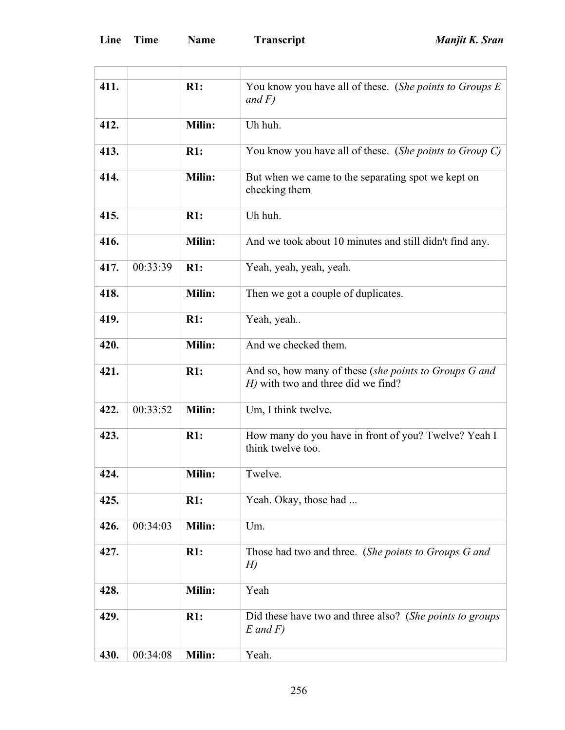| Line | Time | Name | Transcript |
|---|---|---|---|
| | | | |
| **411.** | | **R1:** | You know you have all of these. (*She points to Groups E and F)* |
| **412.** | | **Milin:** | Uh huh. |
| **413.** | | **R1:** | You know you have all of these. (*She points to Group C)* |
| **414.** | | **Milin:** | But when we came to the separating spot we kept on checking them |
| **415.** | | **R1:** | Uh huh. |
| **416.** | | **Milin:** | And we took about 10 minutes and still didn't find any. |
| **417.** | 00:33:39 | **R1:** | Yeah, yeah, yeah, yeah. |
| **418.** | | **Milin:** | Then we got a couple of duplicates. |
| **419.** | | **R1:** | Yeah, yeah.. |
| **420.** | | **Milin:** | And we checked them. |
| **421.** | | **R1:** | And so, how many of these (*she points to Groups G and H)* with two and three did we find? |
| **422.** | 00:33:52 | **Milin:** | Um, I think twelve. |
| **423.** | | **R1:** | How many do you have in front of you? Twelve? Yeah I think twelve too. |
| **424.** | | **Milin:** | Twelve. |
| **425.** | | **R1:** | Yeah. Okay, those had ... |
| **426.** | 00:34:03 | **Milin:** | Um. |
| **427.** | | **R1:** | Those had two and three. (*She points to Groups G and H)* |
| **428.** | | **Milin:** | Yeah |
| **429.** | | **R1:** | Did these have two and three also? (*She points to groups E and F)* |
| **430.** | 00:34:08 | **Milin:** | Yeah. |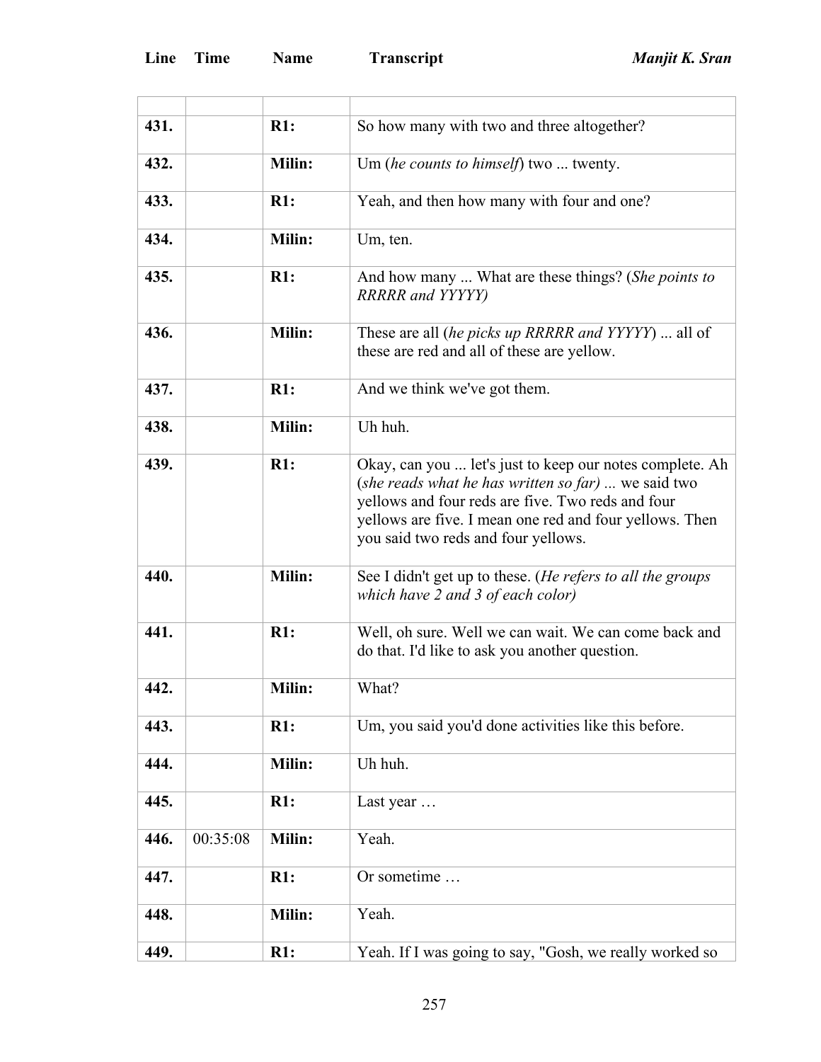| Line | Time | Name | Transcript |
|---|---|---|---|
| | | | |
| **431.** | | **R1:** | So how many with two and three altogether? |
| **432.** | | **Milin:** | Um (*he counts to himself*) two ... twenty. |
| **433.** | | **R1:** | Yeah, and then how many with four and one? |
| **434.** | | **Milin:** | Um, ten. |
| **435.** | | **R1:** | And how many ... What are these things? (*She points to RRRRR and YYYYY)* |
| **436.** | | **Milin:** | These are all (*he picks up RRRRR and YYYYY*) ... all of these are red and all of these are yellow. |
| **437.** | | **R1:** | And we think we've got them. |
| **438.** | | **Milin:** | Uh huh. |
| **439.** | | **R1:** | Okay, can you ... let's just to keep our notes complete. Ah (*she reads what he has written so far) ...* we said two yellows and four reds are five. Two reds and four yellows are five. I mean one red and four yellows. Then you said two reds and four yellows. |
| **440.** | | **Milin:** | See I didn't get up to these. (*He refers to all the groups which have 2 and 3 of each color)* |
| **441.** | | **R1:** | Well, oh sure. Well we can wait. We can come back and do that. I'd like to ask you another question. |
| **442.** | | **Milin:** | What? |
| **443.** | | **R1:** | Um, you said you'd done activities like this before. |
| **444.** | | **Milin:** | Uh huh. |
| **445.** | | **R1:** | Last year … |
| **446.** | 00:35:08 | **Milin:** | Yeah. |
| **447.** | | **R1:** | Or sometime … |
| **448.** | | **Milin:** | Yeah. |
| **449.** | | **R1:** | Yeah. If I was going to say, "Gosh, we really worked so |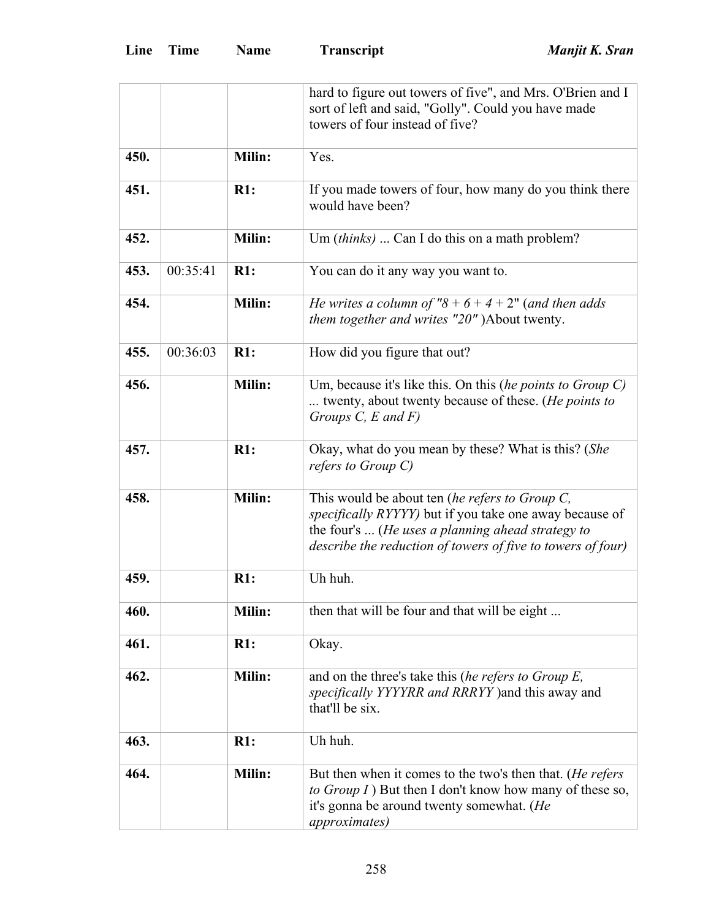| Line | Time | Name | Transcript |
| --- | --- | --- | --- |
| | | | hard to figure out towers of five", and Mrs. O'Brien and I sort of left and said, "Golly". Could you have made towers of four instead of five? |
| **450.** | | **Milin:** | Yes. |
| **451.** | | **R1:** | If you made towers of four, how many do you think there would have been? |
| **452.** | | **Milin:** | Um (*thinks)* ... Can I do this on a math problem? |
| **453.** | 00:35:41 | **R1:** | You can do it any way you want to. |
| **454.** | | **Milin:** | *He writes a column of "8 + 6 + 4 +* 2" (*and then adds them together and writes "20"* )About twenty. |
| **455.** | 00:36:03 | **R1:** | How did you figure that out? |
| **456.** | | **Milin:** | Um, because it's like this. On this (*he points to Group C)* ... twenty, about twenty because of these. (*He points to Groups C, E and F)* |
| **457.** | | **R1:** | Okay, what do you mean by these? What is this? (*She refers to Group C)* |
| **458.** | | **Milin:** | This would be about ten (*he refers to Group C, specifically RYYYY)* but if you take one away because of the four's ... (*He uses a planning ahead strategy to describe the reduction of towers of five to towers of four)* |
| **459.** | | **R1:** | Uh huh. |
| **460.** | | **Milin:** | then that will be four and that will be eight ... |
| **461.** | | **R1:** | Okay. |
| **462.** | | **Milin:** | and on the three's take this (*he refers to Group E, specifically YYYYRR and RRRYY* )and this away and that'll be six. |
| **463.** | | **R1:** | Uh huh. |
| **464.** | | **Milin:** | But then when it comes to the two's then that. (*He refers to Group I* ) But then I don't know how many of these so, it's gonna be around twenty somewhat. (*He approximates)* |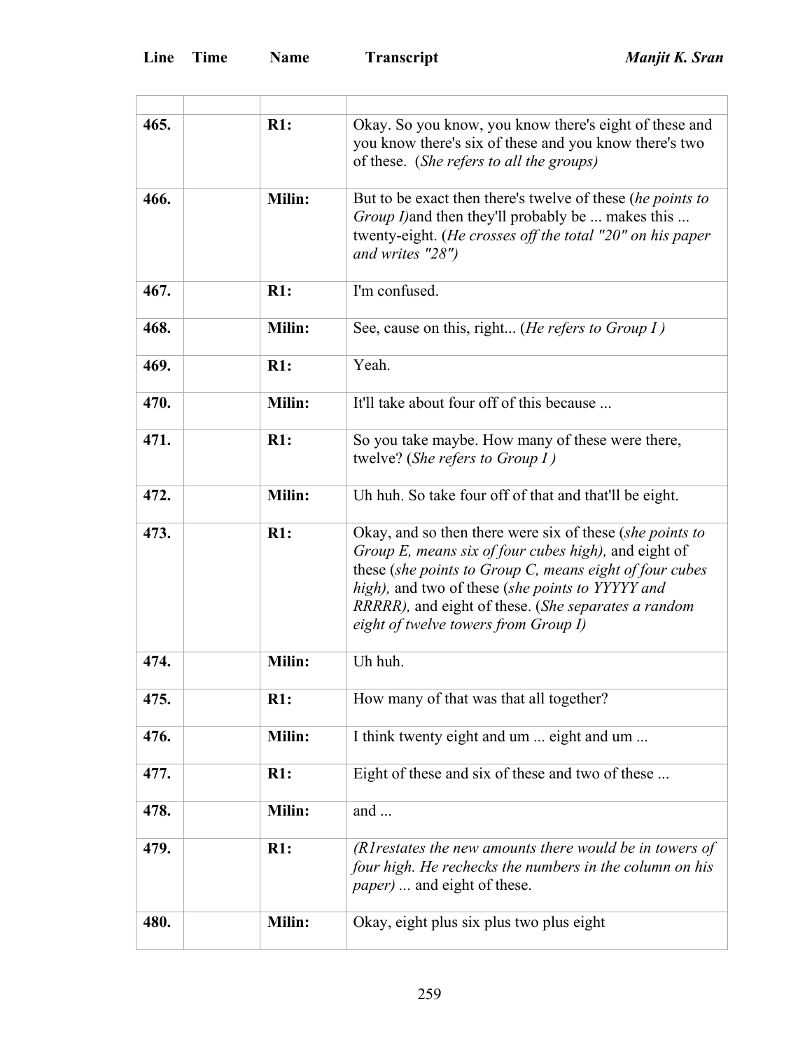| Line | Time | Name | Transcript |
|---|---|---|---|
| | | | |
| 465. | | **R1:** | Okay. So you know, you know there's eight of these and you know there's six of these and you know there's two of these. (*She refers to all the groups)* |
| 466. | | **Milin:** | But to be exact then there's twelve of these (*he points to Group I)*and then they'll probably be ... makes this ... twenty-eight. (*He crosses off the total "20" on his paper and writes "28")* |
| 467. | | **R1:** | I'm confused. |
| 468. | | **Milin:** | See, cause on this, right... (*He refers to Group I )* |
| 469. | | **R1:** | Yeah. |
| 470. | | **Milin:** | It'll take about four off of this because ... |
| 471. | | **R1:** | So you take maybe. How many of these were there, twelve? (*She refers to Group I )* |
| 472. | | **Milin:** | Uh huh. So take four off of that and that'll be eight. |
| 473. | | **R1:** | Okay, and so then there were six of these (*she points to Group E, means six of four cubes high),* and eight of these (*she points to Group C, means eight of four cubes high),* and two of these (*she points to YYYYY and RRRRR),* and eight of these. (*She separates a random eight of twelve towers from Group I)* |
| 474. | | **Milin:** | Uh huh. |
| 475. | | **R1:** | How many of that was that all together? |
| 476. | | **Milin:** | I think twenty eight and um ... eight and um ... |
| 477. | | **R1:** | Eight of these and six of these and two of these ... |
| 478. | | **Milin:** | and ... |
| 479. | | **R1:** | *(R1restates the new amounts there would be in towers of four high. He rechecks the numbers in the column on his paper) ...* and eight of these. |
| 480. | | **Milin:** | Okay, eight plus six plus two plus eight |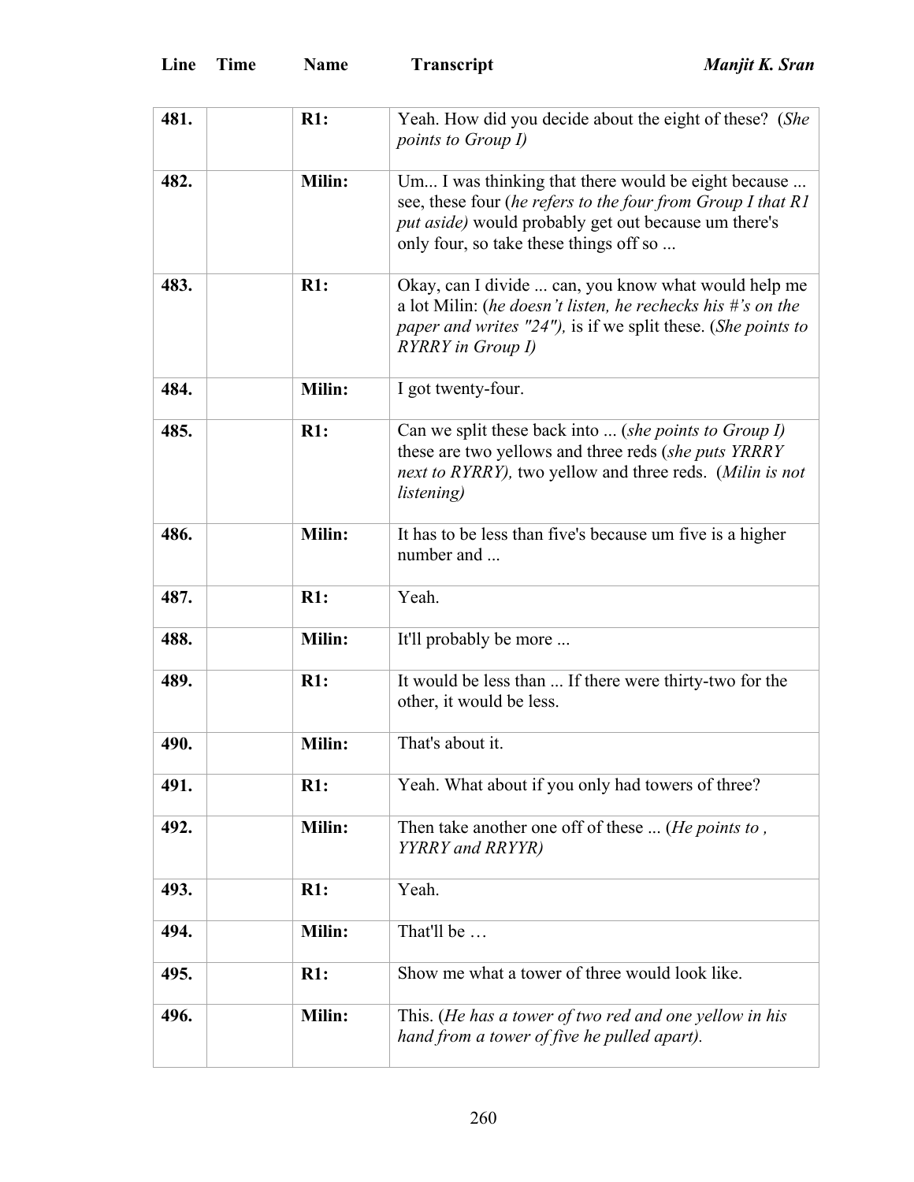| Line | Time | Name | Transcript |
|---|---|---|---|
| 481. | | **R1:** | Yeah. How did you decide about the eight of these? (*She points to Group I)* |
| 482. | | **Milin:** | Um... I was thinking that there would be eight because ... see, these four (*he refers to the four from Group I that R1 put aside)* would probably get out because um there's only four, so take these things off so ... |
| 483. | | **R1:** | Okay, can I divide ... can, you know what would help me a lot Milin: (*he doesn't listen, he rechecks his #'s on the paper and writes "24"),* is if we split these. (*She points to RYRRY in Group I)* |
| 484. | | **Milin:** | I got twenty-four. |
| 485. | | **R1:** | Can we split these back into ... (*she points to Group I)* these are two yellows and three reds (*she puts YRRRY next to RYRRY),* two yellow and three reds. (*Milin is not listening)* |
| 486. | | **Milin:** | It has to be less than five's because um five is a higher number and ... |
| 487. | | **R1:** | Yeah. |
| 488. | | **Milin:** | It'll probably be more ... |
| 489. | | **R1:** | It would be less than ... If there were thirty-two for the other, it would be less. |
| 490. | | **Milin:** | That's about it. |
| 491. | | **R1:** | Yeah. What about if you only had towers of three? |
| 492. | | **Milin:** | Then take another one off of these ... (*He points to , YYRRY and RRYYR)* |
| 493. | | **R1:** | Yeah. |
| 494. | | **Milin:** | That'll be … |
| 495. | | **R1:** | Show me what a tower of three would look like. |
| 496. | | **Milin:** | This. (*He has a tower of two red and one yellow in his hand from a tower of five he pulled apart).* |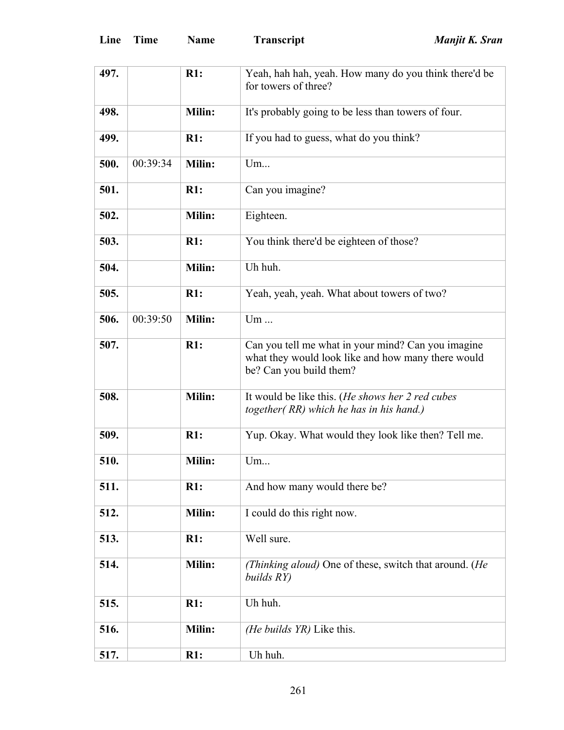| Line | Time | Name | Transcript |
|---|---|---|---|
| **497.** | | **R1:** | Yeah, hah hah, yeah. How many do you think there'd be for towers of three? |
| **498.** | | **Milin:** | It's probably going to be less than towers of four. |
| **499.** | | **R1:** | If you had to guess, what do you think? |
| **500.** | 00:39:34 | **Milin:** | Um... |
| **501.** | | **R1:** | Can you imagine? |
| **502.** | | **Milin:** | Eighteen. |
| **503.** | | **R1:** | You think there'd be eighteen of those? |
| **504.** | | **Milin:** | Uh huh. |
| **505.** | | **R1:** | Yeah, yeah, yeah. What about towers of two? |
| **506.** | 00:39:50 | **Milin:** | Um ... |
| **507.** | | **R1:** | Can you tell me what in your mind? Can you imagine what they would look like and how many there would be? Can you build them? |
| **508.** | | **Milin:** | It would be like this. (*He shows her 2 red cubes together( RR) which he has in his hand.)* |
| **509.** | | **R1:** | Yup. Okay. What would they look like then? Tell me. |
| **510.** | | **Milin:** | Um... |
| **511.** | | **R1:** | And how many would there be? |
| **512.** | | **Milin:** | I could do this right now. |
| **513.** | | **R1:** | Well sure. |
| **514.** | | **Milin:** | *(Thinking aloud)* One of these, switch that around. (*He builds RY)* |
| **515.** | | **R1:** | Uh huh. |
| **516.** | | **Milin:** | *(He builds YR)* Like this. |
| **517.** | | **R1:** | Uh huh. |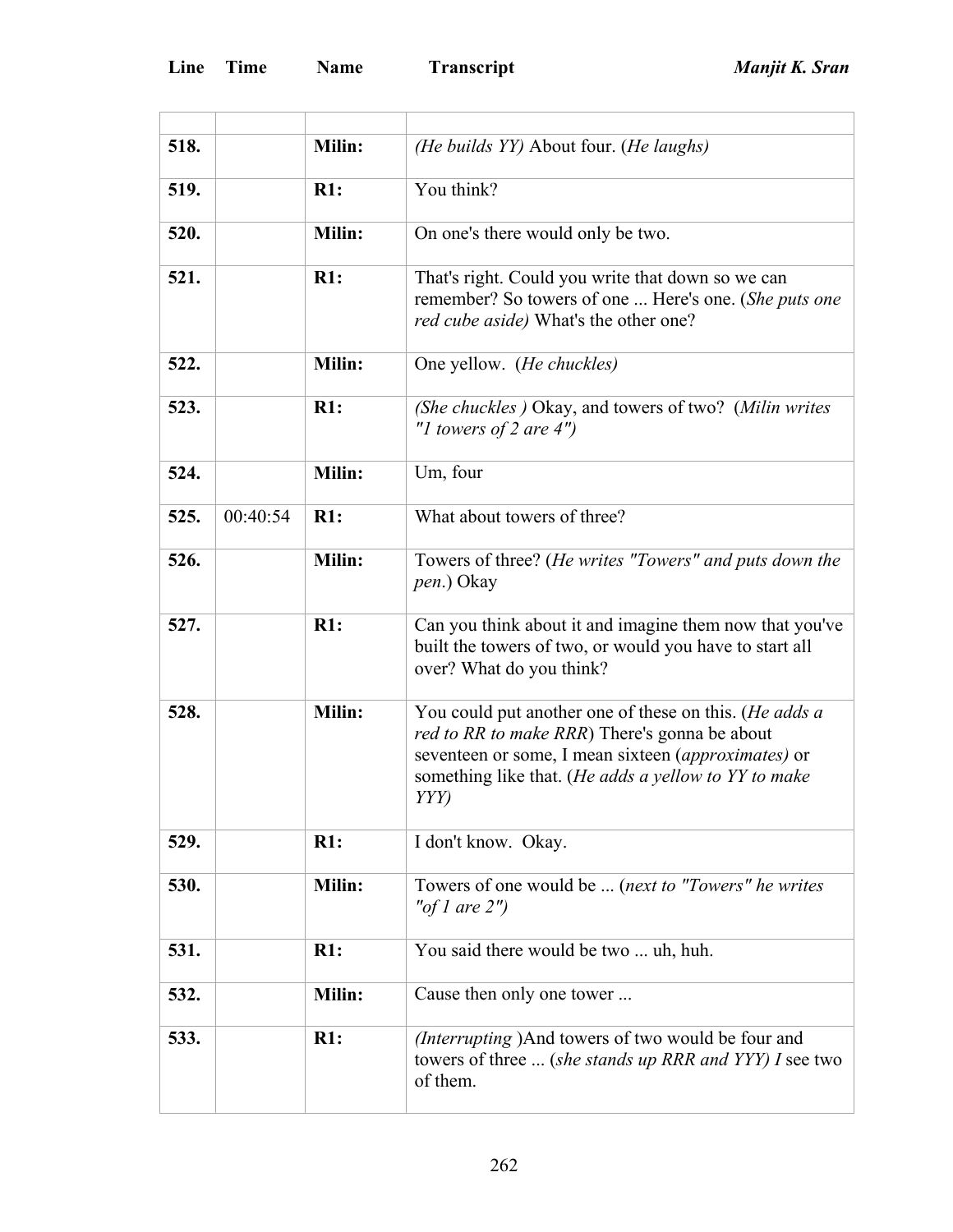| Line | Time | Name | Transcript |
|---|---|---|---|
| | | | |
| **518.** | | **Milin:** | *(He builds YY)* About four. (*He laughs)* |
| **519.** | | **R1:** | You think? |
| **520.** | | **Milin:** | On one's there would only be two. |
| **521.** | | **R1:** | That's right. Could you write that down so we can remember? So towers of one ... Here's one. (*She puts one red cube aside)* What's the other one? |
| **522.** | | **Milin:** | One yellow. (*He chuckles)* |
| **523.** | | **R1:** | *(She chuckles )* Okay, and towers of two? (*Milin writes "1 towers of 2 are 4")* |
| **524.** | | **Milin:** | Um, four |
| **525.** | 00:40:54 | **R1:** | What about towers of three? |
| **526.** | | **Milin:** | Towers of three? (*He writes "Towers" and puts down the pen*.) Okay |
| **527.** | | **R1:** | Can you think about it and imagine them now that you've built the towers of two, or would you have to start all over? What do you think? |
| **528.** | | **Milin:** | You could put another one of these on this. (*He adds a red to RR to make RRR*) There's gonna be about seventeen or some, I mean sixteen (*approximates)* or something like that. (*He adds a yellow to YY to make YYY)* |
| **529.** | | **R1:** | I don't know. Okay. |
| **530.** | | **Milin:** | Towers of one would be ... (*next to "Towers" he writes "of 1 are 2")* |
| **531.** | | **R1:** | You said there would be two ... uh, huh. |
| **532.** | | **Milin:** | Cause then only one tower ... |
| **533.** | | **R1:** | *(Interrupting* )And towers of two would be four and towers of three ... (*she stands up RRR and YYY) I* see two of them. |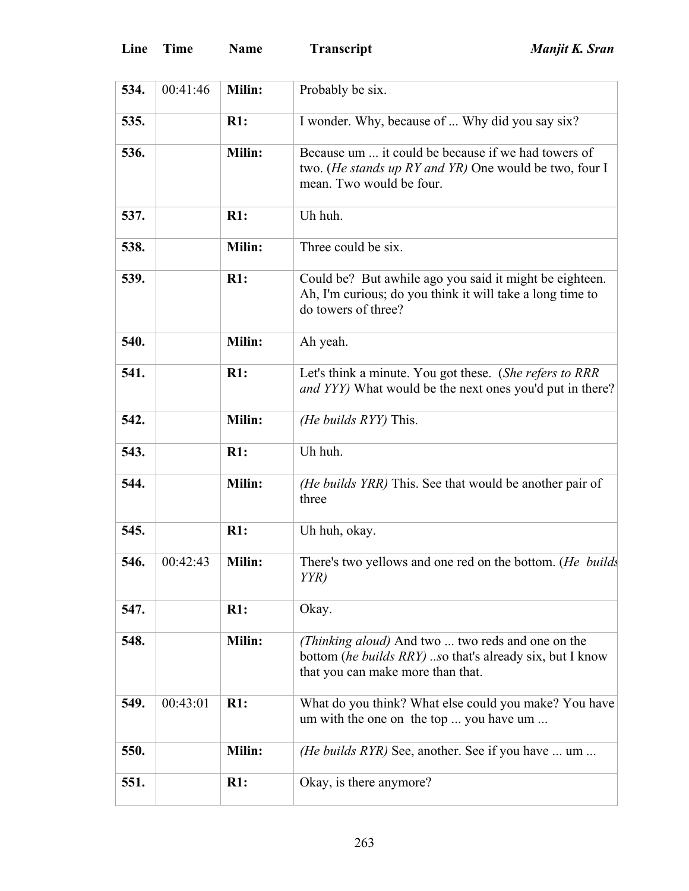| Line | Time | Name | Transcript |
|---|---|---|---|
| **534.** | 00:41:46 | **Milin:** | Probably be six. |
| **535.** | | **R1:** | I wonder. Why, because of ... Why did you say six? |
| **536.** | | **Milin:** | Because um ... it could be because if we had towers of two. (*He stands up RY and YR)* One would be two, four I mean. Two would be four. |
| **537.** | | **R1:** | Uh huh. |
| **538.** | | **Milin:** | Three could be six. |
| **539.** | | **R1:** | Could be? But awhile ago you said it might be eighteen. Ah, I'm curious; do you think it will take a long time to do towers of three? |
| **540.** | | **Milin:** | Ah yeah. |
| **541.** | | **R1:** | Let's think a minute. You got these. (*She refers to RRR and YYY)* What would be the next ones you'd put in there? |
| **542.** | | **Milin:** | *(He builds RYY)* This. |
| **543.** | | **R1:** | Uh huh. |
| **544.** | | **Milin:** | *(He builds YRR)* This. See that would be another pair of three |
| **545.** | | **R1:** | Uh huh, okay. |
| **546.** | 00:42:43 | **Milin:** | There's two yellows and one red on the bottom. (*He builds YYR)* |
| **547.** | | **R1:** | Okay. |
| **548.** | | **Milin:** | *(Thinking aloud)* And two ... two reds and one on the bottom (*he builds RRY) ..s*o that's already six, but I know that you can make more than that. |
| **549.** | 00:43:01 | **R1:** | What do you think? What else could you make? You have um with the one on the top ... you have um ... |
| **550.** | | **Milin:** | *(He builds RYR)* See, another. See if you have ... um ... |
| **551.** | | **R1:** | Okay, is there anymore? |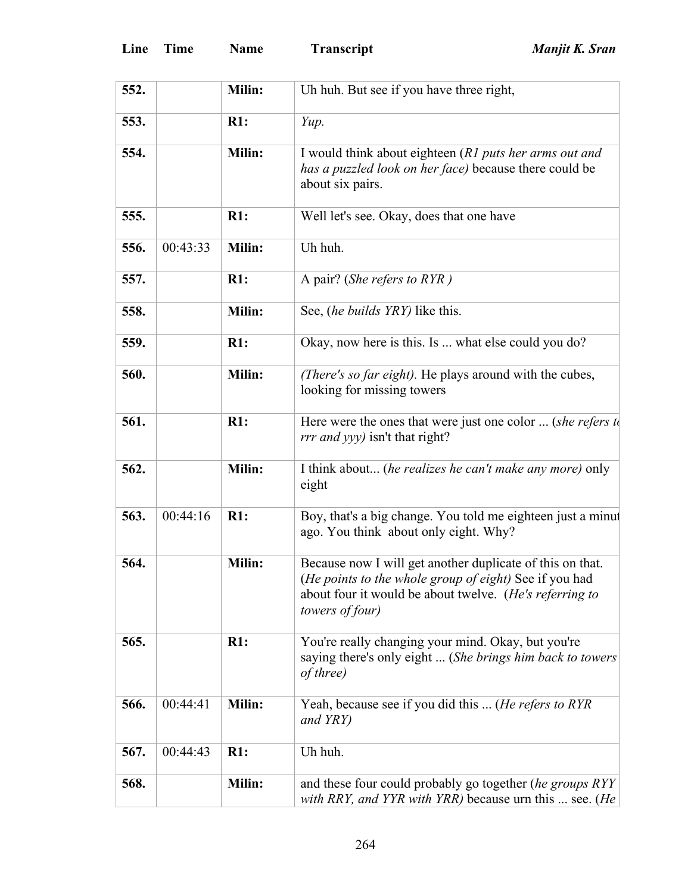| Line | Time | Name | Transcript |
|---|---|---|---|
| 552. | | **Milin:** | Uh huh. But see if you have three right, |
| 553. | | **R1:** | *Yup.* |
| 554. | | **Milin:** | I would think about eighteen (*R1 puts her arms out and has a puzzled look on her face)* because there could be about six pairs. |
| 555. | | **R1:** | Well let's see. Okay, does that one have |
| 556. | 00:43:33 | **Milin:** | Uh huh. |
| 557. | | **R1:** | A pair? (*She refers to RYR )* |
| 558. | | **Milin:** | See, (*he builds YRY)* like this. |
| 559. | | **R1:** | Okay, now here is this. Is ... what else could you do? |
| 560. | | **Milin:** | *(There's so far eight).* He plays around with the cubes, looking for missing towers |
| 561. | | **R1:** | Here were the ones that were just one color ... (*she refers to rrr and yyy)* isn't that right? |
| 562. | | **Milin:** | I think about... (*he realizes he can't make any more)* only eight |
| 563. | 00:44:16 | **R1:** | Boy, that's a big change. You told me eighteen just a minute ago. You think about only eight. Why? |
| 564. | | **Milin:** | Because now I will get another duplicate of this on that. (*He points to the whole group of eight)* See if you had about four it would be about twelve. (*He's referring to towers of four)* |
| 565. | | **R1:** | You're really changing your mind. Okay, but you're saying there's only eight ... (*She brings him back to towers of three)* |
| 566. | 00:44:41 | **Milin:** | Yeah, because see if you did this ... (*He refers to RYR and YRY)* |
| 567. | 00:44:43 | **R1:** | Uh huh. |
| 568. | | **Milin:** | and these four could probably go together (*he groups RYY with RRY, and YYR with YRR)* because urn this ... see. (*He* |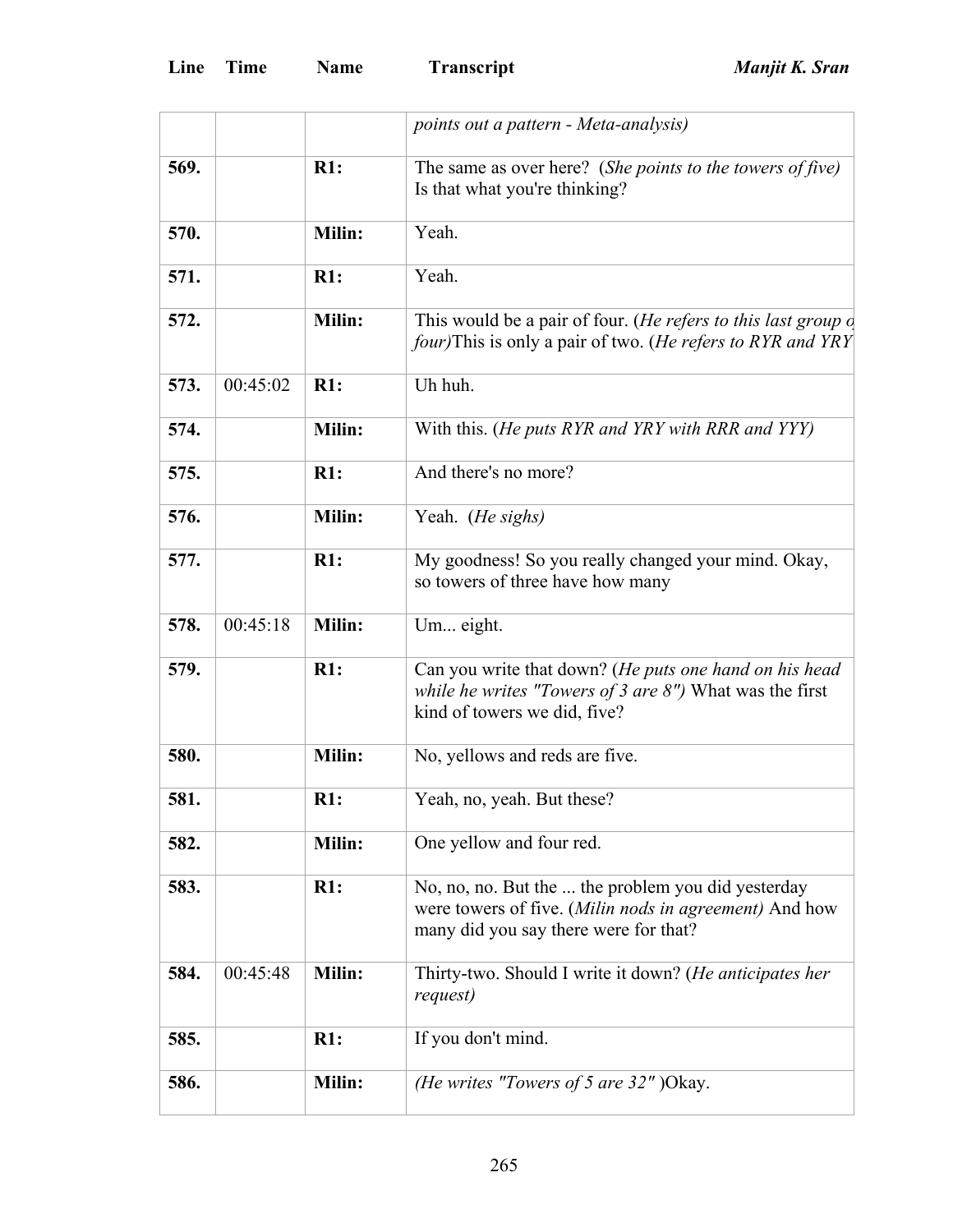| Line | Time | Name | Transcript |
|---|---|---|---|
| | | | *points out a pattern - Meta-analysis)* |
| 569. | | R1: | The same as over here? (*She points to the towers of five)* Is that what you're thinking? |
| 570. | | Milin: | Yeah. |
| 571. | | R1: | Yeah. |
| 572. | | Milin: | This would be a pair of four. (*He refers to this last group o four)*This is only a pair of two. (*He refers to RYR and YRY* |
| 573. | 00:45:02 | R1: | Uh huh. |
| 574. | | Milin: | With this. (*He puts RYR and YRY with RRR and YYY)* |
| 575. | | R1: | And there's no more? |
| 576. | | Milin: | Yeah. (*He sighs)* |
| 577. | | R1: | My goodness! So you really changed your mind. Okay, so towers of three have how many |
| 578. | 00:45:18 | Milin: | Um... eight. |
| 579. | | R1: | Can you write that down? (*He puts one hand on his head while he writes "Towers of 3 are 8")* What was the first kind of towers we did, five? |
| 580. | | Milin: | No, yellows and reds are five. |
| 581. | | R1: | Yeah, no, yeah. But these? |
| 582. | | Milin: | One yellow and four red. |
| 583. | | R1: | No, no, no. But the ... the problem you did yesterday were towers of five. (*Milin nods in agreement)* And how many did you say there were for that? |
| 584. | 00:45:48 | Milin: | Thirty-two. Should I write it down? (*He anticipates her request)* |
| 585. | | R1: | If you don't mind. |
| 586. | | Milin: | *(He writes "Towers of 5 are 32" )*Okay. |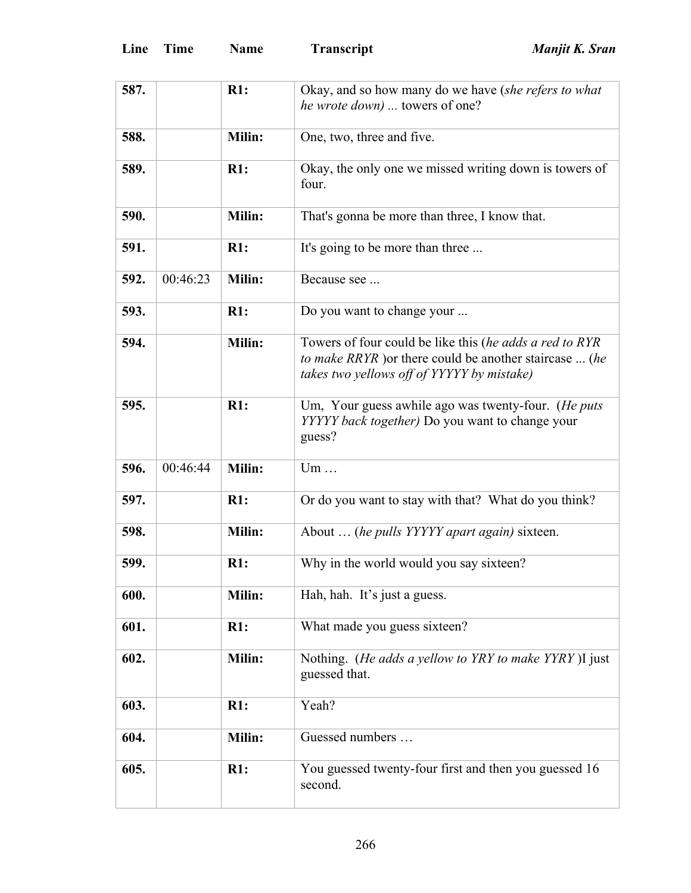| Line | Time | Name | Transcript |
|---|---|---|---|
| **587.** | | **R1:** | Okay, and so how many do we have (*she refers to what he wrote down) ...* towers of one? |
| **588.** | | **Milin:** | One, two, three and five. |
| **589.** | | **R1:** | Okay, the only one we missed writing down is towers of four. |
| **590.** | | **Milin:** | That's gonna be more than three, I know that. |
| **591.** | | **R1:** | It's going to be more than three ... |
| **592.** | 00:46:23 | **Milin:** | Because see ... |
| **593.** | | **R1:** | Do you want to change your ... |
| **594.** | | **Milin:** | Towers of four could be like this (*he adds a red to RYR to make RRYR* )or there could be another staircase ... (*he takes two yellows off of YYYYY by mistake)* |
| **595.** | | **R1:** | Um, Your guess awhile ago was twenty-four. (*He puts YYYYY back together)* Do you want to change your guess? |
| **596.** | 00:46:44 | **Milin:** | Um … |
| **597.** | | **R1:** | Or do you want to stay with that? What do you think? |
| **598.** | | **Milin:** | About … (*he pulls YYYYY apart again)* sixteen. |
| **599.** | | **R1:** | Why in the world would you say sixteen? |
| **600.** | | **Milin:** | Hah, hah. It's just a guess. |
| **601.** | | **R1:** | What made you guess sixteen? |
| **602.** | | **Milin:** | Nothing. (*He adds a yellow to YRY to make YYRY* )I just guessed that. |
| **603.** | | **R1:** | Yeah? |
| **604.** | | **Milin:** | Guessed numbers … |
| **605.** | | **R1:** | You guessed twenty-four first and then you guessed 16 second. |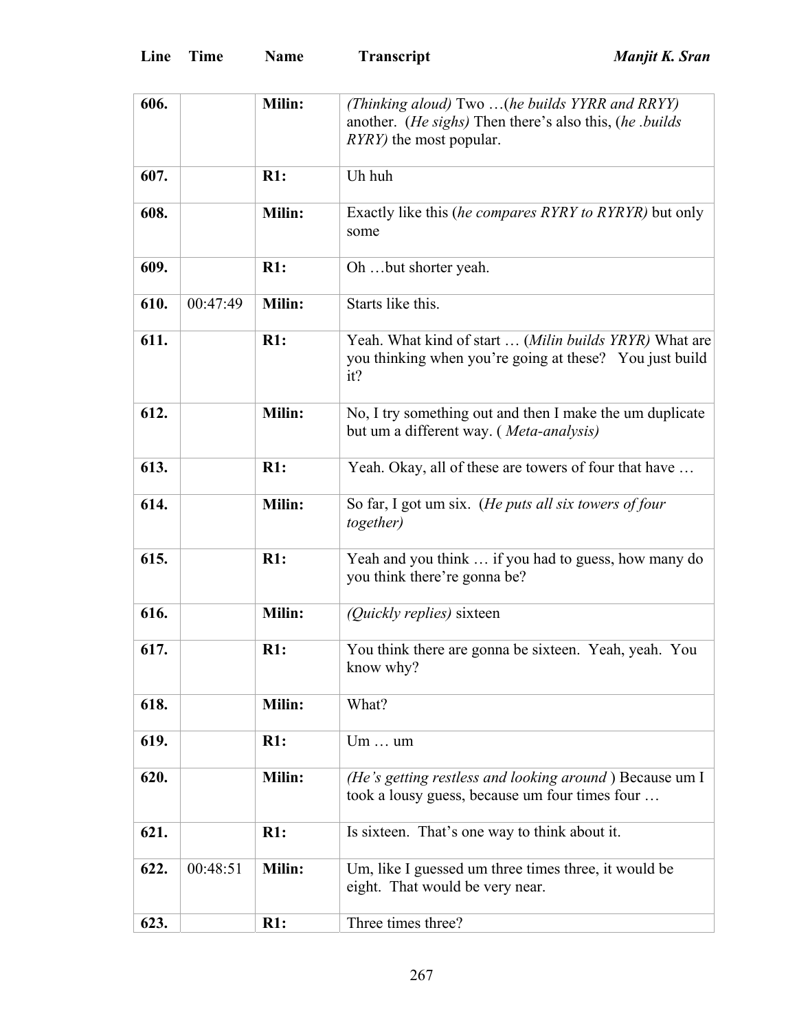| Line | Time | Name | Transcript |
|---|---|---|---|
| **606.** | | **Milin:** | *(Thinking aloud)* Two …(*he builds YYRR and RRYY)* another. (*He sighs)* Then there's also this, (*he .builds RYRY)* the most popular. |
| **607.** | | **R1:** | Uh huh |
| **608.** | | **Milin:** | Exactly like this (*he compares RYRY to RYRYR)* but only some |
| **609.** | | **R1:** | Oh …but shorter yeah. |
| **610.** | 00:47:49 | **Milin:** | Starts like this. |
| **611.** | | **R1:** | Yeah. What kind of start … (*Milin builds YRYR)* What are you thinking when you're going at these? You just build it? |
| **612.** | | **Milin:** | No, I try something out and then I make the um duplicate but um a different way. ( *Meta-analysis)* |
| **613.** | | **R1:** | Yeah. Okay, all of these are towers of four that have … |
| **614.** | | **Milin:** | So far, I got um six. (*He puts all six towers of four together)* |
| **615.** | | **R1:** | Yeah and you think … if you had to guess, how many do you think there're gonna be? |
| **616.** | | **Milin:** | *(Quickly replies)* sixteen |
| **617.** | | **R1:** | You think there are gonna be sixteen. Yeah, yeah. You know why? |
| **618.** | | **Milin:** | What? |
| **619.** | | **R1:** | Um … um |
| **620.** | | **Milin:** | *(He's getting restless and looking around* ) Because um I took a lousy guess, because um four times four … |
| **621.** | | **R1:** | Is sixteen. That's one way to think about it. |
| **622.** | 00:48:51 | **Milin:** | Um, like I guessed um three times three, it would be eight. That would be very near. |
| **623.** | | **R1:** | Three times three? |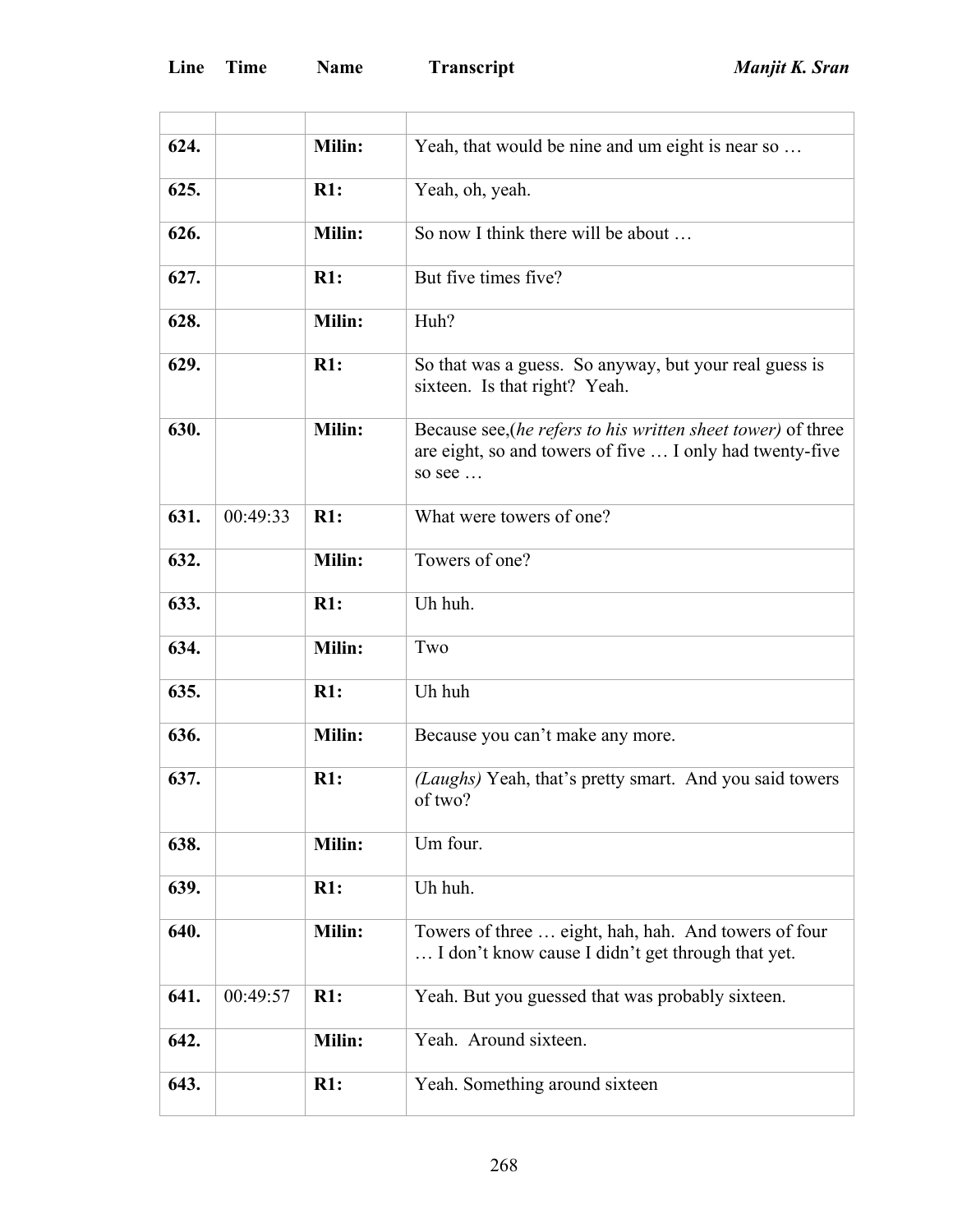| Line | Time | Name | Transcript |
|---|---|---|---|
| | | | |
| 624. | | **Milin:** | Yeah, that would be nine and um eight is near so … |
| 625. | | **R1:** | Yeah, oh, yeah. |
| 626. | | **Milin:** | So now I think there will be about … |
| 627. | | **R1:** | But five times five? |
| 628. | | **Milin:** | Huh? |
| 629. | | **R1:** | So that was a guess. So anyway, but your real guess is sixteen. Is that right? Yeah. |
| 630. | | **Milin:** | Because see,(*he refers to his written sheet tower)* of three are eight, so and towers of five … I only had twenty-five so see … |
| 631. | 00:49:33 | **R1:** | What were towers of one? |
| 632. | | **Milin:** | Towers of one? |
| 633. | | **R1:** | Uh huh. |
| 634. | | **Milin:** | Two |
| 635. | | **R1:** | Uh huh |
| 636. | | **Milin:** | Because you can't make any more. |
| 637. | | **R1:** | *(Laughs)* Yeah, that's pretty smart. And you said towers of two? |
| 638. | | **Milin:** | Um four. |
| 639. | | **R1:** | Uh huh. |
| 640. | | **Milin:** | Towers of three … eight, hah, hah. And towers of four … I don't know cause I didn't get through that yet. |
| 641. | 00:49:57 | **R1:** | Yeah. But you guessed that was probably sixteen. |
| 642. | | **Milin:** | Yeah. Around sixteen. |
| 643. | | **R1:** | Yeah. Something around sixteen |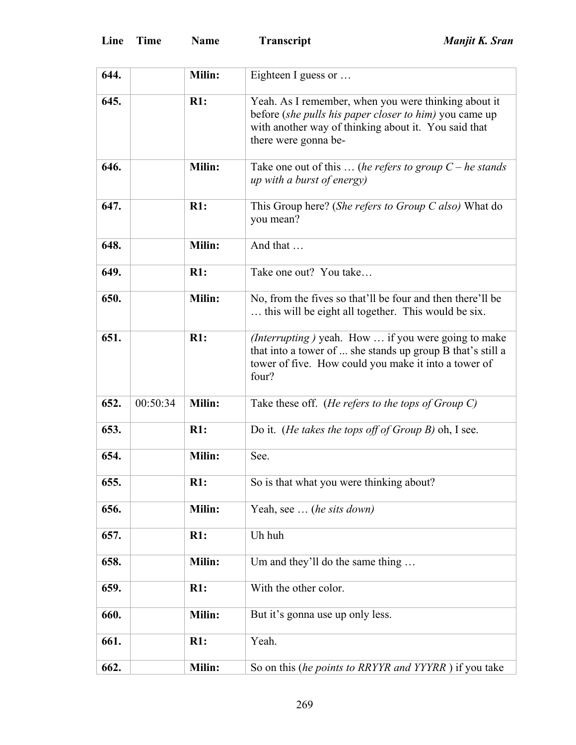| Line | Time | Name | Transcript |
|---|---|---|---|
| **644.** | | **Milin:** | Eighteen I guess or … |
| **645.** | | **R1:** | Yeah. As I remember, when you were thinking about it before (*she pulls his paper closer to him)* you came up with another way of thinking about it. You said that there were gonna be- |
| **646.** | | **Milin:** | Take one out of this … (*he refers to group C – he stands up with a burst of energy)* |
| **647.** | | **R1:** | This Group here? (*She refers to Group C also)* What do you mean? |
| **648.** | | **Milin:** | And that … |
| **649.** | | **R1:** | Take one out? You take… |
| **650.** | | **Milin:** | No, from the fives so that'll be four and then there'll be … this will be eight all together. This would be six. |
| **651.** | | **R1:** | *(Interrupting )* yeah. How … if you were going to make that into a tower of ... she stands up group B that's still a tower of five. How could you make it into a tower of four? |
| **652.** | 00:50:34 | **Milin:** | Take these off. (*He refers to the tops of Group C)* |
| **653.** | | **R1:** | Do it. (*He takes the tops off of Group B)* oh, I see. |
| **654.** | | **Milin:** | See. |
| **655.** | | **R1:** | So is that what you were thinking about? |
| **656.** | | **Milin:** | Yeah, see … (*he sits down)* |
| **657.** | | **R1:** | Uh huh |
| **658.** | | **Milin:** | Um and they'll do the same thing … |
| **659.** | | **R1:** | With the other color. |
| **660.** | | **Milin:** | But it's gonna use up only less. |
| **661.** | | **R1:** | Yeah. |
| **662.** | | **Milin:** | So on this (*he points to RRYYR and YYYRR* ) if you take |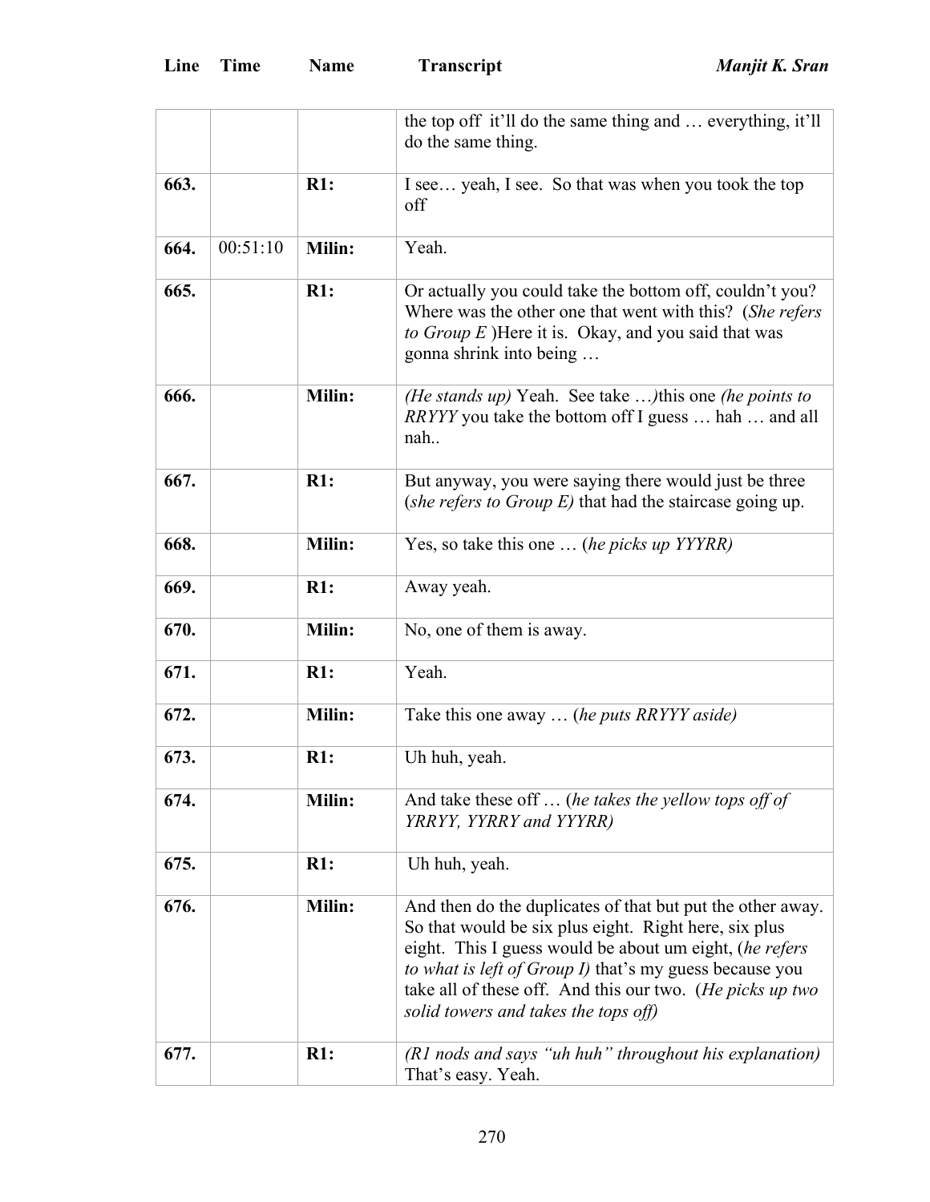| Line | Time | Name | Transcript |
|---|---|---|---|
| | | | the top off it'll do the same thing and … everything, it'll do the same thing. |
| **663.** | | **R1:** | I see… yeah, I see. So that was when you took the top off |
| **664.** | 00:51:10 | **Milin:** | Yeah. |
| **665.** | | **R1:** | Or actually you could take the bottom off, couldn't you? Where was the other one that went with this? (*She refers to Group E* )Here it is. Okay, and you said that was gonna shrink into being … |
| **666.** | | **Milin:** | *(He stands up)* Yeah. See take …*)*this one *(he points to RRYYY* you take the bottom off I guess … hah … and all nah.. |
| **667.** | | **R1:** | But anyway, you were saying there would just be three (*she refers to Group E)* that had the staircase going up. |
| **668.** | | **Milin:** | Yes, so take this one … (*he picks up YYYRR)* |
| **669.** | | **R1:** | Away yeah. |
| **670.** | | **Milin:** | No, one of them is away. |
| **671.** | | **R1:** | Yeah. |
| **672.** | | **Milin:** | Take this one away … (*he puts RRYYY aside)* |
| **673.** | | **R1:** | Uh huh, yeah. |
| **674.** | | **Milin:** | And take these off … (*he takes the yellow tops off of YRRYY, YYRRY and YYYRR)* |
| **675.** | | **R1:** | Uh huh, yeah. |
| **676.** | | **Milin:** | And then do the duplicates of that but put the other away. So that would be six plus eight. Right here, six plus eight. This I guess would be about um eight, (*he refers to what is left of Group I)* that's my guess because you take all of these off. And this our two. (*He picks up two solid towers and takes the tops off)* |
| **677.** | | **R1:** | *(R1 nods and says "uh huh" throughout his explanation)* That's easy. Yeah. |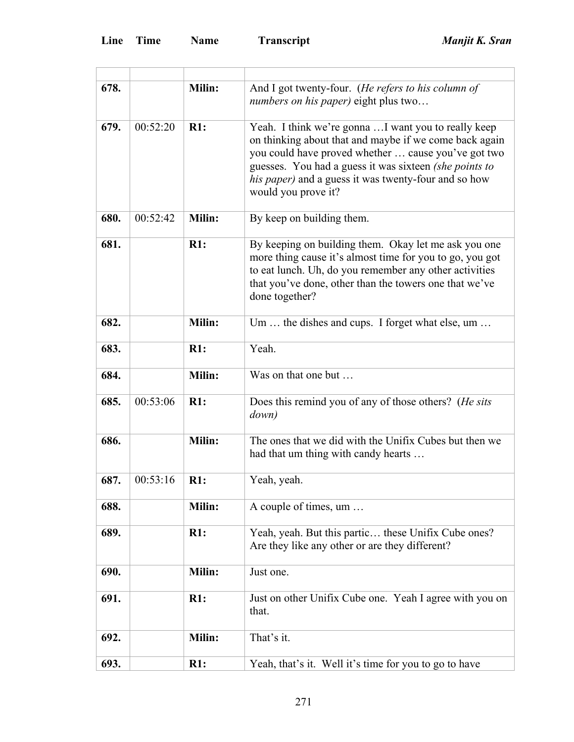| Line | Time | Name | Transcript |
|---|---|---|---|
| | | | |
| **678.** | | **Milin:** | And I got twenty-four. (*He refers to his column of numbers on his paper)* eight plus two… |
| **679.** | 00:52:20 | **R1:** | Yeah. I think we're gonna …I want you to really keep on thinking about that and maybe if we come back again you could have proved whether … cause you've got two guesses. You had a guess it was sixteen *(she points to his paper)* and a guess it was twenty-four and so how would you prove it? |
| **680.** | 00:52:42 | **Milin:** | By keep on building them. |
| **681.** | | **R1:** | By keeping on building them. Okay let me ask you one more thing cause it's almost time for you to go, you got to eat lunch. Uh, do you remember any other activities that you've done, other than the towers one that we've done together? |
| **682.** | | **Milin:** | Um … the dishes and cups. I forget what else, um … |
| **683.** | | **R1:** | Yeah. |
| **684.** | | **Milin:** | Was on that one but … |
| **685.** | 00:53:06 | **R1:** | Does this remind you of any of those others? (*He sits down)* |
| **686.** | | **Milin:** | The ones that we did with the Unifix Cubes but then we had that um thing with candy hearts … |
| **687.** | 00:53:16 | **R1:** | Yeah, yeah. |
| **688.** | | **Milin:** | A couple of times, um … |
| **689.** | | **R1:** | Yeah, yeah. But this partic… these Unifix Cube ones? Are they like any other or are they different? |
| **690.** | | **Milin:** | Just one. |
| **691.** | | **R1:** | Just on other Unifix Cube one. Yeah I agree with you on that. |
| **692.** | | **Milin:** | That's it. |
| **693.** | | **R1:** | Yeah, that's it. Well it's time for you to go to have |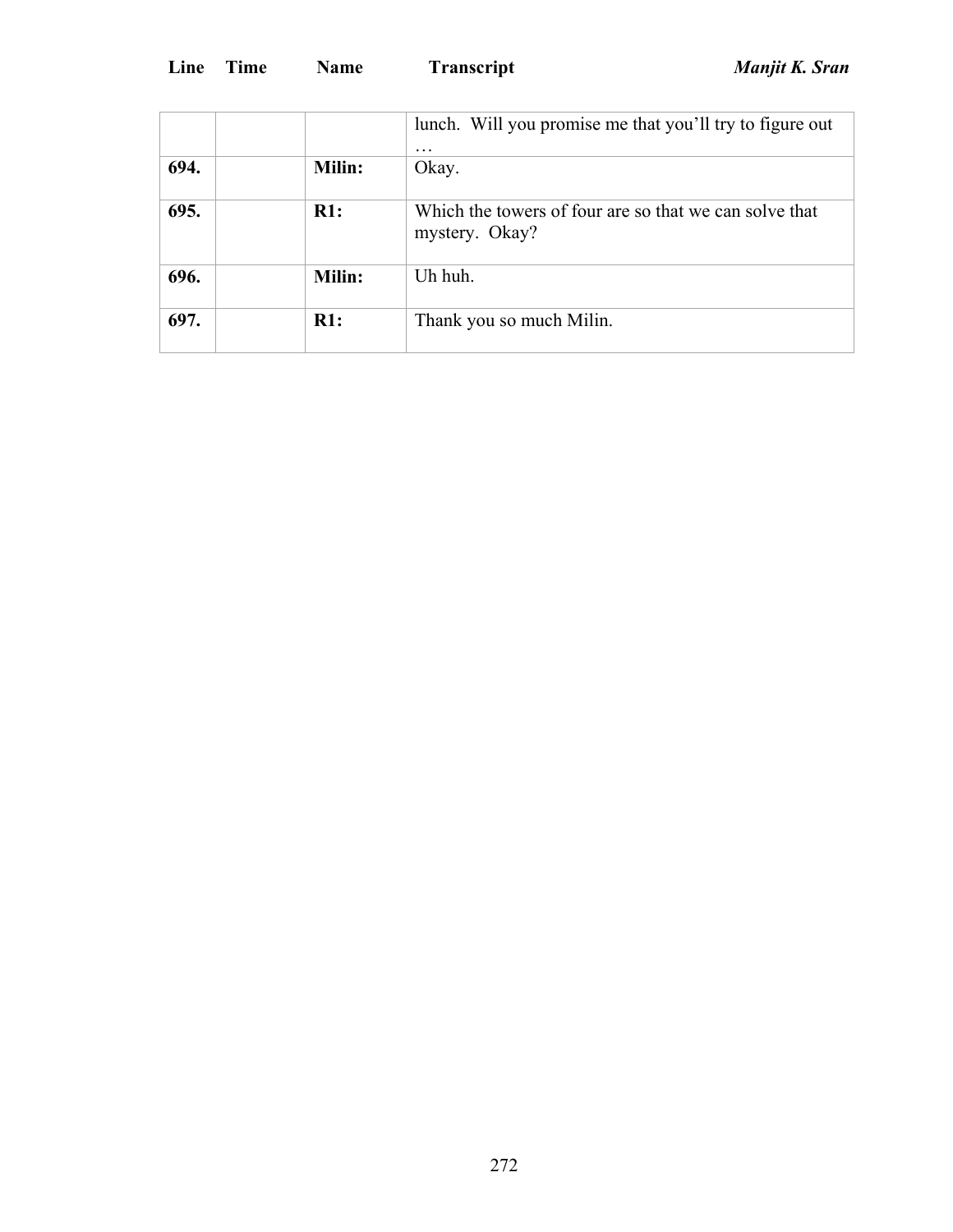| Line | Time | Name | Transcript |
|---|---|---|---|
| | | | lunch. Will you promise me that you'll try to figure out … |
| **694.** | | **Milin:** | Okay. |
| **695.** | | **R1:** | Which the towers of four are so that we can solve that mystery. Okay? |
| **696.** | | **Milin:** | Uh huh. |
| **697.** | | **R1:** | Thank you so much Milin. |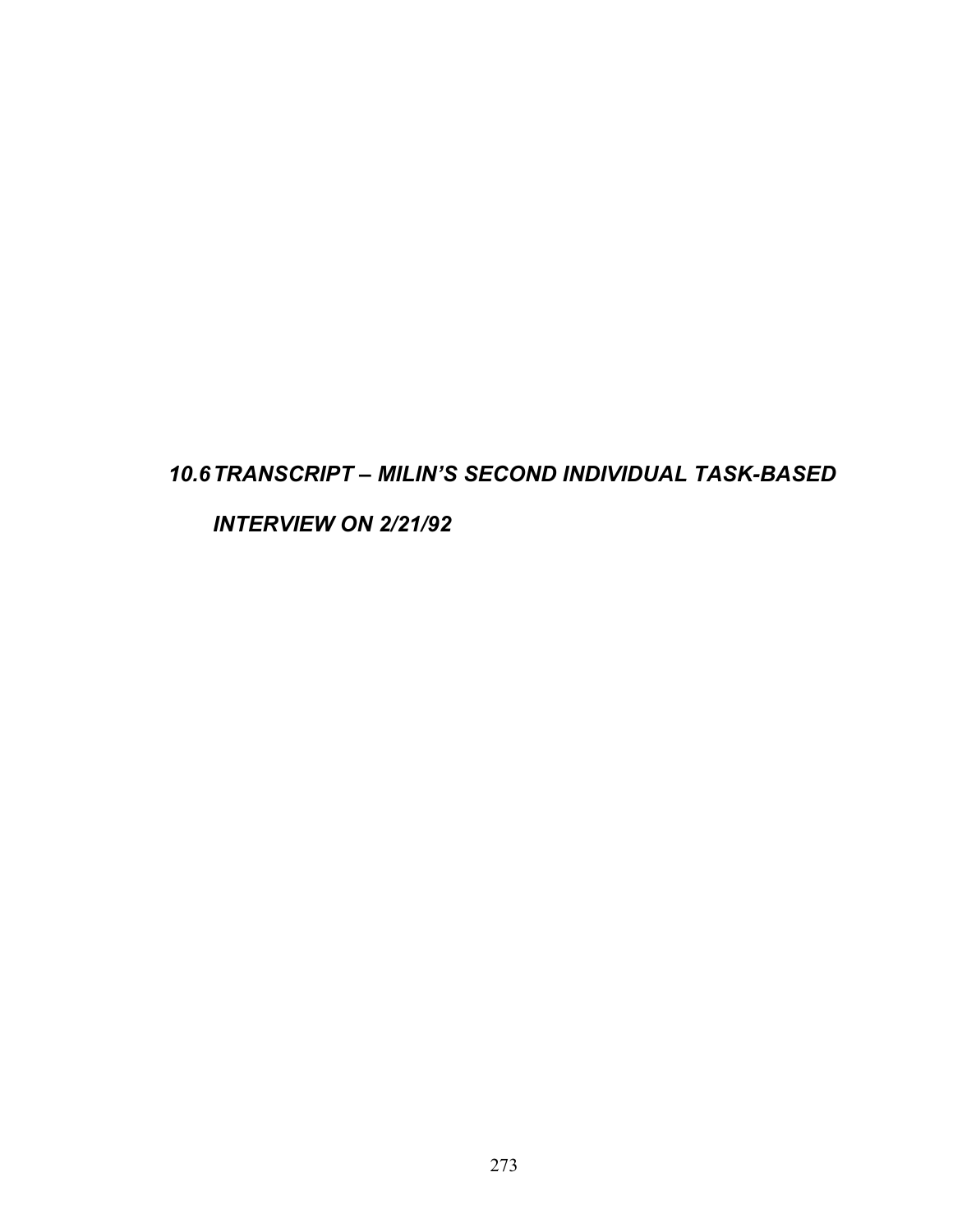## *10.6 TRANSCRIPT – MILIN'S SECOND INDIVIDUAL TASK-BASED INTERVIEW ON 2/21/92*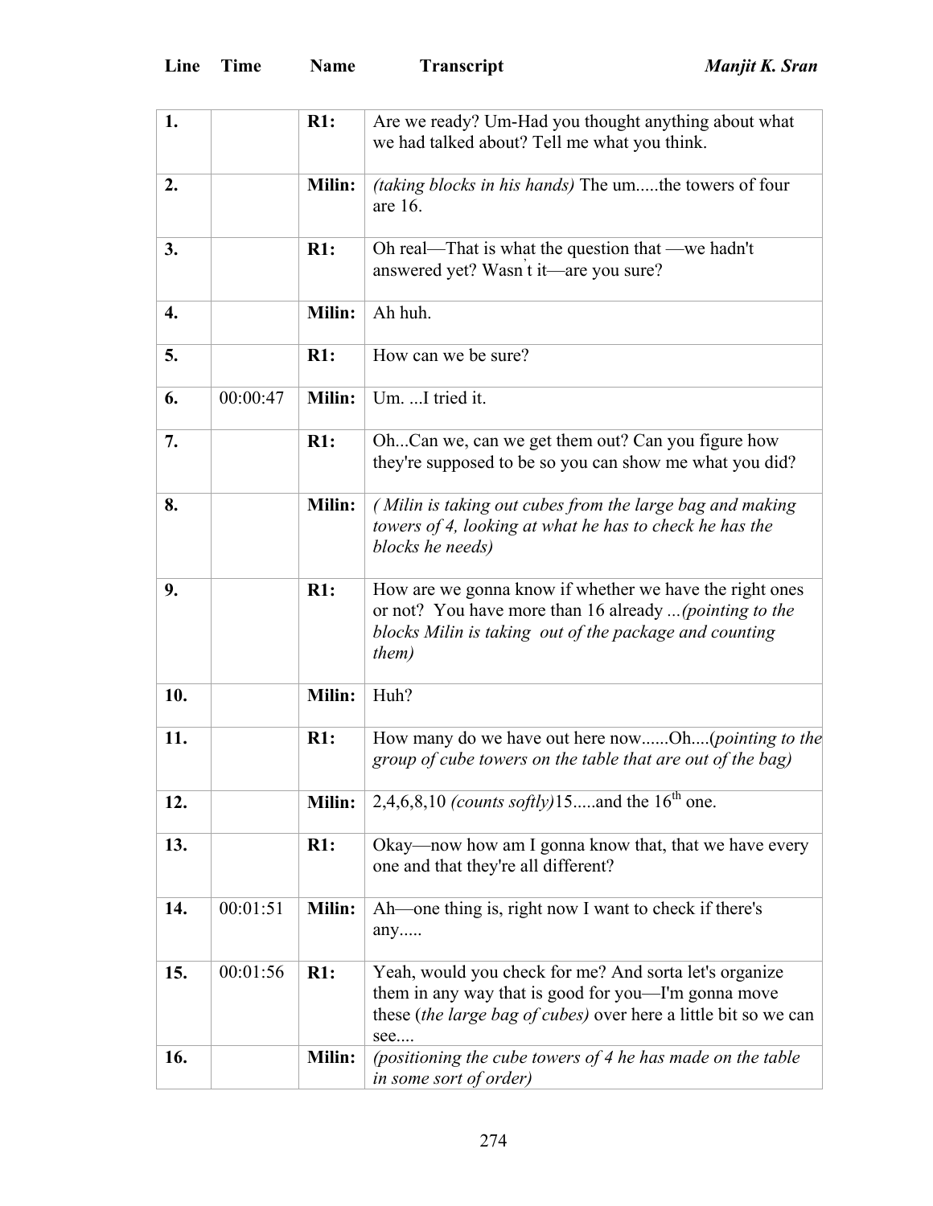| Line | Time | Name | Transcript |
|---|---|---|---|
| **1.** | | **R1:** | Are we ready? Um-Had you thought anything about what we had talked about? Tell me what you think. |
| **2.** | | **Milin:** | *(taking blocks in his hands)* The um.....the towers of four are 16. |
| **3.** | | **R1:** | Oh real—That is what the question that —we hadn't answered yet? Wasn't it—are you sure? |
| **4.** | | **Milin:** | Ah huh. |
| **5.** | | **R1:** | How can we be sure? |
| **6.** | 00:00:47 | **Milin:** | Um. ...I tried it. |
| **7.** | | **R1:** | Oh...Can we, can we get them out? Can you figure how they're supposed to be so you can show me what you did? |
| **8.** | | **Milin:** | *( Milin is taking out cubes from the large bag and making towers of 4, looking at what he has to check he has the blocks he needs)* |
| **9.** | | **R1:** | How are we gonna know if whether we have the right ones or not? You have more than 16 already *...(pointing to the blocks Milin is taking out of the package and counting them)* |
| **10.** | | **Milin:** | Huh? |
| **11.** | | **R1:** | How many do we have out here now......Oh....(*pointing to the group of cube towers on the table that are out of the bag)* |
| **12.** | | **Milin:** | 2,4,6,8,10 *(counts softly)*15.....and the 16th one. |
| **13.** | | **R1:** | Okay—now how am I gonna know that, that we have every one and that they're all different? |
| **14.** | 00:01:51 | **Milin:** | Ah—one thing is, right now I want to check if there's any..... |
| **15.** | 00:01:56 | **R1:** | Yeah, would you check for me? And sorta let's organize them in any way that is good for you—I'm gonna move these (*the large bag of cubes)* over here a little bit so we can see.... |
| **16.** | | **Milin:** | *(positioning the cube towers of 4 he has made on the table in some sort of order)* |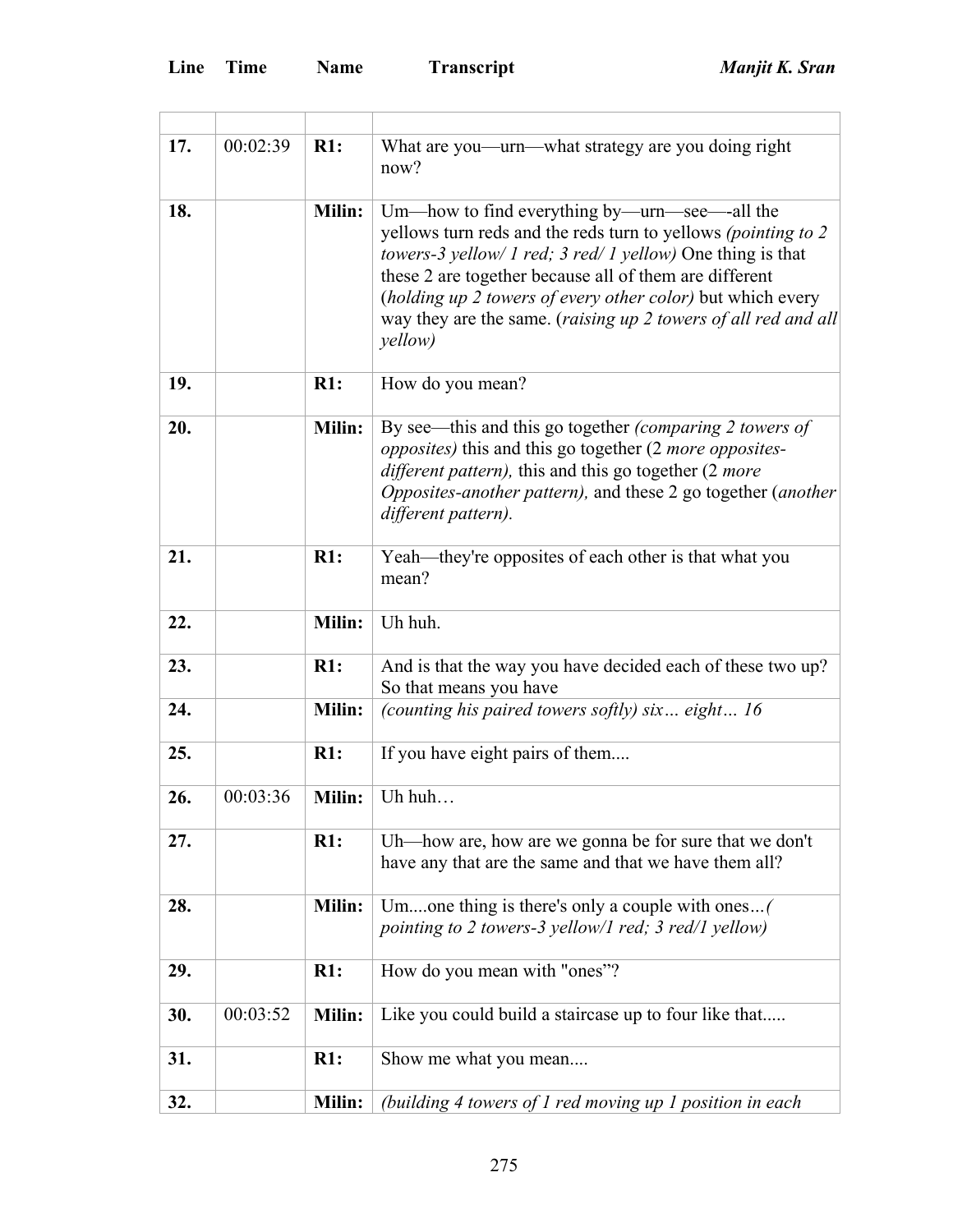| Line | Time | Name | Transcript |
|---|---|---|---|
| | | | |
| **17.** | 00:02:39 | **R1:** | What are you—urn—what strategy are you doing right now? |
| **18.** | | **Milin:** | Um—how to find everything by—urn—see—-all the yellows turn reds and the reds turn to yellows *(pointing to 2 towers-3 yellow/ 1 red; 3 red/ 1 yellow)* One thing is that these 2 are together because all of them are different (*holding up 2 towers of every other color)* but which every way they are the same. (*raising up 2 towers of all red and all yellow)* |
| **19.** | | **R1:** | How do you mean? |
| **20.** | | **Milin:** | By see—this and this go together *(comparing 2 towers of opposites)* this and this go together (2 *more opposites-different pattern),* this and this go together (2 *more Opposites-another pattern),* and these 2 go together (*another different pattern).* |
| **21.** | | **R1:** | Yeah—they're opposites of each other is that what you mean? |
| **22.** | | **Milin:** | Uh huh. |
| **23.** | | **R1:** | And is that the way you have decided each of these two up? So that means you have |
| **24.** | | **Milin:** | *(counting his paired towers softly) six… eight… 16* |
| **25.** | | **R1:** | If you have eight pairs of them.... |
| **26.** | 00:03:36 | **Milin:** | Uh huh… |
| **27.** | | **R1:** | Uh—how are, how are we gonna be for sure that we don't have any that are the same and that we have them all? |
| **28.** | | **Milin:** | Um....one thing is there's only a couple with ones…*( pointing to 2 towers-3 yellow/1 red; 3 red/1 yellow)* |
| **29.** | | **R1:** | How do you mean with "ones"? |
| **30.** | 00:03:52 | **Milin:** | Like you could build a staircase up to four like that..... |
| **31.** | | **R1:** | Show me what you mean.... |
| **32.** | | **Milin:** | *(building 4 towers of 1 red moving up 1 position in each* |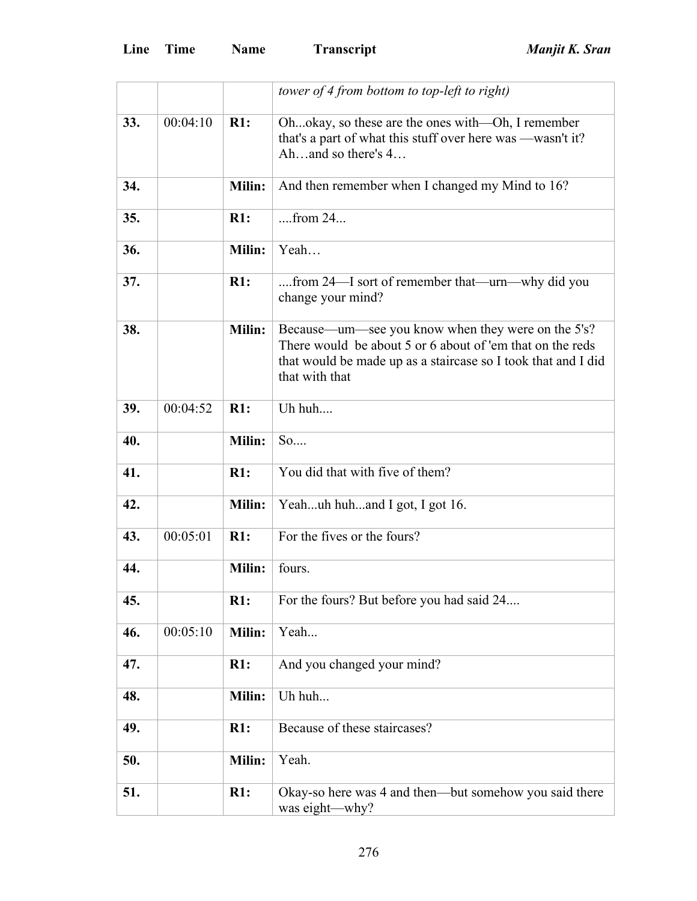| Line | Time | Name | Transcript |
|---|---|---|---|
| | | | *tower of 4 from bottom to top-left to right)* |
| **33.** | 00:04:10 | **R1:** | Oh...okay, so these are the ones with—Oh, I remember that's a part of what this stuff over here was —wasn't it? Ah…and so there's 4… |
| **34.** | | **Milin:** | And then remember when I changed my Mind to 16? |
| **35.** | | **R1:** | ....from 24... |
| **36.** | | **Milin:** | Yeah… |
| **37.** | | **R1:** | ....from 24—I sort of remember that—urn—why did you change your mind? |
| **38.** | | **Milin:** | Because—um—see you know when they were on the 5's? There would be about 5 or 6 about of 'em that on the reds that would be made up as a staircase so I took that and I did that with that |
| **39.** | 00:04:52 | **R1:** | Uh huh.... |
| **40.** | | **Milin:** | So.... |
| **41.** | | **R1:** | You did that with five of them? |
| **42.** | | **Milin:** | Yeah...uh huh...and I got, I got 16. |
| **43.** | 00:05:01 | **R1:** | For the fives or the fours? |
| **44.** | | **Milin:** | fours. |
| **45.** | | **R1:** | For the fours? But before you had said 24.... |
| **46.** | 00:05:10 | **Milin:** | Yeah... |
| **47.** | | **R1:** | And you changed your mind? |
| **48.** | | **Milin:** | Uh huh... |
| **49.** | | **R1:** | Because of these staircases? |
| **50.** | | **Milin:** | Yeah. |
| **51.** | | **R1:** | Okay-so here was 4 and then—but somehow you said there was eight—why? |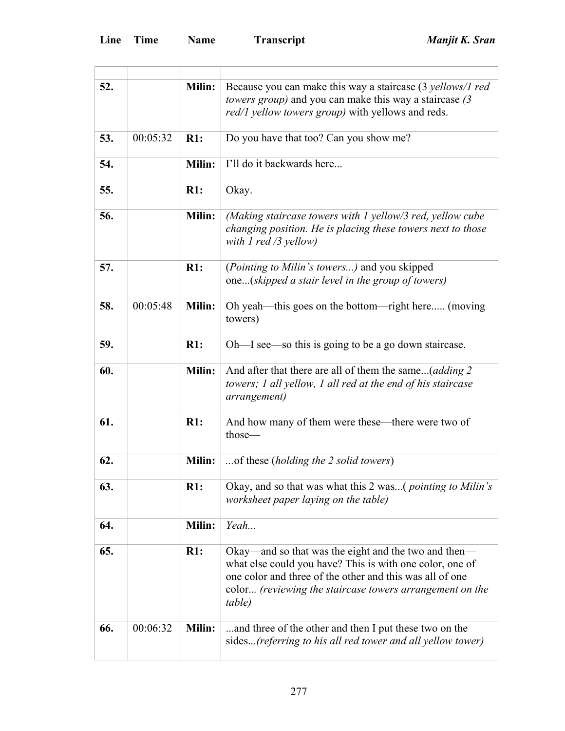| Line | Time | Name | Transcript |
|---|---|---|---|
| | | | |
| **52.** | | **Milin:** | Because you can make this way a staircase (3 *yellows/1 red towers group)* and you can make this way a staircase *(3 red/1 yellow towers group)* with yellows and reds. |
| **53.** | 00:05:32 | **R1:** | Do you have that too? Can you show me? |
| **54.** | | **Milin:** | I'll do it backwards here... |
| **55.** | | **R1:** | Okay. |
| **56.** | | **Milin:** | *(Making staircase towers with 1 yellow/3 red, yellow cube changing position. He is placing these towers next to those with 1 red /3 yellow)* |
| **57.** | | **R1:** | (*Pointing to Milin's towers...)* and you skipped one...(*skipped a stair level in the group of towers)* |
| **58.** | 00:05:48 | **Milin:** | Oh yeah—this goes on the bottom—right here..... (moving towers) |
| **59.** | | **R1:** | Oh—I see—so this is going to be a go down staircase. |
| **60.** | | **Milin:** | And after that there are all of them the same...(*adding 2 towers; 1 all yellow, 1 all red at the end of his staircase arrangement)* |
| **61.** | | **R1:** | And how many of them were these—there were two of those— |
| **62.** | | **Milin:** | ...of these (*holding the 2 solid towers*) |
| **63.** | | **R1:** | Okay, and so that was what this 2 was...( *pointing to Milin's worksheet paper laying on the table)* |
| **64.** | | **Milin:** | *Yeah...* |
| **65.** | | **R1:** | Okay—and so that was the eight and the two and then—what else could you have? This is with one color, one of one color and three of the other and this was all of one color... *(reviewing the staircase towers arrangement on the table)* |
| **66.** | 00:06:32 | **Milin:** | ...and three of the other and then I put these two on the sides...*(referring to his all red tower and all yellow tower)* |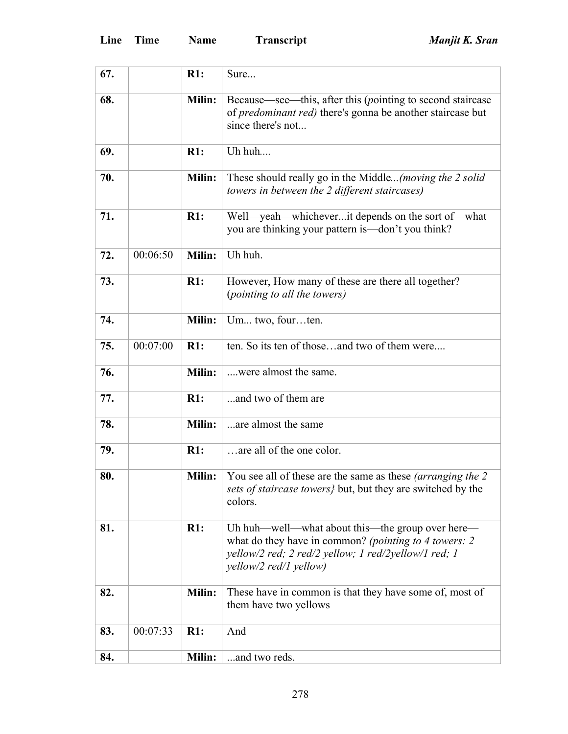| Line | Time | Name | Transcript |
|---|---|---|---|
| **67.** | | **R1:** | Sure... |
| **68.** | | **Milin:** | Because—see—this, after this (*pointing to second staircase of predominant red)* there's gonna be another staircase but since there's not... |
| **69.** | | **R1:** | Uh huh.... |
| **70.** | | **Milin:** | These should really go in the Middle*...(moving the 2 solid towers in between the 2 different staircases)* |
| **71.** | | **R1:** | Well—yeah—whichever...it depends on the sort of—what you are thinking your pattern is—don't you think? |
| **72.** | 00:06:50 | **Milin:** | Uh huh. |
| **73.** | | **R1:** | However, How many of these are there all together? (*pointing to all the towers)* |
| **74.** | | **Milin:** | Um... two, four…ten. |
| **75.** | 00:07:00 | **R1:** | ten. So its ten of those…and two of them were.... |
| **76.** | | **Milin:** | ....were almost the same. |
| **77.** | | **R1:** | ...and two of them are |
| **78.** | | **Milin:** | ...are almost the same |
| **79.** | | **R1:** | …are all of the one color. |
| **80.** | | **Milin:** | You see all of these are the same as these *(arranging the 2 sets of staircase towers}* but, but they are switched by the colors. |
| **81.** | | **R1:** | Uh huh—well—what about this—the group over here—what do they have in common? *(pointing to 4 towers: 2 yellow/2 red; 2 red/2 yellow; 1 red/2yellow/1 red; 1 yellow/2 red/1 yellow)* |
| **82.** | | **Milin:** | These have in common is that they have some of, most of them have two yellows |
| **83.** | 00:07:33 | **R1:** | And |
| **84.** | | **Milin:** | ...and two reds. |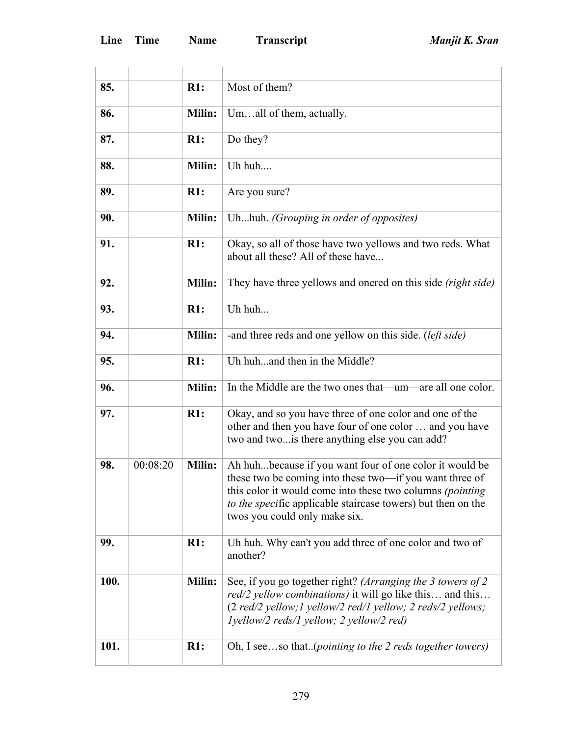| Line | Time | Name | Transcript |
|---|---|---|---|
| | | | |
| **85.** | | **R1:** | Most of them? |
| **86.** | | **Milin:** | Um…all of them, actually. |
| **87.** | | **R1:** | Do they? |
| **88.** | | **Milin:** | Uh huh.... |
| **89.** | | **R1:** | Are you sure? |
| **90.** | | **Milin:** | Uh...huh. *(Grouping in order of opposites)* |
| **91.** | | **R1:** | Okay, so all of those have two yellows and two reds. What about all these? All of these have... |
| **92.** | | **Milin:** | They have three yellows and onered on this side *(right side)* |
| **93.** | | **R1:** | Uh huh... |
| **94.** | | **Milin:** | -and three reds and one yellow on this side. (*left side)* |
| **95.** | | **R1:** | Uh huh...and then in the Middle? |
| **96.** | | **Milin:** | In the Middle are the two ones that—um—are all one color. |
| **97.** | | **R1:** | Okay, and so you have three of one color and one of the other and then you have four of one color … and you have two and two...is there anything else you can add? |
| **98.** | 00:08:20 | **Milin:** | Ah huh...because if you want four of one color it would be these two be coming into these two—if you want three of this color it would come into these two columns *(pointing to the speci*fic applicable staircase towers) but then on the twos you could only make six. |
| **99.** | | **R1:** | Uh huh. Why can't you add three of one color and two of another? |
| **100.** | | **Milin:** | See, if you go together right? *(Arranging the 3 towers of 2 red/2 yellow combinations)* it will go like this… and this… (*2 red/2 yellow;1 yellow/2 red/1 yellow; 2 reds/2 yellows; 1yellow/2 reds/1 yellow; 2 yellow/2 red)* |
| **101.** | | **R1:** | Oh, I see…so that..(*pointing to the 2 reds together towers)* |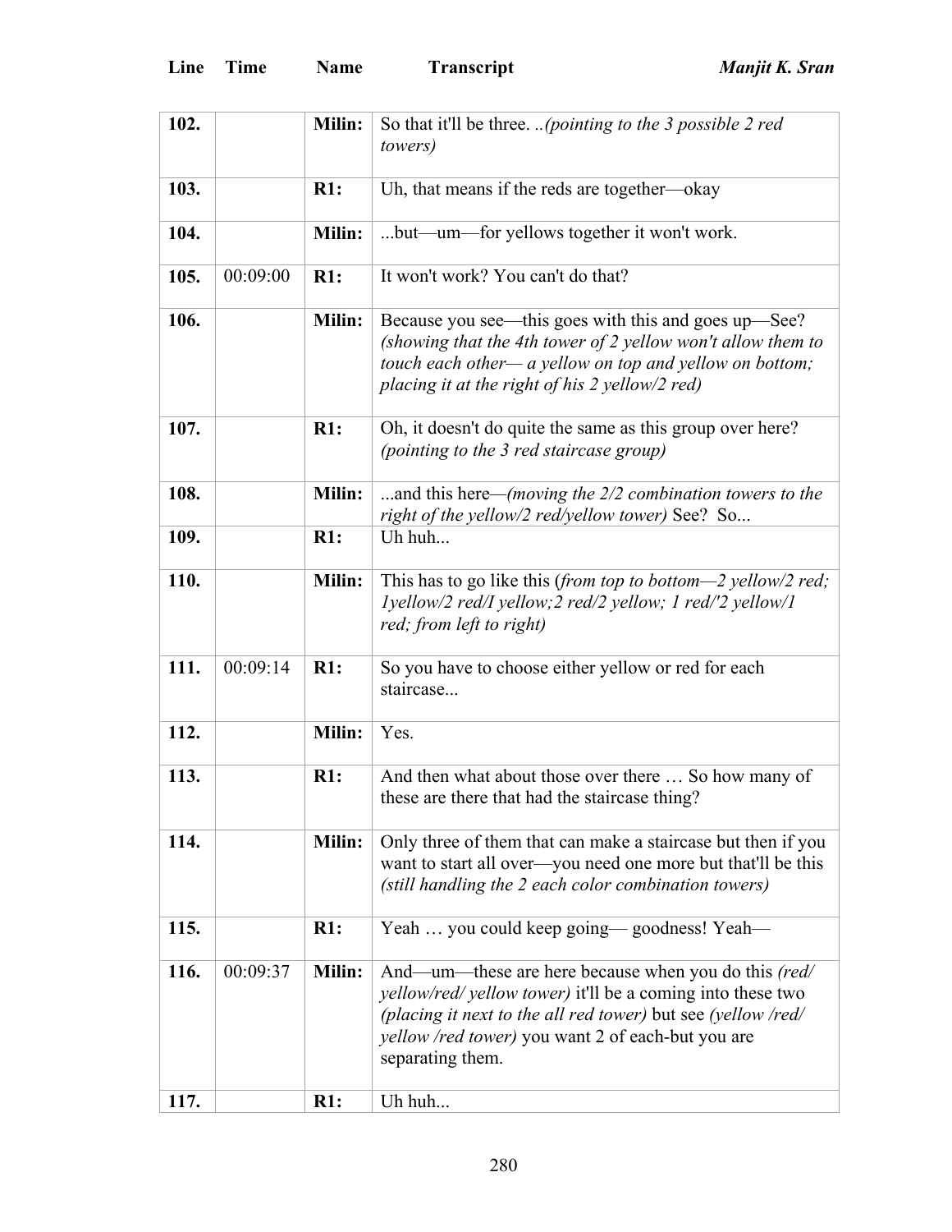| Line | Time | Name | Transcript |
|---|---|---|---|
| 102. | | **Milin:** | So that it'll be three. ..*(pointing to the 3 possible 2 red towers)* |
| 103. | | **R1:** | Uh, that means if the reds are together—okay |
| 104. | | **Milin:** | ...but—um—for yellows together it won't work. |
| 105. | 00:09:00 | **R1:** | It won't work? You can't do that? |
| 106. | | **Milin:** | Because you see—this goes with this and goes up—See? *(showing that the 4th tower of 2 yellow won't allow them to touch each other— a yellow on top and yellow on bottom; placing it at the right of his 2 yellow/2 red)* |
| 107. | | **R1:** | Oh, it doesn't do quite the same as this group over here? *(pointing to the 3 red staircase group)* |
| 108. | | **Milin:** | ...and this here—*(moving the 2/2 combination towers to the right of the yellow/2 red/yellow tower)* See? So... |
| 109. | | **R1:** | Uh huh... |
| 110. | | **Milin:** | This has to go like this (*from top to bottom—2 yellow/2 red; 1yellow/2 red/I yellow;2 red/2 yellow; 1 red/'2 yellow/1 red; from left to right)* |
| 111. | 00:09:14 | **R1:** | So you have to choose either yellow or red for each staircase... |
| 112. | | **Milin:** | Yes. |
| 113. | | **R1:** | And then what about those over there … So how many of these are there that had the staircase thing? |
| 114. | | **Milin:** | Only three of them that can make a staircase but then if you want to start all over—you need one more but that'll be this *(still handling the 2 each color combination towers)* |
| 115. | | **R1:** | Yeah … you could keep going— goodness! Yeah— |
| 116. | 00:09:37 | **Milin:** | And—um—these are here because when you do this *(red/ yellow/red/ yellow tower)* it'll be a coming into these two *(placing it next to the all red tower)* but see *(yellow /red/ yellow /red tower)* you want 2 of each-but you are separating them. |
| 117. | | **R1:** | Uh huh... |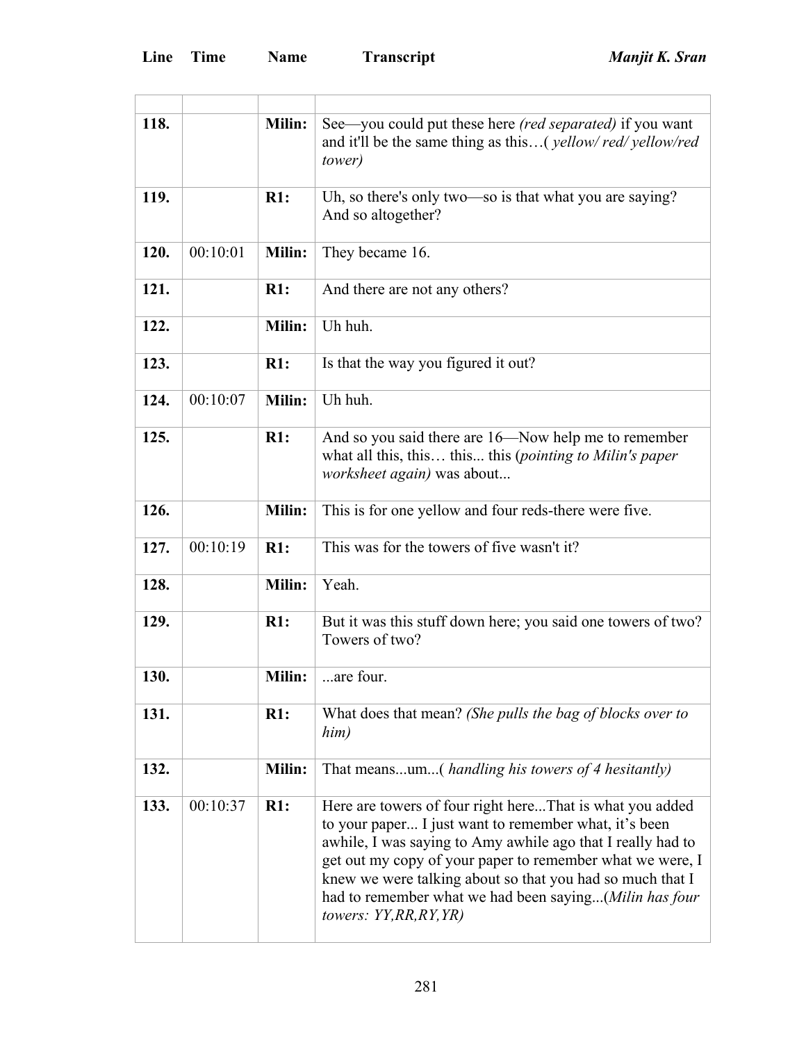| Line | Time | Name | Transcript |
|---|---|---|---|
| | | | |
| 118. | | Milin: | See—you could put these here *(red separated)* if you want and it'll be the same thing as this…( *yellow/ red/ yellow/red tower)* |
| 119. | | R1: | Uh, so there's only two—so is that what you are saying? And so altogether? |
| 120. | 00:10:01 | Milin: | They became 16. |
| 121. | | R1: | And there are not any others? |
| 122. | | Milin: | Uh huh. |
| 123. | | R1: | Is that the way you figured it out? |
| 124. | 00:10:07 | Milin: | Uh huh. |
| 125. | | R1: | And so you said there are 16—Now help me to remember what all this, this… this... this (*pointing to Milin's paper worksheet again)* was about... |
| 126. | | Milin: | This is for one yellow and four reds-there were five. |
| 127. | 00:10:19 | R1: | This was for the towers of five wasn't it? |
| 128. | | Milin: | Yeah. |
| 129. | | R1: | But it was this stuff down here; you said one towers of two? Towers of two? |
| 130. | | Milin: | ...are four. |
| 131. | | R1: | What does that mean? *(She pulls the bag of blocks over to him)* |
| 132. | | Milin: | That means...um...( *handling his towers of 4 hesitantly)* |
| 133. | 00:10:37 | R1: | Here are towers of four right here...That is what you added to your paper... I just want to remember what, it's been awhile, I was saying to Amy awhile ago that I really had to get out my copy of your paper to remember what we were, I knew we were talking about so that you had so much that I had to remember what we had been saying...(*Milin has four towers: YY,RR,RY,YR)* |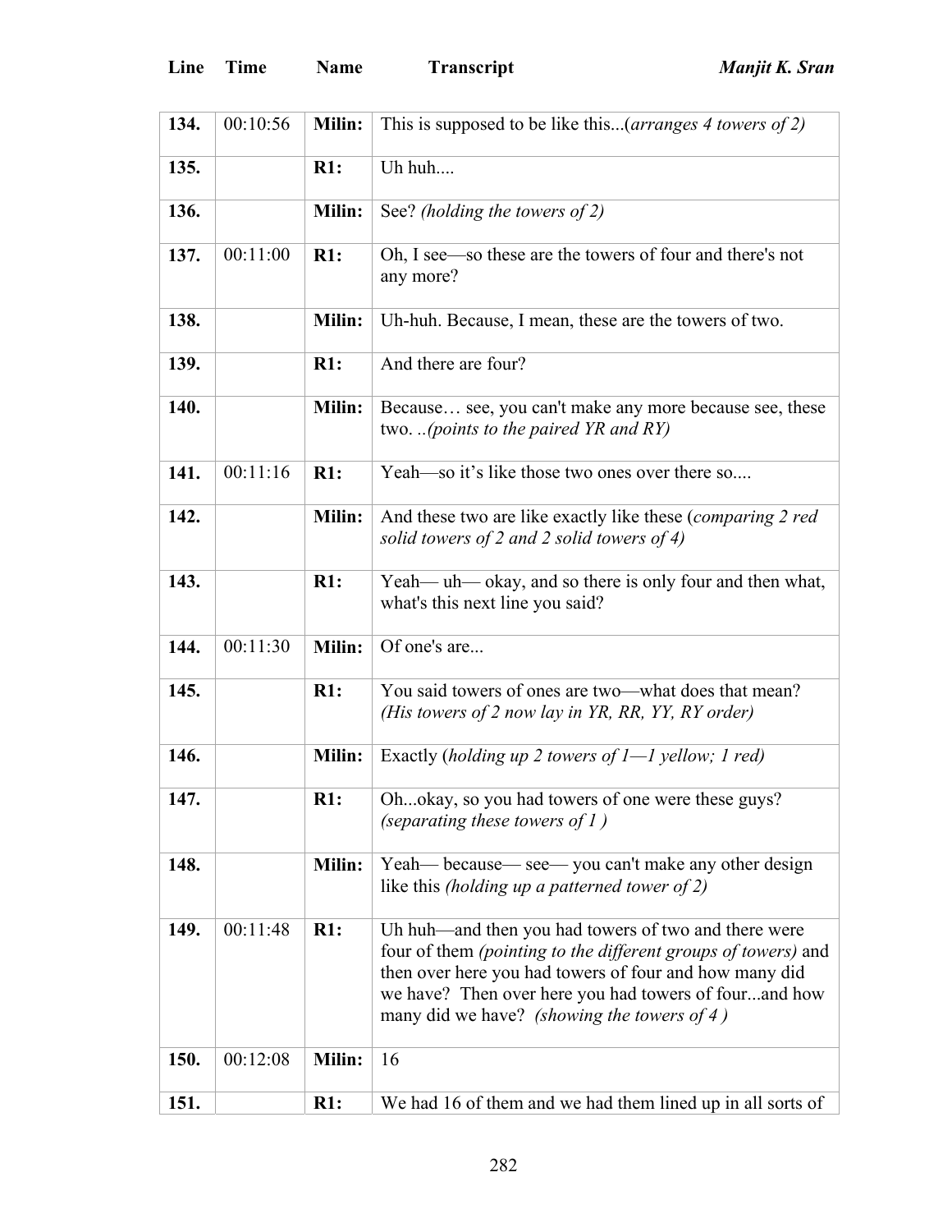| Line | Time | Name | Transcript |
|---|---|---|---|
| **134.** | 00:10:56 | **Milin:** | This is supposed to be like this...(*arranges 4 towers of 2)* |
| **135.** | | **R1:** | Uh huh.... |
| **136.** | | **Milin:** | See? *(holding the towers of 2)* |
| **137.** | 00:11:00 | **R1:** | Oh, I see—so these are the towers of four and there's not any more? |
| **138.** | | **Milin:** | Uh-huh. Because, I mean, these are the towers of two. |
| **139.** | | **R1:** | And there are four? |
| **140.** | | **Milin:** | Because… see, you can't make any more because see, these two. *..(points to the paired YR and RY)* |
| **141.** | 00:11:16 | **R1:** | Yeah—so it's like those two ones over there so.... |
| **142.** | | **Milin:** | And these two are like exactly like these (*comparing 2 red solid towers of 2 and 2 solid towers of 4)* |
| **143.** | | **R1:** | Yeah— uh— okay, and so there is only four and then what, what's this next line you said? |
| **144.** | 00:11:30 | **Milin:** | Of one's are... |
| **145.** | | **R1:** | You said towers of ones are two—what does that mean? *(His towers of 2 now lay in YR, RR, YY, RY order)* |
| **146.** | | **Milin:** | Exactly (*holding up 2 towers of 1—1 yellow; 1 red)* |
| **147.** | | **R1:** | Oh...okay, so you had towers of one were these guys? *(separating these towers of 1 )* |
| **148.** | | **Milin:** | Yeah— because— see— you can't make any other design like this *(holding up a patterned tower of 2)* |
| **149.** | 00:11:48 | **R1:** | Uh huh—and then you had towers of two and there were four of them *(pointing to the different groups of towers)* and then over here you had towers of four and how many did we have? Then over here you had towers of four...and how many did we have? *(showing the towers of 4 )* |
| **150.** | 00:12:08 | **Milin:** | 16 |
| **151.** | | **R1:** | We had 16 of them and we had them lined up in all sorts of |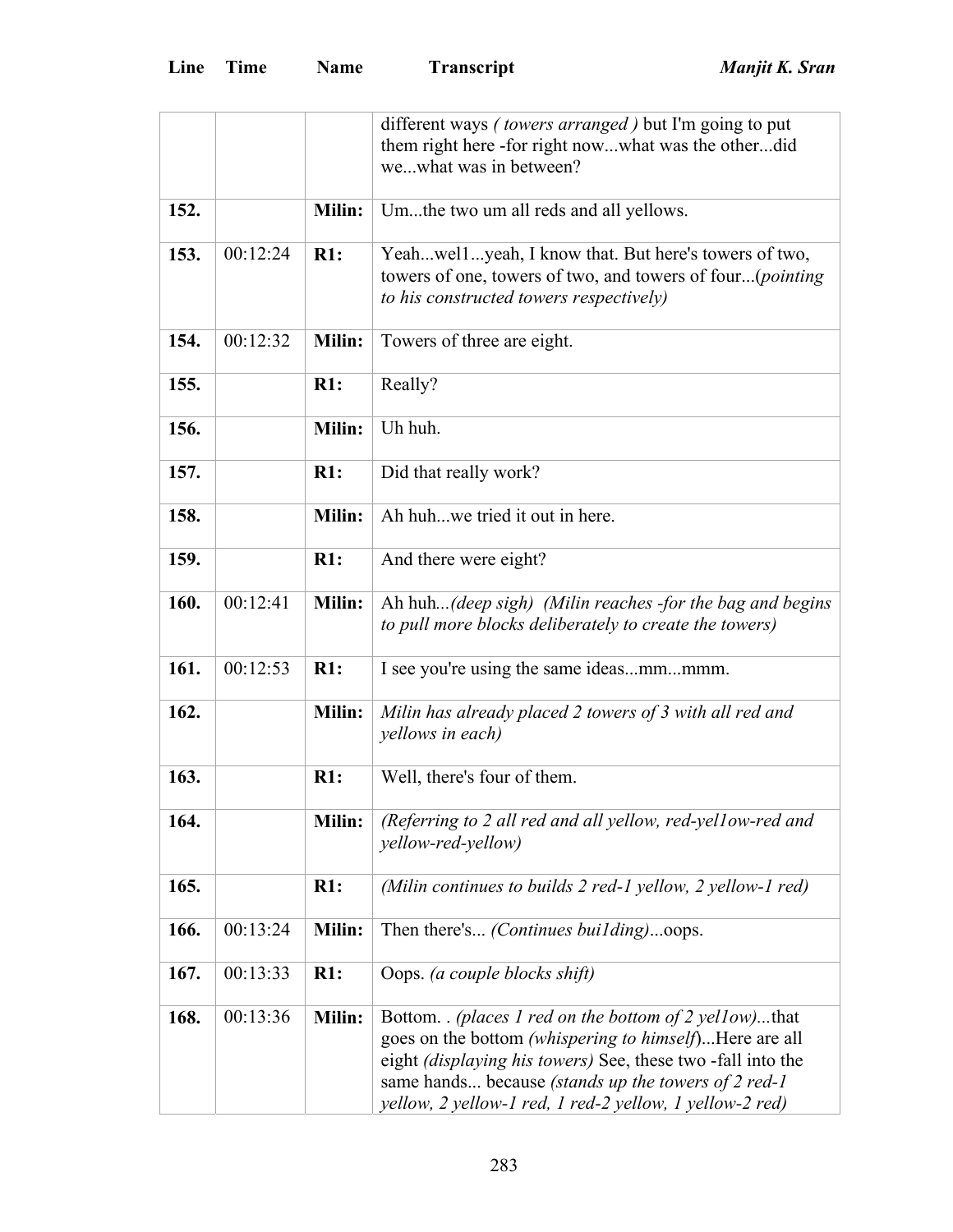| Line | Time | Name | Transcript |
|---|---|---|---|
| | | | different ways *( towers arranged )* but I'm going to put them right here -for right now...what was the other...did we...what was in between? |
| **152.** | | **Milin:** | Um...the two um all reds and all yellows. |
| **153.** | 00:12:24 | **R1:** | Yeah...wel1...yeah, I know that. But here's towers of two, towers of one, towers of two, and towers of four...(*pointing to his constructed towers respectively)* |
| **154.** | 00:12:32 | **Milin:** | Towers of three are eight. |
| **155.** | | **R1:** | Really? |
| **156.** | | **Milin:** | Uh huh. |
| **157.** | | **R1:** | Did that really work? |
| **158.** | | **Milin:** | Ah huh...we tried it out in here. |
| **159.** | | **R1:** | And there were eight? |
| **160.** | 00:12:41 | **Milin:** | Ah huh*...(deep sigh) (Milin reaches -for the bag and begins to pull more blocks deliberately to create the towers)* |
| **161.** | 00:12:53 | **R1:** | I see you're using the same ideas...mm...mmm. |
| **162.** | | **Milin:** | *Milin has already placed 2 towers of 3 with all red and yellows in each)* |
| **163.** | | **R1:** | Well, there's four of them. |
| **164.** | | **Milin:** | *(Referring to 2 all red and all yellow, red-yel1ow-red and yellow-red-yellow)* |
| **165.** | | **R1:** | *(Milin continues to builds 2 red-1 yellow, 2 yellow-1 red)* |
| **166.** | 00:13:24 | **Milin:** | Then there's... *(Continues bui1ding)*...oops. |
| **167.** | 00:13:33 | **R1:** | Oops. *(a couple blocks shift)* |
| **168.** | 00:13:36 | **Milin:** | Bottom. . *(places 1 red on the bottom of 2 yel1ow)*...that goes on the bottom *(whispering to himself*)...Here are all eight *(displaying his towers)* See, these two -fall into the same hands... because *(stands up the towers of 2 red-1 yellow, 2 yellow-1 red, 1 red-2 yellow, 1 yellow-2 red)* |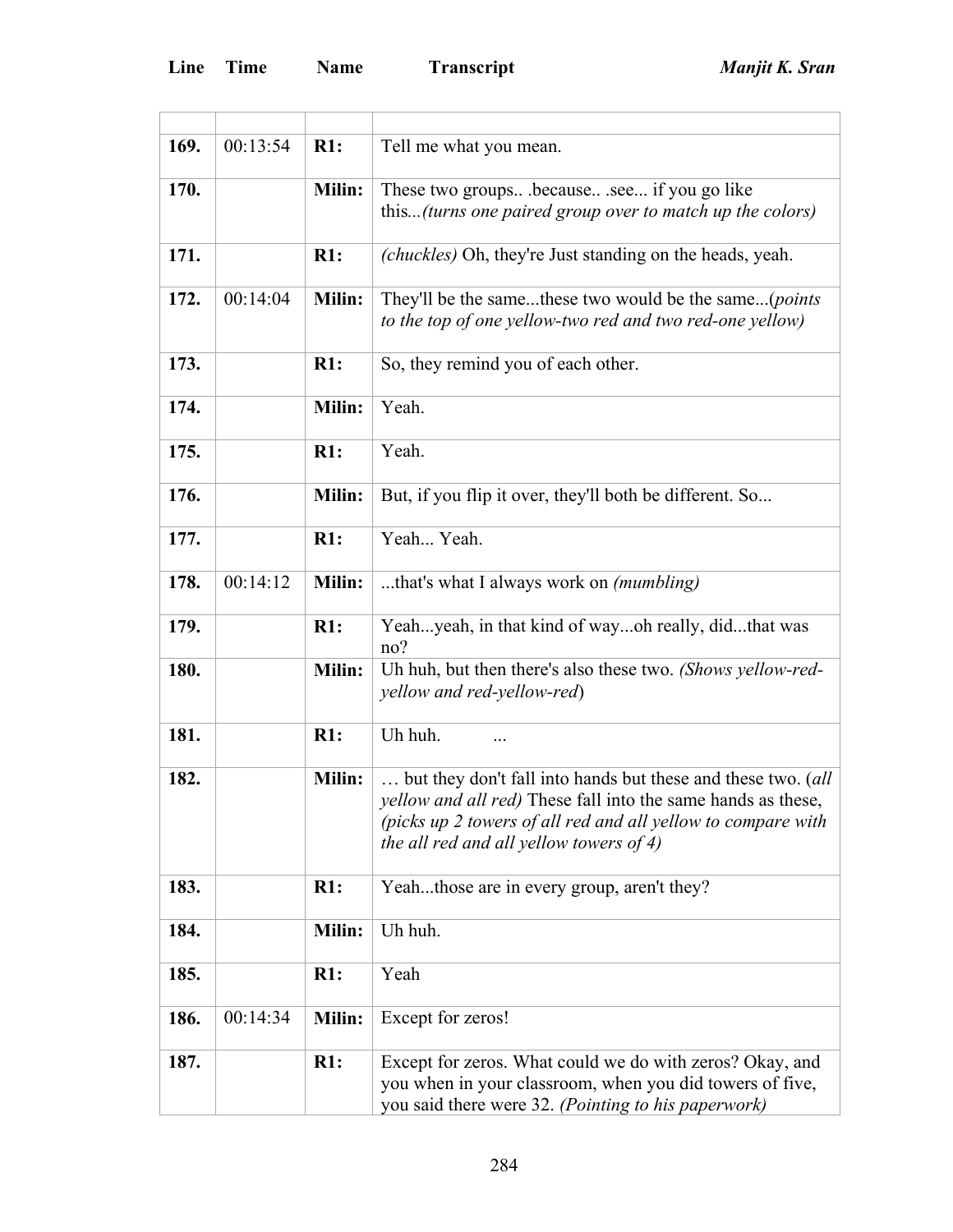| Line | Time | Name | Transcript |
|---|---|---|---|
| | | | |
| **169.** | 00:13:54 | **R1:** | Tell me what you mean. |
| **170.** | | **Milin:** | These two groups.. .because.. .see... if you go like this*...(turns one paired group over to match up the colors)* |
| **171.** | | **R1:** | *(chuckles)* Oh, they're Just standing on the heads, yeah. |
| **172.** | 00:14:04 | **Milin:** | They'll be the same...these two would be the same...(*points to the top of one yellow-two red and two red-one yellow)* |
| **173.** | | **R1:** | So, they remind you of each other. |
| **174.** | | **Milin:** | Yeah. |
| **175.** | | **R1:** | Yeah. |
| **176.** | | **Milin:** | But, if you flip it over, they'll both be different. So... |
| **177.** | | **R1:** | Yeah... Yeah. |
| **178.** | 00:14:12 | **Milin:** | ...that's what I always work on *(mumbling)* |
| **179.** | | **R1:** | Yeah...yeah, in that kind of way...oh really, did...that was no? |
| **180.** | | **Milin:** | Uh huh, but then there's also these two. *(Shows yellow-red-yellow and red-yellow-red*) |
| **181.** | | **R1:** | Uh huh. ... |
| **182.** | | **Milin:** | … but they don't fall into hands but these and these two. (*all yellow and all red)* These fall into the same hands as these, *(picks up 2 towers of all red and all yellow to compare with the all red and all yellow towers of 4)* |
| **183.** | | **R1:** | Yeah...those are in every group, aren't they? |
| **184.** | | **Milin:** | Uh huh. |
| **185.** | | **R1:** | Yeah |
| **186.** | 00:14:34 | **Milin:** | Except for zeros! |
| **187.** | | **R1:** | Except for zeros. What could we do with zeros? Okay, and you when in your classroom, when you did towers of five, you said there were 32. *(Pointing to his paperwork)* |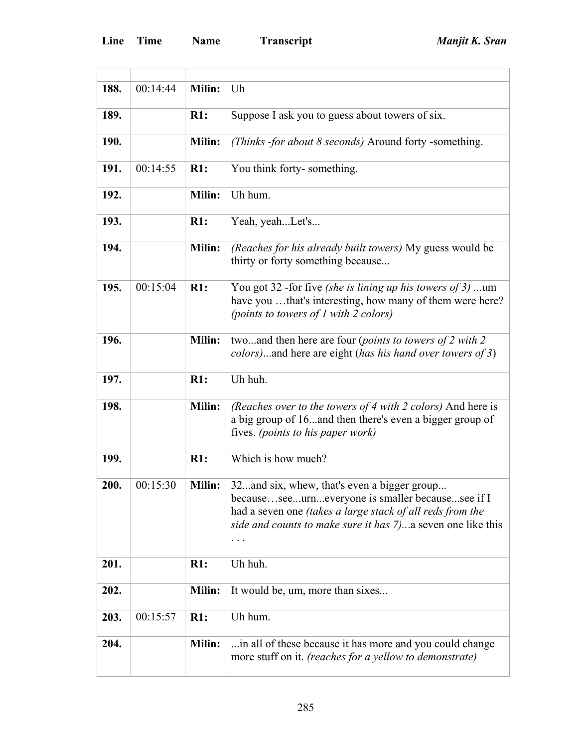| Line | Time | Name | Transcript |
|---|---|---|---|
| | | | |
| **188.** | 00:14:44 | **Milin:** | Uh |
| **189.** | | **R1:** | Suppose I ask you to guess about towers of six. |
| **190.** | | **Milin:** | *(Thinks -for about 8 seconds)* Around forty -something. |
| **191.** | 00:14:55 | **R1:** | You think forty- something. |
| **192.** | | **Milin:** | Uh hum. |
| **193.** | | **R1:** | Yeah, yeah...Let's... |
| **194.** | | **Milin:** | *(Reaches for his already built towers)* My guess would be thirty or forty something because... |
| **195.** | 00:15:04 | **R1:** | You got 32 -for five *(she is lining up his towers of 3)* ...um have you …that's interesting, how many of them were here? *(points to towers of 1 with 2 colors)* |
| **196.** | | **Milin:** | two...and then here are four (*points to towers of 2 with 2 colors)*...and here are eight (*has his hand over towers of 3*) |
| **197.** | | **R1:** | Uh huh. |
| **198.** | | **Milin:** | *(Reaches over to the towers of 4 with 2 colors)* And here is a big group of 16...and then there's even a bigger group of fives. *(points to his paper work)* |
| **199.** | | **R1:** | Which is how much? |
| **200.** | 00:15:30 | **Milin:** | 32...and six, whew, that's even a bigger group... because…see...urn...everyone is smaller because...see if I had a seven one *(takes a large stack of all reds from the side and counts to make sure it has 7)...*a seven one like this . . . |
| **201.** | | **R1:** | Uh huh. |
| **202.** | | **Milin:** | It would be, um, more than sixes... |
| **203.** | 00:15:57 | **R1:** | Uh hum. |
| **204.** | | **Milin:** | ...in all of these because it has more and you could change more stuff on it. *(reaches for a yellow to demonstrate)* |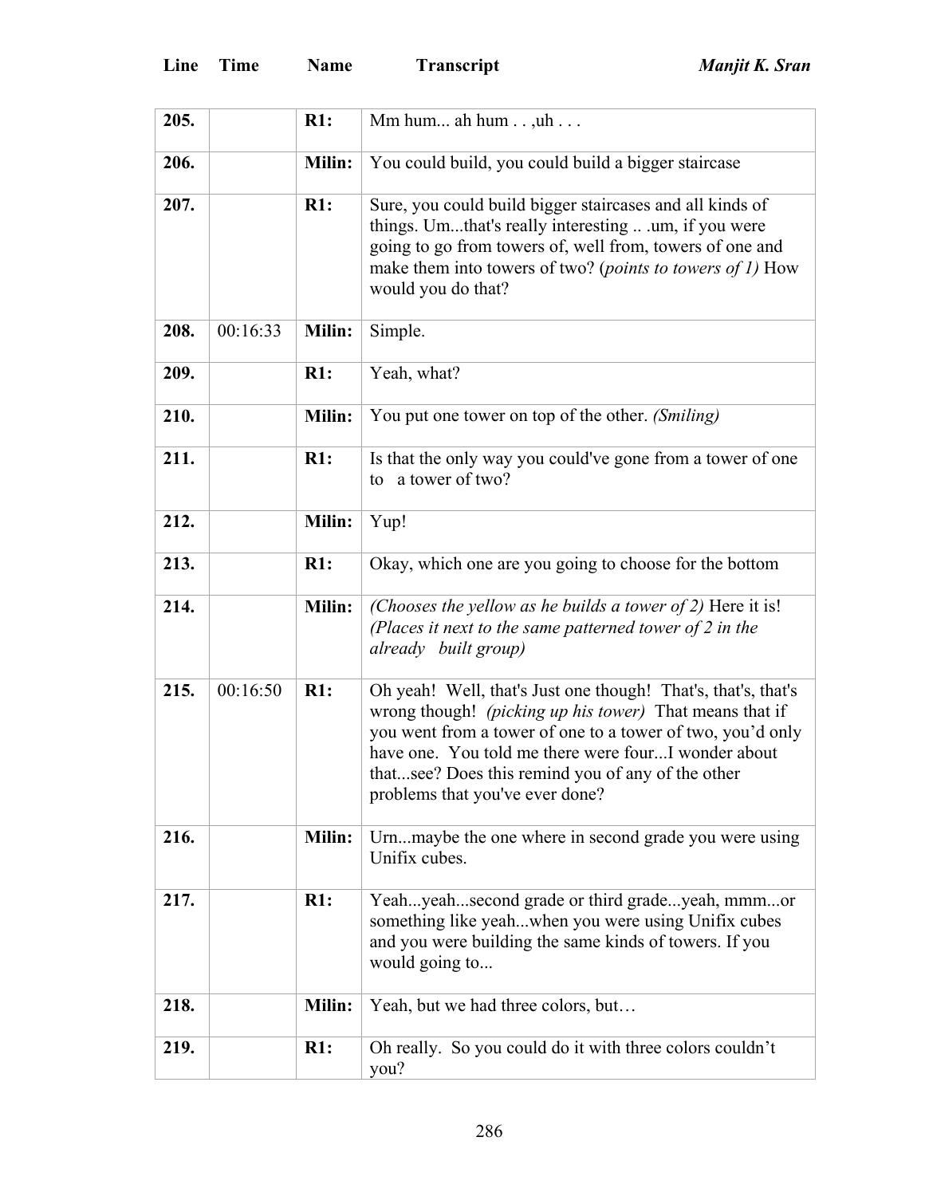| Line | Time | Name | Transcript |
|---|---|---|---|
| **205.** | | **R1:** | Mm hum... ah hum . . ,uh . . . |
| **206.** | | **Milin:** | You could build, you could build a bigger staircase |
| **207.** | | **R1:** | Sure, you could build bigger staircases and all kinds of things. Um...that's really interesting .. .um, if you were going to go from towers of, well from, towers of one and make them into towers of two? (*points to towers of 1)* How would you do that? |
| **208.** | 00:16:33 | **Milin:** | Simple. |
| **209.** | | **R1:** | Yeah, what? |
| **210.** | | **Milin:** | You put one tower on top of the other. *(Smiling)* |
| **211.** | | **R1:** | Is that the only way you could've gone from a tower of one to a tower of two? |
| **212.** | | **Milin:** | Yup! |
| **213.** | | **R1:** | Okay, which one are you going to choose for the bottom |
| **214.** | | **Milin:** | *(Chooses the yellow as he builds a tower of 2)* Here it is! *(Places it next to the same patterned tower of 2 in the already built group)* |
| **215.** | 00:16:50 | **R1:** | Oh yeah! Well, that's Just one though! That's, that's, that's wrong though! *(picking up his tower)* That means that if you went from a tower of one to a tower of two, you'd only have one. You told me there were four...I wonder about that...see? Does this remind you of any of the other problems that you've ever done? |
| **216.** | | **Milin:** | Urn...maybe the one where in second grade you were using Unifix cubes. |
| **217.** | | **R1:** | Yeah...yeah...second grade or third grade...yeah, mmm...or something like yeah...when you were using Unifix cubes and you were building the same kinds of towers. If you would going to... |
| **218.** | | **Milin:** | Yeah, but we had three colors, but… |
| **219.** | | **R1:** | Oh really. So you could do it with three colors couldn't you? |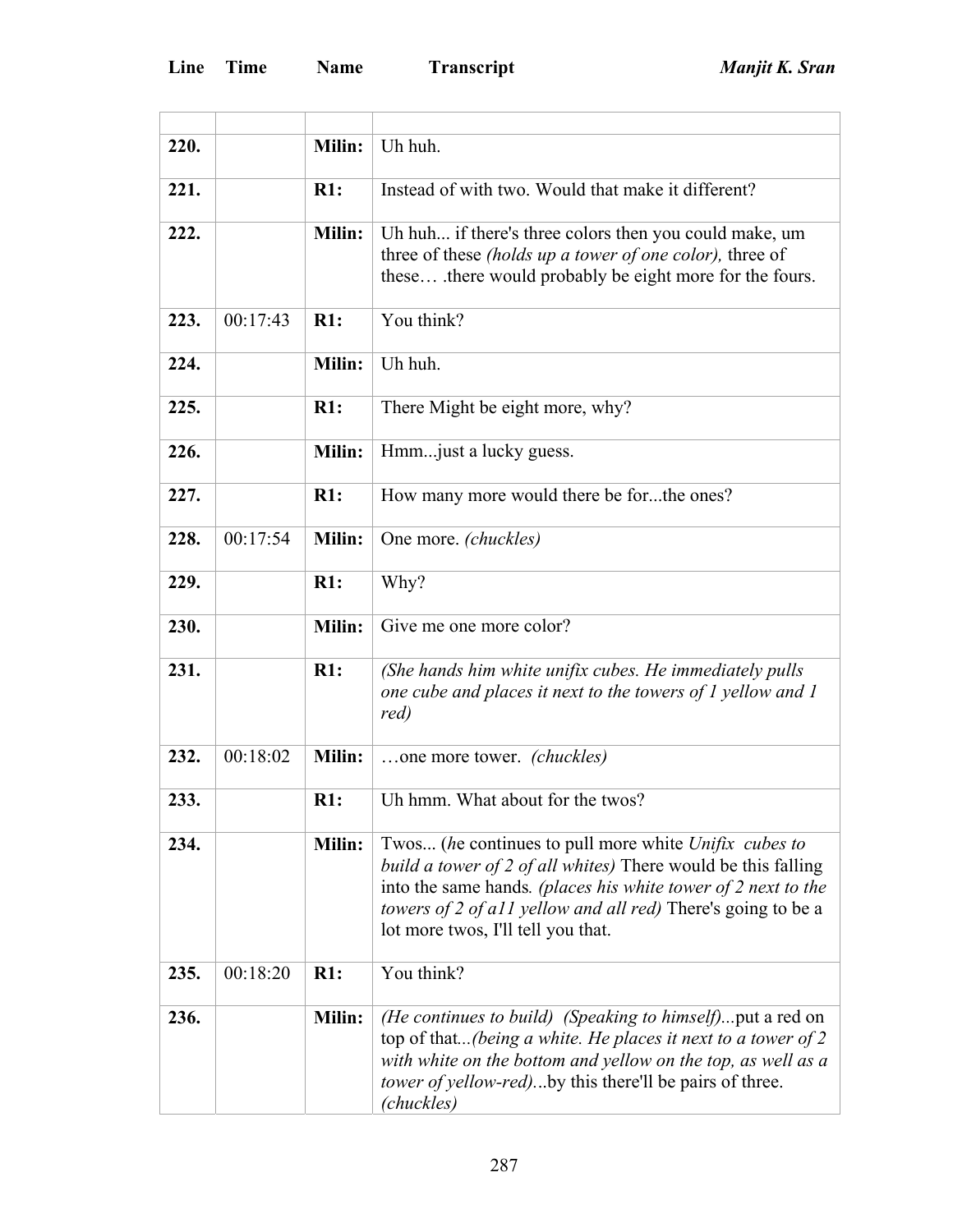| Line | Time | Name | Transcript |
|---|---|---|---|
| | | | |
| 220. | | Milin: | Uh huh. |
| 221. | | R1: | Instead of with two. Would that make it different? |
| 222. | | Milin: | Uh huh... if there's three colors then you could make, um three of these *(holds up a tower of one color),* three of these… .there would probably be eight more for the fours. |
| 223. | 00:17:43 | R1: | You think? |
| 224. | | Milin: | Uh huh. |
| 225. | | R1: | There Might be eight more, why? |
| 226. | | Milin: | Hmm...just a lucky guess. |
| 227. | | R1: | How many more would there be for...the ones? |
| 228. | 00:17:54 | Milin: | One more. *(chuckles)* |
| 229. | | R1: | Why? |
| 230. | | Milin: | Give me one more color? |
| 231. | | R1: | *(She hands him white unifix cubes. He immediately pulls one cube and places it next to the towers of 1 yellow and 1 red)* |
| 232. | 00:18:02 | Milin: | …one more tower. *(chuckles)* |
| 233. | | R1: | Uh hmm. What about for the twos? |
| 234. | | Milin: | Twos... (*he continues to pull more white Unifix cubes to build a tower of 2 of all whites)* There would be this falling into the same hands*. (places his white tower of 2 next to the towers of 2 of a11 yellow and all red)* There's going to be a lot more twos, I'll tell you that. |
| 235. | 00:18:20 | R1: | You think? |
| 236. | | Milin: | *(He continues to build) (Speaking to himself)...*put a red on top of that*...(being a white. He places it next to a tower of 2 with white on the bottom and yellow on the top, as well as a tower of yellow-red)...*by this there'll be pairs of three. *(chuckles)* |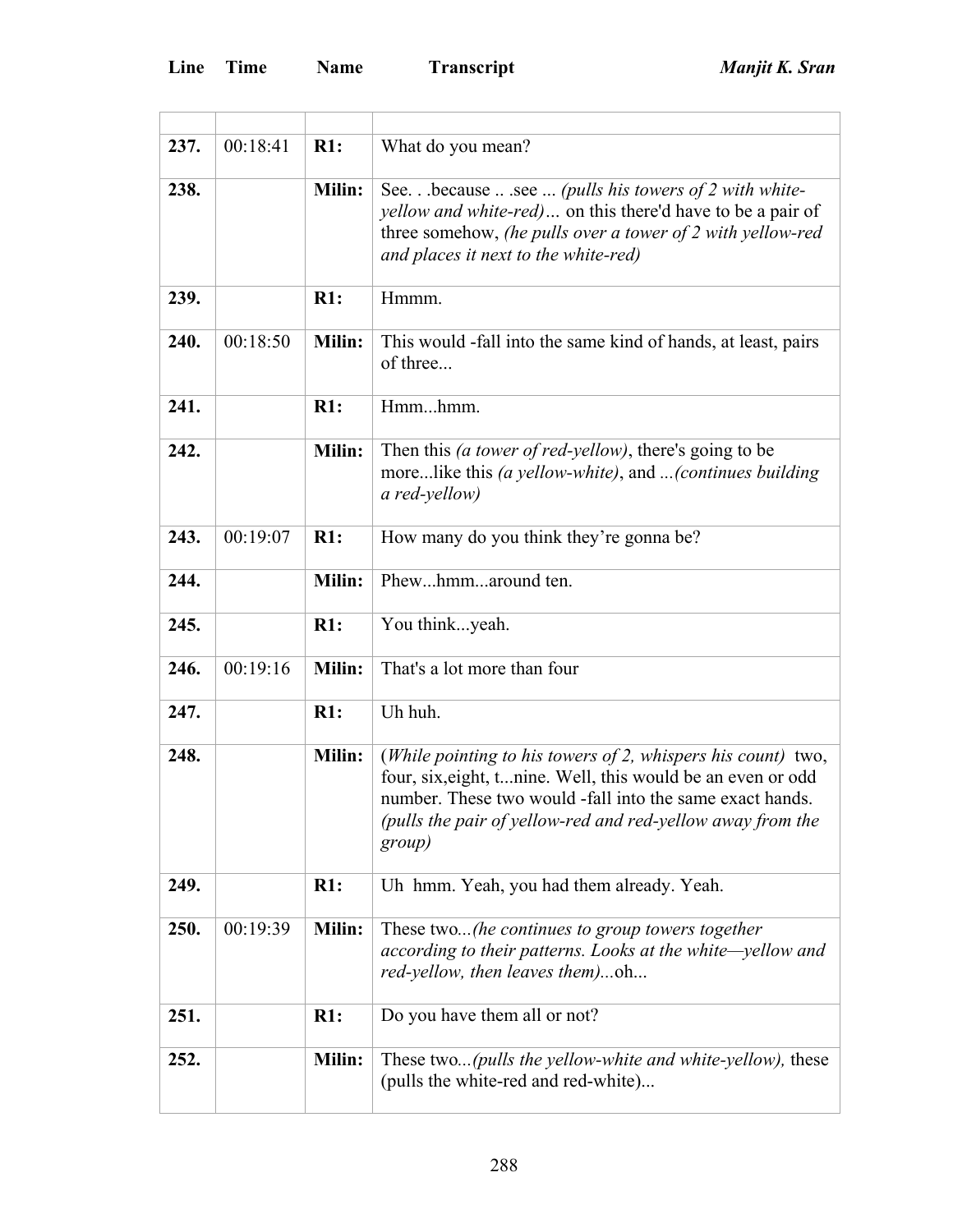| Line | Time | Name | Transcript |
|---|---|---|---|
| | | | |
| **237.** | 00:18:41 | **R1:** | What do you mean? |
| **238.** | | **Milin:** | See. . .because .. .see ... *(pulls his towers of 2 with white-yellow and white-red)…* on this there'd have to be a pair of three somehow, *(he pulls over a tower of 2 with yellow-red and places it next to the white-red)* |
| **239.** | | **R1:** | Hmmm. |
| **240.** | 00:18:50 | **Milin:** | This would -fall into the same kind of hands, at least, pairs of three... |
| **241.** | | **R1:** | Hmm...hmm. |
| **242.** | | **Milin:** | Then this *(a tower of red-yellow)*, there's going to be more...like this *(a yellow-white)*, and *...(continues building a red-yellow)* |
| **243.** | 00:19:07 | **R1:** | How many do you think they're gonna be? |
| **244.** | | **Milin:** | Phew...hmm...around ten. |
| **245.** | | **R1:** | You think...yeah. |
| **246.** | 00:19:16 | **Milin:** | That's a lot more than four |
| **247.** | | **R1:** | Uh huh. |
| **248.** | | **Milin:** | (*While pointing to his towers of 2, whispers his count)* two, four, six,eight, t...nine. Well, this would be an even or odd number. These two would -fall into the same exact hands. *(pulls the pair of yellow-red and red-yellow away from the group)* |
| **249.** | | **R1:** | Uh hmm. Yeah, you had them already. Yeah. |
| **250.** | 00:19:39 | **Milin:** | These two*...(he continues to group towers together according to their patterns. Looks at the white—yellow and red-yellow, then leaves them)...*oh... |
| **251.** | | **R1:** | Do you have them all or not? |
| **252.** | | **Milin:** | These two*...(pulls the yellow-white and white-yellow),* these (pulls the white-red and red-white)... |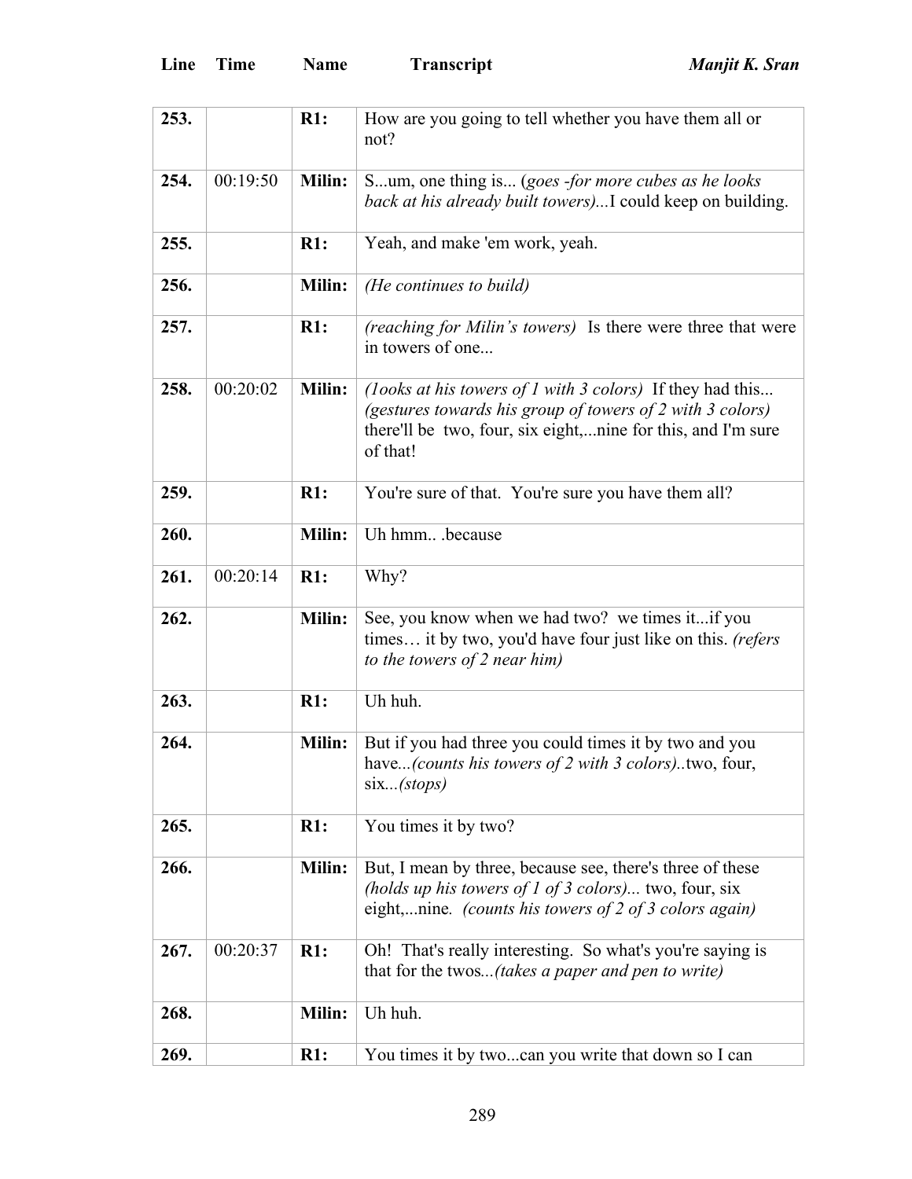| Line | Time | Name | Transcript |
|---|---|---|---|
| **253.** | | **R1:** | How are you going to tell whether you have them all or not? |
| **254.** | 00:19:50 | **Milin:** | S...um, one thing is... (*goes -for more cubes as he looks back at his already built towers)...*I could keep on building. |
| **255.** | | **R1:** | Yeah, and make 'em work, yeah. |
| **256.** | | **Milin:** | *(He continues to build)* |
| **257.** | | **R1:** | *(reaching for Milin's towers)* Is there were three that were in towers of one... |
| **258.** | 00:20:02 | **Milin:** | *(1ooks at his towers of 1 with 3 colors)* If they had this... *(gestures towards his group of towers of 2 with 3 colors)* there'll be two, four, six eight,...nine for this, and I'm sure of that! |
| **259.** | | **R1:** | You're sure of that. You're sure you have them all? |
| **260.** | | **Milin:** | Uh hmm.. .because |
| **261.** | 00:20:14 | **R1:** | Why? |
| **262.** | | **Milin:** | See, you know when we had two? we times it...if you times… it by two, you'd have four just like on this. *(refers to the towers of 2 near him)* |
| **263.** | | **R1:** | Uh huh. |
| **264.** | | **Milin:** | But if you had three you could times it by two and you have*...(counts his towers of 2 with 3 colors)..*two, four, six*...(stops)* |
| **265.** | | **R1:** | You times it by two? |
| **266.** | | **Milin:** | But, I mean by three, because see, there's three of these *(holds up his towers of 1 of 3 colors)...* two, four, six eight,...nine. *(counts his towers of 2 of 3 colors again)* |
| **267.** | 00:20:37 | **R1:** | Oh! That's really interesting. So what's you're saying is that for the twos*...(takes a paper and pen to write)* |
| **268.** | | **Milin:** | Uh huh. |
| **269.** | | **R1:** | You times it by two...can you write that down so I can |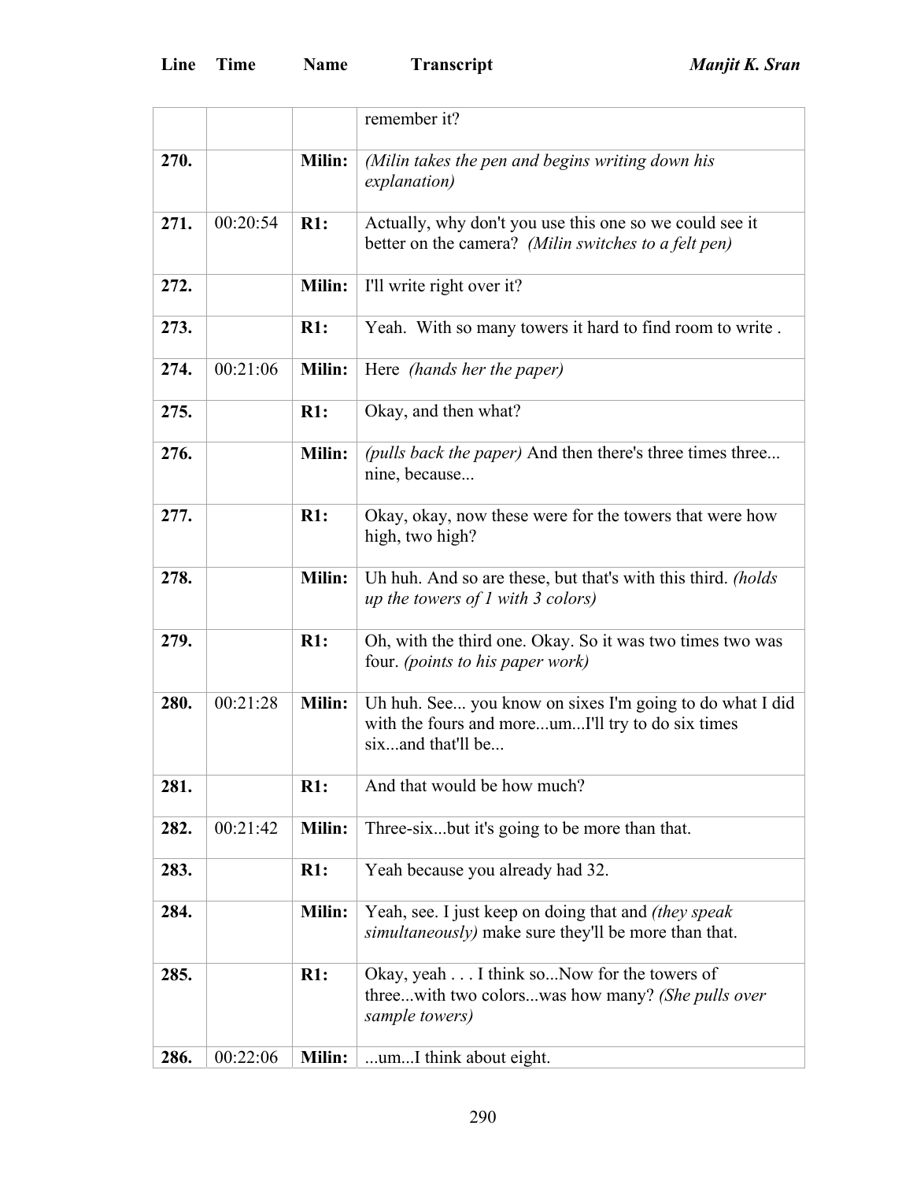| Line | Time | Name | Transcript |
|---|---|---|---|
| | | | remember it? |
| **270.** | | **Milin:** | *(Milin takes the pen and begins writing down his explanation)* |
| **271.** | 00:20:54 | **R1:** | Actually, why don't you use this one so we could see it better on the camera? *(Milin switches to a felt pen)* |
| **272.** | | **Milin:** | I'll write right over it? |
| **273.** | | **R1:** | Yeah. With so many towers it hard to find room to write . |
| **274.** | 00:21:06 | **Milin:** | Here *(hands her the paper)* |
| **275.** | | **R1:** | Okay, and then what? |
| **276.** | | **Milin:** | *(pulls back the paper)* And then there's three times three... nine, because... |
| **277.** | | **R1:** | Okay, okay, now these were for the towers that were how high, two high? |
| **278.** | | **Milin:** | Uh huh. And so are these, but that's with this third. *(holds up the towers of 1 with 3 colors)* |
| **279.** | | **R1:** | Oh, with the third one. Okay. So it was two times two was four. *(points to his paper work)* |
| **280.** | 00:21:28 | **Milin:** | Uh huh. See... you know on sixes I'm going to do what I did with the fours and more...um...I'll try to do six times six...and that'll be... |
| **281.** | | **R1:** | And that would be how much? |
| **282.** | 00:21:42 | **Milin:** | Three-six...but it's going to be more than that. |
| **283.** | | **R1:** | Yeah because you already had 32. |
| **284.** | | **Milin:** | Yeah, see. I just keep on doing that and *(they speak simultaneously)* make sure they'll be more than that. |
| **285.** | | **R1:** | Okay, yeah . . . I think so...Now for the towers of three...with two colors...was how many? *(She pulls over sample towers)* |
| **286.** | 00:22:06 | **Milin:** | ...um...I think about eight. |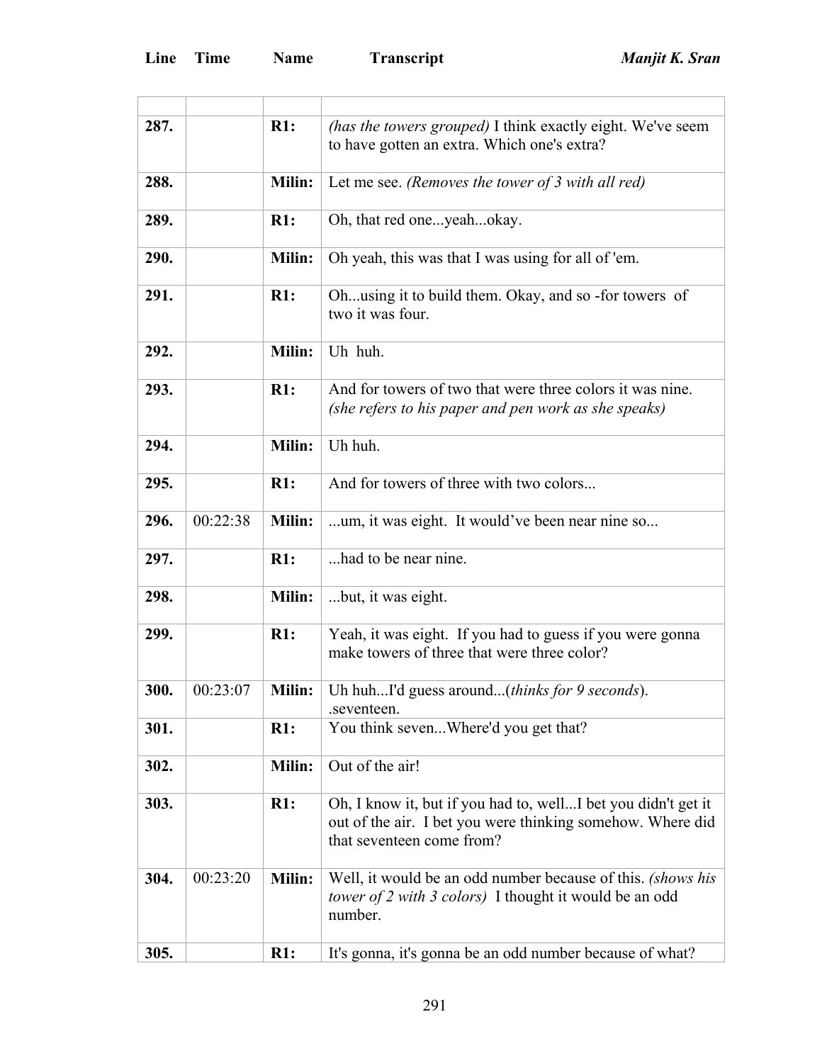| Line | Time | Name | Transcript |
| --- | --- | --- | --- |
| | | | |
| 287. | | R1: | *(has the towers grouped)* I think exactly eight. We've seem to have gotten an extra. Which one's extra? |
| 288. | | Milin: | Let me see. *(Removes the tower of 3 with all red)* |
| 289. | | R1: | Oh, that red one...yeah...okay. |
| 290. | | Milin: | Oh yeah, this was that I was using for all of 'em. |
| 291. | | R1: | Oh...using it to build them. Okay, and so -for towers of two it was four. |
| 292. | | Milin: | Uh huh. |
| 293. | | R1: | And for towers of two that were three colors it was nine. *(she refers to his paper and pen work as she speaks)* |
| 294. | | Milin: | Uh huh. |
| 295. | | R1: | And for towers of three with two colors... |
| 296. | 00:22:38 | Milin: | ...um, it was eight. It would've been near nine so... |
| 297. | | R1: | ...had to be near nine. |
| 298. | | Milin: | ...but, it was eight. |
| 299. | | R1: | Yeah, it was eight. If you had to guess if you were gonna make towers of three that were three color? |
| 300. | 00:23:07 | Milin: | Uh huh...I'd guess around...(*thinks for 9 seconds*). .seventeen. |
| 301. | | R1: | You think seven...Where'd you get that? |
| 302. | | Milin: | Out of the air! |
| 303. | | R1: | Oh, I know it, but if you had to, well...I bet you didn't get it out of the air. I bet you were thinking somehow. Where did that seventeen come from? |
| 304. | 00:23:20 | Milin: | Well, it would be an odd number because of this. *(shows his tower of 2 with 3 colors)* I thought it would be an odd number. |
| 305. | | R1: | It's gonna, it's gonna be an odd number because of what? |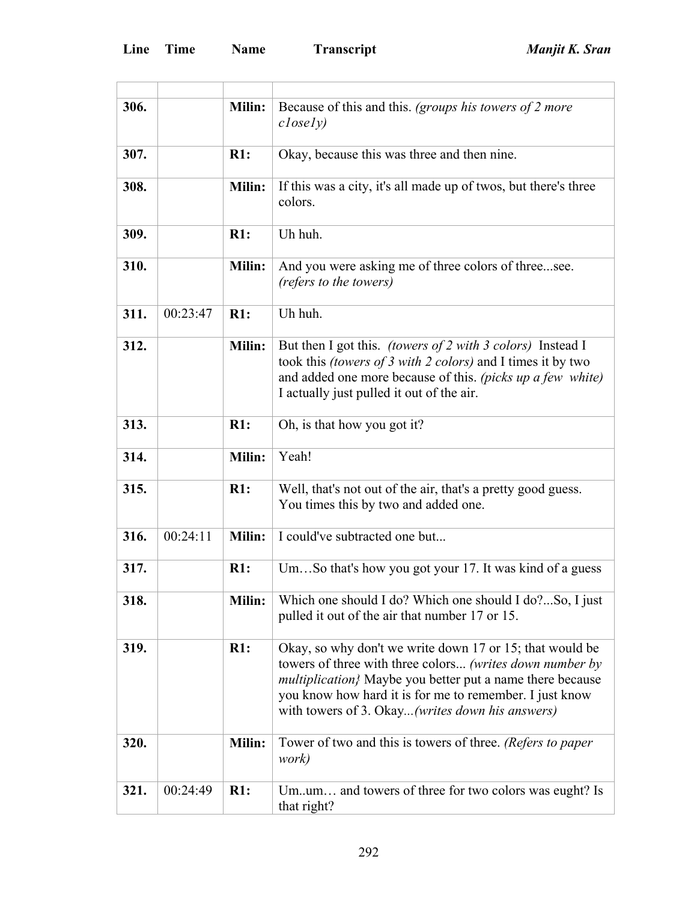| Line | Time | Name | Transcript |
|---|---|---|---|
| | | | |
| 306. | | Milin: | Because of this and this. *(groups his towers of 2 more c1ose1y)* |
| 307. | | R1: | Okay, because this was three and then nine. |
| 308. | | Milin: | If this was a city, it's all made up of twos, but there's three colors. |
| 309. | | R1: | Uh huh. |
| 310. | | Milin: | And you were asking me of three colors of three...see. *(refers to the towers)* |
| 311. | 00:23:47 | R1: | Uh huh. |
| 312. | | Milin: | But then I got this. *(towers of 2 with 3 colors)* Instead I took this *(towers of 3 with 2 colors)* and I times it by two and added one more because of this. *(picks up a few white)* I actually just pulled it out of the air. |
| 313. | | R1: | Oh, is that how you got it? |
| 314. | | Milin: | Yeah! |
| 315. | | R1: | Well, that's not out of the air, that's a pretty good guess. You times this by two and added one. |
| 316. | 00:24:11 | Milin: | I could've subtracted one but... |
| 317. | | R1: | Um…So that's how you got your 17. It was kind of a guess |
| 318. | | Milin: | Which one should I do? Which one should I do?...So, I just pulled it out of the air that number 17 or 15. |
| 319. | | R1: | Okay, so why don't we write down 17 or 15; that would be towers of three with three colors... *(writes down number by multiplication}* Maybe you better put a name there because you know how hard it is for me to remember. I just know with towers of 3. Okay...*(writes down his answers)* |
| 320. | | Milin: | Tower of two and this is towers of three. *(Refers to paper work)* |
| 321. | 00:24:49 | R1: | Um..um… and towers of three for two colors was eught? Is that right? |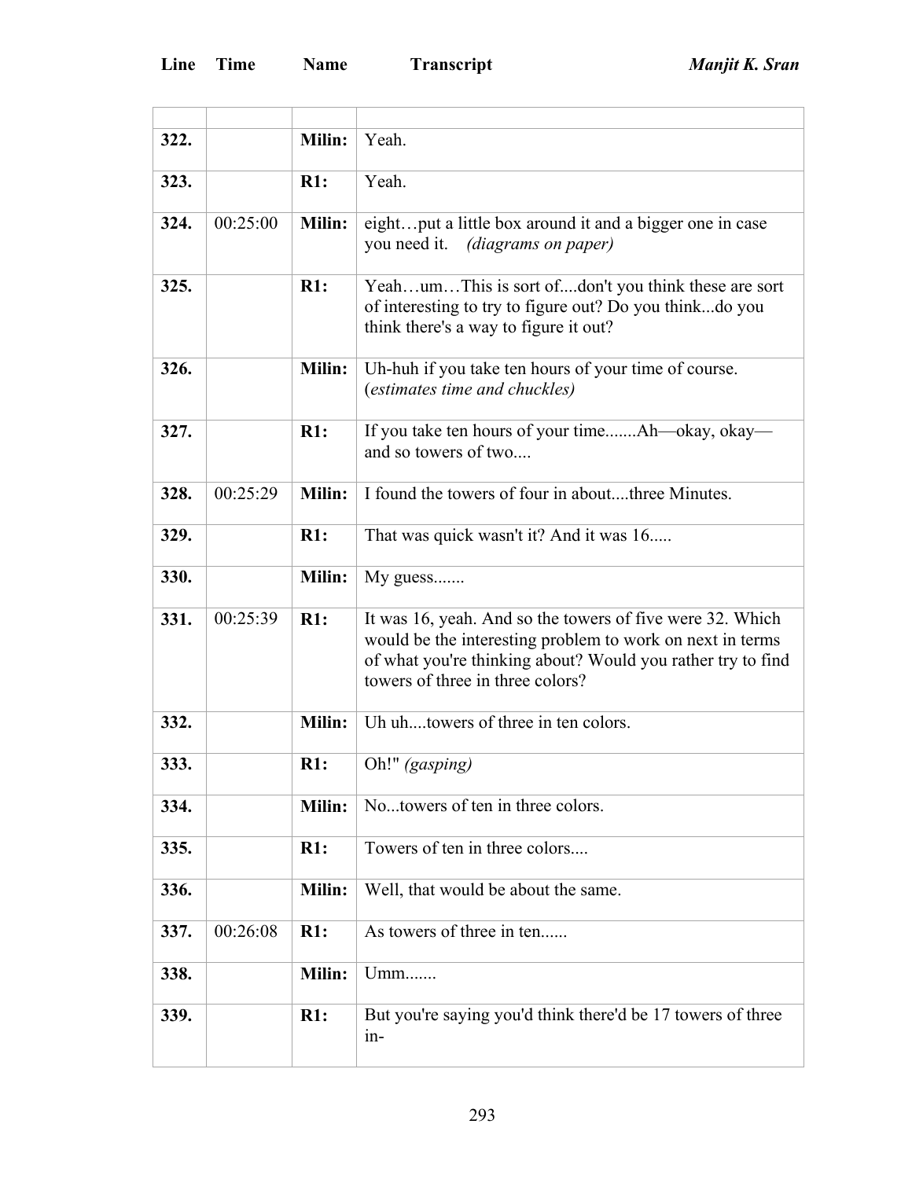| Line | Time | Name | Transcript |
|---|---|---|---|
| | | | |
| **322.** | | **Milin:** | Yeah. |
| **323.** | | **R1:** | Yeah. |
| **324.** | 00:25:00 | **Milin:** | eight…put a little box around it and a bigger one in case you need it. *(diagrams on paper)* |
| **325.** | | **R1:** | Yeah…um…This is sort of....don't you think these are sort of interesting to try to figure out? Do you think...do you think there's a way to figure it out? |
| **326.** | | **Milin:** | Uh-huh if you take ten hours of your time of course. (*estimates time and chuckles)* |
| **327.** | | **R1:** | If you take ten hours of your time.......Ah—okay, okay—and so towers of two.... |
| **328.** | 00:25:29 | **Milin:** | I found the towers of four in about....three Minutes. |
| **329.** | | **R1:** | That was quick wasn't it? And it was 16..... |
| **330.** | | **Milin:** | My guess....... |
| **331.** | 00:25:39 | **R1:** | It was 16, yeah. And so the towers of five were 32. Which would be the interesting problem to work on next in terms of what you're thinking about? Would you rather try to find towers of three in three colors? |
| **332.** | | **Milin:** | Uh uh....towers of three in ten colors. |
| **333.** | | **R1:** | Oh!" *(gasping)* |
| **334.** | | **Milin:** | No...towers of ten in three colors. |
| **335.** | | **R1:** | Towers of ten in three colors.... |
| **336.** | | **Milin:** | Well, that would be about the same. |
| **337.** | 00:26:08 | **R1:** | As towers of three in ten...... |
| **338.** | | **Milin:** | Umm....... |
| **339.** | | **R1:** | But you're saying you'd think there'd be 17 towers of three in- |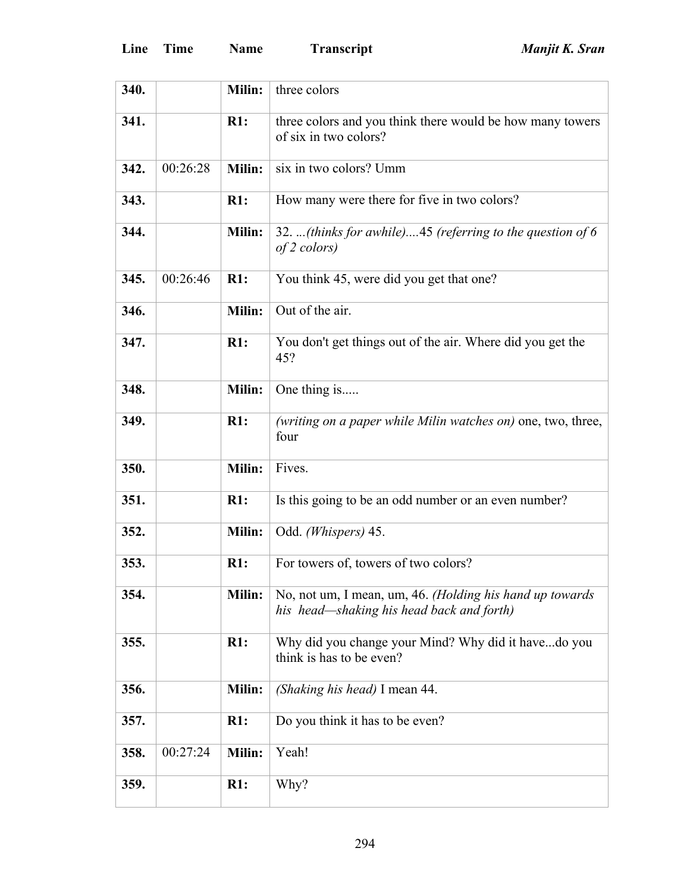| Line | Time | Name | Transcript |
|---|---|---|---|
| 340. | | Milin: | three colors |
| 341. | | R1: | three colors and you think there would be how many towers of six in two colors? |
| 342. | 00:26:28 | Milin: | six in two colors? Umm |
| 343. | | R1: | How many were there for five in two colors? |
| 344. | | Milin: | 32. ...*(thinks for awhile)*....45 *(referring to the question of 6 of 2 colors)* |
| 345. | 00:26:46 | R1: | You think 45, were did you get that one? |
| 346. | | Milin: | Out of the air. |
| 347. | | R1: | You don't get things out of the air. Where did you get the 45? |
| 348. | | Milin: | One thing is..... |
| 349. | | R1: | *(writing on a paper while Milin watches on)* one, two, three, four |
| 350. | | Milin: | Fives. |
| 351. | | R1: | Is this going to be an odd number or an even number? |
| 352. | | Milin: | Odd. *(Whispers)* 45. |
| 353. | | R1: | For towers of, towers of two colors? |
| 354. | | Milin: | No, not um, I mean, um, 46. *(Holding his hand up towards his head—shaking his head back and forth)* |
| 355. | | R1: | Why did you change your Mind? Why did it have...do you think is has to be even? |
| 356. | | Milin: | *(Shaking his head)* I mean 44. |
| 357. | | R1: | Do you think it has to be even? |
| 358. | 00:27:24 | Milin: | Yeah! |
| 359. | | R1: | Why? |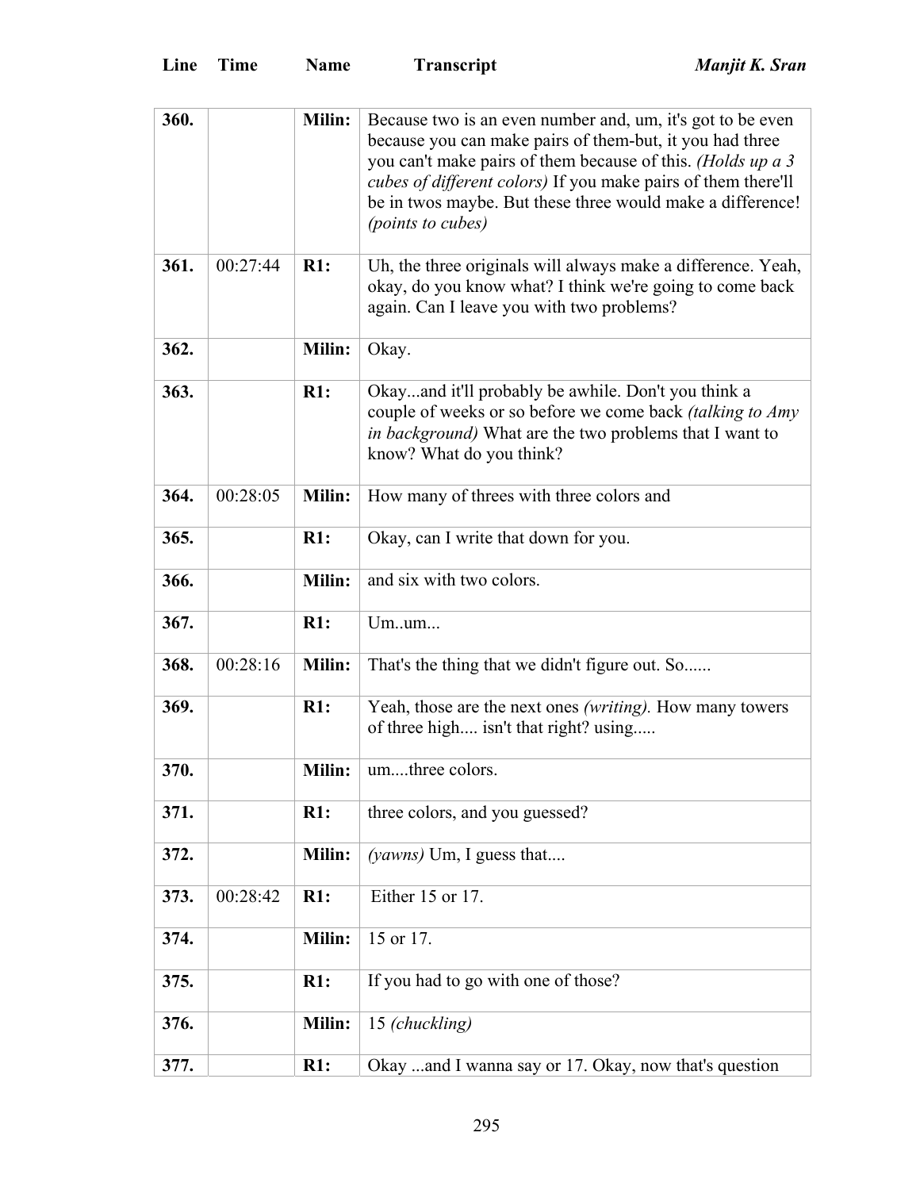| Line | Time | Name | Transcript |
|---|---|---|---|
| **360.** | | **Milin:** | Because two is an even number and, um, it's got to be even because you can make pairs of them-but, it you had three you can't make pairs of them because of this. *(Holds up a 3 cubes of different colors)* If you make pairs of them there'll be in twos maybe. But these three would make a difference! *(points to cubes)* |
| **361.** | 00:27:44 | **R1:** | Uh, the three originals will always make a difference. Yeah, okay, do you know what? I think we're going to come back again. Can I leave you with two problems? |
| **362.** | | **Milin:** | Okay. |
| **363.** | | **R1:** | Okay...and it'll probably be awhile. Don't you think a couple of weeks or so before we come back *(talking to Amy in background)* What are the two problems that I want to know? What do you think? |
| **364.** | 00:28:05 | **Milin:** | How many of threes with three colors and |
| **365.** | | **R1:** | Okay, can I write that down for you. |
| **366.** | | **Milin:** | and six with two colors. |
| **367.** | | **R1:** | Um..um... |
| **368.** | 00:28:16 | **Milin:** | That's the thing that we didn't figure out. So...... |
| **369.** | | **R1:** | Yeah, those are the next ones *(writing)*. How many towers of three high.... isn't that right? using..... |
| **370.** | | **Milin:** | um....three colors. |
| **371.** | | **R1:** | three colors, and you guessed? |
| **372.** | | **Milin:** | *(yawns)* Um, I guess that.... |
| **373.** | 00:28:42 | **R1:** | Either 15 or 17. |
| **374.** | | **Milin:** | 15 or 17. |
| **375.** | | **R1:** | If you had to go with one of those? |
| **376.** | | **Milin:** | 15 *(chuckling)* |
| **377.** | | **R1:** | Okay ...and I wanna say or 17. Okay, now that's question |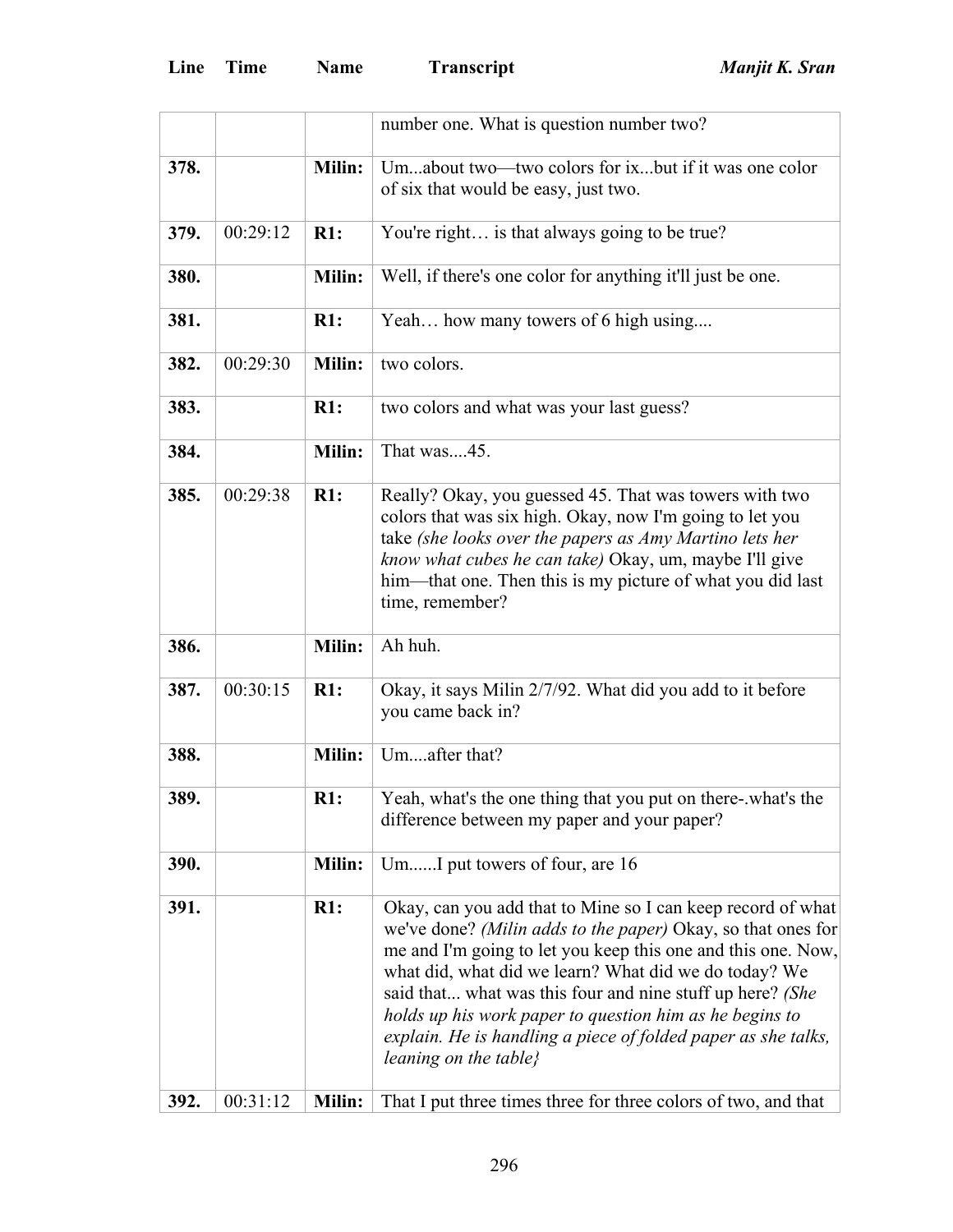| Line | Time | Name | Transcript |
| --- | --- | --- | --- |
| | | | number one. What is question number two? |
| 378. | | Milin: | Um...about two—two colors for ix...but if it was one color of six that would be easy, just two. |
| 379. | 00:29:12 | R1: | You're right… is that always going to be true? |
| 380. | | Milin: | Well, if there's one color for anything it'll just be one. |
| 381. | | R1: | Yeah… how many towers of 6 high using.... |
| 382. | 00:29:30 | Milin: | two colors. |
| 383. | | R1: | two colors and what was your last guess? |
| 384. | | Milin: | That was....45. |
| 385. | 00:29:38 | R1: | Really? Okay, you guessed 45. That was towers with two colors that was six high. Okay, now I'm going to let you take *(she looks over the papers as Amy Martino lets her know what cubes he can take)* Okay, um, maybe I'll give him—that one. Then this is my picture of what you did last time, remember? |
| 386. | | Milin: | Ah huh. |
| 387. | 00:30:15 | R1: | Okay, it says Milin 2/7/92. What did you add to it before you came back in? |
| 388. | | Milin: | Um....after that? |
| 389. | | R1: | Yeah, what's the one thing that you put on there-.what's the difference between my paper and your paper? |
| 390. | | Milin: | Um......I put towers of four, are 16 |
| 391. | | R1: | Okay, can you add that to Mine so I can keep record of what we've done? *(Milin adds to the paper)* Okay, so that ones for me and I'm going to let you keep this one and this one. Now, what did, what did we learn? What did we do today? We said that... what was this four and nine stuff up here? *(She holds up his work paper to question him as he begins to explain. He is handling a piece of folded paper as she talks, leaning on the table}* |
| 392. | 00:31:12 | Milin: | That I put three times three for three colors of two, and that |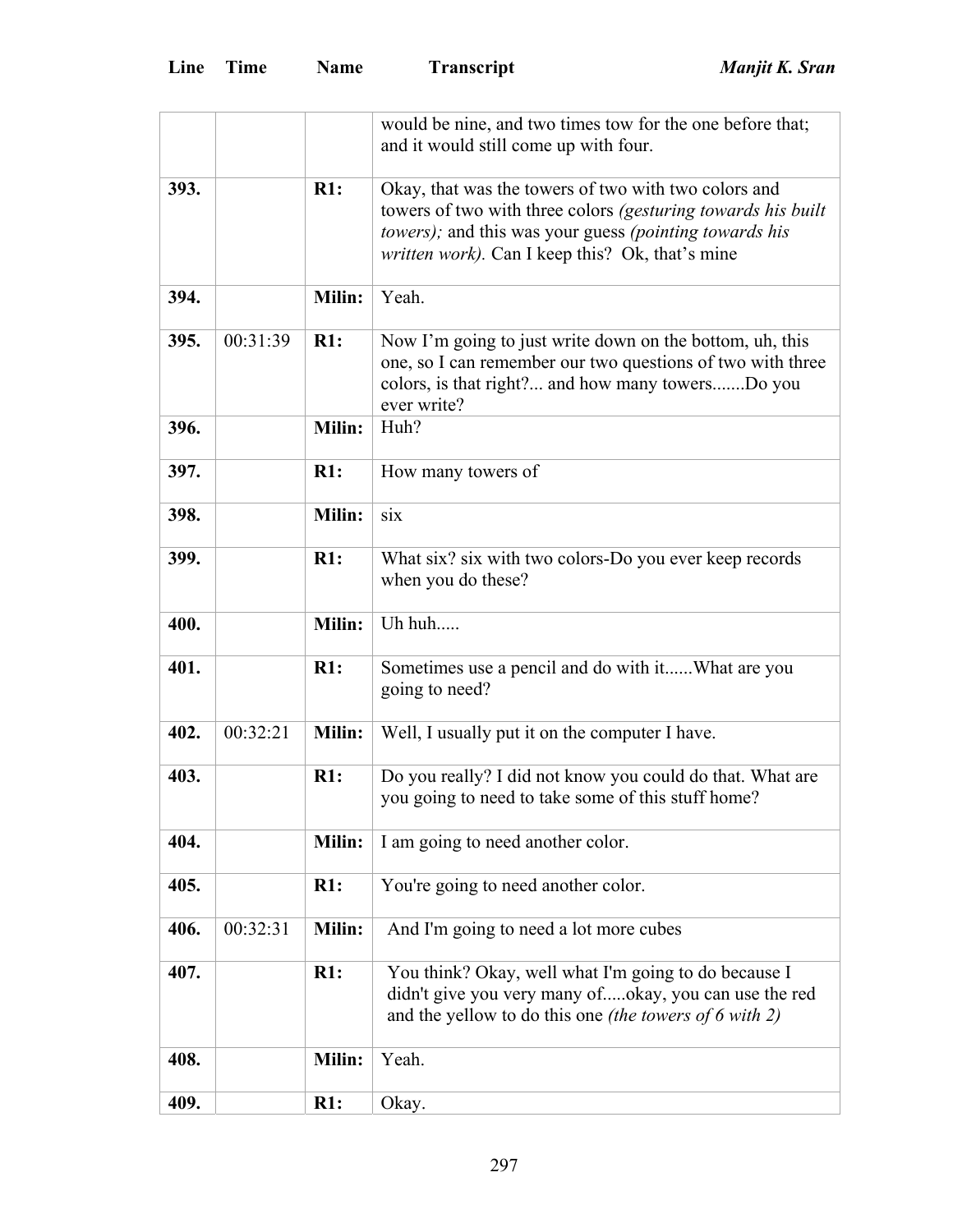| Line | Time | Name | Transcript |
|---|---|---|---|
| | | | would be nine, and two times tow for the one before that; and it would still come up with four. |
| **393.** | | **R1:** | Okay, that was the towers of two with two colors and towers of two with three colors *(gesturing towards his built towers);* and this was your guess *(pointing towards his written work).* Can I keep this? Ok, that's mine |
| **394.** | | **Milin:** | Yeah. |
| **395.** | 00:31:39 | **R1:** | Now I'm going to just write down on the bottom, uh, this one, so I can remember our two questions of two with three colors, is that right?... and how many towers.......Do you ever write? |
| **396.** | | **Milin:** | Huh? |
| **397.** | | **R1:** | How many towers of |
| **398.** | | **Milin:** | six |
| **399.** | | **R1:** | What six? six with two colors-Do you ever keep records when you do these? |
| **400.** | | **Milin:** | Uh huh..... |
| **401.** | | **R1:** | Sometimes use a pencil and do with it......What are you going to need? |
| **402.** | 00:32:21 | **Milin:** | Well, I usually put it on the computer I have. |
| **403.** | | **R1:** | Do you really? I did not know you could do that. What are you going to need to take some of this stuff home? |
| **404.** | | **Milin:** | I am going to need another color. |
| **405.** | | **R1:** | You're going to need another color. |
| **406.** | 00:32:31 | **Milin:** | And I'm going to need a lot more cubes |
| **407.** | | **R1:** | You think? Okay, well what I'm going to do because I didn't give you very many of.....okay, you can use the red and the yellow to do this one *(the towers of 6 with 2)* |
| **408.** | | **Milin:** | Yeah. |
| **409.** | | **R1:** | Okay. |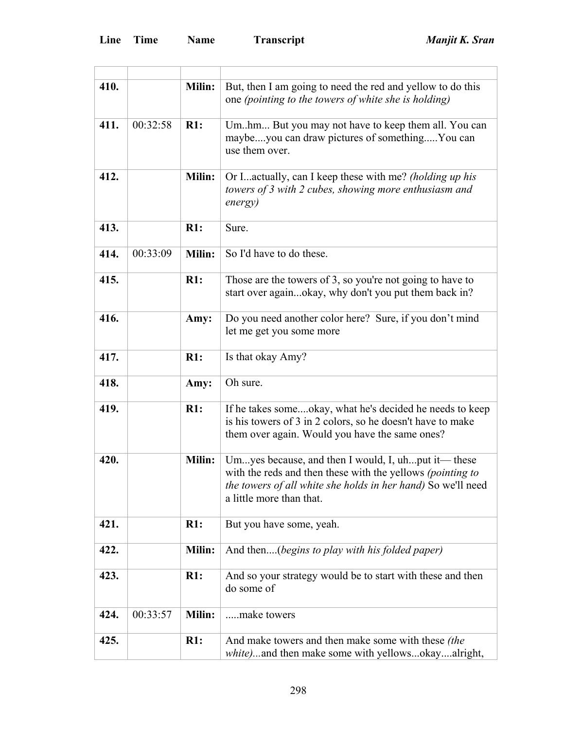| Line | Time | Name | Transcript |
|---|---|---|---|
| | | | |
| **410.** | | **Milin:** | But, then I am going to need the red and yellow to do this one *(pointing to the towers of white she is holding)* |
| **411.** | 00:32:58 | **R1:** | Um..hm... But you may not have to keep them all. You can maybe....you can draw pictures of something.....You can use them over. |
| **412.** | | **Milin:** | Or I...actually, can I keep these with me? *(holding up his towers of 3 with 2 cubes, showing more enthusiasm and energy)* |
| **413.** | | **R1:** | Sure. |
| **414.** | 00:33:09 | **Milin:** | So I'd have to do these. |
| **415.** | | **R1:** | Those are the towers of 3, so you're not going to have to start over again...okay, why don't you put them back in? |
| **416.** | | **Amy:** | Do you need another color here? Sure, if you don't mind let me get you some more |
| **417.** | | **R1:** | Is that okay Amy? |
| **418.** | | **Amy:** | Oh sure. |
| **419.** | | **R1:** | If he takes some....okay, what he's decided he needs to keep is his towers of 3 in 2 colors, so he doesn't have to make them over again. Would you have the same ones? |
| **420.** | | **Milin:** | Um...yes because, and then I would, I, uh...put it— these with the reds and then these with the yellows *(pointing to the towers of all white she holds in her hand)* So we'll need a little more than that. |
| **421.** | | **R1:** | But you have some, yeah. |
| **422.** | | **Milin:** | And then....*(begins to play with his folded paper)* |
| **423.** | | **R1:** | And so your strategy would be to start with these and then do some of |
| **424.** | 00:33:57 | **Milin:** | .....make towers |
| **425.** | | **R1:** | And make towers and then make some with these *(the white)*...and then make some with yellows...okay....alright, |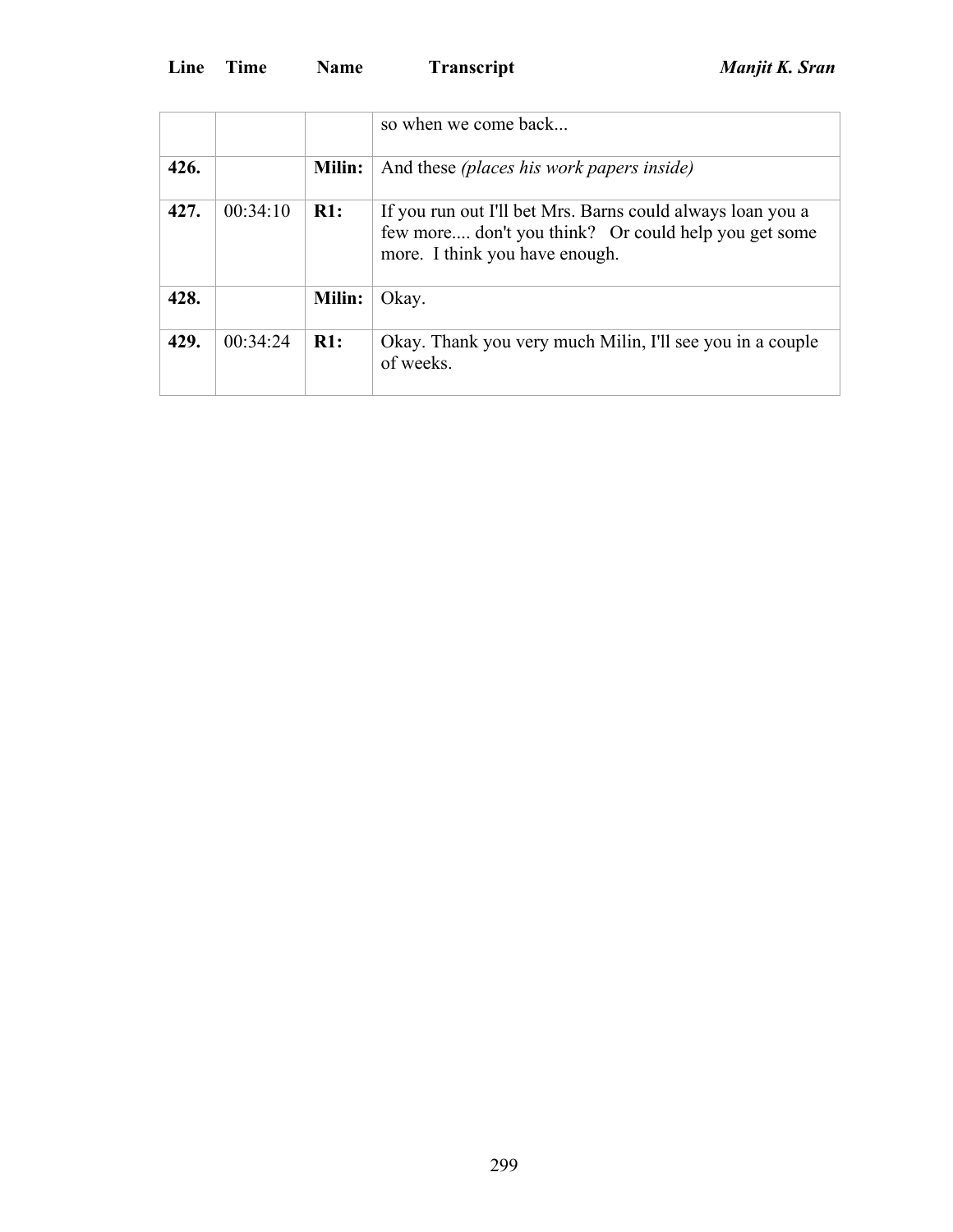| Line | Time | Name | Transcript |
|---|---|---|---|
| | | | so when we come back... |
| **426.** | | **Milin:** | And these *(places his work papers inside)* |
| **427.** | 00:34:10 | **R1:** | If you run out I'll bet Mrs. Barns could always loan you a few more.... don't you think? Or could help you get some more. I think you have enough. |
| **428.** | | **Milin:** | Okay. |
| **429.** | 00:34:24 | **R1:** | Okay. Thank you very much Milin, I'll see you in a couple of weeks. |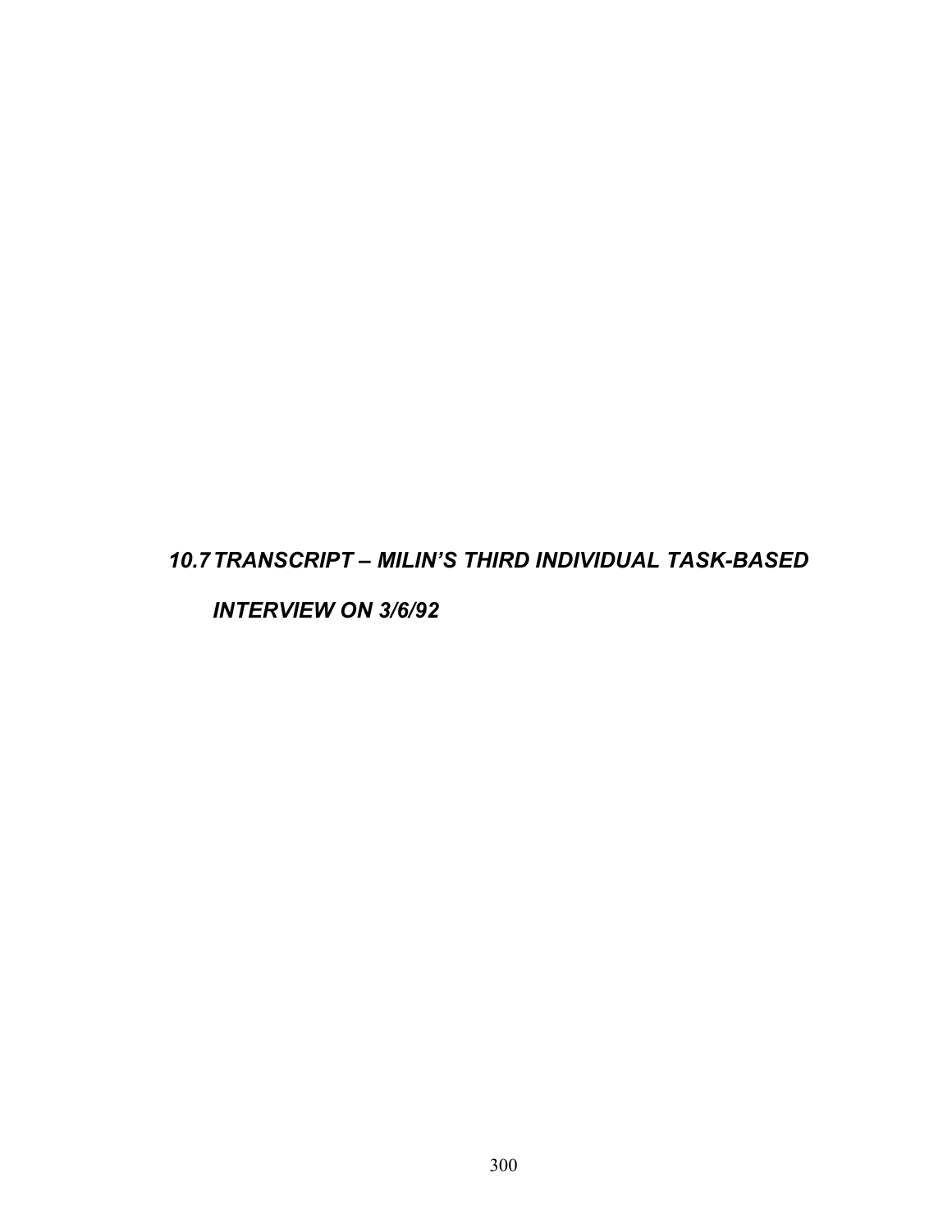## *10.7 TRANSCRIPT – MILIN'S THIRD INDIVIDUAL TASK-BASED INTERVIEW ON 3/6/92*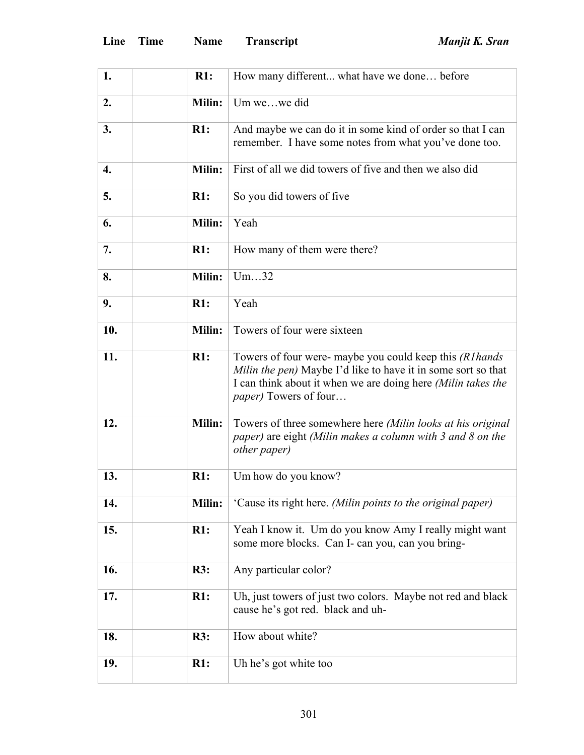| Line | Time | Name | Transcript |
| --- | --- | --- | --- |
| **1.** | | **R1:** | How many different... what have we done… before |
| **2.** | | **Milin:** | Um we…we did |
| **3.** | | **R1:** | And maybe we can do it in some kind of order so that I can remember. I have some notes from what you've done too. |
| **4.** | | **Milin:** | First of all we did towers of five and then we also did |
| **5.** | | **R1:** | So you did towers of five |
| **6.** | | **Milin:** | Yeah |
| **7.** | | **R1:** | How many of them were there? |
| **8.** | | **Milin:** | Um…32 |
| **9.** | | **R1:** | Yeah |
| **10.** | | **Milin:** | Towers of four were sixteen |
| **11.** | | **R1:** | Towers of four were- maybe you could keep this *(R1hands Milin the pen)* Maybe I'd like to have it in some sort so that I can think about it when we are doing here *(Milin takes the paper)* Towers of four… |
| **12.** | | **Milin:** | Towers of three somewhere here *(Milin looks at his original paper)* are eight *(Milin makes a column with 3 and 8 on the other paper)* |
| **13.** | | **R1:** | Um how do you know? |
| **14.** | | **Milin:** | 'Cause its right here. *(Milin points to the original paper)* |
| **15.** | | **R1:** | Yeah I know it. Um do you know Amy I really might want some more blocks. Can I- can you, can you bring- |
| **16.** | | **R3:** | Any particular color? |
| **17.** | | **R1:** | Uh, just towers of just two colors. Maybe not red and black cause he's got red. black and uh- |
| **18.** | | **R3:** | How about white? |
| **19.** | | **R1:** | Uh he's got white too |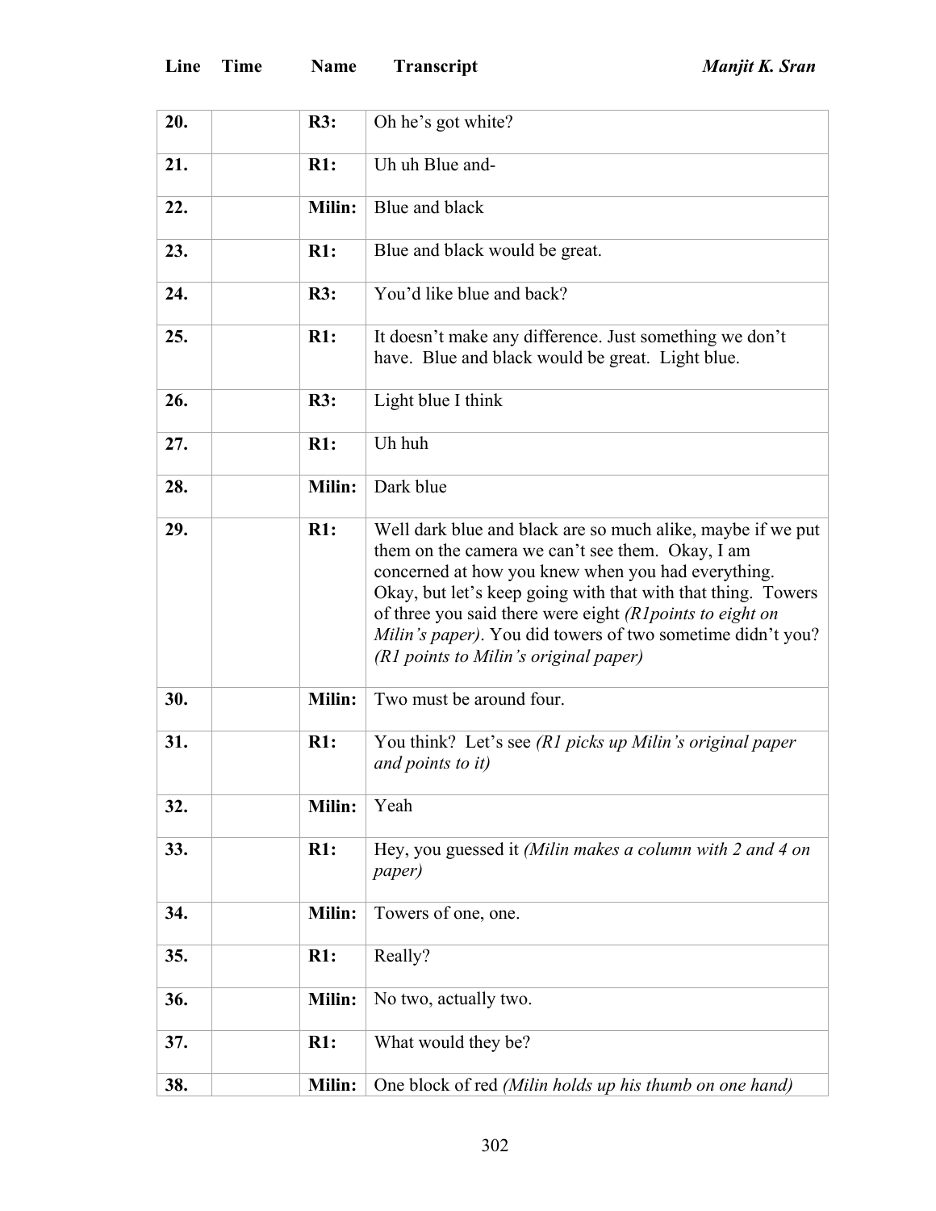| Line | Time | Name | Transcript |
|---|---|---|---|
| 20. | | R3: | Oh he's got white? |
| 21. | | R1: | Uh uh Blue and- |
| 22. | | Milin: | Blue and black |
| 23. | | R1: | Blue and black would be great. |
| 24. | | R3: | You'd like blue and back? |
| 25. | | R1: | It doesn't make any difference. Just something we don't have. Blue and black would be great. Light blue. |
| 26. | | R3: | Light blue I think |
| 27. | | R1: | Uh huh |
| 28. | | Milin: | Dark blue |
| 29. | | R1: | Well dark blue and black are so much alike, maybe if we put them on the camera we can't see them. Okay, I am concerned at how you knew when you had everything. Okay, but let's keep going with that with that thing. Towers of three you said there were eight *(R1points to eight on Milin's paper)*. You did towers of two sometime didn't you? *(R1 points to Milin's original paper)* |
| 30. | | Milin: | Two must be around four. |
| 31. | | R1: | You think? Let's see *(R1 picks up Milin's original paper and points to it)* |
| 32. | | Milin: | Yeah |
| 33. | | R1: | Hey, you guessed it *(Milin makes a column with 2 and 4 on paper)* |
| 34. | | Milin: | Towers of one, one. |
| 35. | | R1: | Really? |
| 36. | | Milin: | No two, actually two. |
| 37. | | R1: | What would they be? |
| 38. | | Milin: | One block of red *(Milin holds up his thumb on one hand)* |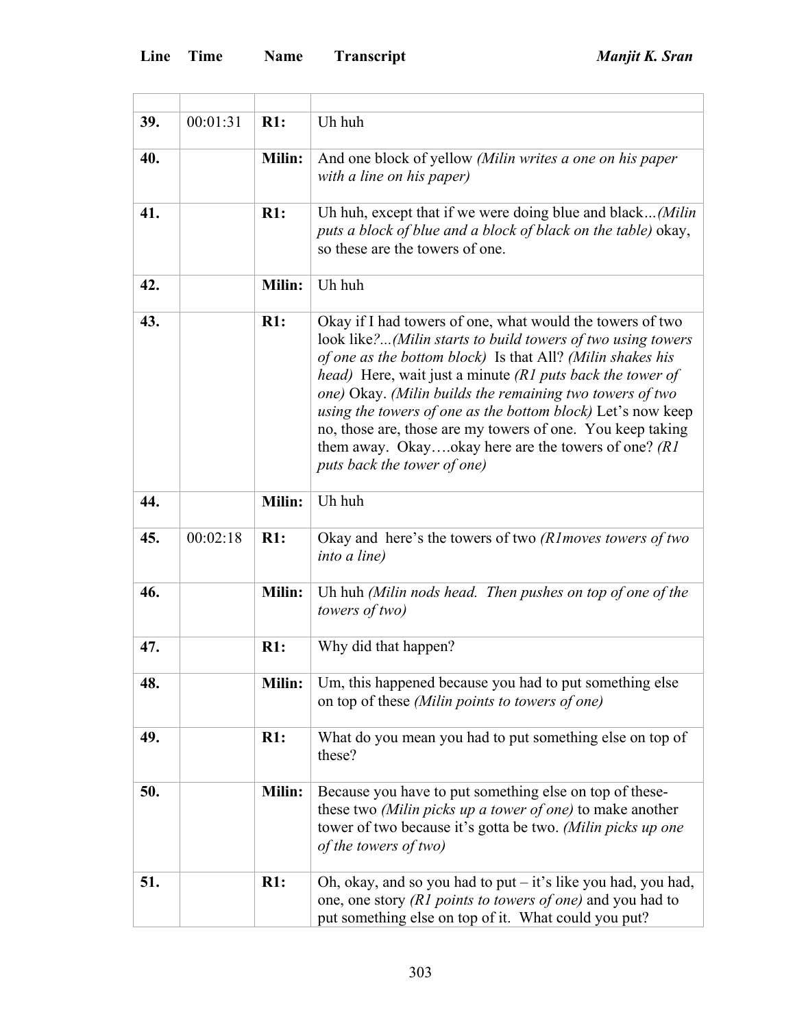| Line | Time | Name | Transcript |
|---|---|---|---|
| | | | |
| 39. | 00:01:31 | R1: | Uh huh |
| 40. | | Milin: | And one block of yellow *(Milin writes a one on his paper with a line on his paper)* |
| 41. | | R1: | Uh huh, except that if we were doing blue and black…*(Milin puts a block of blue and a block of black on the table)* okay, so these are the towers of one. |
| 42. | | Milin: | Uh huh |
| 43. | | R1: | Okay if I had towers of one, what would the towers of two look like*?...(Milin starts to build towers of two using towers of one as the bottom block)* Is that All? *(Milin shakes his head)* Here, wait just a minute *(R1 puts back the tower of one)* Okay. *(Milin builds the remaining two towers of two using the towers of one as the bottom block)* Let's now keep no, those are, those are my towers of one. You keep taking them away. Okay….okay here are the towers of one? *(R1 puts back the tower of one)* |
| 44. | | Milin: | Uh huh |
| 45. | 00:02:18 | R1: | Okay and here's the towers of two *(R1moves towers of two into a line)* |
| 46. | | Milin: | Uh huh *(Milin nods head. Then pushes on top of one of the towers of two)* |
| 47. | | R1: | Why did that happen? |
| 48. | | Milin: | Um, this happened because you had to put something else on top of these *(Milin points to towers of one)* |
| 49. | | R1: | What do you mean you had to put something else on top of these? |
| 50. | | Milin: | Because you have to put something else on top of these- these two *(Milin picks up a tower of one)* to make another tower of two because it's gotta be two. *(Milin picks up one of the towers of two)* |
| 51. | | R1: | Oh, okay, and so you had to put – it's like you had, you had, one, one story *(R1 points to towers of one)* and you had to put something else on top of it. What could you put? |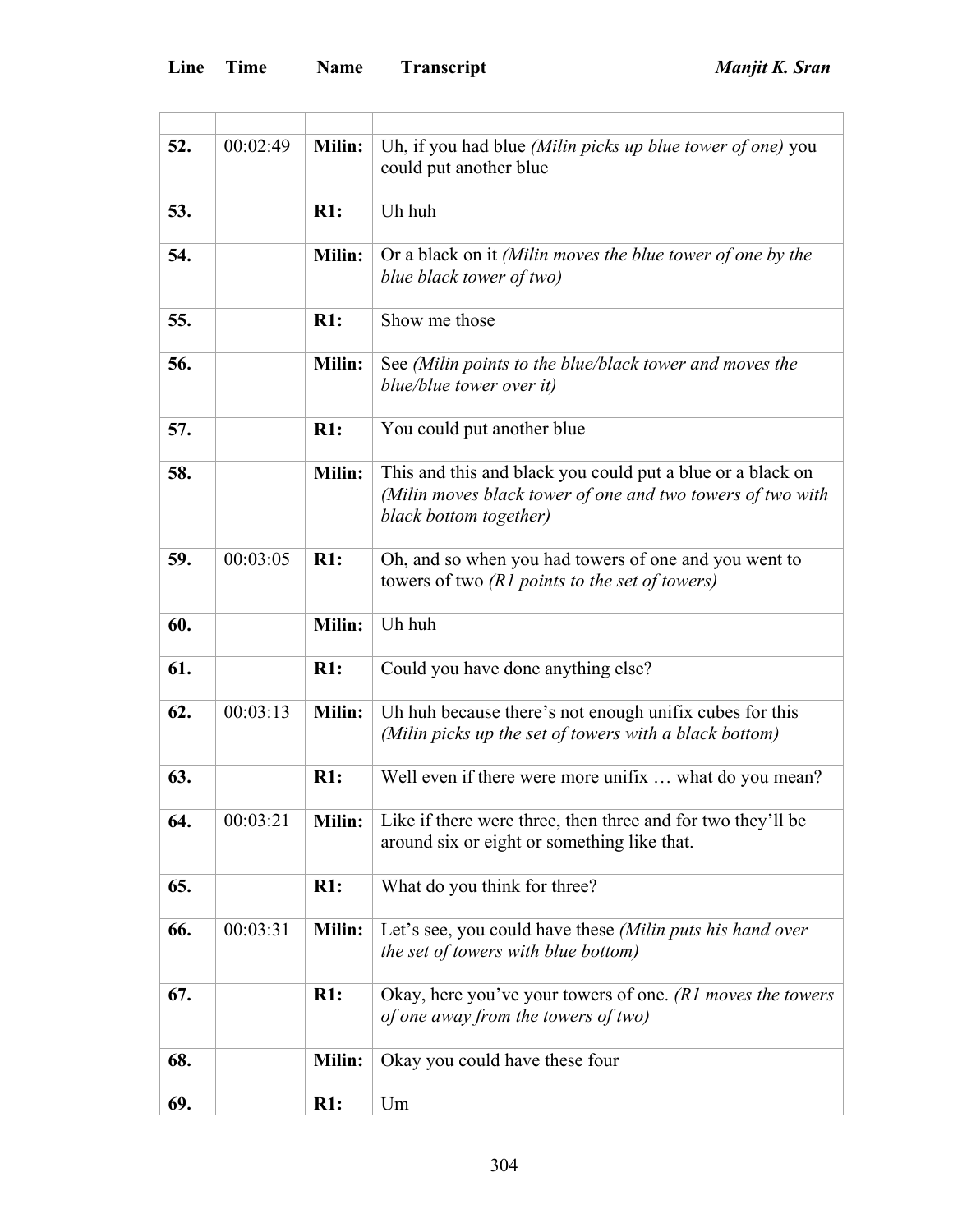| Line | Time | Name | Transcript |
|---|---|---|---|
| | | | |
| **52.** | 00:02:49 | **Milin:** | Uh, if you had blue *(Milin picks up blue tower of one)* you could put another blue |
| **53.** | | **R1:** | Uh huh |
| **54.** | | **Milin:** | Or a black on it *(Milin moves the blue tower of one by the blue black tower of two)* |
| **55.** | | **R1:** | Show me those |
| **56.** | | **Milin:** | See *(Milin points to the blue/black tower and moves the blue/blue tower over it)* |
| **57.** | | **R1:** | You could put another blue |
| **58.** | | **Milin:** | This and this and black you could put a blue or a black on *(Milin moves black tower of one and two towers of two with black bottom together)* |
| **59.** | 00:03:05 | **R1:** | Oh, and so when you had towers of one and you went to towers of two *(R1 points to the set of towers)* |
| **60.** | | **Milin:** | Uh huh |
| **61.** | | **R1:** | Could you have done anything else? |
| **62.** | 00:03:13 | **Milin:** | Uh huh because there's not enough unifix cubes for this *(Milin picks up the set of towers with a black bottom)* |
| **63.** | | **R1:** | Well even if there were more unifix … what do you mean? |
| **64.** | 00:03:21 | **Milin:** | Like if there were three, then three and for two they'll be around six or eight or something like that. |
| **65.** | | **R1:** | What do you think for three? |
| **66.** | 00:03:31 | **Milin:** | Let's see, you could have these *(Milin puts his hand over the set of towers with blue bottom)* |
| **67.** | | **R1:** | Okay, here you've your towers of one. *(R1 moves the towers of one away from the towers of two)* |
| **68.** | | **Milin:** | Okay you could have these four |
| **69.** | | **R1:** | Um |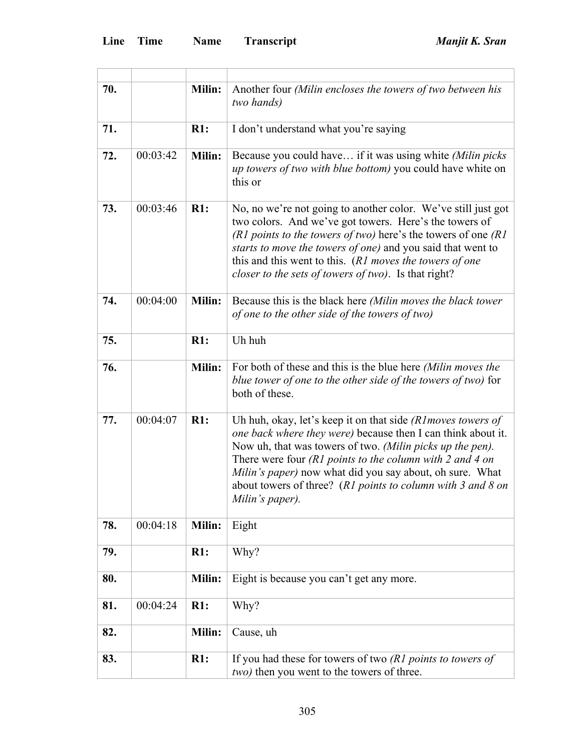| Line | Time | Name | Transcript |
|---|---|---|---|
| | | | |
| **70.** | | **Milin:** | Another four *(Milin encloses the towers of two between his two hands)* |
| **71.** | | **R1:** | I don't understand what you're saying |
| **72.** | 00:03:42 | **Milin:** | Because you could have… if it was using white *(Milin picks up towers of two with blue bottom)* you could have white on this or |
| **73.** | 00:03:46 | **R1:** | No, no we're not going to another color. We've still just got two colors. And we've got towers. Here's the towers of *(R1 points to the towers of two)* here's the towers of one *(R1 starts to move the towers of one)* and you said that went to this and this went to this. (*R1 moves the towers of one closer to the sets of towers of two)*. Is that right? |
| **74.** | 00:04:00 | **Milin:** | Because this is the black here *(Milin moves the black tower of one to the other side of the towers of two)* |
| **75.** | | **R1:** | Uh huh |
| **76.** | | **Milin:** | For both of these and this is the blue here *(Milin moves the blue tower of one to the other side of the towers of two)* for both of these. |
| **77.** | 00:04:07 | **R1:** | Uh huh, okay, let's keep it on that side *(R1moves towers of one back where they were)* because then I can think about it. Now uh, that was towers of two. *(Milin picks up the pen).* There were four *(R1 points to the column with 2 and 4 on Milin's paper)* now what did you say about, oh sure. What about towers of three? (*R1 points to column with 3 and 8 on Milin's paper).* |
| **78.** | 00:04:18 | **Milin:** | Eight |
| **79.** | | **R1:** | Why? |
| **80.** | | **Milin:** | Eight is because you can't get any more. |
| **81.** | 00:04:24 | **R1:** | Why? |
| **82.** | | **Milin:** | Cause, uh |
| **83.** | | **R1:** | If you had these for towers of two *(R1 points to towers of two)* then you went to the towers of three. |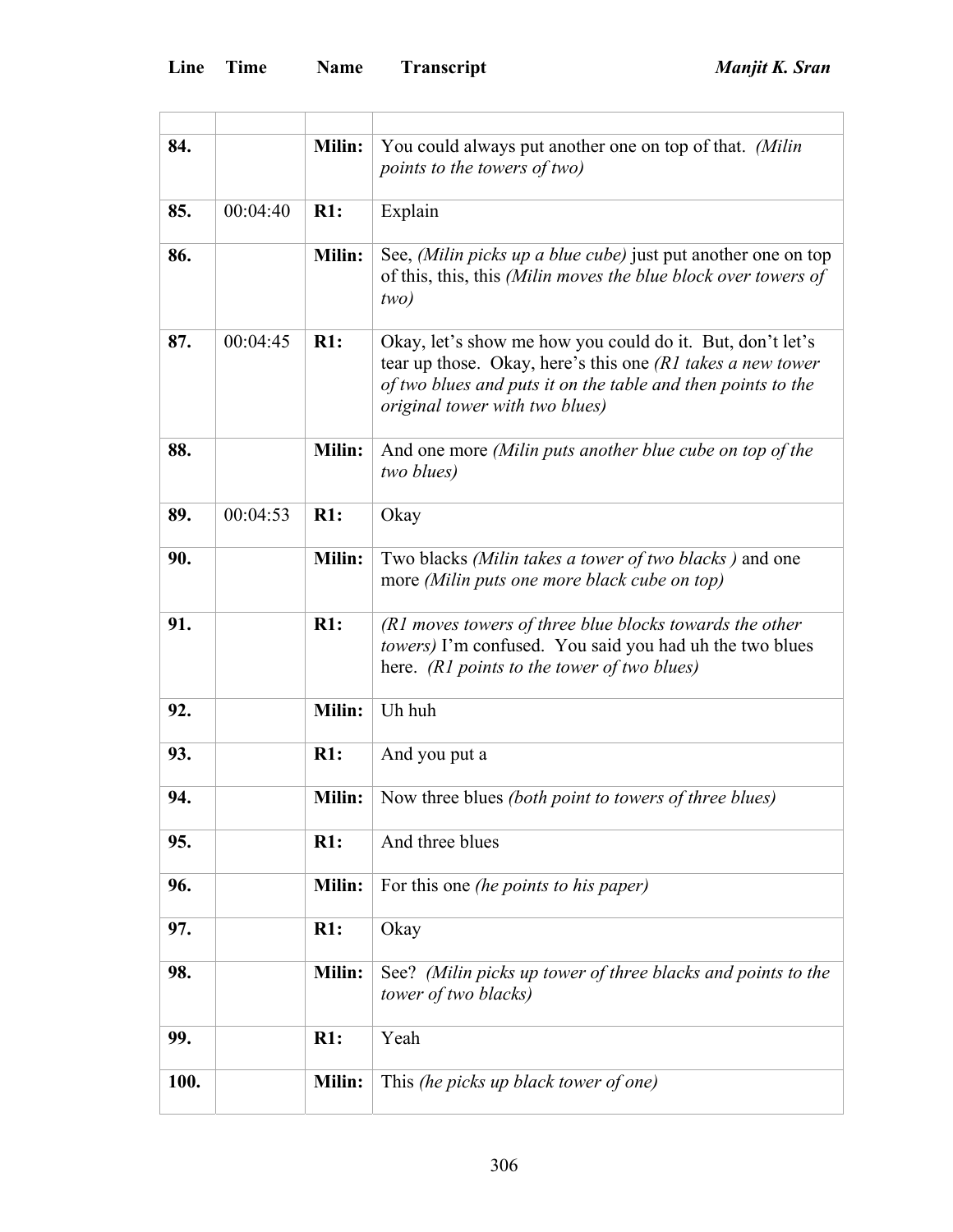| Line | Time | Name | Transcript |
|---|---|---|---|
| 84. | | **Milin:** | You could always put another one on top of that. *(Milin points to the towers of two)* |
| 85. | 00:04:40 | **R1:** | Explain |
| 86. | | **Milin:** | See, *(Milin picks up a blue cube)* just put another one on top of this, this, this *(Milin moves the blue block over towers of two)* |
| 87. | 00:04:45 | **R1:** | Okay, let's show me how you could do it. But, don't let's tear up those. Okay, here's this one *(R1 takes a new tower of two blues and puts it on the table and then points to the original tower with two blues)* |
| 88. | | **Milin:** | And one more *(Milin puts another blue cube on top of the two blues)* |
| 89. | 00:04:53 | **R1:** | Okay |
| 90. | | **Milin:** | Two blacks *(Milin takes a tower of two blacks )* and one more *(Milin puts one more black cube on top)* |
| 91. | | **R1:** | *(R1 moves towers of three blue blocks towards the other towers)* I'm confused. You said you had uh the two blues here. *(R1 points to the tower of two blues)* |
| 92. | | **Milin:** | Uh huh |
| 93. | | **R1:** | And you put a |
| 94. | | **Milin:** | Now three blues *(both point to towers of three blues)* |
| 95. | | **R1:** | And three blues |
| 96. | | **Milin:** | For this one *(he points to his paper)* |
| 97. | | **R1:** | Okay |
| 98. | | **Milin:** | See? *(Milin picks up tower of three blacks and points to the tower of two blacks)* |
| 99. | | **R1:** | Yeah |
| 100. | | **Milin:** | This *(he picks up black tower of one)* |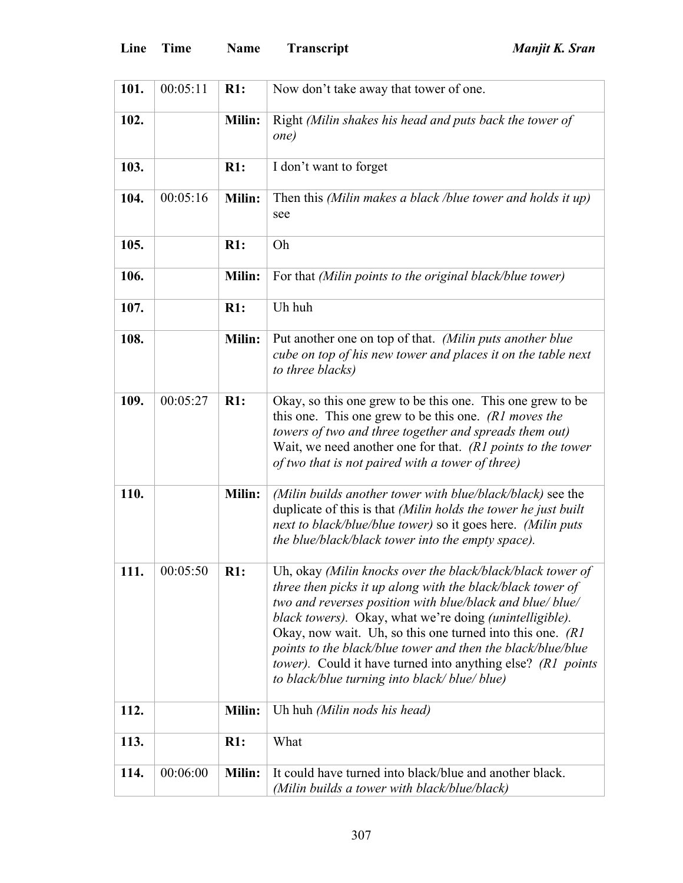| Line | Time | Name | Transcript |
|---|---|---|---|
| **101.** | 00:05:11 | **R1:** | Now don't take away that tower of one. |
| **102.** | | **Milin:** | Right *(Milin shakes his head and puts back the tower of one)* |
| **103.** | | **R1:** | I don't want to forget |
| **104.** | 00:05:16 | **Milin:** | Then this *(Milin makes a black /blue tower and holds it up)* see |
| **105.** | | **R1:** | Oh |
| **106.** | | **Milin:** | For that *(Milin points to the original black/blue tower)* |
| **107.** | | **R1:** | Uh huh |
| **108.** | | **Milin:** | Put another one on top of that. *(Milin puts another blue cube on top of his new tower and places it on the table next to three blacks)* |
| **109.** | 00:05:27 | **R1:** | Okay, so this one grew to be this one. This one grew to be this one. This one grew to be this one. *(R1 moves the towers of two and three together and spreads them out)* Wait, we need another one for that. *(R1 points to the tower of two that is not paired with a tower of three)* |
| **110.** | | **Milin:** | *(Milin builds another tower with blue/black/black)* see the duplicate of this is that *(Milin holds the tower he just built next to black/blue/blue tower)* so it goes here. *(Milin puts the blue/black/black tower into the empty space).* |
| **111.** | 00:05:50 | **R1:** | Uh, okay *(Milin knocks over the black/black/black tower of three then picks it up along with the black/black tower of two and reverses position with blue/black and blue/ blue/ black towers).* Okay, what we're doing *(unintelligible).* Okay, now wait. Uh, so this one turned into this one. *(R1 points to the black/blue tower and then the black/blue/blue tower).* Could it have turned into anything else? *(R1 points to black/blue turning into black/ blue/ blue)* |
| **112.** | | **Milin:** | Uh huh *(Milin nods his head)* |
| **113.** | | **R1:** | What |
| **114.** | 00:06:00 | **Milin:** | It could have turned into black/blue and another black. *(Milin builds a tower with black/blue/black)* |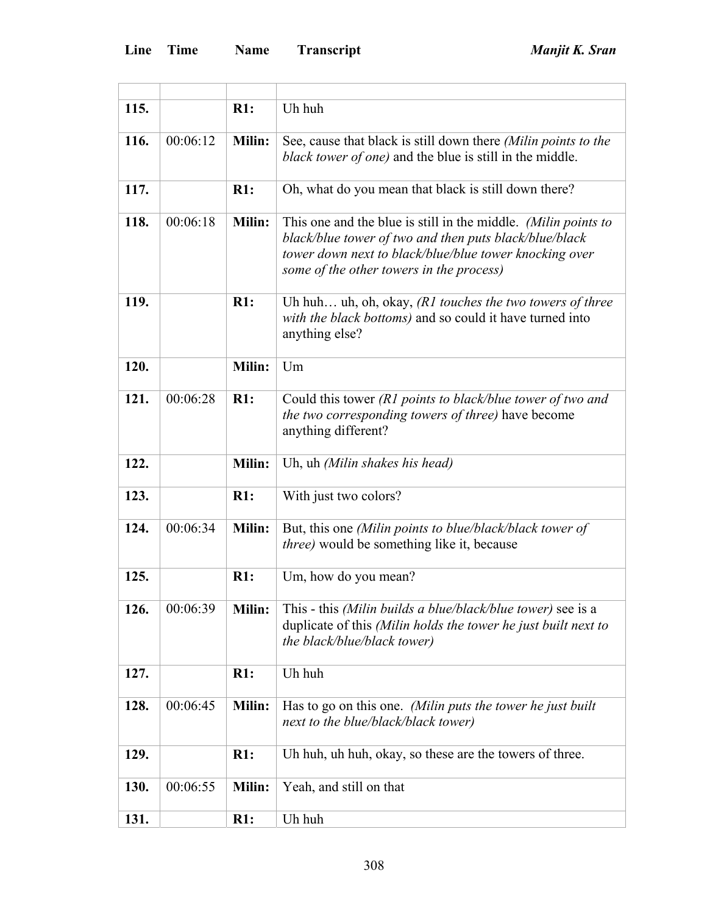| Line | Time | Name | Transcript |
|---|---|---|---|
| | | | |
| **115.** | | **R1:** | Uh huh |
| **116.** | 00:06:12 | **Milin:** | See, cause that black is still down there *(Milin points to the black tower of one)* and the blue is still in the middle. |
| **117.** | | **R1:** | Oh, what do you mean that black is still down there? |
| **118.** | 00:06:18 | **Milin:** | This one and the blue is still in the middle. *(Milin points to black/blue tower of two and then puts black/blue/black tower down next to black/blue/blue tower knocking over some of the other towers in the process)* |
| **119.** | | **R1:** | Uh huh… uh, oh, okay, *(R1 touches the two towers of three with the black bottoms)* and so could it have turned into anything else? |
| **120.** | | **Milin:** | Um |
| **121.** | 00:06:28 | **R1:** | Could this tower *(R1 points to black/blue tower of two and the two corresponding towers of three)* have become anything different? |
| **122.** | | **Milin:** | Uh, uh *(Milin shakes his head)* |
| **123.** | | **R1:** | With just two colors? |
| **124.** | 00:06:34 | **Milin:** | But, this one *(Milin points to blue/black/black tower of three)* would be something like it, because |
| **125.** | | **R1:** | Um, how do you mean? |
| **126.** | 00:06:39 | **Milin:** | This - this *(Milin builds a blue/black/blue tower)* see is a duplicate of this *(Milin holds the tower he just built next to the black/blue/black tower)* |
| **127.** | | **R1:** | Uh huh |
| **128.** | 00:06:45 | **Milin:** | Has to go on this one. *(Milin puts the tower he just built next to the blue/black/black tower)* |
| **129.** | | **R1:** | Uh huh, uh huh, okay, so these are the towers of three. |
| **130.** | 00:06:55 | **Milin:** | Yeah, and still on that |
| **131.** | | **R1:** | Uh huh |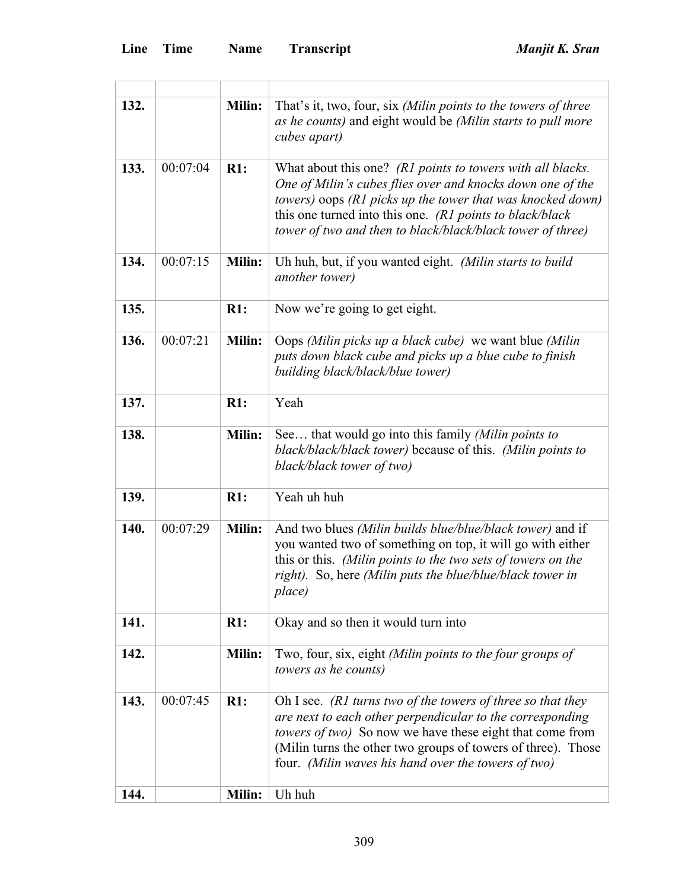| Line | Time | Name | Transcript |
|---|---|---|---|
| | | | |
| **132.** | | **Milin:** | That's it, two, four, six *(Milin points to the towers of three as he counts)* and eight would be *(Milin starts to pull more cubes apart)* |
| **133.** | 00:07:04 | **R1:** | What about this one? *(R1 points to towers with all blacks. One of Milin's cubes flies over and knocks down one of the towers)* oops *(R1 picks up the tower that was knocked down)* this one turned into this one. *(R1 points to black/black tower of two and then to black/black/black tower of three)* |
| **134.** | 00:07:15 | **Milin:** | Uh huh, but, if you wanted eight. *(Milin starts to build another tower)* |
| **135.** | | **R1:** | Now we're going to get eight. |
| **136.** | 00:07:21 | **Milin:** | Oops *(Milin picks up a black cube)* we want blue *(Milin puts down black cube and picks up a blue cube to finish building black/black/blue tower)* |
| **137.** | | **R1:** | Yeah |
| **138.** | | **Milin:** | See… that would go into this family *(Milin points to black/black/black tower)* because of this. *(Milin points to black/black tower of two)* |
| **139.** | | **R1:** | Yeah uh huh |
| **140.** | 00:07:29 | **Milin:** | And two blues *(Milin builds blue/blue/black tower)* and if you wanted two of something on top, it will go with either this or this. *(Milin points to the two sets of towers on the right)*. So, here *(Milin puts the blue/blue/black tower in place)* |
| **141.** | | **R1:** | Okay and so then it would turn into |
| **142.** | | **Milin:** | Two, four, six, eight *(Milin points to the four groups of towers as he counts)* |
| **143.** | 00:07:45 | **R1:** | Oh I see. *(R1 turns two of the towers of three so that they are next to each other perpendicular to the corresponding towers of two)* So now we have these eight that come from (Milin turns the other two groups of towers of three). Those four. *(Milin waves his hand over the towers of two)* |
| **144.** | | **Milin:** | Uh huh |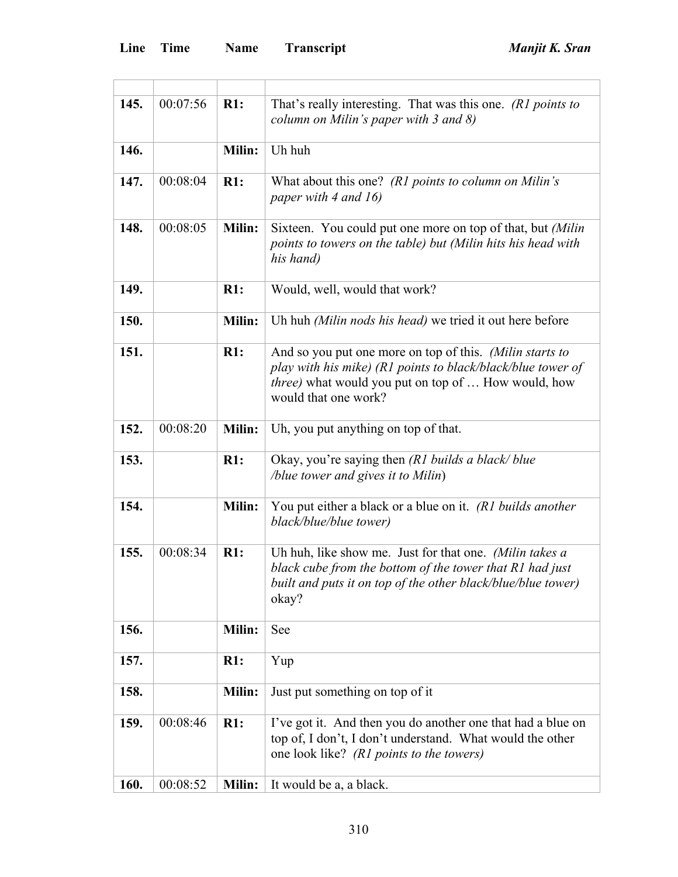| Line | Time | Name | Transcript |
|---|---|---|---|
| | | | |
| **145.** | 00:07:56 | **R1:** | That's really interesting. That was this one. *(R1 points to column on Milin's paper with 3 and 8)* |
| **146.** | | **Milin:** | Uh huh |
| **147.** | 00:08:04 | **R1:** | What about this one? *(R1 points to column on Milin's paper with 4 and 16)* |
| **148.** | 00:08:05 | **Milin:** | Sixteen. You could put one more on top of that, but *(Milin points to towers on the table) but (Milin hits his head with his hand)* |
| **149.** | | **R1:** | Would, well, would that work? |
| **150.** | | **Milin:** | Uh huh *(Milin nods his head)* we tried it out here before |
| **151.** | | **R1:** | And so you put one more on top of this. *(Milin starts to play with his mike) (R1 points to black/black/blue tower of three)* what would you put on top of … How would, how would that one work? |
| **152.** | 00:08:20 | **Milin:** | Uh, you put anything on top of that. |
| **153.** | | **R1:** | Okay, you're saying then *(R1 builds a black/ blue /blue tower and gives it to Milin)* |
| **154.** | | **Milin:** | You put either a black or a blue on it. *(R1 builds another black/blue/blue tower)* |
| **155.** | 00:08:34 | **R1:** | Uh huh, like show me. Just for that one. *(Milin takes a black cube from the bottom of the tower that R1 had just built and puts it on top of the other black/blue/blue tower)* okay? |
| **156.** | | **Milin:** | See |
| **157.** | | **R1:** | Yup |
| **158.** | | **Milin:** | Just put something on top of it |
| **159.** | 00:08:46 | **R1:** | I've got it. And then you do another one that had a blue on top of, I don't, I don't understand. What would the other one look like? *(R1 points to the towers)* |
| **160.** | 00:08:52 | **Milin:** | It would be a, a black. |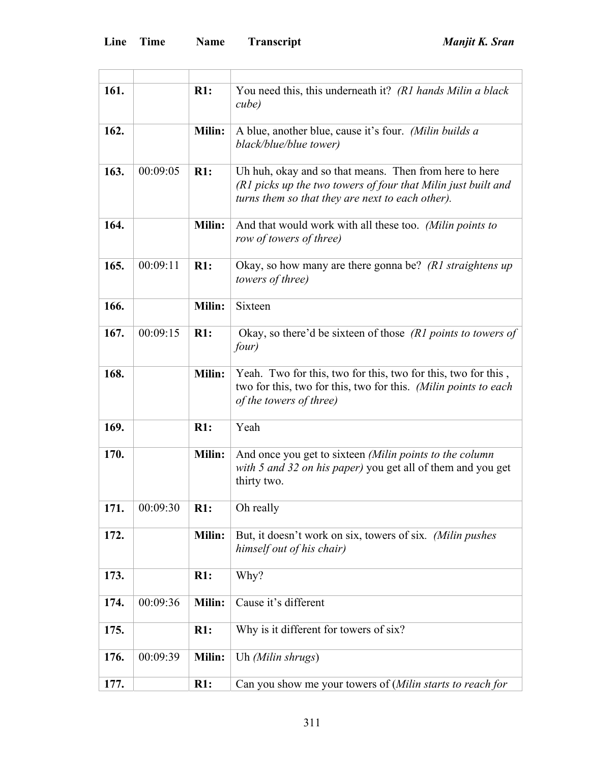| Line | Time | Name | Transcript |
|---|---|---|---|
| | | | |
| **161.** | | **R1:** | You need this, this underneath it? *(R1 hands Milin a black cube)* |
| **162.** | | **Milin:** | A blue, another blue, cause it's four. *(Milin builds a black/blue/blue tower)* |
| **163.** | 00:09:05 | **R1:** | Uh huh, okay and so that means. Then from here to here *(R1 picks up the two towers of four that Milin just built and turns them so that they are next to each other).* |
| **164.** | | **Milin:** | And that would work with all these too. *(Milin points to row of towers of three)* |
| **165.** | 00:09:11 | **R1:** | Okay, so how many are there gonna be? *(R1 straightens up towers of three)* |
| **166.** | | **Milin:** | Sixteen |
| **167.** | 00:09:15 | **R1:** | Okay, so there'd be sixteen of those *(R1 points to towers of four)* |
| **168.** | | **Milin:** | Yeah. Two for this, two for this, two for this, two for this , two for this, two for this, two for this. *(Milin points to each of the towers of three)* |
| **169.** | | **R1:** | Yeah |
| **170.** | | **Milin:** | And once you get to sixteen *(Milin points to the column with 5 and 32 on his paper)* you get all of them and you get thirty two. |
| **171.** | 00:09:30 | **R1:** | Oh really |
| **172.** | | **Milin:** | But, it doesn't work on six, towers of six. *(Milin pushes himself out of his chair)* |
| **173.** | | **R1:** | Why? |
| **174.** | 00:09:36 | **Milin:** | Cause it's different |
| **175.** | | **R1:** | Why is it different for towers of six? |
| **176.** | 00:09:39 | **Milin:** | Uh *(Milin shrugs)* |
| **177.** | | **R1:** | Can you show me your towers of (*Milin starts to reach for* |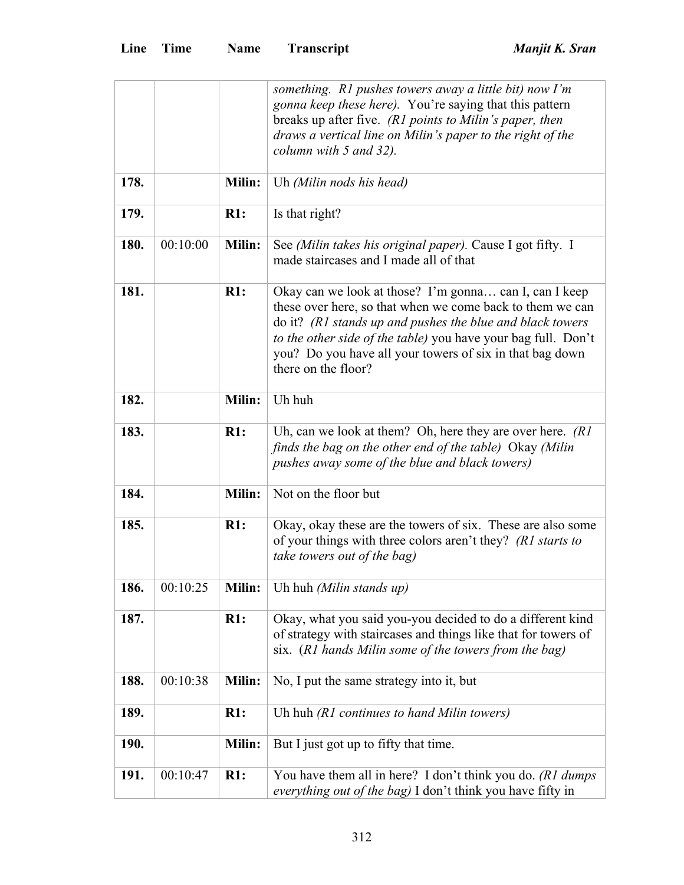| Line | Time | Name | Transcript |
|---|---|---|---|
| | | | *something. R1 pushes towers away a little bit) now I'm gonna keep these here).* You're saying that this pattern breaks up after five. *(R1 points to Milin's paper, then draws a vertical line on Milin's paper to the right of the column with 5 and 32).* |
| **178.** | | **Milin:** | Uh *(Milin nods his head)* |
| **179.** | | **R1:** | Is that right? |
| **180.** | 00:10:00 | **Milin:** | See *(Milin takes his original paper).* Cause I got fifty. I made staircases and I made all of that |
| **181.** | | **R1:** | Okay can we look at those? I'm gonna… can I, can I keep these over here, so that when we come back to them we can do it? *(R1 stands up and pushes the blue and black towers to the other side of the table)* you have your bag full. Don't you? Do you have all your towers of six in that bag down there on the floor? |
| **182.** | | **Milin:** | Uh huh |
| **183.** | | **R1:** | Uh, can we look at them? Oh, here they are over here. *(R1 finds the bag on the other end of the table)* Okay *(Milin pushes away some of the blue and black towers)* |
| **184.** | | **Milin:** | Not on the floor but |
| **185.** | | **R1:** | Okay, okay these are the towers of six. These are also some of your things with three colors aren't they? *(R1 starts to take towers out of the bag)* |
| **186.** | 00:10:25 | **Milin:** | Uh huh *(Milin stands up)* |
| **187.** | | **R1:** | Okay, what you said you-you decided to do a different kind of strategy with staircases and things like that for towers of six. (*R1 hands Milin some of the towers from the bag)* |
| **188.** | 00:10:38 | **Milin:** | No, I put the same strategy into it, but |
| **189.** | | **R1:** | Uh huh *(R1 continues to hand Milin towers)* |
| **190.** | | **Milin:** | But I just got up to fifty that time. |
| **191.** | 00:10:47 | **R1:** | You have them all in here? I don't think you do. *(R1 dumps everything out of the bag)* I don't think you have fifty in |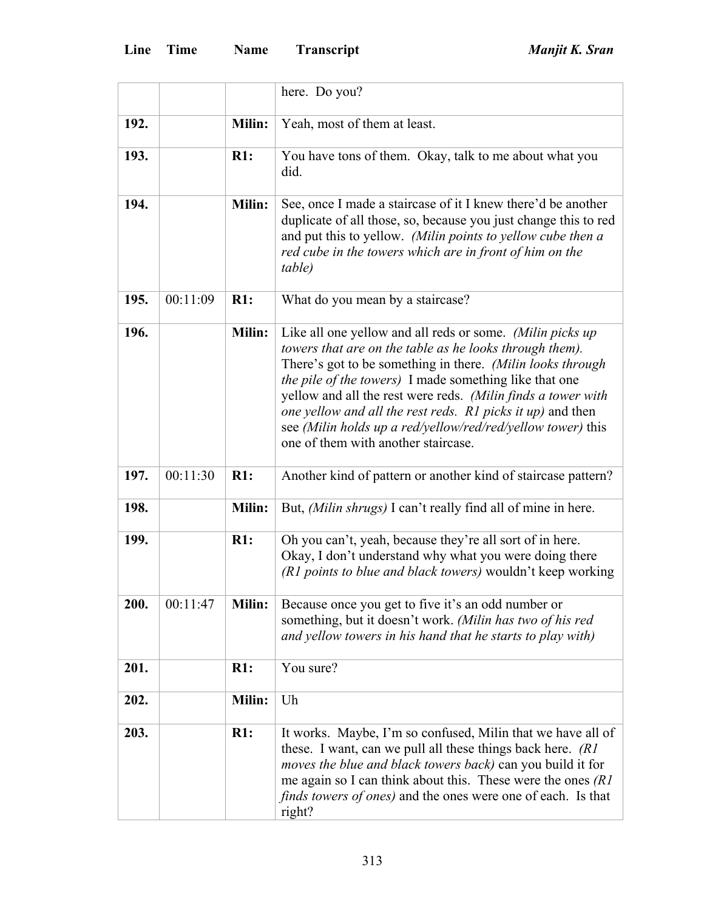| Line | Time | Name | Transcript |
|---|---|---|---|
| | | | here. Do you? |
| 192. | | Milin: | Yeah, most of them at least. |
| 193. | | R1: | You have tons of them. Okay, talk to me about what you did. |
| 194. | | Milin: | See, once I made a staircase of it I knew there'd be another duplicate of all those, so, because you just change this to red and put this to yellow. *(Milin points to yellow cube then a red cube in the towers which are in front of him on the table)* |
| 195. | 00:11:09 | R1: | What do you mean by a staircase? |
| 196. | | Milin: | Like all one yellow and all reds or some. *(Milin picks up towers that are on the table as he looks through them).* There's got to be something in there. *(Milin looks through the pile of the towers)* I made something like that one yellow and all the rest were reds. *(Milin finds a tower with one yellow and all the rest reds. R1 picks it up)* and then see *(Milin holds up a red/yellow/red/red/yellow tower)* this one of them with another staircase. |
| 197. | 00:11:30 | R1: | Another kind of pattern or another kind of staircase pattern? |
| 198. | | Milin: | But, *(Milin shrugs)* I can't really find all of mine in here. |
| 199. | | R1: | Oh you can't, yeah, because they're all sort of in here. Okay, I don't understand why what you were doing there *(R1 points to blue and black towers)* wouldn't keep working |
| 200. | 00:11:47 | Milin: | Because once you get to five it's an odd number or something, but it doesn't work. *(Milin has two of his red and yellow towers in his hand that he starts to play with)* |
| 201. | | R1: | You sure? |
| 202. | | Milin: | Uh |
| 203. | | R1: | It works. Maybe, I'm so confused, Milin that we have all of these. I want, can we pull all these things back here. *(R1 moves the blue and black towers back)* can you build it for me again so I can think about this. These were the ones *(R1 finds towers of ones)* and the ones were one of each. Is that right? |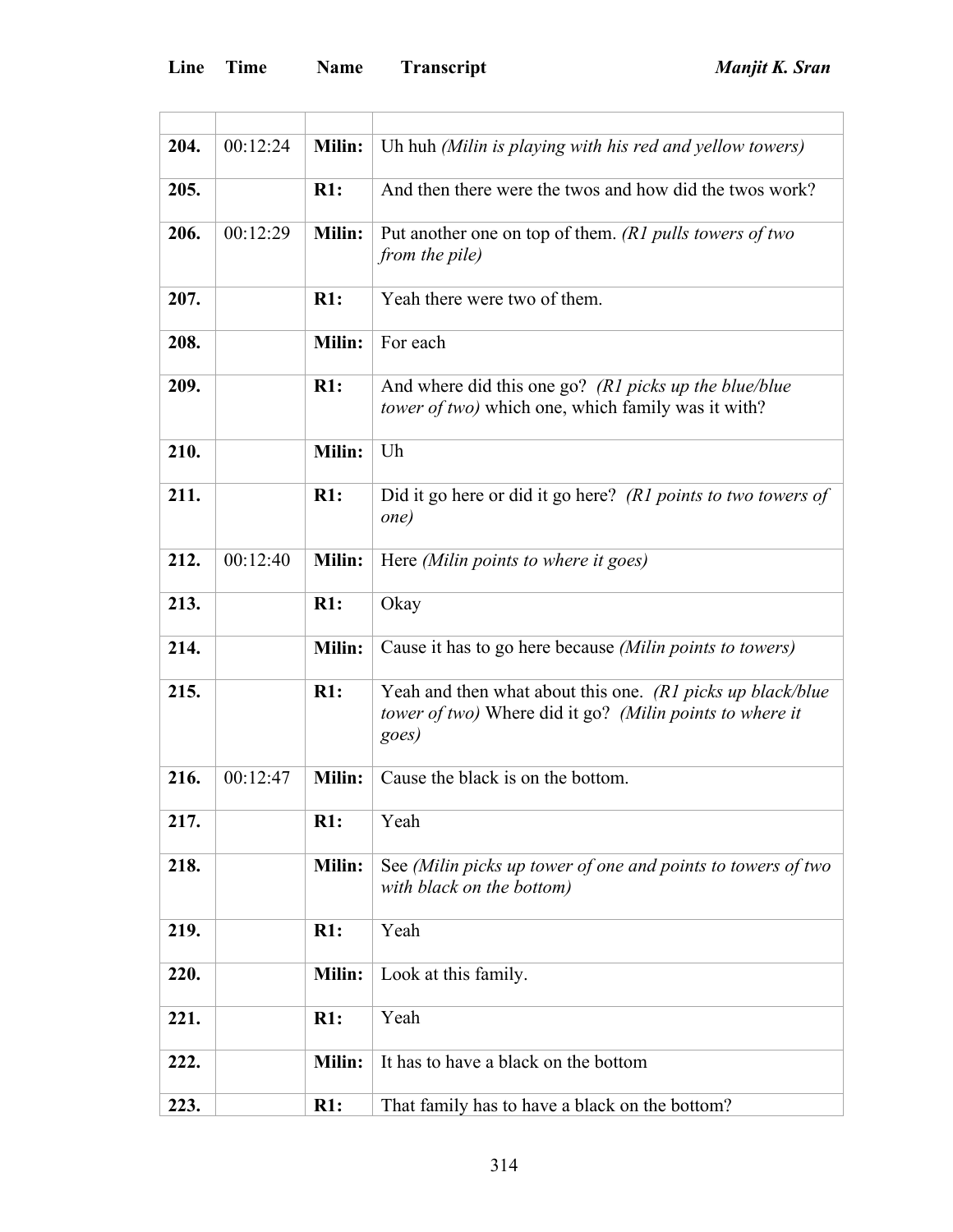| Line | Time | Name | Transcript |
|---|---|---|---|
| | | | |
| **204.** | 00:12:24 | **Milin:** | Uh huh *(Milin is playing with his red and yellow towers)* |
| **205.** | | **R1:** | And then there were the twos and how did the twos work? |
| **206.** | 00:12:29 | **Milin:** | Put another one on top of them. *(R1 pulls towers of two from the pile)* |
| **207.** | | **R1:** | Yeah there were two of them. |
| **208.** | | **Milin:** | For each |
| **209.** | | **R1:** | And where did this one go? *(R1 picks up the blue/blue tower of two)* which one, which family was it with? |
| **210.** | | **Milin:** | Uh |
| **211.** | | **R1:** | Did it go here or did it go here? *(R1 points to two towers of one)* |
| **212.** | 00:12:40 | **Milin:** | Here *(Milin points to where it goes)* |
| **213.** | | **R1:** | Okay |
| **214.** | | **Milin:** | Cause it has to go here because *(Milin points to towers)* |
| **215.** | | **R1:** | Yeah and then what about this one. *(R1 picks up black/blue tower of two)* Where did it go? *(Milin points to where it goes)* |
| **216.** | 00:12:47 | **Milin:** | Cause the black is on the bottom. |
| **217.** | | **R1:** | Yeah |
| **218.** | | **Milin:** | See *(Milin picks up tower of one and points to towers of two with black on the bottom)* |
| **219.** | | **R1:** | Yeah |
| **220.** | | **Milin:** | Look at this family. |
| **221.** | | **R1:** | Yeah |
| **222.** | | **Milin:** | It has to have a black on the bottom |
| **223.** | | **R1:** | That family has to have a black on the bottom? |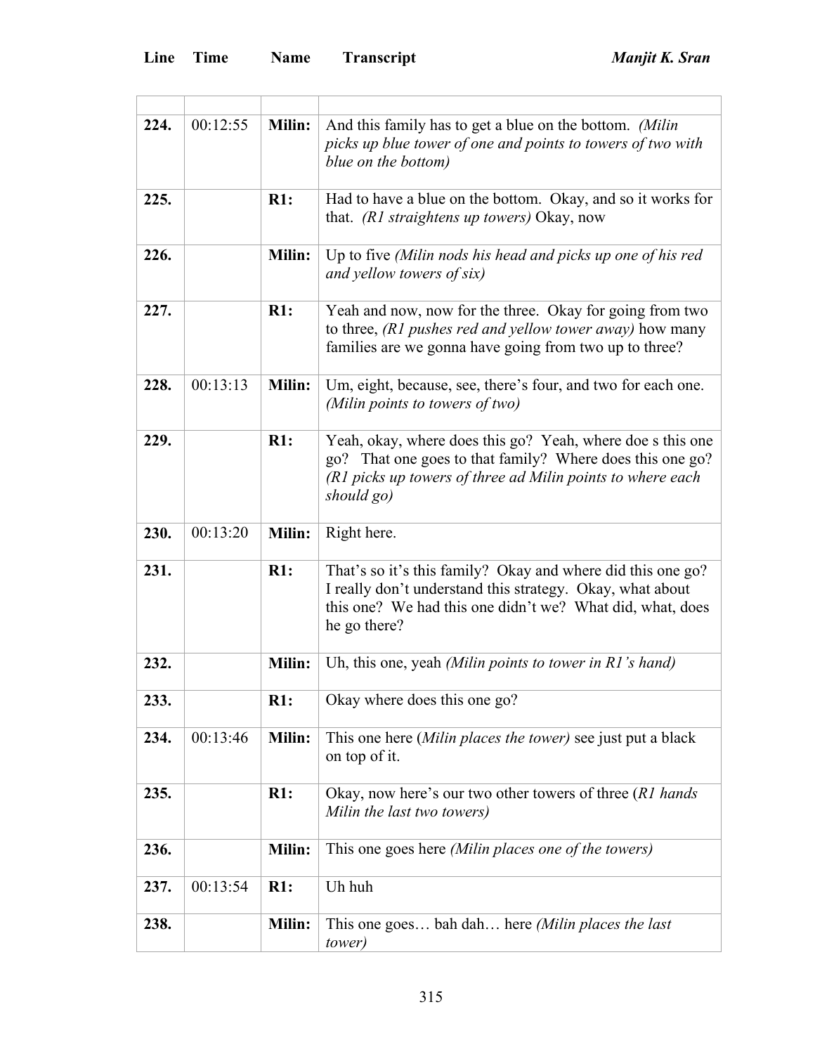| Line | Time | Name | Transcript |
|---|---|---|---|
| | | | |
| **224.** | 00:12:55 | **Milin:** | And this family has to get a blue on the bottom. *(Milin picks up blue tower of one and points to towers of two with blue on the bottom)* |
| **225.** | | **R1:** | Had to have a blue on the bottom. Okay, and so it works for that. *(R1 straightens up towers)* Okay, now |
| **226.** | | **Milin:** | Up to five *(Milin nods his head and picks up one of his red and yellow towers of six)* |
| **227.** | | **R1:** | Yeah and now, now for the three. Okay for going from two to three, *(R1 pushes red and yellow tower away)* how many families are we gonna have going from two up to three? |
| **228.** | 00:13:13 | **Milin:** | Um, eight, because, see, there's four, and two for each one. *(Milin points to towers of two)* |
| **229.** | | **R1:** | Yeah, okay, where does this go? Yeah, where doe s this one go? That one goes to that family? Where does this one go? *(R1 picks up towers of three ad Milin points to where each should go)* |
| **230.** | 00:13:20 | **Milin:** | Right here. |
| **231.** | | **R1:** | That's so it's this family? Okay and where did this one go? I really don't understand this strategy. Okay, what about this one? We had this one didn't we? What did, what, does he go there? |
| **232.** | | **Milin:** | Uh, this one, yeah *(Milin points to tower in R1's hand)* |
| **233.** | | **R1:** | Okay where does this one go? |
| **234.** | 00:13:46 | **Milin:** | This one here (*Milin places the tower)* see just put a black on top of it. |
| **235.** | | **R1:** | Okay, now here's our two other towers of three (*R1 hands Milin the last two towers)* |
| **236.** | | **Milin:** | This one goes here *(Milin places one of the towers)* |
| **237.** | 00:13:54 | **R1:** | Uh huh |
| **238.** | | **Milin:** | This one goes… bah dah… here *(Milin places the last tower)* |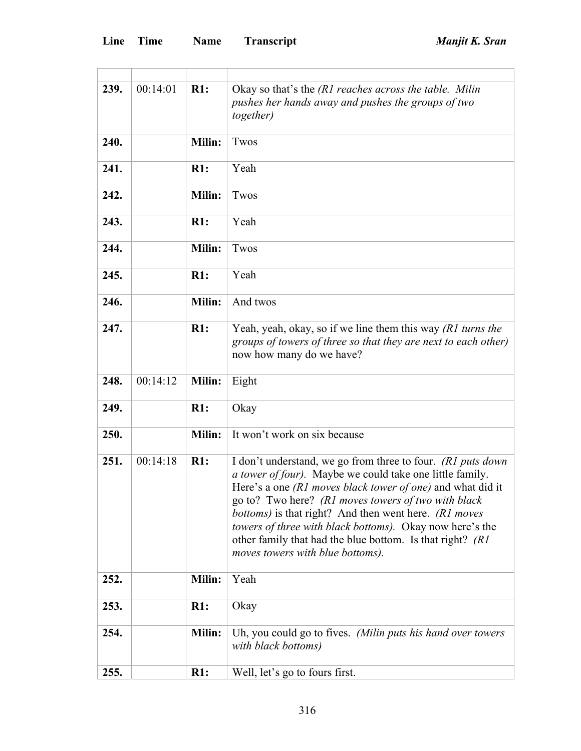| Line | Time | Name | Transcript |
|---|---|---|---|
| 239. | 00:14:01 | R1: | Okay so that's the *(R1 reaches across the table. Milin pushes her hands away and pushes the groups of two together)* |
| 240. | | Milin: | Twos |
| 241. | | R1: | Yeah |
| 242. | | Milin: | Twos |
| 243. | | R1: | Yeah |
| 244. | | Milin: | Twos |
| 245. | | R1: | Yeah |
| 246. | | Milin: | And twos |
| 247. | | R1: | Yeah, yeah, okay, so if we line them this way *(R1 turns the groups of towers of three so that they are next to each other)* now how many do we have? |
| 248. | 00:14:12 | Milin: | Eight |
| 249. | | R1: | Okay |
| 250. | | Milin: | It won't work on six because |
| 251. | 00:14:18 | R1: | I don't understand, we go from three to four. *(R1 puts down a tower of four)*. Maybe we could take one little family. Here's a one *(R1 moves black tower of one)* and what did it go to? Two here? *(R1 moves towers of two with black bottoms)* is that right? And then went here. *(R1 moves towers of three with black bottoms)*. Okay now here's the other family that had the blue bottom. Is that right? *(R1 moves towers with blue bottoms)*. |
| 252. | | Milin: | Yeah |
| 253. | | R1: | Okay |
| 254. | | Milin: | Uh, you could go to fives. *(Milin puts his hand over towers with black bottoms)* |
| 255. | | R1: | Well, let's go to fours first. |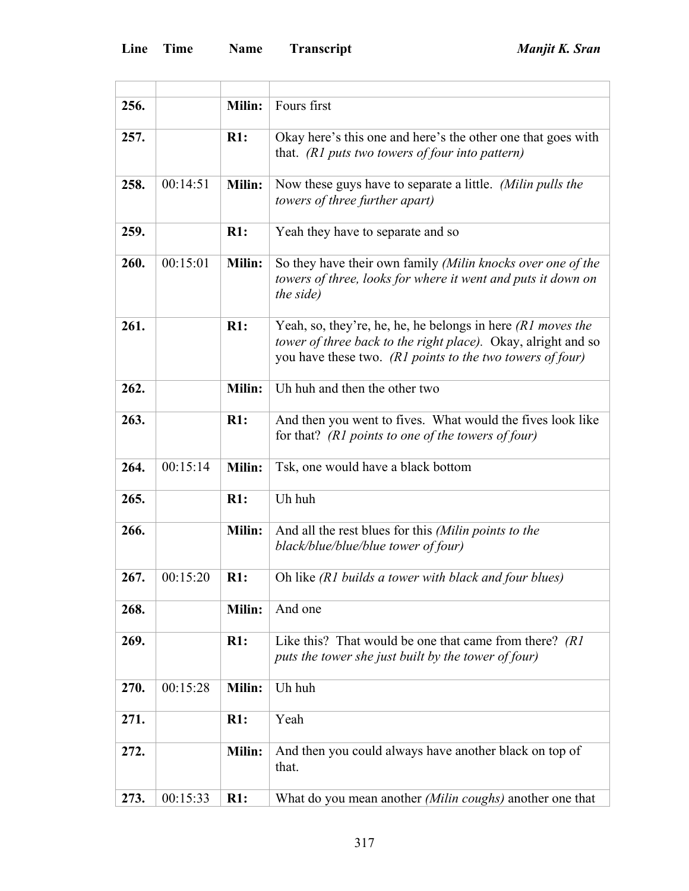| Line | Time | Name | Transcript |
|---|---|---|---|
| | | | |
| **256.** | | **Milin:** | Fours first |
| **257.** | | **R1:** | Okay here's this one and here's the other one that goes with that. *(R1 puts two towers of four into pattern)* |
| **258.** | 00:14:51 | **Milin:** | Now these guys have to separate a little. *(Milin pulls the towers of three further apart)* |
| **259.** | | **R1:** | Yeah they have to separate and so |
| **260.** | 00:15:01 | **Milin:** | So they have their own family *(Milin knocks over one of the towers of three, looks for where it went and puts it down on the side)* |
| **261.** | | **R1:** | Yeah, so, they're, he, he, he belongs in here *(R1 moves the tower of three back to the right place).* Okay, alright and so you have these two. *(R1 points to the two towers of four)* |
| **262.** | | **Milin:** | Uh huh and then the other two |
| **263.** | | **R1:** | And then you went to fives. What would the fives look like for that? *(R1 points to one of the towers of four)* |
| **264.** | 00:15:14 | **Milin:** | Tsk, one would have a black bottom |
| **265.** | | **R1:** | Uh huh |
| **266.** | | **Milin:** | And all the rest blues for this *(Milin points to the black/blue/blue/blue tower of four)* |
| **267.** | 00:15:20 | **R1:** | Oh like *(R1 builds a tower with black and four blues)* |
| **268.** | | **Milin:** | And one |
| **269.** | | **R1:** | Like this? That would be one that came from there? *(R1 puts the tower she just built by the tower of four)* |
| **270.** | 00:15:28 | **Milin:** | Uh huh |
| **271.** | | **R1:** | Yeah |
| **272.** | | **Milin:** | And then you could always have another black on top of that. |
| **273.** | 00:15:33 | **R1:** | What do you mean another *(Milin coughs)* another one that |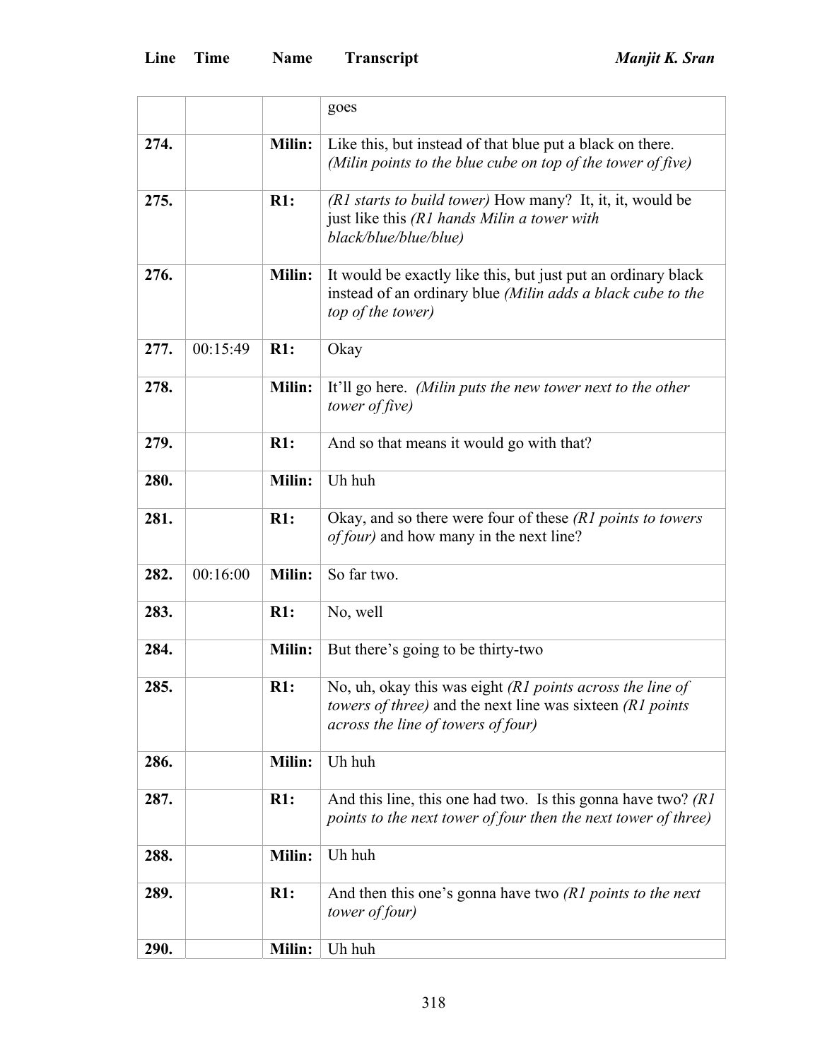| Line | Time | Name | Transcript |
|---|---|---|---|
| | | | goes |
| **274.** | | **Milin:** | Like this, but instead of that blue put a black on there. *(Milin points to the blue cube on top of the tower of five)* |
| **275.** | | **R1:** | *(R1 starts to build tower)* How many? It, it, it, would be just like this *(R1 hands Milin a tower with black/blue/blue/blue)* |
| **276.** | | **Milin:** | It would be exactly like this, but just put an ordinary black instead of an ordinary blue *(Milin adds a black cube to the top of the tower)* |
| **277.** | 00:15:49 | **R1:** | Okay |
| **278.** | | **Milin:** | It'll go here. *(Milin puts the new tower next to the other tower of five)* |
| **279.** | | **R1:** | And so that means it would go with that? |
| **280.** | | **Milin:** | Uh huh |
| **281.** | | **R1:** | Okay, and so there were four of these *(R1 points to towers of four)* and how many in the next line? |
| **282.** | 00:16:00 | **Milin:** | So far two. |
| **283.** | | **R1:** | No, well |
| **284.** | | **Milin:** | But there's going to be thirty-two |
| **285.** | | **R1:** | No, uh, okay this was eight *(R1 points across the line of towers of three)* and the next line was sixteen *(R1 points across the line of towers of four)* |
| **286.** | | **Milin:** | Uh huh |
| **287.** | | **R1:** | And this line, this one had two. Is this gonna have two? *(R1 points to the next tower of four then the next tower of three)* |
| **288.** | | **Milin:** | Uh huh |
| **289.** | | **R1:** | And then this one's gonna have two *(R1 points to the next tower of four)* |
| **290.** | | **Milin:** | Uh huh |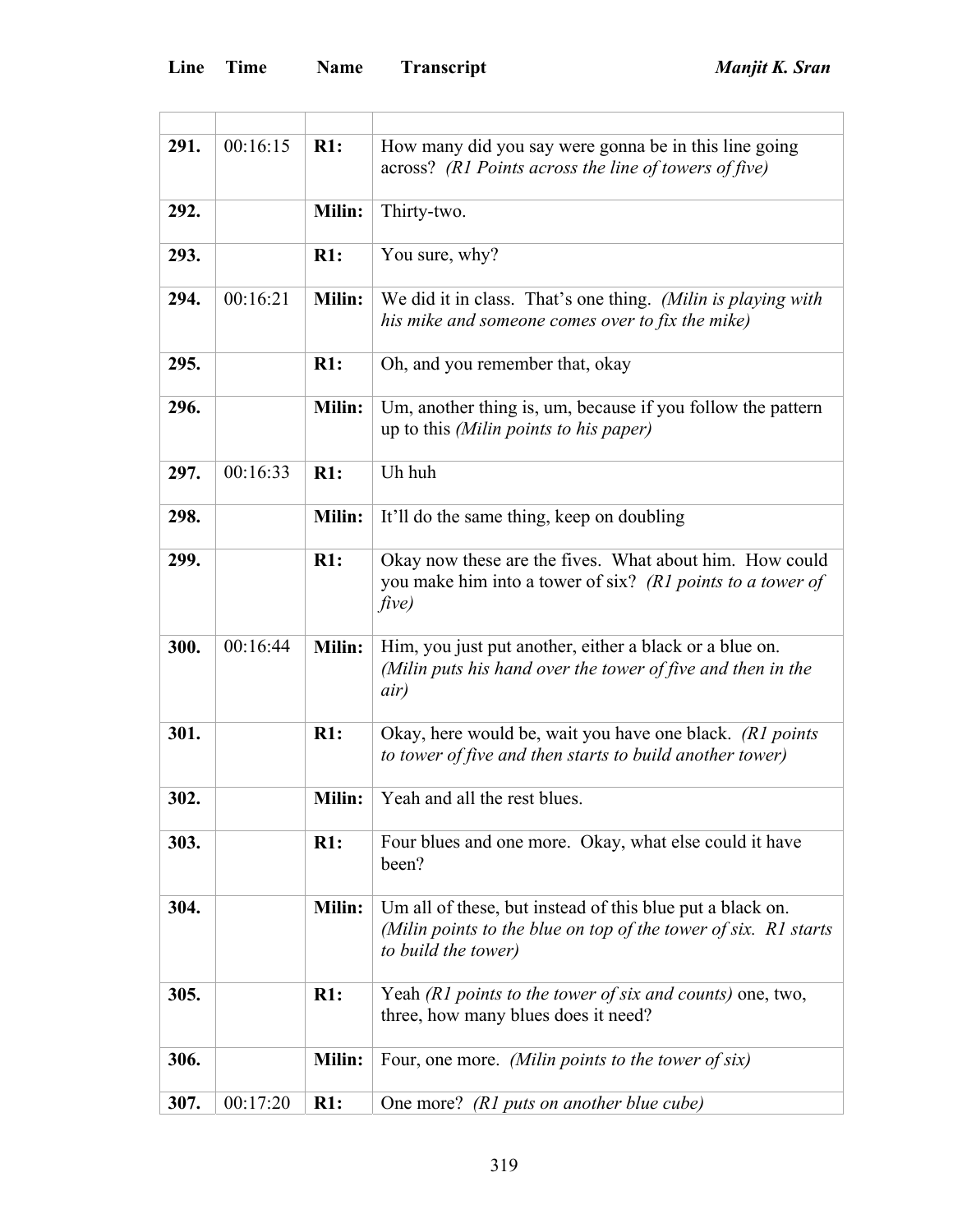| Line | Time | Name | Transcript |
| --- | --- | --- | --- |
| | | | |
| **291.** | 00:16:15 | **R1:** | How many did you say were gonna be in this line going across? *(R1 Points across the line of towers of five)* |
| **292.** | | **Milin:** | Thirty-two. |
| **293.** | | **R1:** | You sure, why? |
| **294.** | 00:16:21 | **Milin:** | We did it in class. That's one thing. *(Milin is playing with his mike and someone comes over to fix the mike)* |
| **295.** | | **R1:** | Oh, and you remember that, okay |
| **296.** | | **Milin:** | Um, another thing is, um, because if you follow the pattern up to this *(Milin points to his paper)* |
| **297.** | 00:16:33 | **R1:** | Uh huh |
| **298.** | | **Milin:** | It'll do the same thing, keep on doubling |
| **299.** | | **R1:** | Okay now these are the fives. What about him. How could you make him into a tower of six? *(R1 points to a tower of five)* |
| **300.** | 00:16:44 | **Milin:** | Him, you just put another, either a black or a blue on. *(Milin puts his hand over the tower of five and then in the air)* |
| **301.** | | **R1:** | Okay, here would be, wait you have one black. *(R1 points to tower of five and then starts to build another tower)* |
| **302.** | | **Milin:** | Yeah and all the rest blues. |
| **303.** | | **R1:** | Four blues and one more. Okay, what else could it have been? |
| **304.** | | **Milin:** | Um all of these, but instead of this blue put a black on. *(Milin points to the blue on top of the tower of six. R1 starts to build the tower)* |
| **305.** | | **R1:** | Yeah *(R1 points to the tower of six and counts)* one, two, three, how many blues does it need? |
| **306.** | | **Milin:** | Four, one more. *(Milin points to the tower of six)* |
| **307.** | 00:17:20 | **R1:** | One more? *(R1 puts on another blue cube)* |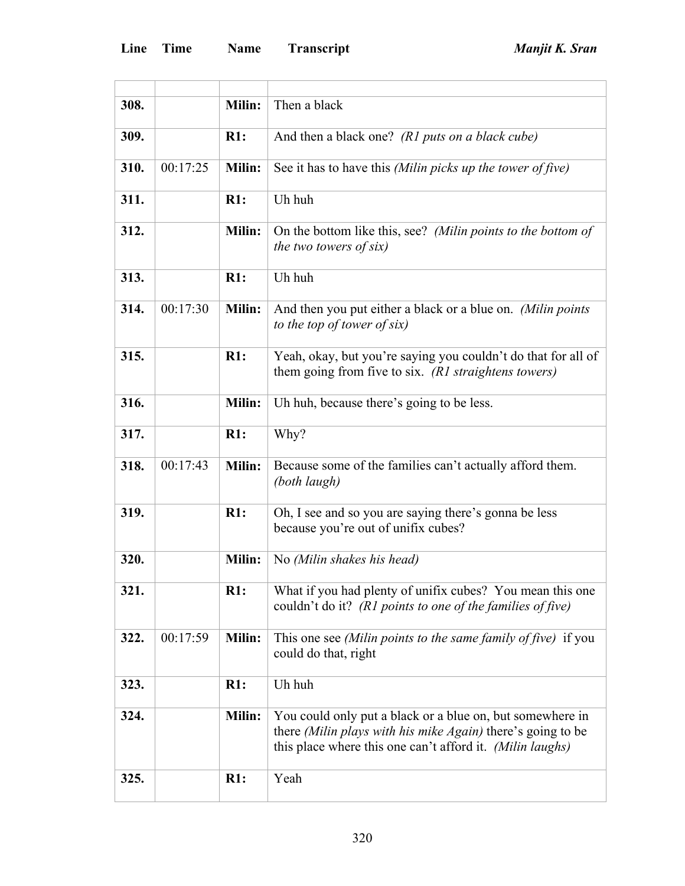| Line | Time | Name | Transcript |
|---|---|---|---|
| | | | |
| 308. | | Milin: | Then a black |
| 309. | | R1: | And then a black one? *(R1 puts on a black cube)* |
| 310. | 00:17:25 | Milin: | See it has to have this *(Milin picks up the tower of five)* |
| 311. | | R1: | Uh huh |
| 312. | | Milin: | On the bottom like this, see? *(Milin points to the bottom of the two towers of six)* |
| 313. | | R1: | Uh huh |
| 314. | 00:17:30 | Milin: | And then you put either a black or a blue on. *(Milin points to the top of tower of six)* |
| 315. | | R1: | Yeah, okay, but you're saying you couldn't do that for all of them going from five to six. *(R1 straightens towers)* |
| 316. | | Milin: | Uh huh, because there's going to be less. |
| 317. | | R1: | Why? |
| 318. | 00:17:43 | Milin: | Because some of the families can't actually afford them. *(both laugh)* |
| 319. | | R1: | Oh, I see and so you are saying there's gonna be less because you're out of unifix cubes? |
| 320. | | Milin: | No *(Milin shakes his head)* |
| 321. | | R1: | What if you had plenty of unifix cubes? You mean this one couldn't do it? *(R1 points to one of the families of five)* |
| 322. | 00:17:59 | Milin: | This one see *(Milin points to the same family of five)* if you could do that, right |
| 323. | | R1: | Uh huh |
| 324. | | Milin: | You could only put a black or a blue on, but somewhere in there *(Milin plays with his mike Again)* there's going to be this place where this one can't afford it. *(Milin laughs)* |
| 325. | | R1: | Yeah |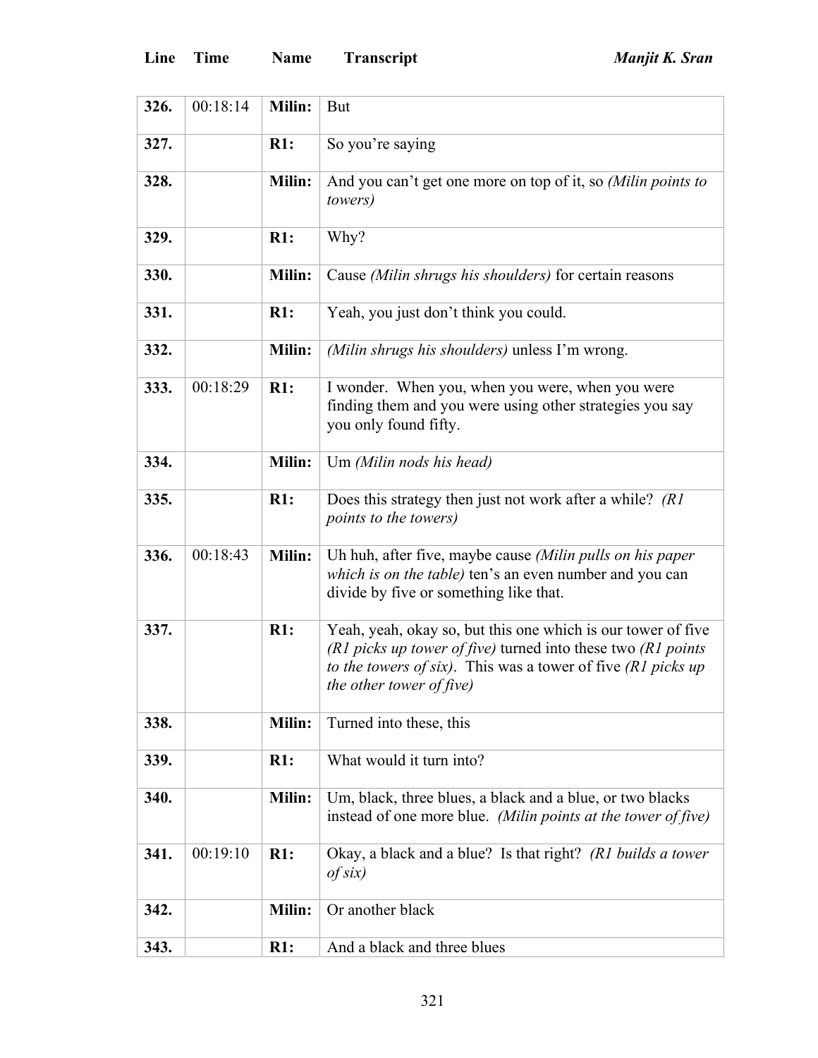| Line | Time | Name | Transcript |
|---|---|---|---|
| **326.** | 00:18:14 | **Milin:** | But |
| **327.** | | **R1:** | So you're saying |
| **328.** | | **Milin:** | And you can't get one more on top of it, so *(Milin points to towers)* |
| **329.** | | **R1:** | Why? |
| **330.** | | **Milin:** | Cause *(Milin shrugs his shoulders)* for certain reasons |
| **331.** | | **R1:** | Yeah, you just don't think you could. |
| **332.** | | **Milin:** | *(Milin shrugs his shoulders)* unless I'm wrong. |
| **333.** | 00:18:29 | **R1:** | I wonder. When you, when you were, when you were finding them and you were using other strategies you say you only found fifty. |
| **334.** | | **Milin:** | Um *(Milin nods his head)* |
| **335.** | | **R1:** | Does this strategy then just not work after a while? *(R1 points to the towers)* |
| **336.** | 00:18:43 | **Milin:** | Uh huh, after five, maybe cause *(Milin pulls on his paper which is on the table)* ten's an even number and you can divide by five or something like that. |
| **337.** | | **R1:** | Yeah, yeah, okay so, but this one which is our tower of five *(R1 picks up tower of five)* turned into these two *(R1 points to the towers of six)*. This was a tower of five *(R1 picks up the other tower of five)* |
| **338.** | | **Milin:** | Turned into these, this |
| **339.** | | **R1:** | What would it turn into? |
| **340.** | | **Milin:** | Um, black, three blues, a black and a blue, or two blacks instead of one more blue. *(Milin points at the tower of five)* |
| **341.** | 00:19:10 | **R1:** | Okay, a black and a blue? Is that right? *(R1 builds a tower of six)* |
| **342.** | | **Milin:** | Or another black |
| **343.** | | **R1:** | And a black and three blues |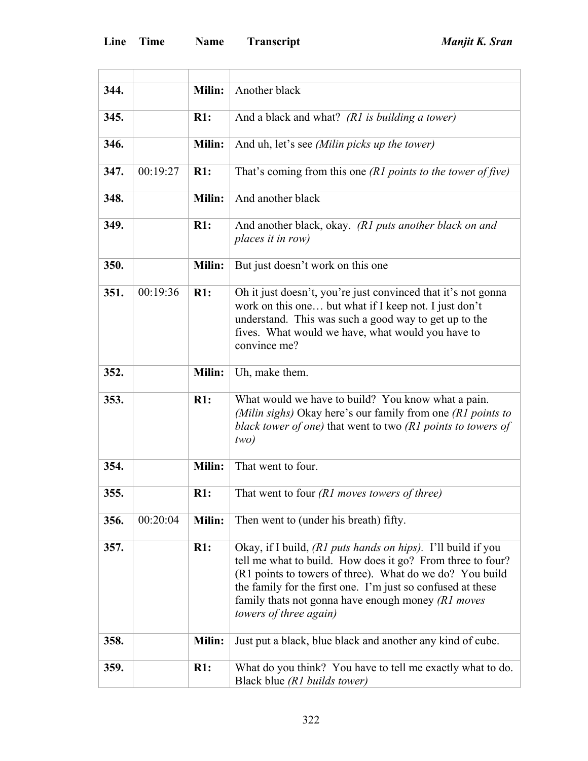| Line | Time | Name | Transcript |
|---|---|---|---|
| | | | |
| 344. | | Milin: | Another black |
| 345. | | R1: | And a black and what? *(R1 is building a tower)* |
| 346. | | Milin: | And uh, let's see *(Milin picks up the tower)* |
| 347. | 00:19:27 | R1: | That's coming from this one *(R1 points to the tower of five)* |
| 348. | | Milin: | And another black |
| 349. | | R1: | And another black, okay. *(R1 puts another black on and places it in row)* |
| 350. | | Milin: | But just doesn't work on this one |
| 351. | 00:19:36 | R1: | Oh it just doesn't, you're just convinced that it's not gonna work on this one… but what if I keep not. I just don't understand. This was such a good way to get up to the fives. What would we have, what would you have to convince me? |
| 352. | | Milin: | Uh, make them. |
| 353. | | R1: | What would we have to build? You know what a pain. *(Milin sighs)* Okay here's our family from one *(R1 points to black tower of one)* that went to two *(R1 points to towers of two)* |
| 354. | | Milin: | That went to four. |
| 355. | | R1: | That went to four *(R1 moves towers of three)* |
| 356. | 00:20:04 | Milin: | Then went to (under his breath) fifty. |
| 357. | | R1: | Okay, if I build, *(R1 puts hands on hips).* I'll build if you tell me what to build. How does it go? From three to four? (R1 points to towers of three). What do we do? You build the family for the first one. I'm just so confused at these family thats not gonna have enough money *(R1 moves towers of three again)* |
| 358. | | Milin: | Just put a black, blue black and another any kind of cube. |
| 359. | | R1: | What do you think? You have to tell me exactly what to do. Black blue *(R1 builds tower)* |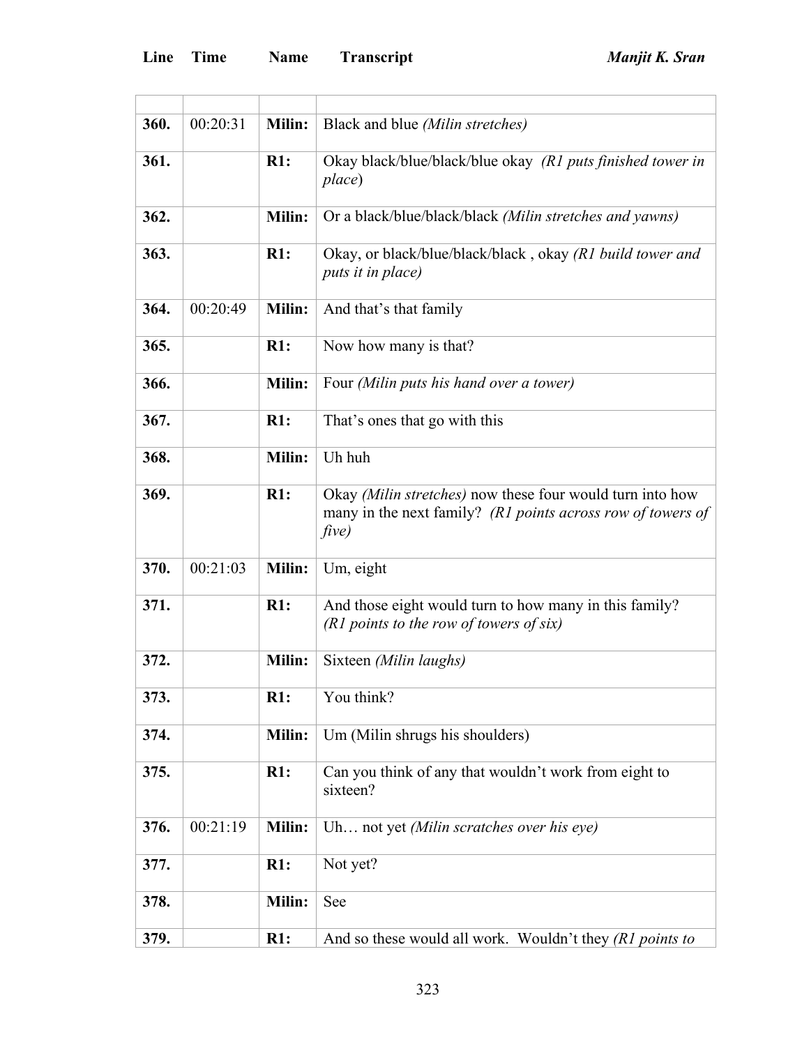| Line | Time | Name | Transcript |
|---|---|---|---|
| | | | |
| **360.** | 00:20:31 | **Milin:** | Black and blue *(Milin stretches)* |
| **361.** | | **R1:** | Okay black/blue/black/blue okay *(R1 puts finished tower in place*) |
| **362.** | | **Milin:** | Or a black/blue/black/black *(Milin stretches and yawns)* |
| **363.** | | **R1:** | Okay, or black/blue/black/black , okay *(R1 build tower and puts it in place)* |
| **364.** | 00:20:49 | **Milin:** | And that's that family |
| **365.** | | **R1:** | Now how many is that? |
| **366.** | | **Milin:** | Four *(Milin puts his hand over a tower)* |
| **367.** | | **R1:** | That's ones that go with this |
| **368.** | | **Milin:** | Uh huh |
| **369.** | | **R1:** | Okay *(Milin stretches)* now these four would turn into how many in the next family? *(R1 points across row of towers of five)* |
| **370.** | 00:21:03 | **Milin:** | Um, eight |
| **371.** | | **R1:** | And those eight would turn to how many in this family? *(R1 points to the row of towers of six)* |
| **372.** | | **Milin:** | Sixteen *(Milin laughs)* |
| **373.** | | **R1:** | You think? |
| **374.** | | **Milin:** | Um (Milin shrugs his shoulders) |
| **375.** | | **R1:** | Can you think of any that wouldn't work from eight to sixteen? |
| **376.** | 00:21:19 | **Milin:** | Uh… not yet *(Milin scratches over his eye)* |
| **377.** | | **R1:** | Not yet? |
| **378.** | | **Milin:** | See |
| **379.** | | **R1:** | And so these would all work. Wouldn't they *(R1 points to* |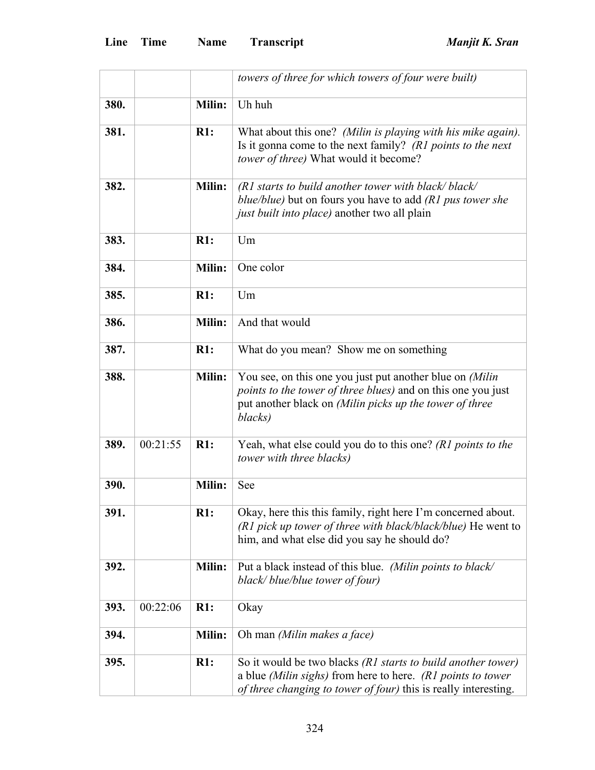| Line | Time | Name | Transcript |
|---|---|---|---|
| | | | *towers of three for which towers of four were built)* |
| 380. | | Milin: | Uh huh |
| 381. | | R1: | What about this one? *(Milin is playing with his mike again).* Is it gonna come to the next family? *(R1 points to the next tower of three)* What would it become? |
| 382. | | Milin: | *(R1 starts to build another tower with black/ black/ blue/blue)* but on fours you have to add *(R1 pus tower she just built into place)* another two all plain |
| 383. | | R1: | Um |
| 384. | | Milin: | One color |
| 385. | | R1: | Um |
| 386. | | Milin: | And that would |
| 387. | | R1: | What do you mean? Show me on something |
| 388. | | Milin: | You see, on this one you just put another blue on *(Milin points to the tower of three blues)* and on this one you just put another black on *(Milin picks up the tower of three blacks)* |
| 389. | 00:21:55 | R1: | Yeah, what else could you do to this one? *(R1 points to the tower with three blacks)* |
| 390. | | Milin: | See |
| 391. | | R1: | Okay, here this this family, right here I'm concerned about. *(R1 pick up tower of three with black/black/blue)* He went to him, and what else did you say he should do? |
| 392. | | Milin: | Put a black instead of this blue. *(Milin points to black/ black/ blue/blue tower of four)* |
| 393. | 00:22:06 | R1: | Okay |
| 394. | | Milin: | Oh man *(Milin makes a face)* |
| 395. | | R1: | So it would be two blacks *(R1 starts to build another tower)* a blue *(Milin sighs)* from here to here. *(R1 points to tower of three changing to tower of four)* this is really interesting. |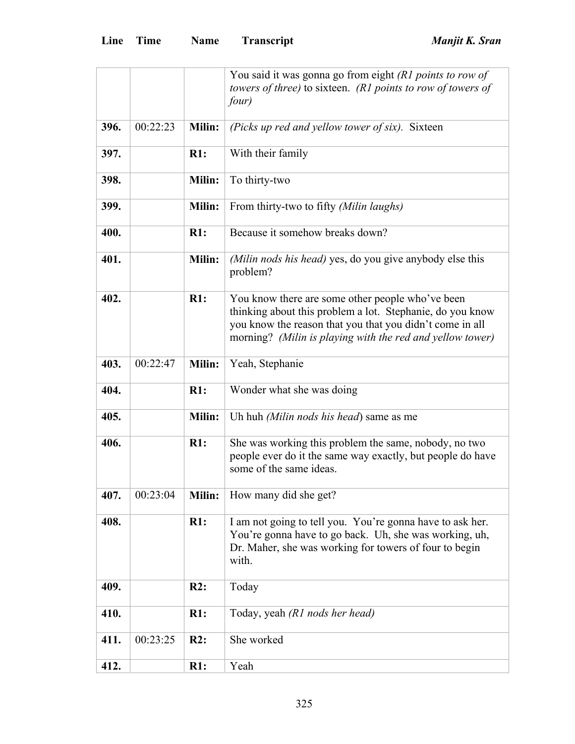| Line | Time | Name | Transcript |
|---|---|---|---|
| | | | You said it was gonna go from eight *(R1 points to row of towers of three)* to sixteen. *(R1 points to row of towers of four)* |
| **396.** | 00:22:23 | **Milin:** | *(Picks up red and yellow tower of six).* Sixteen |
| **397.** | | **R1:** | With their family |
| **398.** | | **Milin:** | To thirty-two |
| **399.** | | **Milin:** | From thirty-two to fifty *(Milin laughs)* |
| **400.** | | **R1:** | Because it somehow breaks down? |
| **401.** | | **Milin:** | *(Milin nods his head)* yes, do you give anybody else this problem? |
| **402.** | | **R1:** | You know there are some other people who've been thinking about this problem a lot. Stephanie, do you know you know the reason that you that you didn't come in all morning? *(Milin is playing with the red and yellow tower)* |
| **403.** | 00:22:47 | **Milin:** | Yeah, Stephanie |
| **404.** | | **R1:** | Wonder what she was doing |
| **405.** | | **Milin:** | Uh huh *(Milin nods his head)* same as me |
| **406.** | | **R1:** | She was working this problem the same, nobody, no two people ever do it the same way exactly, but people do have some of the same ideas. |
| **407.** | 00:23:04 | **Milin:** | How many did she get? |
| **408.** | | **R1:** | I am not going to tell you. You're gonna have to ask her. You're gonna have to go back. Uh, she was working, uh, Dr. Maher, she was working for towers of four to begin with. |
| **409.** | | **R2:** | Today |
| **410.** | | **R1:** | Today, yeah *(R1 nods her head)* |
| **411.** | 00:23:25 | **R2:** | She worked |
| **412.** | | **R1:** | Yeah |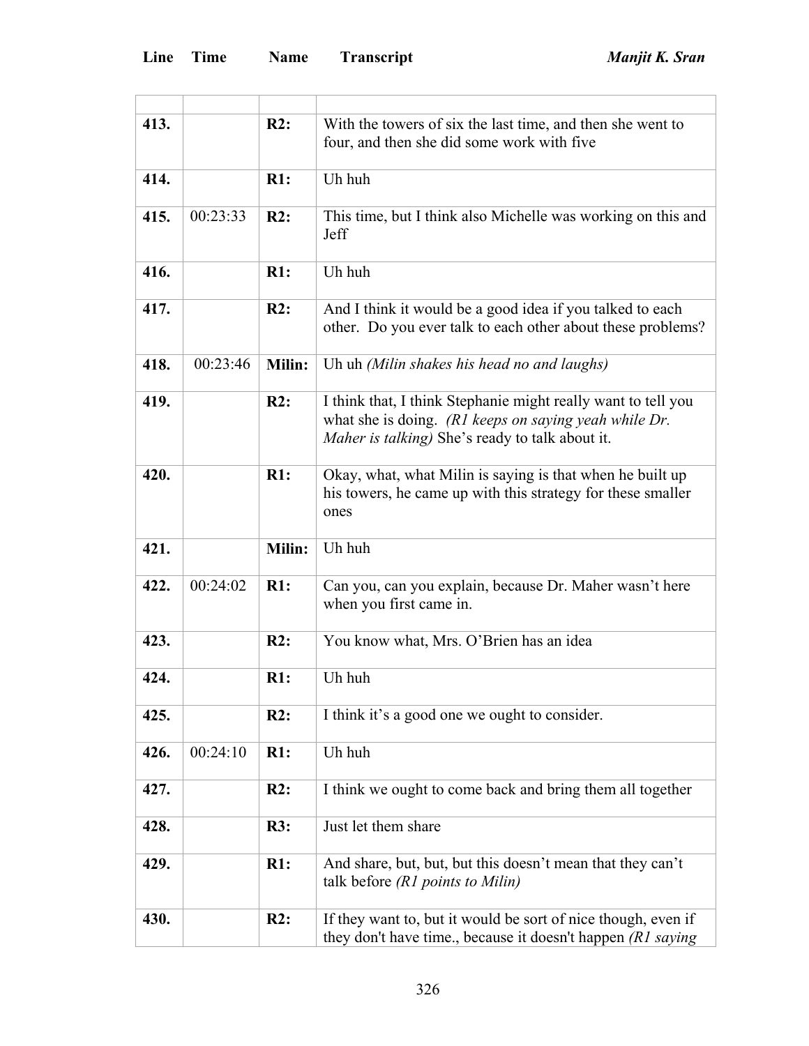| Line | Time | Name | Transcript |
|---|---|---|---|
| | | | |
| **413.** | | **R2:** | With the towers of six the last time, and then she went to four, and then she did some work with five |
| **414.** | | **R1:** | Uh huh |
| **415.** | 00:23:33 | **R2:** | This time, but I think also Michelle was working on this and Jeff |
| **416.** | | **R1:** | Uh huh |
| **417.** | | **R2:** | And I think it would be a good idea if you talked to each other. Do you ever talk to each other about these problems? |
| **418.** | 00:23:46 | **Milin:** | Uh uh *(Milin shakes his head no and laughs)* |
| **419.** | | **R2:** | I think that, I think Stephanie might really want to tell you what she is doing. *(R1 keeps on saying yeah while Dr. Maher is talking)* She's ready to talk about it. |
| **420.** | | **R1:** | Okay, what, what Milin is saying is that when he built up his towers, he came up with this strategy for these smaller ones |
| **421.** | | **Milin:** | Uh huh |
| **422.** | 00:24:02 | **R1:** | Can you, can you explain, because Dr. Maher wasn't here when you first came in. |
| **423.** | | **R2:** | You know what, Mrs. O'Brien has an idea |
| **424.** | | **R1:** | Uh huh |
| **425.** | | **R2:** | I think it's a good one we ought to consider. |
| **426.** | 00:24:10 | **R1:** | Uh huh |
| **427.** | | **R2:** | I think we ought to come back and bring them all together |
| **428.** | | **R3:** | Just let them share |
| **429.** | | **R1:** | And share, but, but, but this doesn't mean that they can't talk before *(R1 points to Milin)* |
| **430.** | | **R2:** | If they want to, but it would be sort of nice though, even if they don't have time., because it doesn't happen *(R1 saying* |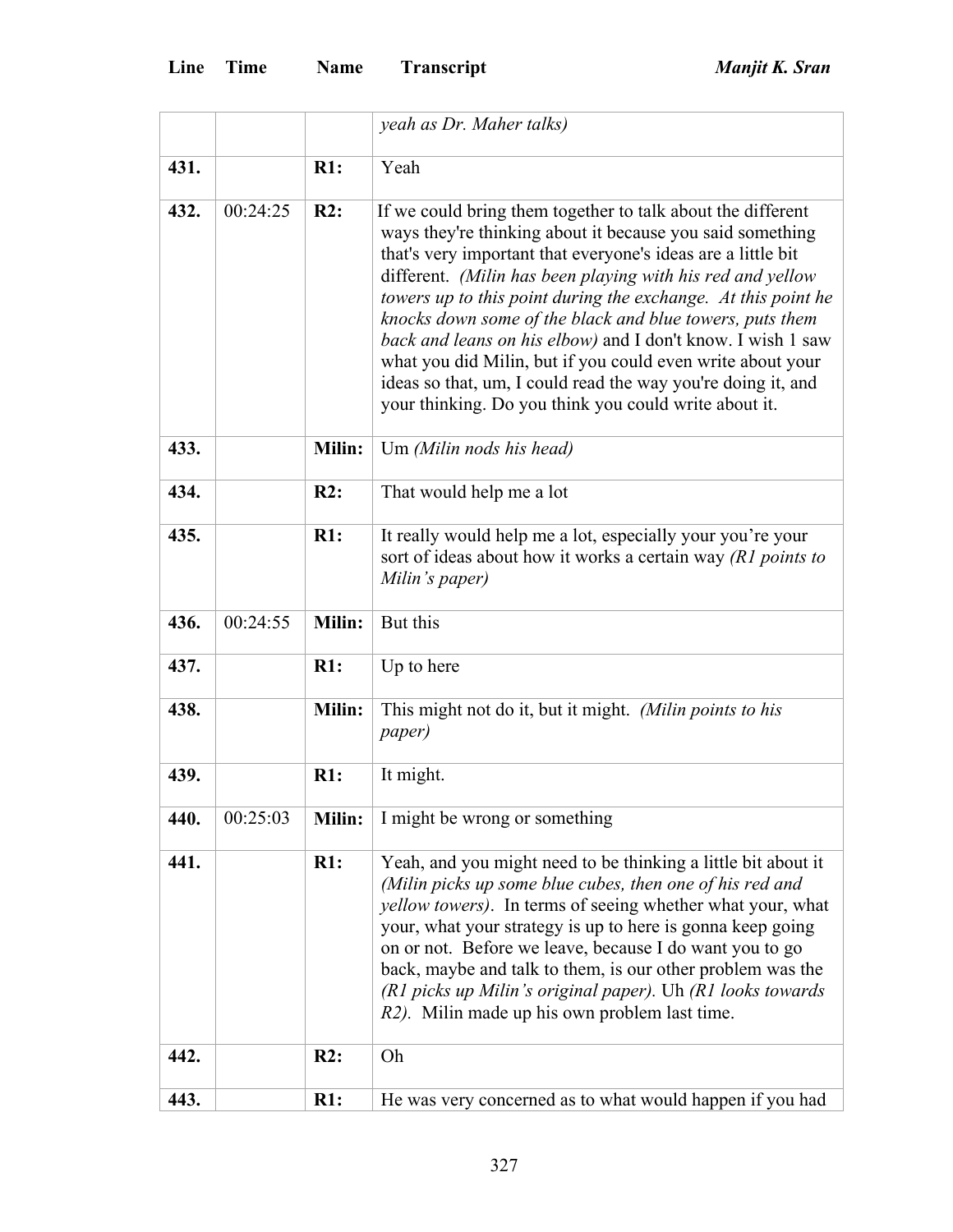| Line | Time | Name | Transcript |
|---|---|---|---|
| | | | *yeah as Dr. Maher talks)* |
| 431. | | R1: | Yeah |
| 432. | 00:24:25 | R2: | If we could bring them together to talk about the different ways they're thinking about it because you said something that's very important that everyone's ideas are a little bit different. *(Milin has been playing with his red and yellow towers up to this point during the exchange. At this point he knocks down some of the black and blue towers, puts them back and leans on his elbow)* and I don't know. I wish 1 saw what you did Milin, but if you could even write about your ideas so that, um, I could read the way you're doing it, and your thinking. Do you think you could write about it. |
| 433. | | Milin: | Um *(Milin nods his head)* |
| 434. | | R2: | That would help me a lot |
| 435. | | R1: | It really would help me a lot, especially your you're your sort of ideas about how it works a certain way *(R1 points to Milin's paper)* |
| 436. | 00:24:55 | Milin: | But this |
| 437. | | R1: | Up to here |
| 438. | | Milin: | This might not do it, but it might. *(Milin points to his paper)* |
| 439. | | R1: | It might. |
| 440. | 00:25:03 | Milin: | I might be wrong or something |
| 441. | | R1: | Yeah, and you might need to be thinking a little bit about it *(Milin picks up some blue cubes, then one of his red and yellow towers)*. In terms of seeing whether what your, what your, what your strategy is up to here is gonna keep going on or not. Before we leave, because I do want you to go back, maybe and talk to them, is our other problem was the *(R1 picks up Milin's original paper).* Uh *(R1 looks towards R2).* Milin made up his own problem last time. |
| 442. | | R2: | Oh |
| 443. | | R1: | He was very concerned as to what would happen if you had |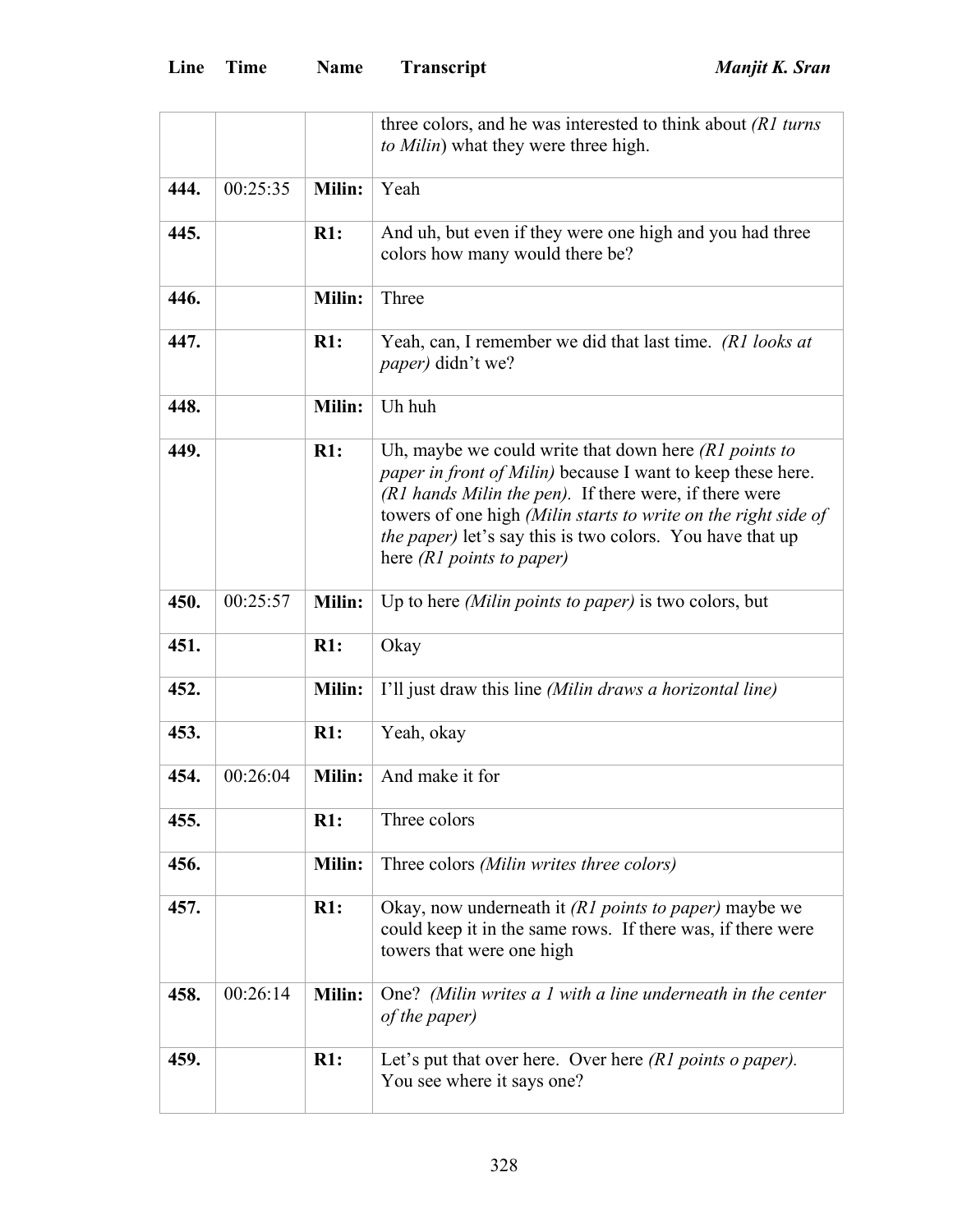| Line | Time | Name | Transcript |
|---|---|---|---|
| | | | three colors, and he was interested to think about *(R1 turns to Milin*) what they were three high. |
| **444.** | 00:25:35 | **Milin:** | Yeah |
| **445.** | | **R1:** | And uh, but even if they were one high and you had three colors how many would there be? |
| **446.** | | **Milin:** | Three |
| **447.** | | **R1:** | Yeah, can, I remember we did that last time. *(R1 looks at paper)* didn't we? |
| **448.** | | **Milin:** | Uh huh |
| **449.** | | **R1:** | Uh, maybe we could write that down here *(R1 points to paper in front of Milin)* because I want to keep these here. *(R1 hands Milin the pen).* If there were, if there were towers of one high *(Milin starts to write on the right side of the paper)* let's say this is two colors. You have that up here *(R1 points to paper)* |
| **450.** | 00:25:57 | **Milin:** | Up to here *(Milin points to paper)* is two colors, but |
| **451.** | | **R1:** | Okay |
| **452.** | | **Milin:** | I'll just draw this line *(Milin draws a horizontal line)* |
| **453.** | | **R1:** | Yeah, okay |
| **454.** | 00:26:04 | **Milin:** | And make it for |
| **455.** | | **R1:** | Three colors |
| **456.** | | **Milin:** | Three colors *(Milin writes three colors)* |
| **457.** | | **R1:** | Okay, now underneath it *(R1 points to paper)* maybe we could keep it in the same rows. If there was, if there were towers that were one high |
| **458.** | 00:26:14 | **Milin:** | One? *(Milin writes a 1 with a line underneath in the center of the paper)* |
| **459.** | | **R1:** | Let's put that over here. Over here *(R1 points o paper).* You see where it says one? |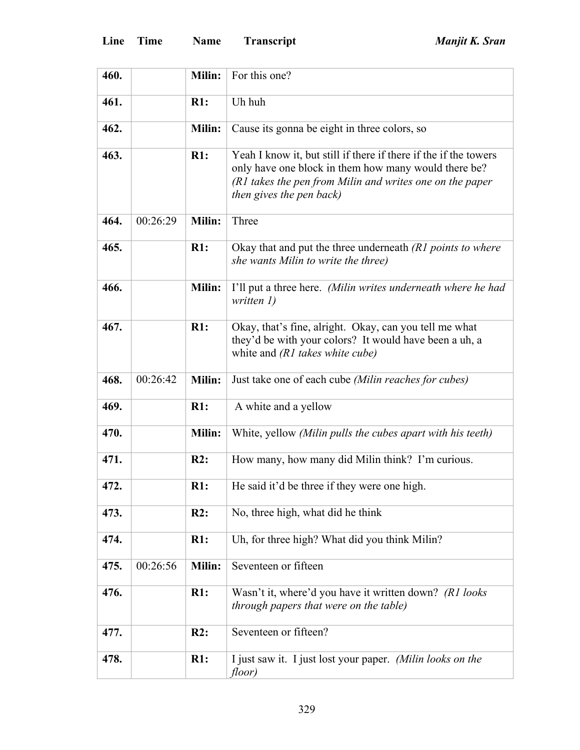| Line | Time | Name | Transcript |
|---|---|---|---|
| 460. | | **Milin:** | For this one? |
| 461. | | **R1:** | Uh huh |
| 462. | | **Milin:** | Cause its gonna be eight in three colors, so |
| 463. | | **R1:** | Yeah I know it, but still if there if there if the if the towers only have one block in them how many would there be? *(R1 takes the pen from Milin and writes one on the paper then gives the pen back)* |
| 464. | 00:26:29 | **Milin:** | Three |
| 465. | | **R1:** | Okay that and put the three underneath *(R1 points to where she wants Milin to write the three)* |
| 466. | | **Milin:** | I'll put a three here. *(Milin writes underneath where he had written 1)* |
| 467. | | **R1:** | Okay, that's fine, alright. Okay, can you tell me what they'd be with your colors? It would have been a uh, a white and *(R1 takes white cube)* |
| 468. | 00:26:42 | **Milin:** | Just take one of each cube *(Milin reaches for cubes)* |
| 469. | | **R1:** | A white and a yellow |
| 470. | | **Milin:** | White, yellow *(Milin pulls the cubes apart with his teeth)* |
| 471. | | **R2:** | How many, how many did Milin think? I'm curious. |
| 472. | | **R1:** | He said it'd be three if they were one high. |
| 473. | | **R2:** | No, three high, what did he think |
| 474. | | **R1:** | Uh, for three high? What did you think Milin? |
| 475. | 00:26:56 | **Milin:** | Seventeen or fifteen |
| 476. | | **R1:** | Wasn't it, where'd you have it written down? *(R1 looks through papers that were on the table)* |
| 477. | | **R2:** | Seventeen or fifteen? |
| 478. | | **R1:** | I just saw it. I just lost your paper. *(Milin looks on the floor)* |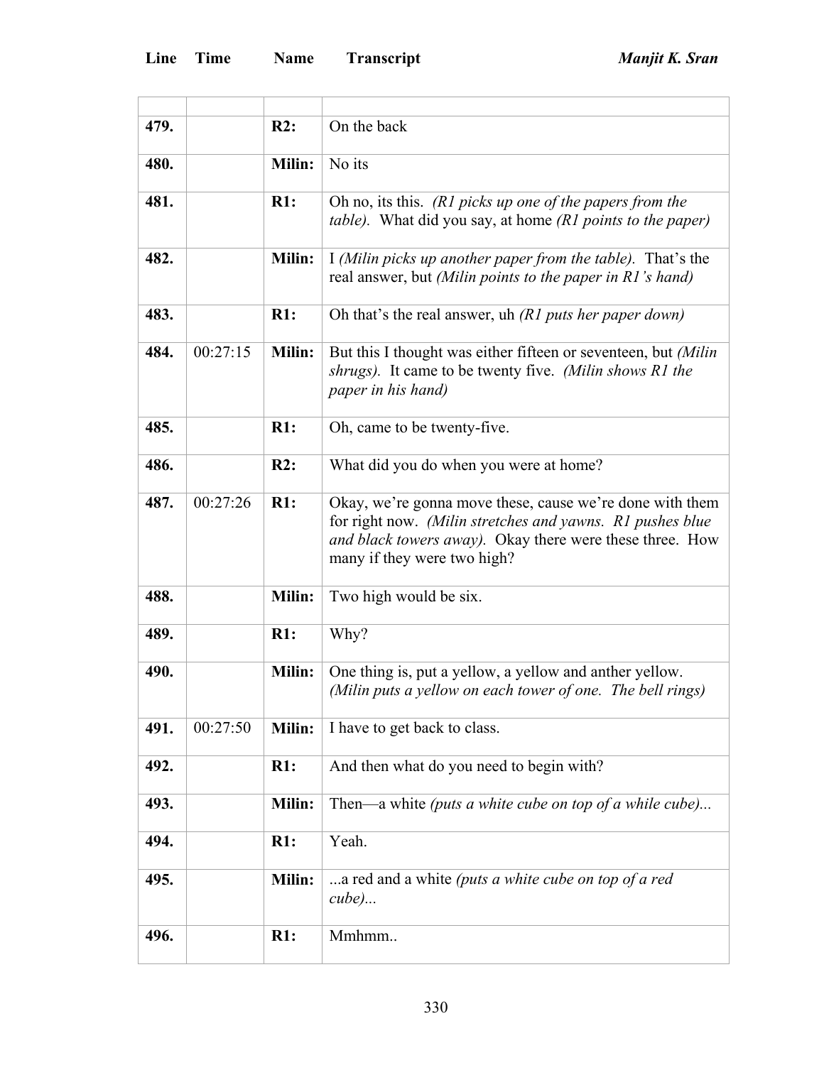| Line | Time | Name | Transcript |
|---|---|---|---|
| | | | |
| **479.** | | **R2:** | On the back |
| **480.** | | **Milin:** | No its |
| **481.** | | **R1:** | Oh no, its this. *(R1 picks up one of the papers from the table).* What did you say, at home *(R1 points to the paper)* |
| **482.** | | **Milin:** | I *(Milin picks up another paper from the table).* That's the real answer, but *(Milin points to the paper in R1's hand)* |
| **483.** | | **R1:** | Oh that's the real answer, uh *(R1 puts her paper down)* |
| **484.** | 00:27:15 | **Milin:** | But this I thought was either fifteen or seventeen, but *(Milin shrugs).* It came to be twenty five. *(Milin shows R1 the paper in his hand)* |
| **485.** | | **R1:** | Oh, came to be twenty-five. |
| **486.** | | **R2:** | What did you do when you were at home? |
| **487.** | 00:27:26 | **R1:** | Okay, we're gonna move these, cause we're done with them for right now. *(Milin stretches and yawns. R1 pushes blue and black towers away).* Okay there were these three. How many if they were two high? |
| **488.** | | **Milin:** | Two high would be six. |
| **489.** | | **R1:** | Why? |
| **490.** | | **Milin:** | One thing is, put a yellow, a yellow and anther yellow. *(Milin puts a yellow on each tower of one. The bell rings)* |
| **491.** | 00:27:50 | **Milin:** | I have to get back to class. |
| **492.** | | **R1:** | And then what do you need to begin with? |
| **493.** | | **Milin:** | Then—a white *(puts a white cube on top of a while cube)...* |
| **494.** | | **R1:** | Yeah. |
| **495.** | | **Milin:** | ...a red and a white *(puts a white cube on top of a red cube)...* |
| **496.** | | **R1:** | Mmhmm.. |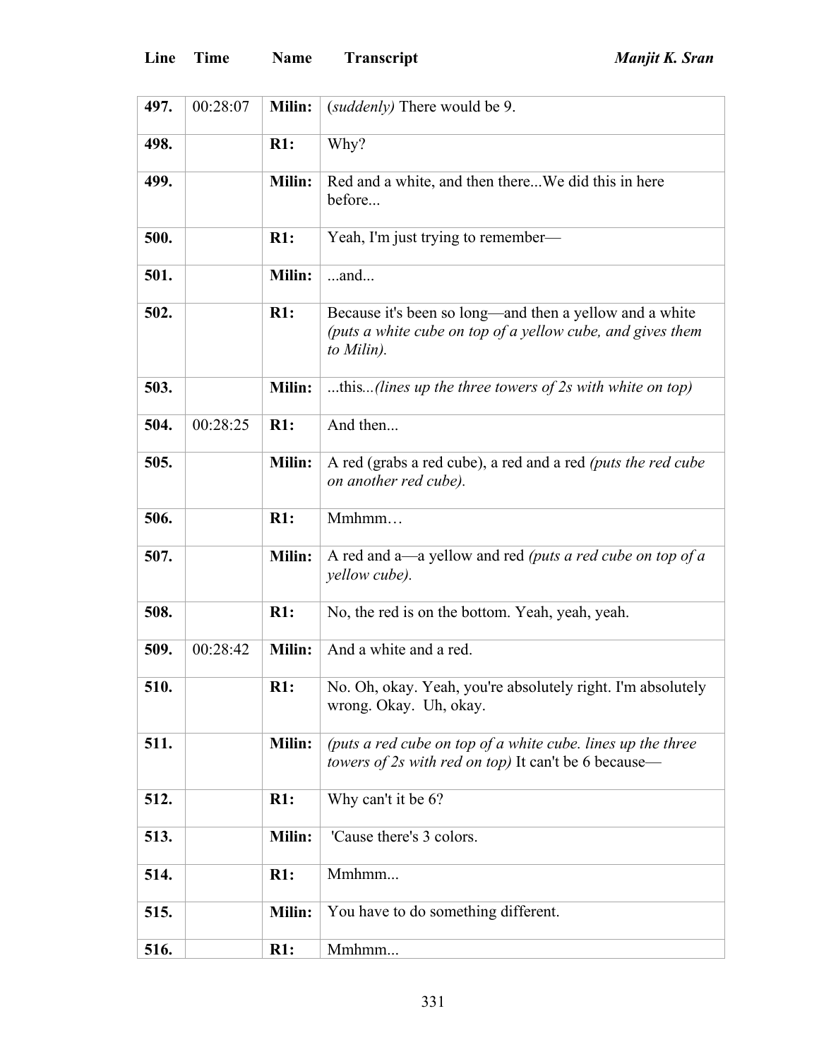| Line | Time | Name | Transcript |
|---|---|---|---|
| **497.** | 00:28:07 | **Milin:** | (*suddenly)* There would be 9. |
| **498.** | | **R1:** | Why? |
| **499.** | | **Milin:** | Red and a white, and then there...We did this in here before... |
| **500.** | | **R1:** | Yeah, I'm just trying to remember— |
| **501.** | | **Milin:** | ...and... |
| **502.** | | **R1:** | Because it's been so long—and then a yellow and a white *(puts a white cube on top of a yellow cube, and gives them to Milin).* |
| **503.** | | **Milin:** | ...this*...(lines up the three towers of 2s with white on top)* |
| **504.** | 00:28:25 | **R1:** | And then... |
| **505.** | | **Milin:** | A red (grabs a red cube), a red and a red *(puts the red cube on another red cube).* |
| **506.** | | **R1:** | Mmhmm… |
| **507.** | | **Milin:** | A red and a—a yellow and red *(puts a red cube on top of a yellow cube).* |
| **508.** | | **R1:** | No, the red is on the bottom. Yeah, yeah, yeah. |
| **509.** | 00:28:42 | **Milin:** | And a white and a red. |
| **510.** | | **R1:** | No. Oh, okay. Yeah, you're absolutely right. I'm absolutely wrong. Okay. Uh, okay. |
| **511.** | | **Milin:** | *(puts a red cube on top of a white cube. lines up the three towers of 2s with red on top)* It can't be 6 because— |
| **512.** | | **R1:** | Why can't it be 6? |
| **513.** | | **Milin:** | 'Cause there's 3 colors. |
| **514.** | | **R1:** | Mmhmm... |
| **515.** | | **Milin:** | You have to do something different. |
| **516.** | | **R1:** | Mmhmm... |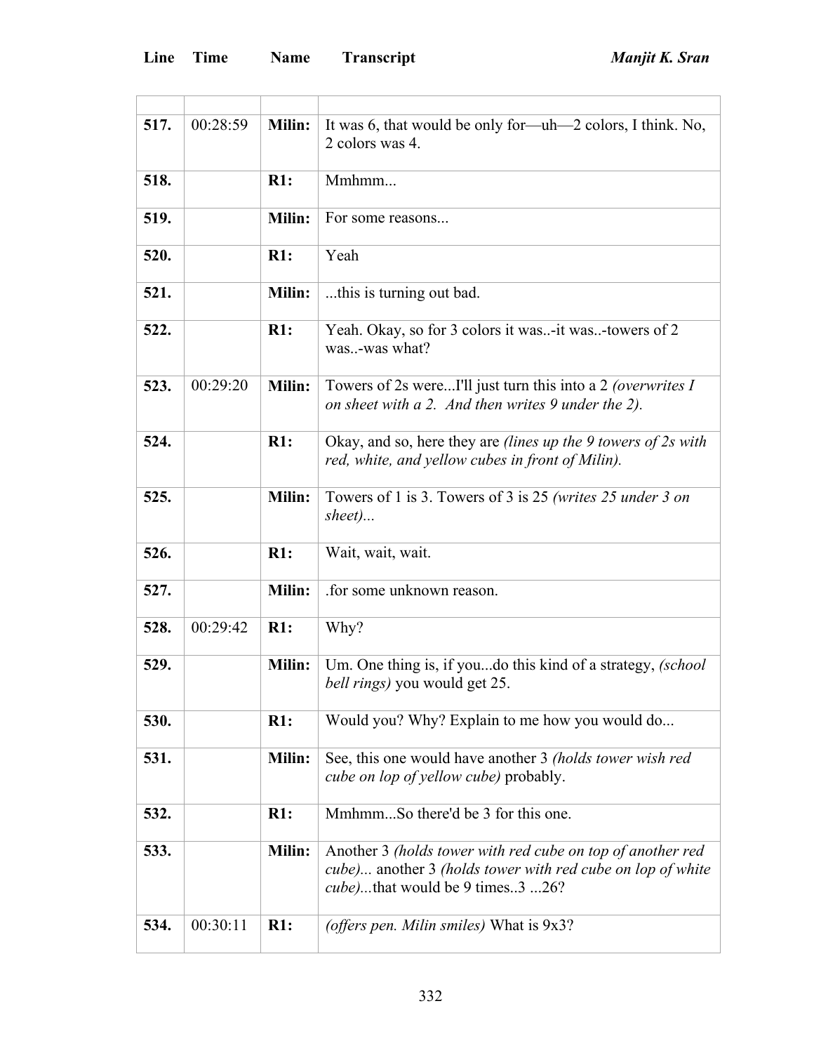| Line | Time | Name | Transcript |
|---|---|---|---|
| | | | |
| **517.** | 00:28:59 | **Milin:** | It was 6, that would be only for—uh—2 colors, I think. No, 2 colors was 4. |
| **518.** | | **R1:** | Mmhmm... |
| **519.** | | **Milin:** | For some reasons... |
| **520.** | | **R1:** | Yeah |
| **521.** | | **Milin:** | ...this is turning out bad. |
| **522.** | | **R1:** | Yeah. Okay, so for 3 colors it was..-it was..-towers of 2 was..-was what? |
| **523.** | 00:29:20 | **Milin:** | Towers of 2s were...I'll just turn this into a 2 *(overwrites I on sheet with a 2. And then writes 9 under the 2).* |
| **524.** | | **R1:** | Okay, and so, here they are *(lines up the 9 towers of 2s with red, white, and yellow cubes in front of Milin).* |
| **525.** | | **Milin:** | Towers of 1 is 3. Towers of 3 is 25 *(writes 25 under 3 on sheet)...* |
| **526.** | | **R1:** | Wait, wait, wait. |
| **527.** | | **Milin:** | .for some unknown reason. |
| **528.** | 00:29:42 | **R1:** | Why? |
| **529.** | | **Milin:** | Um. One thing is, if you...do this kind of a strategy, *(school bell rings)* you would get 25. |
| **530.** | | **R1:** | Would you? Why? Explain to me how you would do... |
| **531.** | | **Milin:** | See, this one would have another 3 *(holds tower wish red cube on lop of yellow cube)* probably. |
| **532.** | | **R1:** | Mmhmm...So there'd be 3 for this one. |
| **533.** | | **Milin:** | Another 3 *(holds tower with red cube on top of another red cube)...* another 3 *(holds tower with red cube on lop of white cube)...*that would be 9 times..3 ...26? |
| **534.** | 00:30:11 | **R1:** | *(offers pen. Milin smiles)* What is 9x3? |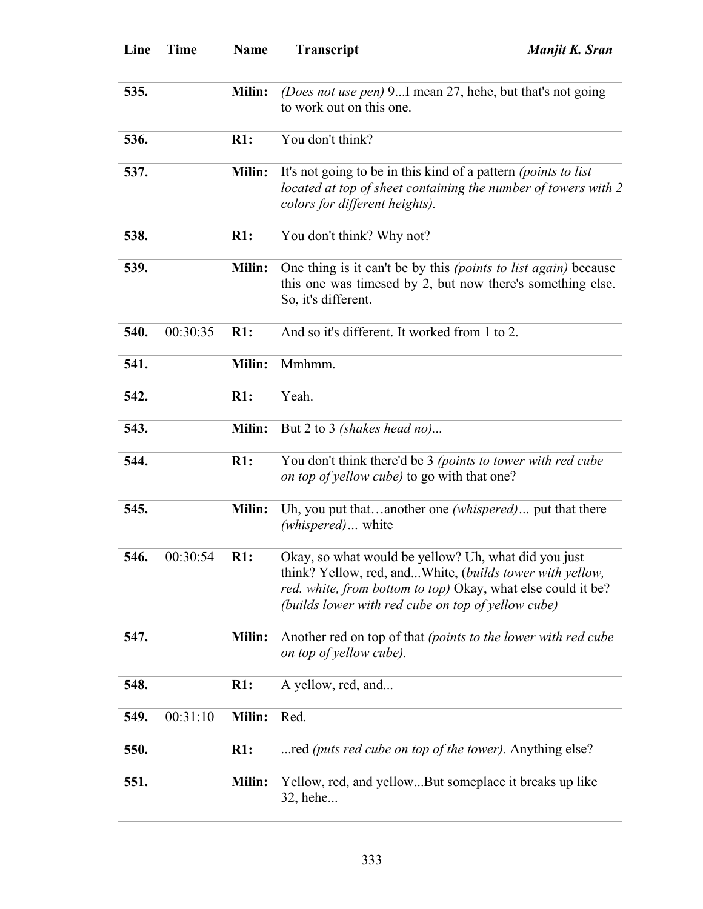| Line | Time | Name | Transcript |
|---|---|---|---|
| 535. | | Milin: | *(Does not use pen)* 9...I mean 27, hehe, but that's not going to work out on this one. |
| 536. | | R1: | You don't think? |
| 537. | | Milin: | It's not going to be in this kind of a pattern *(points to list located at top of sheet containing the number of towers with 2 colors for different heights).* |
| 538. | | R1: | You don't think? Why not? |
| 539. | | Milin: | One thing is it can't be by this *(points to list again)* because this one was timesed by 2, but now there's something else. So, it's different. |
| 540. | 00:30:35 | R1: | And so it's different. It worked from 1 to 2. |
| 541. | | Milin: | Mmhmm. |
| 542. | | R1: | Yeah. |
| 543. | | Milin: | But 2 to 3 *(shakes head no)...* |
| 544. | | R1: | You don't think there'd be 3 *(points to tower with red cube on top of yellow cube)* to go with that one? |
| 545. | | Milin: | Uh, you put that…another one *(whispered)…* put that there *(whispered)…* white |
| 546. | 00:30:54 | R1: | Okay, so what would be yellow? Uh, what did you just think? Yellow, red, and...White, (*builds tower with yellow, red. white, from bottom to top)* Okay, what else could it be? *(builds lower with red cube on top of yellow cube)* |
| 547. | | Milin: | Another red on top of that *(points to the lower with red cube on top of yellow cube).* |
| 548. | | R1: | A yellow, red, and... |
| 549. | 00:31:10 | Milin: | Red. |
| 550. | | R1: | ...red *(puts red cube on top of the tower).* Anything else? |
| 551. | | Milin: | Yellow, red, and yellow...But someplace it breaks up like 32, hehe... |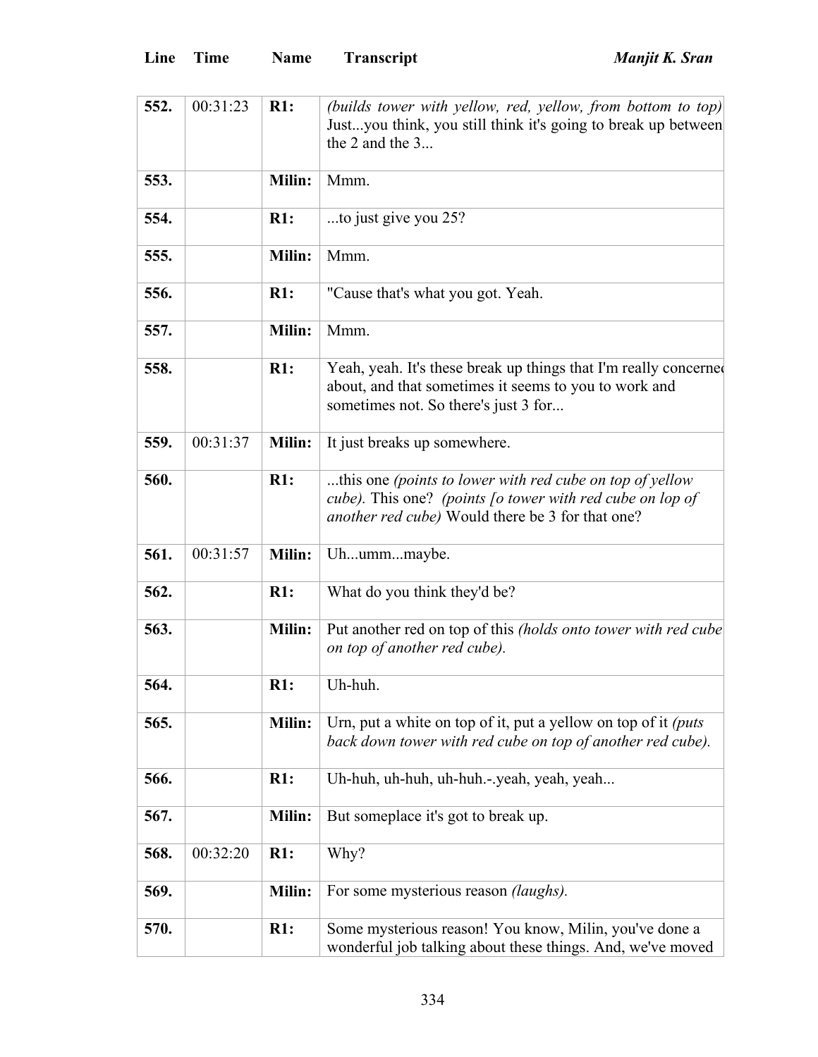| Line | Time | Name | Transcript |
|---|---|---|---|
| **552.** | 00:31:23 | **R1:** | *(builds tower with yellow, red, yellow, from bottom to top)* Just...you think, you still think it's going to break up between the 2 and the 3... |
| **553.** | | **Milin:** | Mmm. |
| **554.** | | **R1:** | ...to just give you 25? |
| **555.** | | **Milin:** | Mmm. |
| **556.** | | **R1:** | "Cause that's what you got. Yeah. |
| **557.** | | **Milin:** | Mmm. |
| **558.** | | **R1:** | Yeah, yeah. It's these break up things that I'm really concerned about, and that sometimes it seems to you to work and sometimes not. So there's just 3 for... |
| **559.** | 00:31:37 | **Milin:** | It just breaks up somewhere. |
| **560.** | | **R1:** | ...this one *(points to lower with red cube on top of yellow cube).* This one? *(points [o tower with red cube on lop of another red cube)* Would there be 3 for that one? |
| **561.** | 00:31:57 | **Milin:** | Uh...umm...maybe. |
| **562.** | | **R1:** | What do you think they'd be? |
| **563.** | | **Milin:** | Put another red on top of this *(holds onto tower with red cube on top of another red cube).* |
| **564.** | | **R1:** | Uh-huh. |
| **565.** | | **Milin:** | Urn, put a white on top of it, put a yellow on top of it *(puts back down tower with red cube on top of another red cube).* |
| **566.** | | **R1:** | Uh-huh, uh-huh, uh-huh.-.yeah, yeah, yeah... |
| **567.** | | **Milin:** | But someplace it's got to break up. |
| **568.** | 00:32:20 | **R1:** | Why? |
| **569.** | | **Milin:** | For some mysterious reason *(laughs).* |
| **570.** | | **R1:** | Some mysterious reason! You know, Milin, you've done a wonderful job talking about these things. And, we've moved |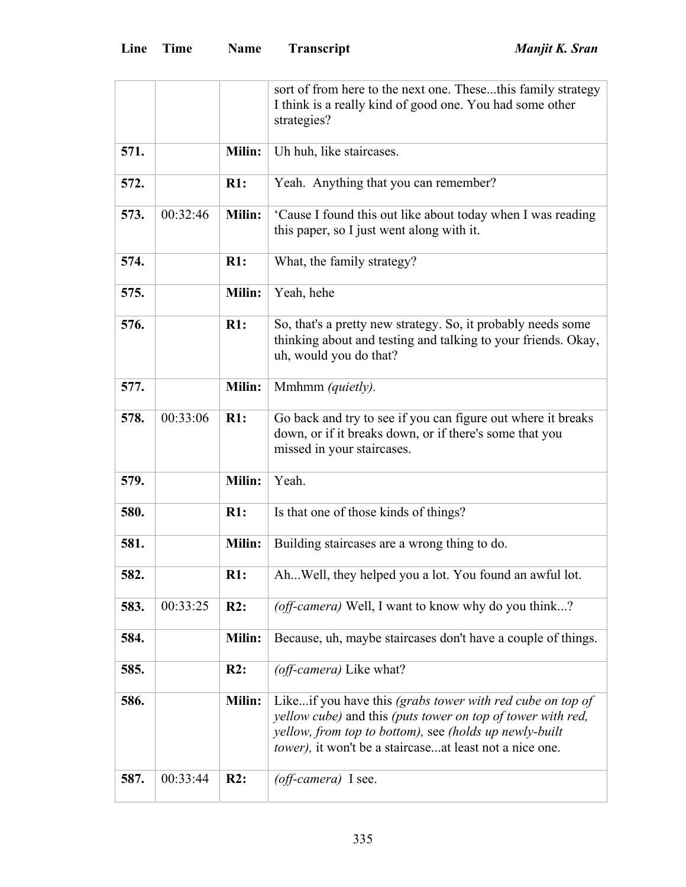| Line | Time | Name | Transcript |
|---|---|---|---|
| | | | sort of from here to the next one. These...this family strategy I think is a really kind of good one. You had some other strategies? |
| **571.** | | **Milin:** | Uh huh, like staircases. |
| **572.** | | **R1:** | Yeah. Anything that you can remember? |
| **573.** | 00:32:46 | **Milin:** | 'Cause I found this out like about today when I was reading this paper, so I just went along with it. |
| **574.** | | **R1:** | What, the family strategy? |
| **575.** | | **Milin:** | Yeah, hehe |
| **576.** | | **R1:** | So, that's a pretty new strategy. So, it probably needs some thinking about and testing and talking to your friends. Okay, uh, would you do that? |
| **577.** | | **Milin:** | Mmhmm *(quietly).* |
| **578.** | 00:33:06 | **R1:** | Go back and try to see if you can figure out where it breaks down, or if it breaks down, or if there's some that you missed in your staircases. |
| **579.** | | **Milin:** | Yeah. |
| **580.** | | **R1:** | Is that one of those kinds of things? |
| **581.** | | **Milin:** | Building staircases are a wrong thing to do. |
| **582.** | | **R1:** | Ah...Well, they helped you a lot. You found an awful lot. |
| **583.** | 00:33:25 | **R2:** | *(off-camera)* Well, I want to know why do you think...? |
| **584.** | | **Milin:** | Because, uh, maybe staircases don't have a couple of things. |
| **585.** | | **R2:** | *(off-camera)* Like what? |
| **586.** | | **Milin:** | Like...if you have this *(grabs tower with red cube on top of yellow cube)* and this *(puts tower on top of tower with red, yellow, from top to bottom),* see *(holds up newly-built tower),* it won't be a staircase...at least not a nice one. |
| **587.** | 00:33:44 | **R2:** | *(off-camera)* I see. |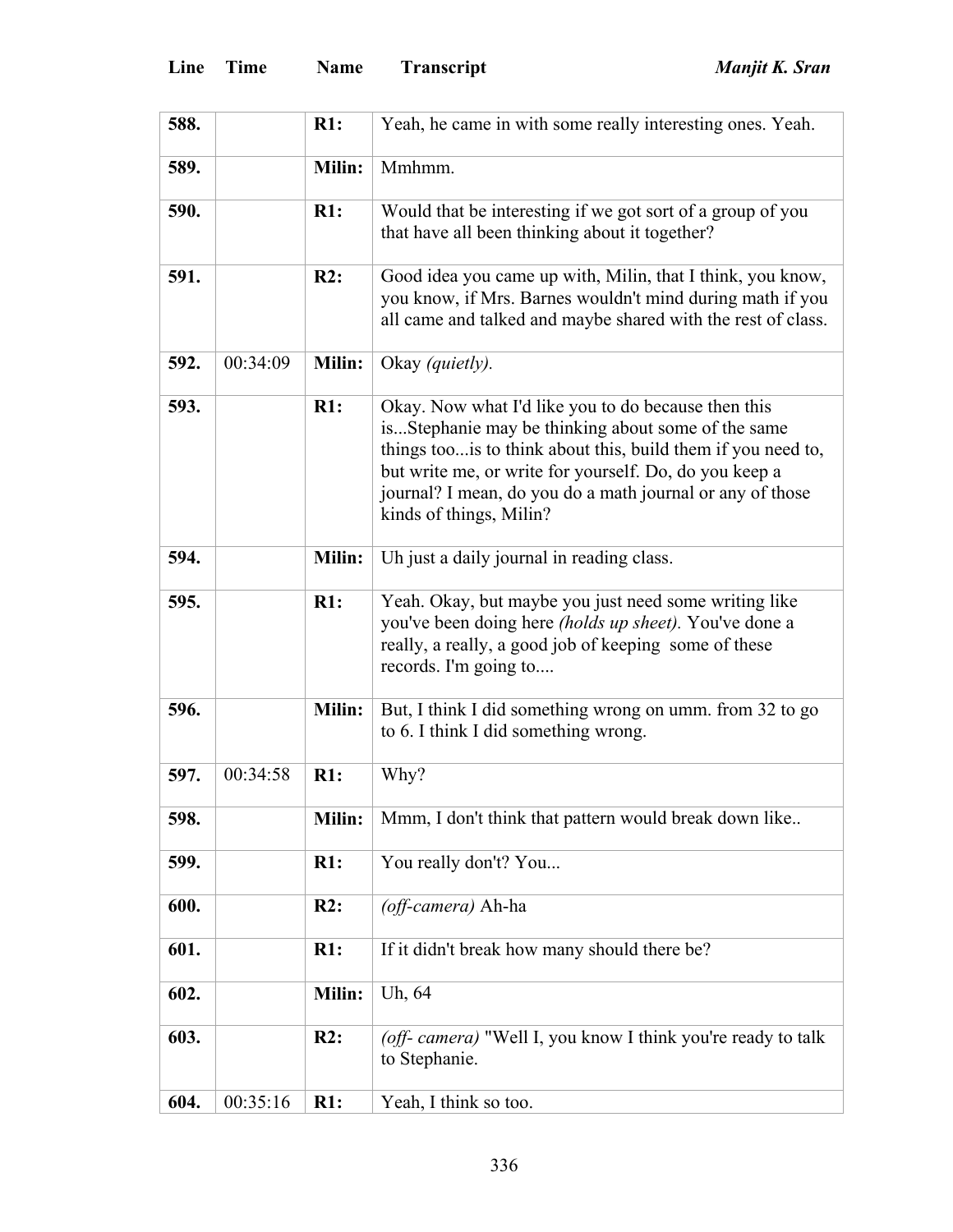| Line | Time | Name | Transcript |
|---|---|---|---|
| **588.** | | **R1:** | Yeah, he came in with some really interesting ones. Yeah. |
| **589.** | | **Milin:** | Mmhmm. |
| **590.** | | **R1:** | Would that be interesting if we got sort of a group of you that have all been thinking about it together? |
| **591.** | | **R2:** | Good idea you came up with, Milin, that I think, you know, you know, if Mrs. Barnes wouldn't mind during math if you all came and talked and maybe shared with the rest of class. |
| **592.** | 00:34:09 | **Milin:** | Okay *(quietly).* |
| **593.** | | **R1:** | Okay. Now what I'd like you to do because then this is...Stephanie may be thinking about some of the same things too...is to think about this, build them if you need to, but write me, or write for yourself. Do, do you keep a journal? I mean, do you do a math journal or any of those kinds of things, Milin? |
| **594.** | | **Milin:** | Uh just a daily journal in reading class. |
| **595.** | | **R1:** | Yeah. Okay, but maybe you just need some writing like you've been doing here *(holds up sheet).* You've done a really, a really, a good job of keeping some of these records. I'm going to.... |
| **596.** | | **Milin:** | But, I think I did something wrong on umm. from 32 to go to 6. I think I did something wrong. |
| **597.** | 00:34:58 | **R1:** | Why? |
| **598.** | | **Milin:** | Mmm, I don't think that pattern would break down like.. |
| **599.** | | **R1:** | You really don't? You... |
| **600.** | | **R2:** | *(off-camera)* Ah-ha |
| **601.** | | **R1:** | If it didn't break how many should there be? |
| **602.** | | **Milin:** | Uh, 64 |
| **603.** | | **R2:** | *(off- camera)* "Well I, you know I think you're ready to talk to Stephanie. |
| **604.** | 00:35:16 | **R1:** | Yeah, I think so too. |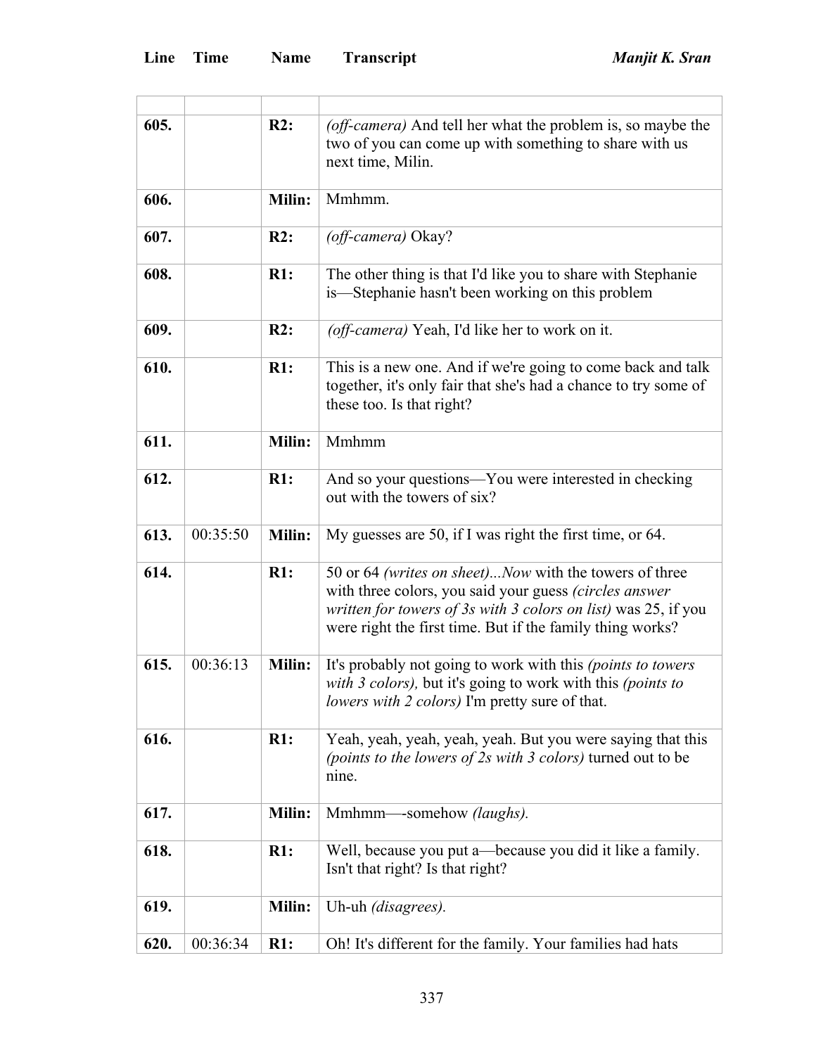| Line | Time | Name | Transcript |
|---|---|---|---|
| | | | |
| 605. | | R2: | *(off-camera)* And tell her what the problem is, so maybe the two of you can come up with something to share with us next time, Milin. |
| 606. | | Milin: | Mmhmm. |
| 607. | | R2: | *(off-camera)* Okay? |
| 608. | | R1: | The other thing is that I'd like you to share with Stephanie is—Stephanie hasn't been working on this problem |
| 609. | | R2: | *(off-camera)* Yeah, I'd like her to work on it. |
| 610. | | R1: | This is a new one. And if we're going to come back and talk together, it's only fair that she's had a chance to try some of these too. Is that right? |
| 611. | | Milin: | Mmhmm |
| 612. | | R1: | And so your questions—You were interested in checking out with the towers of six? |
| 613. | 00:35:50 | Milin: | My guesses are 50, if I was right the first time, or 64. |
| 614. | | R1: | 50 or 64 *(writes on sheet)...Now* with the towers of three with three colors, you said your guess *(circles answer written for towers of 3s with 3 colors on list)* was 25, if you were right the first time. But if the family thing works? |
| 615. | 00:36:13 | Milin: | It's probably not going to work with this *(points to towers with 3 colors),* but it's going to work with this *(points to lowers with 2 colors)* I'm pretty sure of that. |
| 616. | | R1: | Yeah, yeah, yeah, yeah, yeah. But you were saying that this *(points to the lowers of 2s with 3 colors)* turned out to be nine. |
| 617. | | Milin: | Mmhmm—-somehow *(laughs).* |
| 618. | | R1: | Well, because you put a—because you did it like a family. Isn't that right? Is that right? |
| 619. | | Milin: | Uh-uh *(disagrees).* |
| 620. | 00:36:34 | R1: | Oh! It's different for the family. Your families had hats |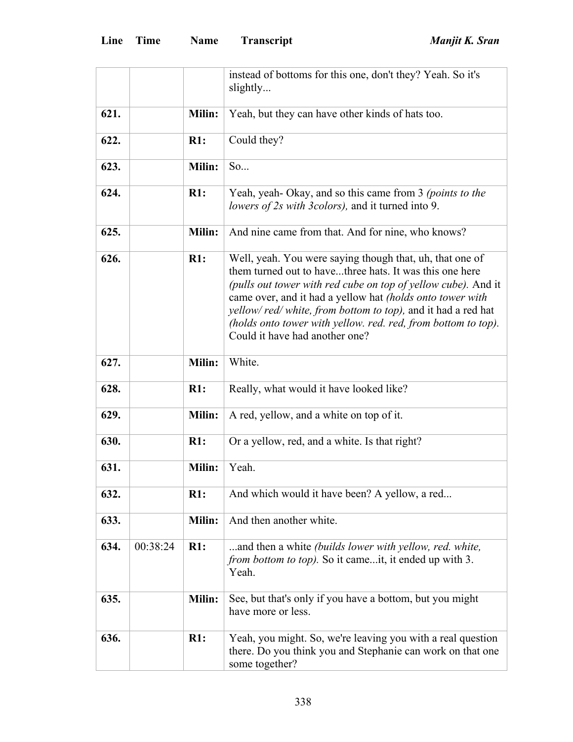| Line | Time | Name | Transcript |
|---|---|---|---|
| | | | instead of bottoms for this one, don't they? Yeah. So it's slightly... |
| **621.** | | **Milin:** | Yeah, but they can have other kinds of hats too. |
| **622.** | | **R1:** | Could they? |
| **623.** | | **Milin:** | So... |
| **624.** | | **R1:** | Yeah, yeah- Okay, and so this came from 3 *(points to the lowers of 2s with 3colors),* and it turned into 9. |
| **625.** | | **Milin:** | And nine came from that. And for nine, who knows? |
| **626.** | | **R1:** | Well, yeah. You were saying though that, uh, that one of them turned out to have...three hats. It was this one here *(pulls out tower with red cube on top of yellow cube).* And it came over, and it had a yellow hat *(holds onto tower with yellow/ red/ white, from bottom to top),* and it had a red hat *(holds onto tower with yellow. red. red, from bottom to top).* Could it have had another one? |
| **627.** | | **Milin:** | White. |
| **628.** | | **R1:** | Really, what would it have looked like? |
| **629.** | | **Milin:** | A red, yellow, and a white on top of it. |
| **630.** | | **R1:** | Or a yellow, red, and a white. Is that right? |
| **631.** | | **Milin:** | Yeah. |
| **632.** | | **R1:** | And which would it have been? A yellow, a red... |
| **633.** | | **Milin:** | And then another white. |
| **634.** | 00:38:24 | **R1:** | ...and then a white *(builds lower with yellow, red. white, from bottom to top).* So it came...it, it ended up with 3. Yeah. |
| **635.** | | **Milin:** | See, but that's only if you have a bottom, but you might have more or less. |
| **636.** | | **R1:** | Yeah, you might. So, we're leaving you with a real question there. Do you think you and Stephanie can work on that one some together? |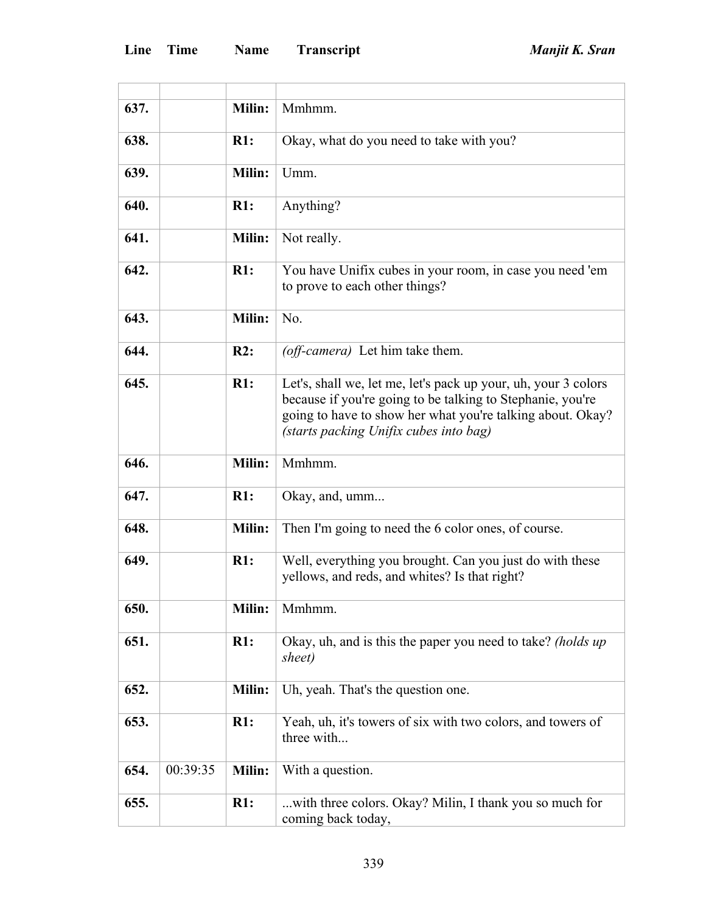| Line | Time | Name | Transcript |
|---|---|---|---|
| | | | |
| **637.** | | **Milin:** | Mmhmm. |
| **638.** | | **R1:** | Okay, what do you need to take with you? |
| **639.** | | **Milin:** | Umm. |
| **640.** | | **R1:** | Anything? |
| **641.** | | **Milin:** | Not really. |
| **642.** | | **R1:** | You have Unifix cubes in your room, in case you need 'em to prove to each other things? |
| **643.** | | **Milin:** | No. |
| **644.** | | **R2:** | *(off-camera)* Let him take them. |
| **645.** | | **R1:** | Let's, shall we, let me, let's pack up your, uh, your 3 colors because if you're going to be talking to Stephanie, you're going to have to show her what you're talking about. Okay? *(starts packing Unifix cubes into bag)* |
| **646.** | | **Milin:** | Mmhmm. |
| **647.** | | **R1:** | Okay, and, umm... |
| **648.** | | **Milin:** | Then I'm going to need the 6 color ones, of course. |
| **649.** | | **R1:** | Well, everything you brought. Can you just do with these yellows, and reds, and whites? Is that right? |
| **650.** | | **Milin:** | Mmhmm. |
| **651.** | | **R1:** | Okay, uh, and is this the paper you need to take? *(holds up sheet)* |
| **652.** | | **Milin:** | Uh, yeah. That's the question one. |
| **653.** | | **R1:** | Yeah, uh, it's towers of six with two colors, and towers of three with... |
| **654.** | 00:39:35 | **Milin:** | With a question. |
| **655.** | | **R1:** | ...with three colors. Okay? Milin, I thank you so much for coming back today, |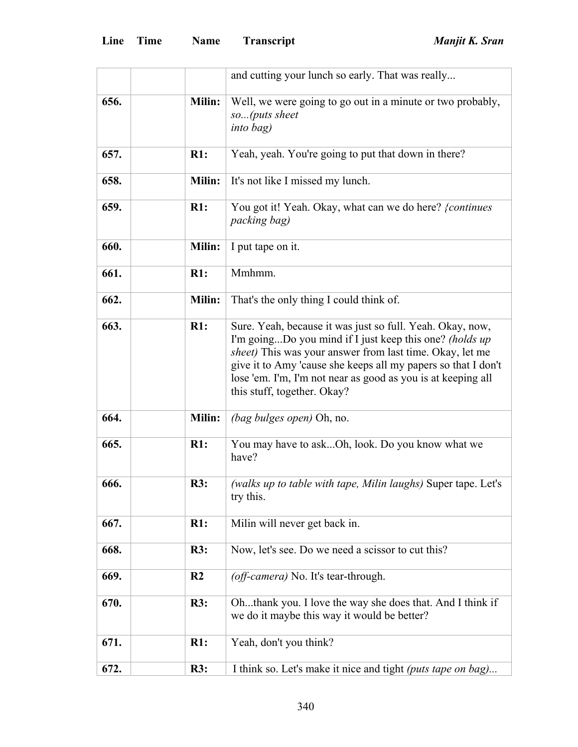| Line | Time | Name | Transcript |
|---|---|---|---|
| | | | and cutting your lunch so early. That was really... |
| **656.** | | **Milin:** | Well, we were going to go out in a minute or two probably, *so...(puts sheet into bag)* |
| **657.** | | **R1:** | Yeah, yeah. You're going to put that down in there? |
| **658.** | | **Milin:** | It's not like I missed my lunch. |
| **659.** | | **R1:** | You got it! Yeah. Okay, what can we do here? *{continues packing bag)* |
| **660.** | | **Milin:** | I put tape on it. |
| **661.** | | **R1:** | Mmhmm. |
| **662.** | | **Milin:** | That's the only thing I could think of. |
| **663.** | | **R1:** | Sure. Yeah, because it was just so full. Yeah. Okay, now, I'm going...Do you mind if I just keep this one? *(holds up sheet)* This was your answer from last time. Okay, let me give it to Amy 'cause she keeps all my papers so that I don't lose 'em. I'm, I'm not near as good as you is at keeping all this stuff, together. Okay? |
| **664.** | | **Milin:** | *(bag bulges open)* Oh, no. |
| **665.** | | **R1:** | You may have to ask...Oh, look. Do you know what we have? |
| **666.** | | **R3:** | *(walks up to table with tape, Milin laughs)* Super tape. Let's try this. |
| **667.** | | **R1:** | Milin will never get back in. |
| **668.** | | **R3:** | Now, let's see. Do we need a scissor to cut this? |
| **669.** | | **R2** | *(off-camera)* No. It's tear-through. |
| **670.** | | **R3:** | Oh...thank you. I love the way she does that. And I think if we do it maybe this way it would be better? |
| **671.** | | **R1:** | Yeah, don't you think? |
| **672.** | | **R3:** | I think so. Let's make it nice and tight *(puts tape on bag)...* |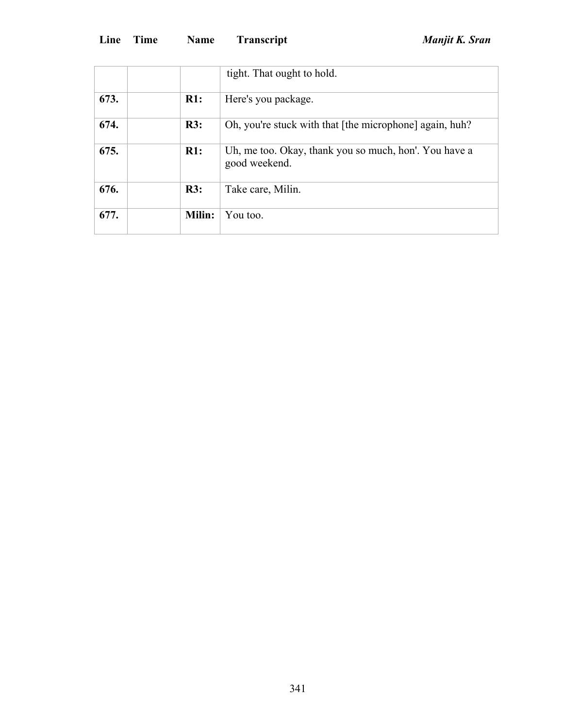| Line | Time | Name | Transcript |
|---|---|---|---|
| | | | tight. That ought to hold. |
| **673.** | | **R1:** | Here's you package. |
| **674.** | | **R3:** | Oh, you're stuck with that [the microphone] again, huh? |
| **675.** | | **R1:** | Uh, me too. Okay, thank you so much, hon'. You have a good weekend. |
| **676.** | | **R3:** | Take care, Milin. |
| **677.** | | **Milin:** | You too. |